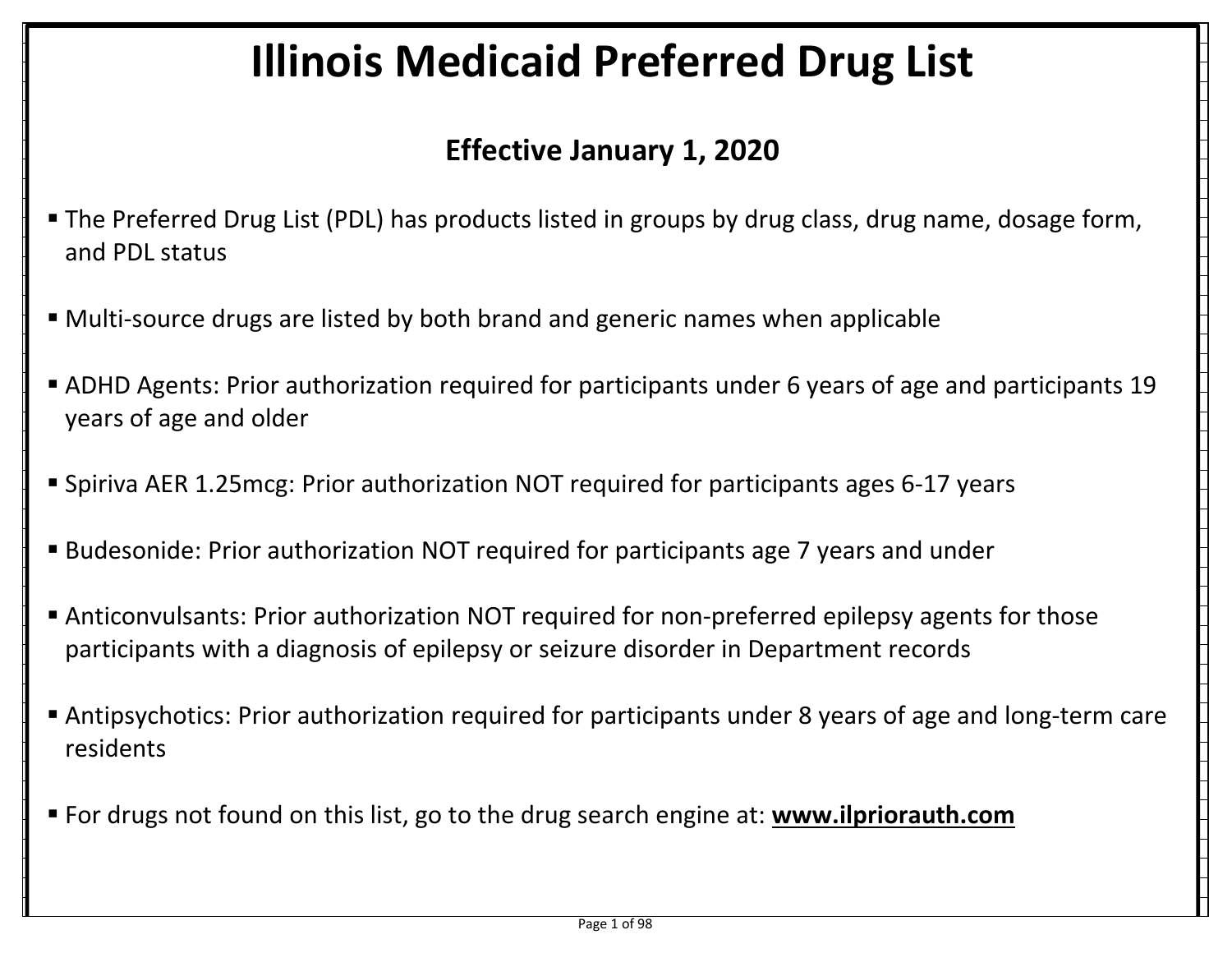# Illinois Medicaid Preferred Drug List

## Effective January 1, 2020

- The Preferred Drug List (PDL) has products listed in groups by drug class, drug name, dosage form, and PDL status
- Multi-source drugs are listed by both brand and generic names when applicable
- ADHD Agents: Prior authorization required for participants under 6 years of age and participants 19 years of age and older
- Spiriva AER 1.25mcg: Prior authorization NOT required for participants ages 6-17 years
- Budesonide: Prior authorization NOT required for participants age 7 years and under
- Anticonvulsants: Prior authorization NOT required for non-preferred epilepsy agents for those participants with a diagnosis of epilepsy or seizure disorder in Department records
- Antipsychotics: Prior authorization required for participants under 8 years of age and long-term care residents
- For drugs not found on this list, go to the drug search engine at: **www.ilpriorauth.com**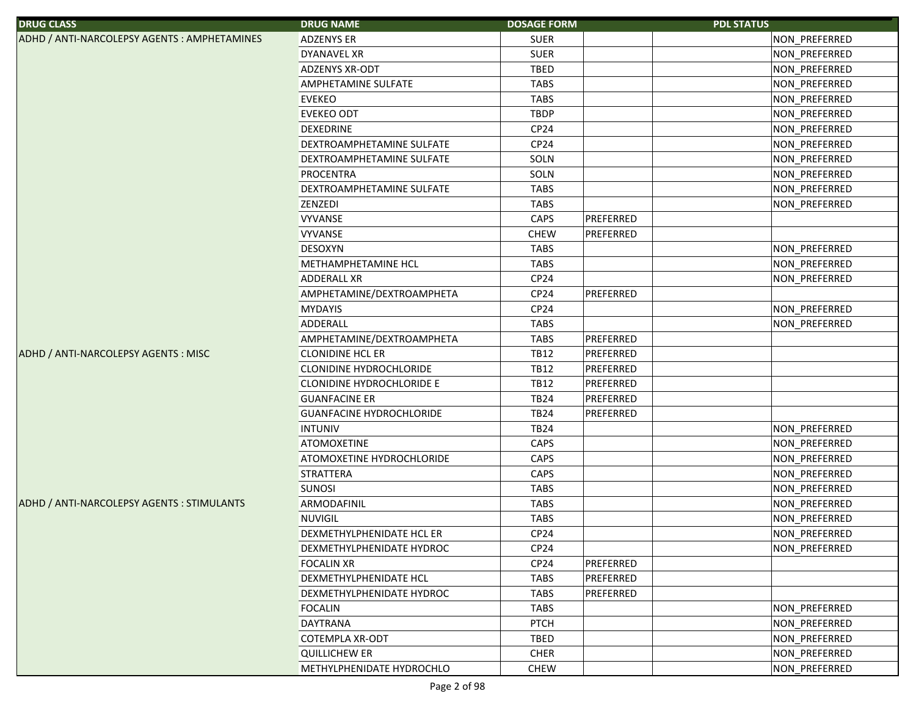| DRUG CLASS | DRUG NAME | DOSAGE FORM | PDL STATUS | | |
|---|---|---|---|---|---|
| ADHD / ANTI-NARCOLEPSY AGENTS : AMPHETAMINES | ADZENYS ER | SUER | | | NON_PREFERRED |
| | DYANAVEL XR | SUER | | | NON_PREFERRED |
| | ADZENYS XR-ODT | TBED | | | NON_PREFERRED |
| | AMPHETAMINE SULFATE | TABS | | | NON_PREFERRED |
| | EVEKEO | TABS | | | NON_PREFERRED |
| | EVEKEO ODT | TBDP | | | NON_PREFERRED |
| | DEXEDRINE | CP24 | | | NON_PREFERRED |
| | DEXTROAMPHETAMINE SULFATE | CP24 | | | NON_PREFERRED |
| | DEXTROAMPHETAMINE SULFATE | SOLN | | | NON_PREFERRED |
| | PROCENTRA | SOLN | | | NON_PREFERRED |
| | DEXTROAMPHETAMINE SULFATE | TABS | | | NON_PREFERRED |
| | ZENZEDI | TABS | | | NON_PREFERRED |
| | VYVANSE | CAPS | PREFERRED | | |
| | VYVANSE | CHEW | PREFERRED | | |
| | DESOXYN | TABS | | | NON_PREFERRED |
| | METHAMPHETAMINE HCL | TABS | | | NON_PREFERRED |
| | ADDERALL XR | CP24 | | | NON_PREFERRED |
| | AMPHETAMINE/DEXTROAMPHETA | CP24 | PREFERRED | | |
| | MYDAYIS | CP24 | | | NON_PREFERRED |
| | ADDERALL | TABS | | | NON_PREFERRED |
| | AMPHETAMINE/DEXTROAMPHETA | TABS | PREFERRED | | |
| ADHD / ANTI-NARCOLEPSY AGENTS : MISC | CLONIDINE HCL ER | TB12 | PREFERRED | | |
| | CLONIDINE HYDROCHLORIDE | TB12 | PREFERRED | | |
| | CLONIDINE HYDROCHLORIDE E | TB12 | PREFERRED | | |
| | GUANFACINE ER | TB24 | PREFERRED | | |
| | GUANFACINE HYDROCHLORIDE | TB24 | PREFERRED | | |
| | INTUNIV | TB24 | | | NON_PREFERRED |
| | ATOMOXETINE | CAPS | | | NON_PREFERRED |
| | ATOMOXETINE HYDROCHLORIDE | CAPS | | | NON_PREFERRED |
| | STRATTERA | CAPS | | | NON_PREFERRED |
| | SUNOSI | TABS | | | NON_PREFERRED |
| ADHD / ANTI-NARCOLEPSY AGENTS : STIMULANTS | ARMODAFINIL | TABS | | | NON_PREFERRED |
| | NUVIGIL | TABS | | | NON_PREFERRED |
| | DEXMETHYLPHENIDATE HCL ER | CP24 | | | NON_PREFERRED |
| | DEXMETHYLPHENIDATE HYDROC | CP24 | | | NON_PREFERRED |
| | FOCALIN XR | CP24 | PREFERRED | | |
| | DEXMETHYLPHENIDATE HCL | TABS | PREFERRED | | |
| | DEXMETHYLPHENIDATE HYDROC | TABS | PREFERRED | | |
| | FOCALIN | TABS | | | NON_PREFERRED |
| | DAYTRANA | PTCH | | | NON_PREFERRED |
| | COTEMPLA XR-ODT | TBED | | | NON_PREFERRED |
| | QUILLICHEW ER | CHER | | | NON_PREFERRED |
| | METHYLPHENIDATE HYDROCHLO | CHEW | | | NON_PREFERRED |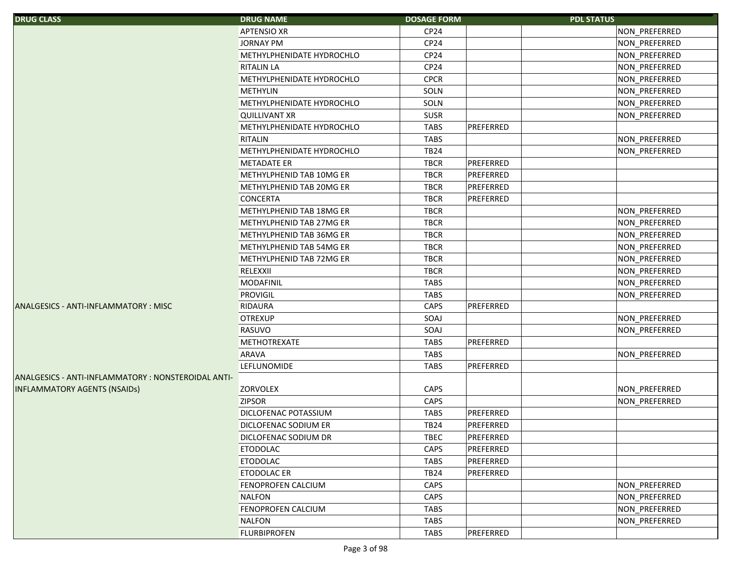| DRUG CLASS | DRUG NAME | DOSAGE FORM | PDL STATUS | | |
|---|---|---|---|---|---|
| | APTENSIO XR | CP24 | | | NON_PREFERRED |
| | JORNAY PM | CP24 | | | NON_PREFERRED |
| | METHYLPHENIDATE HYDROCHLO | CP24 | | | NON_PREFERRED |
| | RITALIN LA | CP24 | | | NON_PREFERRED |
| | METHYLPHENIDATE HYDROCHLO | CPCR | | | NON_PREFERRED |
| | METHYLIN | SOLN | | | NON_PREFERRED |
| | METHYLPHENIDATE HYDROCHLO | SOLN | | | NON_PREFERRED |
| | QUILLIVANT XR | SUSR | | | NON_PREFERRED |
| | METHYLPHENIDATE HYDROCHLO | TABS | PREFERRED | | |
| | RITALIN | TABS | | | NON_PREFERRED |
| | METHYLPHENIDATE HYDROCHLO | TB24 | | | NON_PREFERRED |
| | METADATE ER | TBCR | PREFERRED | | |
| | METHYLPHENID TAB 10MG ER | TBCR | PREFERRED | | |
| | METHYLPHENID TAB 20MG ER | TBCR | PREFERRED | | |
| | CONCERTA | TBCR | PREFERRED | | |
| | METHYLPHENID TAB 18MG ER | TBCR | | | NON_PREFERRED |
| | METHYLPHENID TAB 27MG ER | TBCR | | | NON_PREFERRED |
| | METHYLPHENID TAB 36MG ER | TBCR | | | NON_PREFERRED |
| | METHYLPHENID TAB 54MG ER | TBCR | | | NON_PREFERRED |
| | METHYLPHENID TAB 72MG ER | TBCR | | | NON_PREFERRED |
| | RELEXXII | TBCR | | | NON_PREFERRED |
| | MODAFINIL | TABS | | | NON_PREFERRED |
| | PROVIGIL | TABS | | | NON_PREFERRED |
| ANALGESICS - ANTI-INFLAMMATORY : MISC | RIDAURA | CAPS | PREFERRED | | |
| | OTREXUP | SOAJ | | | NON_PREFERRED |
| | RASUVO | SOAJ | | | NON_PREFERRED |
| | METHOTREXATE | TABS | PREFERRED | | |
| | ARAVA | TABS | | | NON_PREFERRED |
| | LEFLUNOMIDE | TABS | PREFERRED | | |
| ANALGESICS - ANTI-INFLAMMATORY : NONSTEROIDAL ANTI-INFLAMMATORY AGENTS (NSAIDs) | ZORVOLEX | CAPS | | | NON_PREFERRED |
| | ZIPSOR | CAPS | | | NON_PREFERRED |
| | DICLOFENAC POTASSIUM | TABS | PREFERRED | | |
| | DICLOFENAC SODIUM ER | TB24 | PREFERRED | | |
| | DICLOFENAC SODIUM DR | TBEC | PREFERRED | | |
| | ETODOLAC | CAPS | PREFERRED | | |
| | ETODOLAC | TABS | PREFERRED | | |
| | ETODOLAC ER | TB24 | PREFERRED | | |
| | FENOPROFEN CALCIUM | CAPS | | | NON_PREFERRED |
| | NALFON | CAPS | | | NON_PREFERRED |
| | FENOPROFEN CALCIUM | TABS | | | NON_PREFERRED |
| | NALFON | TABS | | | NON_PREFERRED |
| | FLURBIPROFEN | TABS | PREFERRED | | |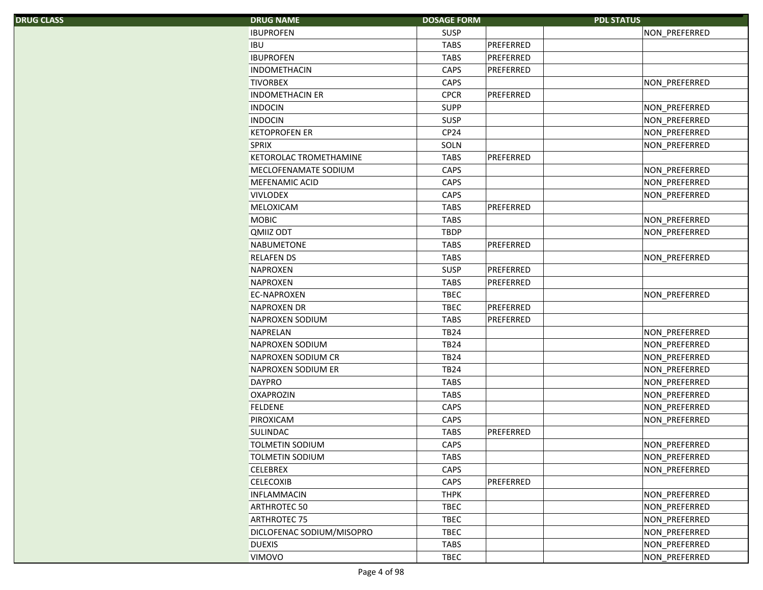| DRUG CLASS | DRUG NAME | DOSAGE FORM | PDL STATUS | | |
|---|---|---|---|---|---|
| | IBUPROFEN | SUSP | | | NON_PREFERRED |
| | IBU | TABS | PREFERRED | | |
| | IBUPROFEN | TABS | PREFERRED | | |
| | INDOMETHACIN | CAPS | PREFERRED | | |
| | TIVORBEX | CAPS | | | NON_PREFERRED |
| | INDOMETHACIN ER | CPCR | PREFERRED | | |
| | INDOCIN | SUPP | | | NON_PREFERRED |
| | INDOCIN | SUSP | | | NON_PREFERRED |
| | KETOPROFEN ER | CP24 | | | NON_PREFERRED |
| | SPRIX | SOLN | | | NON_PREFERRED |
| | KETOROLAC TROMETHAMINE | TABS | PREFERRED | | |
| | MECLOFENAMATE SODIUM | CAPS | | | NON_PREFERRED |
| | MEFENAMIC ACID | CAPS | | | NON_PREFERRED |
| | VIVLODEX | CAPS | | | NON_PREFERRED |
| | MELOXICAM | TABS | PREFERRED | | |
| | MOBIC | TABS | | | NON_PREFERRED |
| | QMIIZ ODT | TBDP | | | NON_PREFERRED |
| | NABUMETONE | TABS | PREFERRED | | |
| | RELAFEN DS | TABS | | | NON_PREFERRED |
| | NAPROXEN | SUSP | PREFERRED | | |
| | NAPROXEN | TABS | PREFERRED | | |
| | EC-NAPROXEN | TBEC | | | NON_PREFERRED |
| | NAPROXEN DR | TBEC | PREFERRED | | |
| | NAPROXEN SODIUM | TABS | PREFERRED | | |
| | NAPRELAN | TB24 | | | NON_PREFERRED |
| | NAPROXEN SODIUM | TB24 | | | NON_PREFERRED |
| | NAPROXEN SODIUM CR | TB24 | | | NON_PREFERRED |
| | NAPROXEN SODIUM ER | TB24 | | | NON_PREFERRED |
| | DAYPRO | TABS | | | NON_PREFERRED |
| | OXAPROZIN | TABS | | | NON_PREFERRED |
| | FELDENE | CAPS | | | NON_PREFERRED |
| | PIROXICAM | CAPS | | | NON_PREFERRED |
| | SULINDAC | TABS | PREFERRED | | |
| | TOLMETIN SODIUM | CAPS | | | NON_PREFERRED |
| | TOLMETIN SODIUM | TABS | | | NON_PREFERRED |
| | CELEBREX | CAPS | | | NON_PREFERRED |
| | CELECOXIB | CAPS | PREFERRED | | |
| | INFLAMMACIN | THPK | | | NON_PREFERRED |
| | ARTHROTEC 50 | TBEC | | | NON_PREFERRED |
| | ARTHROTEC 75 | TBEC | | | NON_PREFERRED |
| | DICLOFENAC SODIUM/MISOPRO | TBEC | | | NON_PREFERRED |
| | DUEXIS | TABS | | | NON_PREFERRED |
| | VIMOVO | TBEC | | | NON_PREFERRED |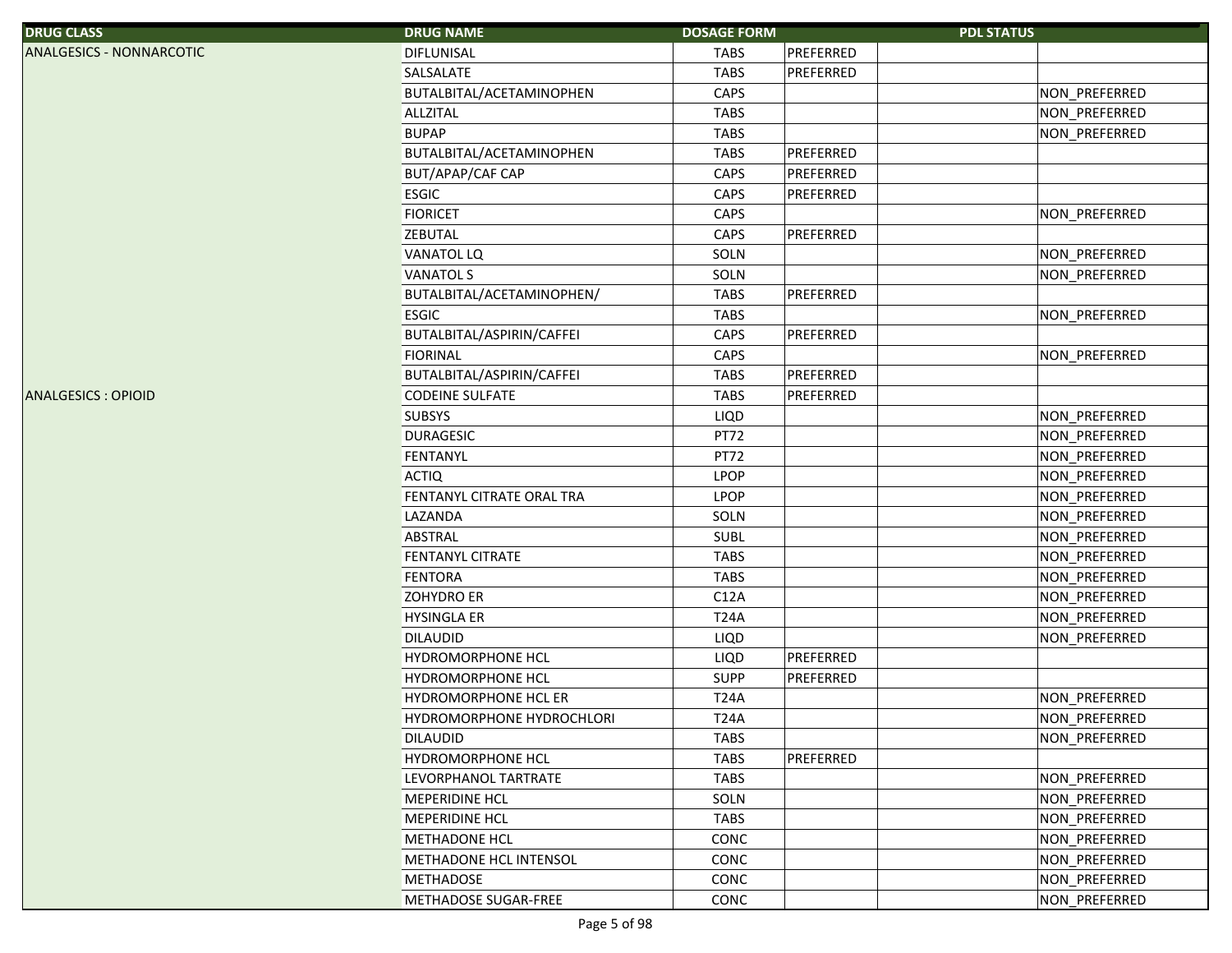| DRUG CLASS | DRUG NAME | DOSAGE FORM | PDL STATUS | | |
|---|---|---|---|---|---|
| ANALGESICS - NONNARCOTIC | DIFLUNISAL | TABS | PREFERRED | | |
| | SALSALATE | TABS | PREFERRED | | |
| | BUTALBITAL/ACETAMINOPHEN | CAPS | | | NON_PREFERRED |
| | ALLZITAL | TABS | | | NON_PREFERRED |
| | BUPAP | TABS | | | NON_PREFERRED |
| | BUTALBITAL/ACETAMINOPHEN | TABS | PREFERRED | | |
| | BUT/APAP/CAF CAP | CAPS | PREFERRED | | |
| | ESGIC | CAPS | PREFERRED | | |
| | FIORICET | CAPS | | | NON_PREFERRED |
| | ZEBUTAL | CAPS | PREFERRED | | |
| | VANATOL LQ | SOLN | | | NON_PREFERRED |
| | VANATOL S | SOLN | | | NON_PREFERRED |
| | BUTALBITAL/ACETAMINOPHEN/ | TABS | PREFERRED | | |
| | ESGIC | TABS | | | NON_PREFERRED |
| | BUTALBITAL/ASPIRIN/CAFFEI | CAPS | PREFERRED | | |
| | FIORINAL | CAPS | | | NON_PREFERRED |
| | BUTALBITAL/ASPIRIN/CAFFEI | TABS | PREFERRED | | |
| ANALGESICS : OPIOID | CODEINE SULFATE | TABS | PREFERRED | | |
| | SUBSYS | LIQD | | | NON_PREFERRED |
| | DURAGESIC | PT72 | | | NON_PREFERRED |
| | FENTANYL | PT72 | | | NON_PREFERRED |
| | ACTIQ | LPOP | | | NON_PREFERRED |
| | FENTANYL CITRATE ORAL TRA | LPOP | | | NON_PREFERRED |
| | LAZANDA | SOLN | | | NON_PREFERRED |
| | ABSTRAL | SUBL | | | NON_PREFERRED |
| | FENTANYL CITRATE | TABS | | | NON_PREFERRED |
| | FENTORA | TABS | | | NON_PREFERRED |
| | ZOHYDRO ER | C12A | | | NON_PREFERRED |
| | HYSINGLA ER | T24A | | | NON_PREFERRED |
| | DILAUDID | LIQD | | | NON_PREFERRED |
| | HYDROMORPHONE HCL | LIQD | PREFERRED | | |
| | HYDROMORPHONE HCL | SUPP | PREFERRED | | |
| | HYDROMORPHONE HCL ER | T24A | | | NON_PREFERRED |
| | HYDROMORPHONE HYDROCHLORI | T24A | | | NON_PREFERRED |
| | DILAUDID | TABS | | | NON_PREFERRED |
| | HYDROMORPHONE HCL | TABS | PREFERRED | | |
| | LEVORPHANOL TARTRATE | TABS | | | NON_PREFERRED |
| | MEPERIDINE HCL | SOLN | | | NON_PREFERRED |
| | MEPERIDINE HCL | TABS | | | NON_PREFERRED |
| | METHADONE HCL | CONC | | | NON_PREFERRED |
| | METHADONE HCL INTENSOL | CONC | | | NON_PREFERRED |
| | METHADOSE | CONC | | | NON_PREFERRED |
| | METHADOSE SUGAR-FREE | CONC | | | NON_PREFERRED |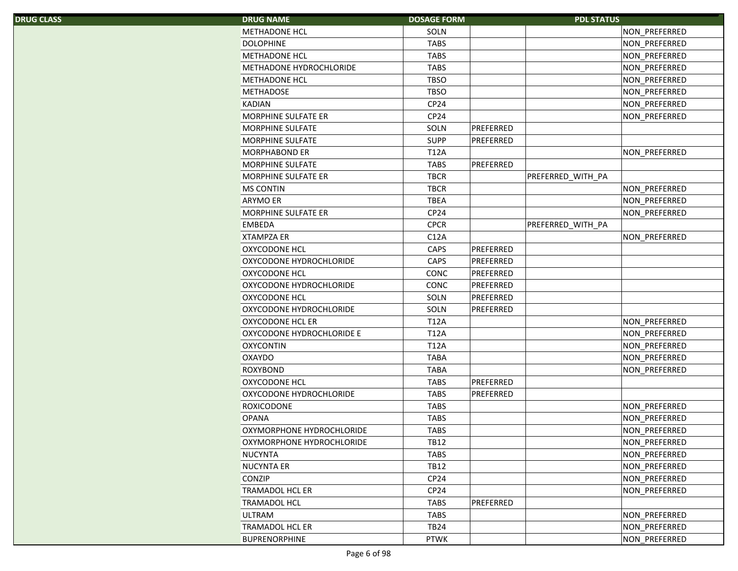| DRUG CLASS | DRUG NAME | DOSAGE FORM | PDL STATUS | | |
|---|---|---|---|---|---|
| | METHADONE HCL | SOLN | | | NON_PREFERRED |
| | DOLOPHINE | TABS | | | NON_PREFERRED |
| | METHADONE HCL | TABS | | | NON_PREFERRED |
| | METHADONE HYDROCHLORIDE | TABS | | | NON_PREFERRED |
| | METHADONE HCL | TBSO | | | NON_PREFERRED |
| | METHADOSE | TBSO | | | NON_PREFERRED |
| | KADIAN | CP24 | | | NON_PREFERRED |
| | MORPHINE SULFATE ER | CP24 | | | NON_PREFERRED |
| | MORPHINE SULFATE | SOLN | PREFERRED | | |
| | MORPHINE SULFATE | SUPP | PREFERRED | | |
| | MORPHABOND ER | T12A | | | NON_PREFERRED |
| | MORPHINE SULFATE | TABS | PREFERRED | | |
| | MORPHINE SULFATE ER | TBCR | | PREFERRED_WITH_PA | |
| | MS CONTIN | TBCR | | | NON_PREFERRED |
| | ARYMO ER | TBEA | | | NON_PREFERRED |
| | MORPHINE SULFATE ER | CP24 | | | NON_PREFERRED |
| | EMBEDA | CPCR | | PREFERRED_WITH_PA | |
| | XTAMPZA ER | C12A | | | NON_PREFERRED |
| | OXYCODONE HCL | CAPS | PREFERRED | | |
| | OXYCODONE HYDROCHLORIDE | CAPS | PREFERRED | | |
| | OXYCODONE HCL | CONC | PREFERRED | | |
| | OXYCODONE HYDROCHLORIDE | CONC | PREFERRED | | |
| | OXYCODONE HCL | SOLN | PREFERRED | | |
| | OXYCODONE HYDROCHLORIDE | SOLN | PREFERRED | | |
| | OXYCODONE HCL ER | T12A | | | NON_PREFERRED |
| | OXYCODONE HYDROCHLORIDE E | T12A | | | NON_PREFERRED |
| | OXYCONTIN | T12A | | | NON_PREFERRED |
| | OXAYDO | TABA | | | NON_PREFERRED |
| | ROXYBOND | TABA | | | NON_PREFERRED |
| | OXYCODONE HCL | TABS | PREFERRED | | |
| | OXYCODONE HYDROCHLORIDE | TABS | PREFERRED | | |
| | ROXICODONE | TABS | | | NON_PREFERRED |
| | OPANA | TABS | | | NON_PREFERRED |
| | OXYMORPHONE HYDROCHLORIDE | TABS | | | NON_PREFERRED |
| | OXYMORPHONE HYDROCHLORIDE | TB12 | | | NON_PREFERRED |
| | NUCYNTA | TABS | | | NON_PREFERRED |
| | NUCYNTA ER | TB12 | | | NON_PREFERRED |
| | CONZIP | CP24 | | | NON_PREFERRED |
| | TRAMADOL HCL ER | CP24 | | | NON_PREFERRED |
| | TRAMADOL HCL | TABS | PREFERRED | | |
| | ULTRAM | TABS | | | NON_PREFERRED |
| | TRAMADOL HCL ER | TB24 | | | NON_PREFERRED |
| | BUPRENORPHINE | PTWK | | | NON_PREFERRED |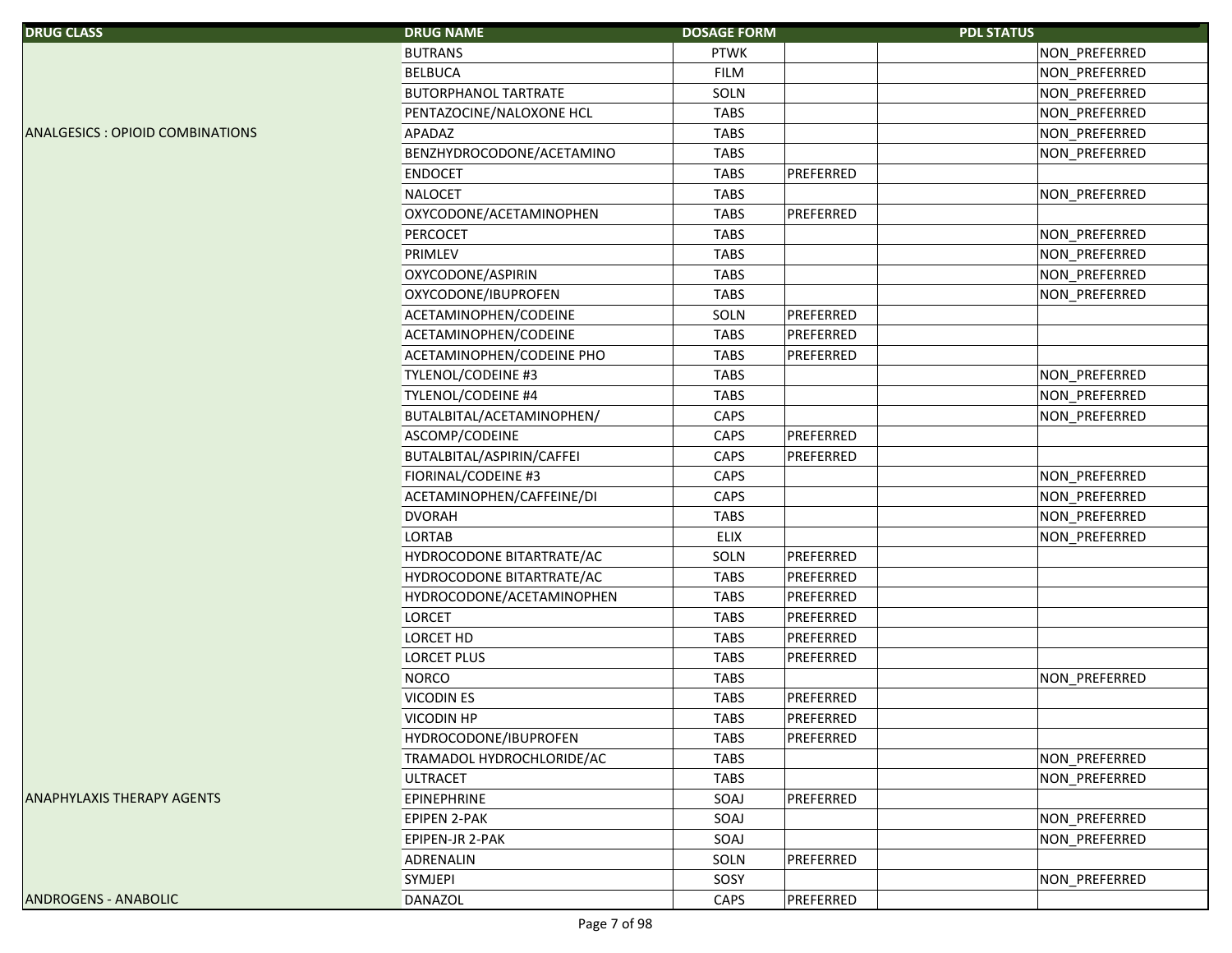| DRUG CLASS | DRUG NAME | DOSAGE FORM | PDL STATUS | | |
|---|---|---|---|---|---|
| | BUTRANS | PTWK | | | NON_PREFERRED |
| | BELBUCA | FILM | | | NON_PREFERRED |
| | BUTORPHANOL TARTRATE | SOLN | | | NON_PREFERRED |
| | PENTAZOCINE/NALOXONE HCL | TABS | | | NON_PREFERRED |
| ANALGESICS : OPIOID COMBINATIONS | APADAZ | TABS | | | NON_PREFERRED |
| | BENZHYDROCODONE/ACETAMINO | TABS | | | NON_PREFERRED |
| | ENDOCET | TABS | PREFERRED | | |
| | NALOCET | TABS | | | NON_PREFERRED |
| | OXYCODONE/ACETAMINOPHEN | TABS | PREFERRED | | |
| | PERCOCET | TABS | | | NON_PREFERRED |
| | PRIMLEV | TABS | | | NON_PREFERRED |
| | OXYCODONE/ASPIRIN | TABS | | | NON_PREFERRED |
| | OXYCODONE/IBUPROFEN | TABS | | | NON_PREFERRED |
| | ACETAMINOPHEN/CODEINE | SOLN | PREFERRED | | |
| | ACETAMINOPHEN/CODEINE | TABS | PREFERRED | | |
| | ACETAMINOPHEN/CODEINE PHO | TABS | PREFERRED | | |
| | TYLENOL/CODEINE #3 | TABS | | | NON_PREFERRED |
| | TYLENOL/CODEINE #4 | TABS | | | NON_PREFERRED |
| | BUTALBITAL/ACETAMINOPHEN/ | CAPS | | | NON_PREFERRED |
| | ASCOMP/CODEINE | CAPS | PREFERRED | | |
| | BUTALBITAL/ASPIRIN/CAFFEI | CAPS | PREFERRED | | |
| | FIORINAL/CODEINE #3 | CAPS | | | NON_PREFERRED |
| | ACETAMINOPHEN/CAFFEINE/DI | CAPS | | | NON_PREFERRED |
| | DVORAH | TABS | | | NON_PREFERRED |
| | LORTAB | ELIX | | | NON_PREFERRED |
| | HYDROCODONE BITARTRATE/AC | SOLN | PREFERRED | | |
| | HYDROCODONE BITARTRATE/AC | TABS | PREFERRED | | |
| | HYDROCODONE/ACETAMINOPHEN | TABS | PREFERRED | | |
| | LORCET | TABS | PREFERRED | | |
| | LORCET HD | TABS | PREFERRED | | |
| | LORCET PLUS | TABS | PREFERRED | | |
| | NORCO | TABS | | | NON_PREFERRED |
| | VICODIN ES | TABS | PREFERRED | | |
| | VICODIN HP | TABS | PREFERRED | | |
| | HYDROCODONE/IBUPROFEN | TABS | PREFERRED | | |
| | TRAMADOL HYDROCHLORIDE/AC | TABS | | | NON_PREFERRED |
| | ULTRACET | TABS | | | NON_PREFERRED |
| ANAPHYLAXIS THERAPY AGENTS | EPINEPHRINE | SOAJ | PREFERRED | | |
| | EPIPEN 2-PAK | SOAJ | | | NON_PREFERRED |
| | EPIPEN-JR 2-PAK | SOAJ | | | NON_PREFERRED |
| | ADRENALIN | SOLN | PREFERRED | | |
| | SYMJEPI | SOSY | | | NON_PREFERRED |
| ANDROGENS - ANABOLIC | DANAZOL | CAPS | PREFERRED | | |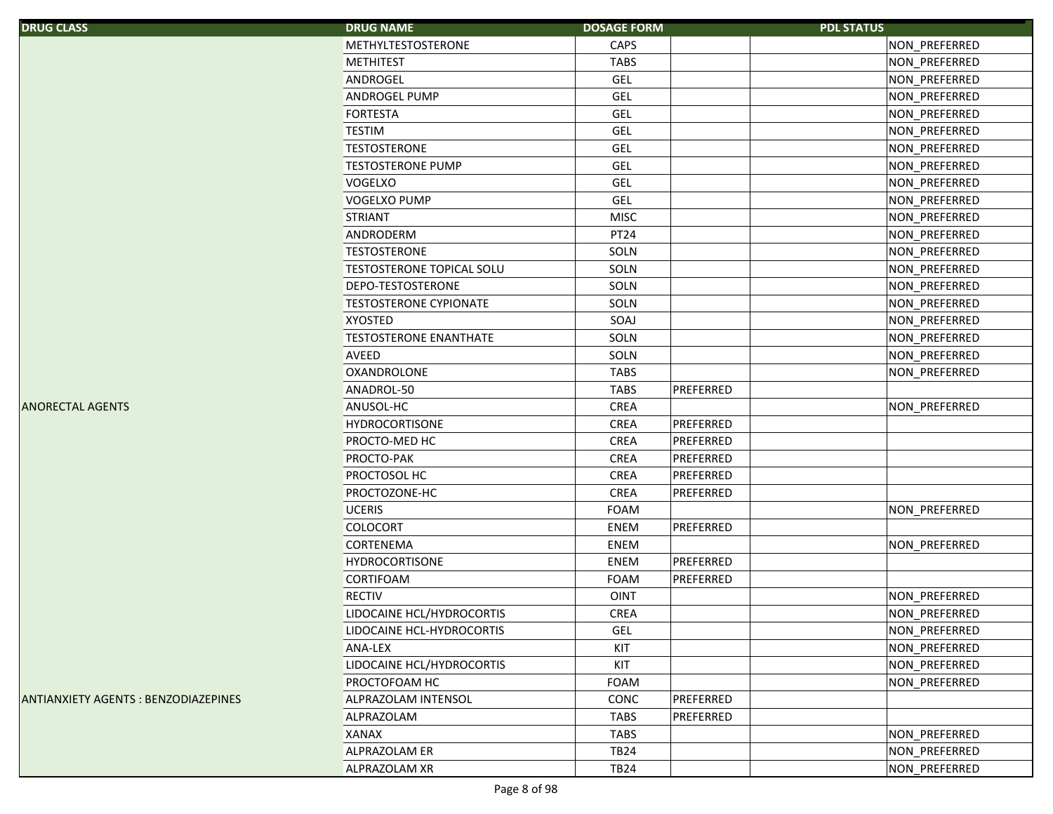| DRUG CLASS | DRUG NAME | DOSAGE FORM | PDL STATUS | | |
|---|---|---|---|---|---|
| | METHYLTESTOSTERONE | CAPS | | | NON_PREFERRED |
| | METHITEST | TABS | | | NON_PREFERRED |
| | ANDROGEL | GEL | | | NON_PREFERRED |
| | ANDROGEL PUMP | GEL | | | NON_PREFERRED |
| | FORTESTA | GEL | | | NON_PREFERRED |
| | TESTIM | GEL | | | NON_PREFERRED |
| | TESTOSTERONE | GEL | | | NON_PREFERRED |
| | TESTOSTERONE PUMP | GEL | | | NON_PREFERRED |
| | VOGELXO | GEL | | | NON_PREFERRED |
| | VOGELXO PUMP | GEL | | | NON_PREFERRED |
| | STRIANT | MISC | | | NON_PREFERRED |
| | ANDRODERM | PT24 | | | NON_PREFERRED |
| | TESTOSTERONE | SOLN | | | NON_PREFERRED |
| | TESTOSTERONE TOPICAL SOLU | SOLN | | | NON_PREFERRED |
| | DEPO-TESTOSTERONE | SOLN | | | NON_PREFERRED |
| | TESTOSTERONE CYPIONATE | SOLN | | | NON_PREFERRED |
| | XYOSTED | SOAJ | | | NON_PREFERRED |
| | TESTOSTERONE ENANTHATE | SOLN | | | NON_PREFERRED |
| | AVEED | SOLN | | | NON_PREFERRED |
| | OXANDROLONE | TABS | | | NON_PREFERRED |
| | ANADROL-50 | TABS | PREFERRED | | |
| ANORECTAL AGENTS | ANUSOL-HC | CREA | | | NON_PREFERRED |
| | HYDROCORTISONE | CREA | PREFERRED | | |
| | PROCTO-MED HC | CREA | PREFERRED | | |
| | PROCTO-PAK | CREA | PREFERRED | | |
| | PROCTOSOL HC | CREA | PREFERRED | | |
| | PROCTOZONE-HC | CREA | PREFERRED | | |
| | UCERIS | FOAM | | | NON_PREFERRED |
| | COLOCORT | ENEM | PREFERRED | | |
| | CORTENEMA | ENEM | | | NON_PREFERRED |
| | HYDROCORTISONE | ENEM | PREFERRED | | |
| | CORTIFOAM | FOAM | PREFERRED | | |
| | RECTIV | OINT | | | NON_PREFERRED |
| | LIDOCAINE HCL/HYDROCORTIS | CREA | | | NON_PREFERRED |
| | LIDOCAINE HCL-HYDROCORTIS | GEL | | | NON_PREFERRED |
| | ANA-LEX | KIT | | | NON_PREFERRED |
| | LIDOCAINE HCL/HYDROCORTIS | KIT | | | NON_PREFERRED |
| | PROCTOFOAM HC | FOAM | | | NON_PREFERRED |
| ANTIANXIETY AGENTS : BENZODIAZEPINES | ALPRAZOLAM INTENSOL | CONC | PREFERRED | | |
| | ALPRAZOLAM | TABS | PREFERRED | | |
| | XANAX | TABS | | | NON_PREFERRED |
| | ALPRAZOLAM ER | TB24 | | | NON_PREFERRED |
| | ALPRAZOLAM XR | TB24 | | | NON_PREFERRED |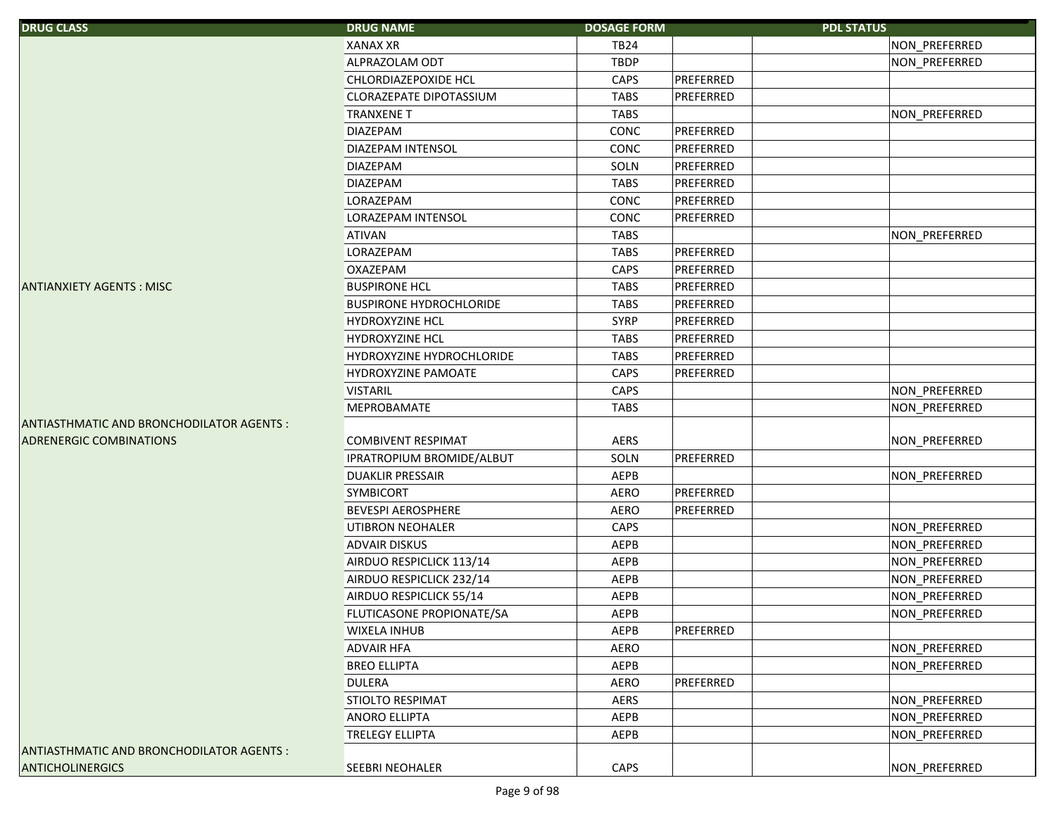| DRUG CLASS | DRUG NAME | DOSAGE FORM | PDL STATUS | | |
|---|---|---|---|---|---|
| | XANAX XR | TB24 | | | NON_PREFERRED |
| | ALPRAZOLAM ODT | TBDP | | | NON_PREFERRED |
| | CHLORDIAZEPOXIDE HCL | CAPS | PREFERRED | | |
| | CLORAZEPATE DIPOTASSIUM | TABS | PREFERRED | | |
| | TRANXENE T | TABS | | | NON_PREFERRED |
| | DIAZEPAM | CONC | PREFERRED | | |
| | DIAZEPAM INTENSOL | CONC | PREFERRED | | |
| | DIAZEPAM | SOLN | PREFERRED | | |
| | DIAZEPAM | TABS | PREFERRED | | |
| | LORAZEPAM | CONC | PREFERRED | | |
| | LORAZEPAM INTENSOL | CONC | PREFERRED | | |
| | ATIVAN | TABS | | | NON_PREFERRED |
| | LORAZEPAM | TABS | PREFERRED | | |
| | OXAZEPAM | CAPS | PREFERRED | | |
| ANTIANXIETY AGENTS : MISC | BUSPIRONE HCL | TABS | PREFERRED | | |
| | BUSPIRONE HYDROCHLORIDE | TABS | PREFERRED | | |
| | HYDROXYZINE HCL | SYRP | PREFERRED | | |
| | HYDROXYZINE HCL | TABS | PREFERRED | | |
| | HYDROXYZINE HYDROCHLORIDE | TABS | PREFERRED | | |
| | HYDROXYZINE PAMOATE | CAPS | PREFERRED | | |
| | VISTARIL | CAPS | | | NON_PREFERRED |
| | MEPROBAMATE | TABS | | | NON_PREFERRED |
| ANTIASTHMATIC AND BRONCHODILATOR AGENTS : ADRENERGIC COMBINATIONS | COMBIVENT RESPIMAT | AERS | | | NON_PREFERRED |
| | IPRATROPIUM BROMIDE/ALBUT | SOLN | PREFERRED | | |
| | DUAKLIR PRESSAIR | AEPB | | | NON_PREFERRED |
| | SYMBICORT | AERO | PREFERRED | | |
| | BEVESPI AEROSPHERE | AERO | PREFERRED | | |
| | UTIBRON NEOHALER | CAPS | | | NON_PREFERRED |
| | ADVAIR DISKUS | AEPB | | | NON_PREFERRED |
| | AIRDUO RESPICLICK 113/14 | AEPB | | | NON_PREFERRED |
| | AIRDUO RESPICLICK 232/14 | AEPB | | | NON_PREFERRED |
| | AIRDUO RESPICLICK 55/14 | AEPB | | | NON_PREFERRED |
| | FLUTICASONE PROPIONATE/SA | AEPB | | | NON_PREFERRED |
| | WIXELA INHUB | AEPB | PREFERRED | | |
| | ADVAIR HFA | AERO | | | NON_PREFERRED |
| | BREO ELLIPTA | AEPB | | | NON_PREFERRED |
| | DULERA | AERO | PREFERRED | | |
| | STIOLTO RESPIMAT | AERS | | | NON_PREFERRED |
| | ANORO ELLIPTA | AEPB | | | NON_PREFERRED |
| | TRELEGY ELLIPTA | AEPB | | | NON_PREFERRED |
| ANTIASTHMATIC AND BRONCHODILATOR AGENTS : ANTICHOLINERGICS | SEEBRI NEOHALER | CAPS | | | NON_PREFERRED |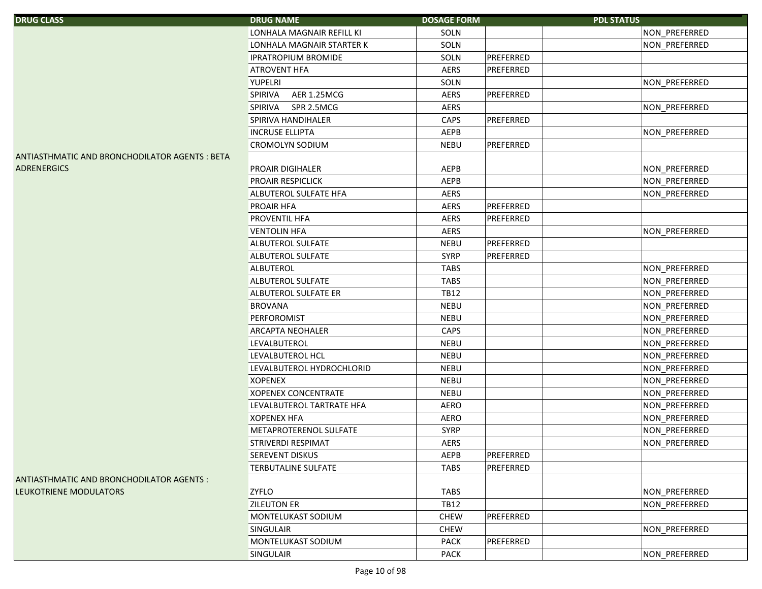| DRUG CLASS | DRUG NAME | DOSAGE FORM | PDL STATUS | | |
|---|---|---|---|---|---|
| | LONHALA MAGNAIR REFILL KI | SOLN | | | NON_PREFERRED |
| | LONHALA MAGNAIR STARTER K | SOLN | | | NON_PREFERRED |
| | IPRATROPIUM BROMIDE | SOLN | PREFERRED | | |
| | ATROVENT HFA | AERS | PREFERRED | | |
| | YUPELRI | SOLN | | | NON_PREFERRED |
| | SPIRIVA AER 1.25MCG | AERS | PREFERRED | | |
| | SPIRIVA SPR 2.5MCG | AERS | | | NON_PREFERRED |
| | SPIRIVA HANDIHALER | CAPS | PREFERRED | | |
| | INCRUSE ELLIPTA | AEPB | | | NON_PREFERRED |
| | CROMOLYN SODIUM | NEBU | PREFERRED | | |
| ANTIASTHMATIC AND BRONCHODILATOR AGENTS : BETA ADRENERGICS | PROAIR DIGIHALER | AEPB | | | NON_PREFERRED |
| | PROAIR RESPICLICK | AEPB | | | NON_PREFERRED |
| | ALBUTEROL SULFATE HFA | AERS | | | NON_PREFERRED |
| | PROAIR HFA | AERS | PREFERRED | | |
| | PROVENTIL HFA | AERS | PREFERRED | | |
| | VENTOLIN HFA | AERS | | | NON_PREFERRED |
| | ALBUTEROL SULFATE | NEBU | PREFERRED | | |
| | ALBUTEROL SULFATE | SYRP | PREFERRED | | |
| | ALBUTEROL | TABS | | | NON_PREFERRED |
| | ALBUTEROL SULFATE | TABS | | | NON_PREFERRED |
| | ALBUTEROL SULFATE ER | TB12 | | | NON_PREFERRED |
| | BROVANA | NEBU | | | NON_PREFERRED |
| | PERFOROMIST | NEBU | | | NON_PREFERRED |
| | ARCAPTA NEOHALER | CAPS | | | NON_PREFERRED |
| | LEVALBUTEROL | NEBU | | | NON_PREFERRED |
| | LEVALBUTEROL HCL | NEBU | | | NON_PREFERRED |
| | LEVALBUTEROL HYDROCHLORID | NEBU | | | NON_PREFERRED |
| | XOPENEX | NEBU | | | NON_PREFERRED |
| | XOPENEX CONCENTRATE | NEBU | | | NON_PREFERRED |
| | LEVALBUTEROL TARTRATE HFA | AERO | | | NON_PREFERRED |
| | XOPENEX HFA | AERO | | | NON_PREFERRED |
| | METAPROTERENOL SULFATE | SYRP | | | NON_PREFERRED |
| | STRIVERDI RESPIMAT | AERS | | | NON_PREFERRED |
| | SEREVENT DISKUS | AEPB | PREFERRED | | |
| | TERBUTALINE SULFATE | TABS | PREFERRED | | |
| ANTIASTHMATIC AND BRONCHODILATOR AGENTS : LEUKOTRIENE MODULATORS | ZYFLO | TABS | | | NON_PREFERRED |
| | ZILEUTON ER | TB12 | | | NON_PREFERRED |
| | MONTELUKAST SODIUM | CHEW | PREFERRED | | |
| | SINGULAIR | CHEW | | | NON_PREFERRED |
| | MONTELUKAST SODIUM | PACK | PREFERRED | | |
| | SINGULAIR | PACK | | | NON_PREFERRED |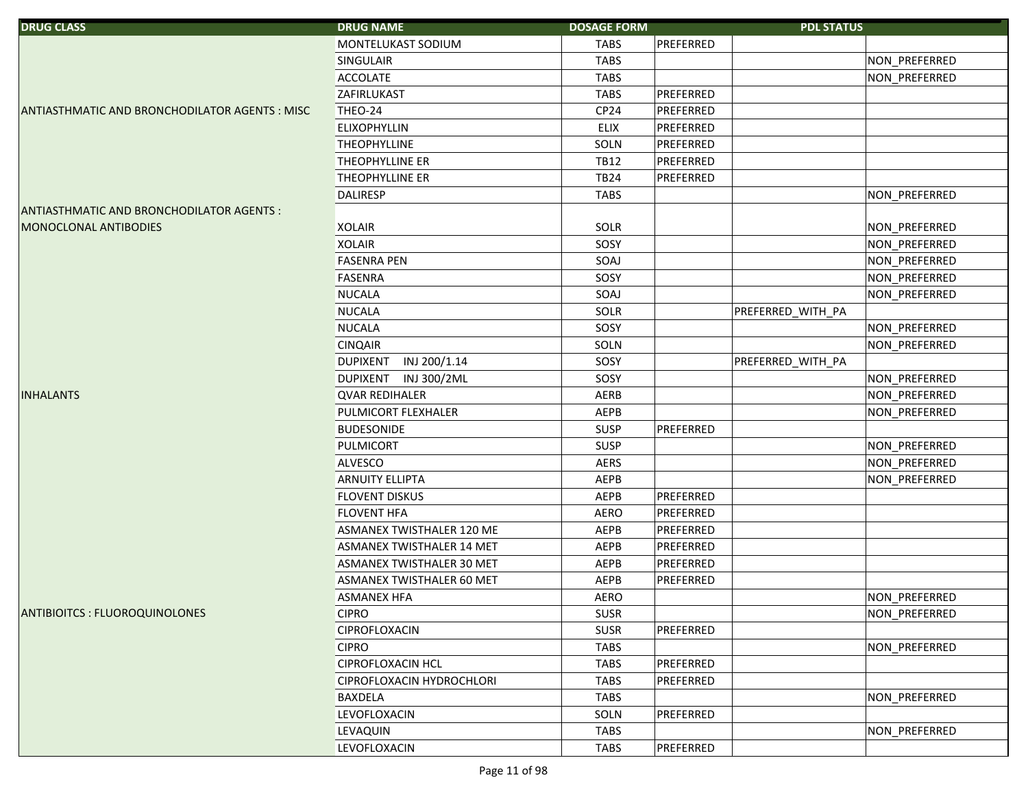| DRUG CLASS | DRUG NAME | DOSAGE FORM | PDL STATUS | | |
|---|---|---|---|---|---|
| | MONTELUKAST SODIUM | TABS | PREFERRED | | |
| | SINGULAIR | TABS | | | NON_PREFERRED |
| | ACCOLATE | TABS | | | NON_PREFERRED |
| | ZAFIRLUKAST | TABS | PREFERRED | | |
| ANTIASTHMATIC AND BRONCHODILATOR AGENTS : MISC | THEO-24 | CP24 | PREFERRED | | |
| | ELIXOPHYLLIN | ELIX | PREFERRED | | |
| | THEOPHYLLINE | SOLN | PREFERRED | | |
| | THEOPHYLLINE ER | TB12 | PREFERRED | | |
| | THEOPHYLLINE ER | TB24 | PREFERRED | | |
| | DALIRESP | TABS | | | NON_PREFERRED |
| ANTIASTHMATIC AND BRONCHODILATOR AGENTS : MONOCLONAL ANTIBODIES | XOLAIR | SOLR | | | NON_PREFERRED |
| | XOLAIR | SOSY | | | NON_PREFERRED |
| | FASENRA PEN | SOAJ | | | NON_PREFERRED |
| | FASENRA | SOSY | | | NON_PREFERRED |
| | NUCALA | SOAJ | | | NON_PREFERRED |
| | NUCALA | SOLR | | PREFERRED_WITH_PA | |
| | NUCALA | SOSY | | | NON_PREFERRED |
| | CINQAIR | SOLN | | | NON_PREFERRED |
| | DUPIXENT INJ 200/1.14 | SOSY | | PREFERRED_WITH_PA | |
| | DUPIXENT INJ 300/2ML | SOSY | | | NON_PREFERRED |
| INHALANTS | QVAR REDIHALER | AERB | | | NON_PREFERRED |
| | PULMICORT FLEXHALER | AEPB | | | NON_PREFERRED |
| | BUDESONIDE | SUSP | PREFERRED | | |
| | PULMICORT | SUSP | | | NON_PREFERRED |
| | ALVESCO | AERS | | | NON_PREFERRED |
| | ARNUITY ELLIPTA | AEPB | | | NON_PREFERRED |
| | FLOVENT DISKUS | AEPB | PREFERRED | | |
| | FLOVENT HFA | AERO | PREFERRED | | |
| | ASMANEX TWISTHALER 120 ME | AEPB | PREFERRED | | |
| | ASMANEX TWISTHALER 14 MET | AEPB | PREFERRED | | |
| | ASMANEX TWISTHALER 30 MET | AEPB | PREFERRED | | |
| | ASMANEX TWISTHALER 60 MET | AEPB | PREFERRED | | |
| | ASMANEX HFA | AERO | | | NON_PREFERRED |
| ANTIBIOITCS : FLUOROQUINOLONES | CIPRO | SUSR | | | NON_PREFERRED |
| | CIPROFLOXACIN | SUSR | PREFERRED | | |
| | CIPRO | TABS | | | NON_PREFERRED |
| | CIPROFLOXACIN HCL | TABS | PREFERRED | | |
| | CIPROFLOXACIN HYDROCHLORI | TABS | PREFERRED | | |
| | BAXDELA | TABS | | | NON_PREFERRED |
| | LEVOFLOXACIN | SOLN | PREFERRED | | |
| | LEVAQUIN | TABS | | | NON_PREFERRED |
| | LEVOFLOXACIN | TABS | PREFERRED | | |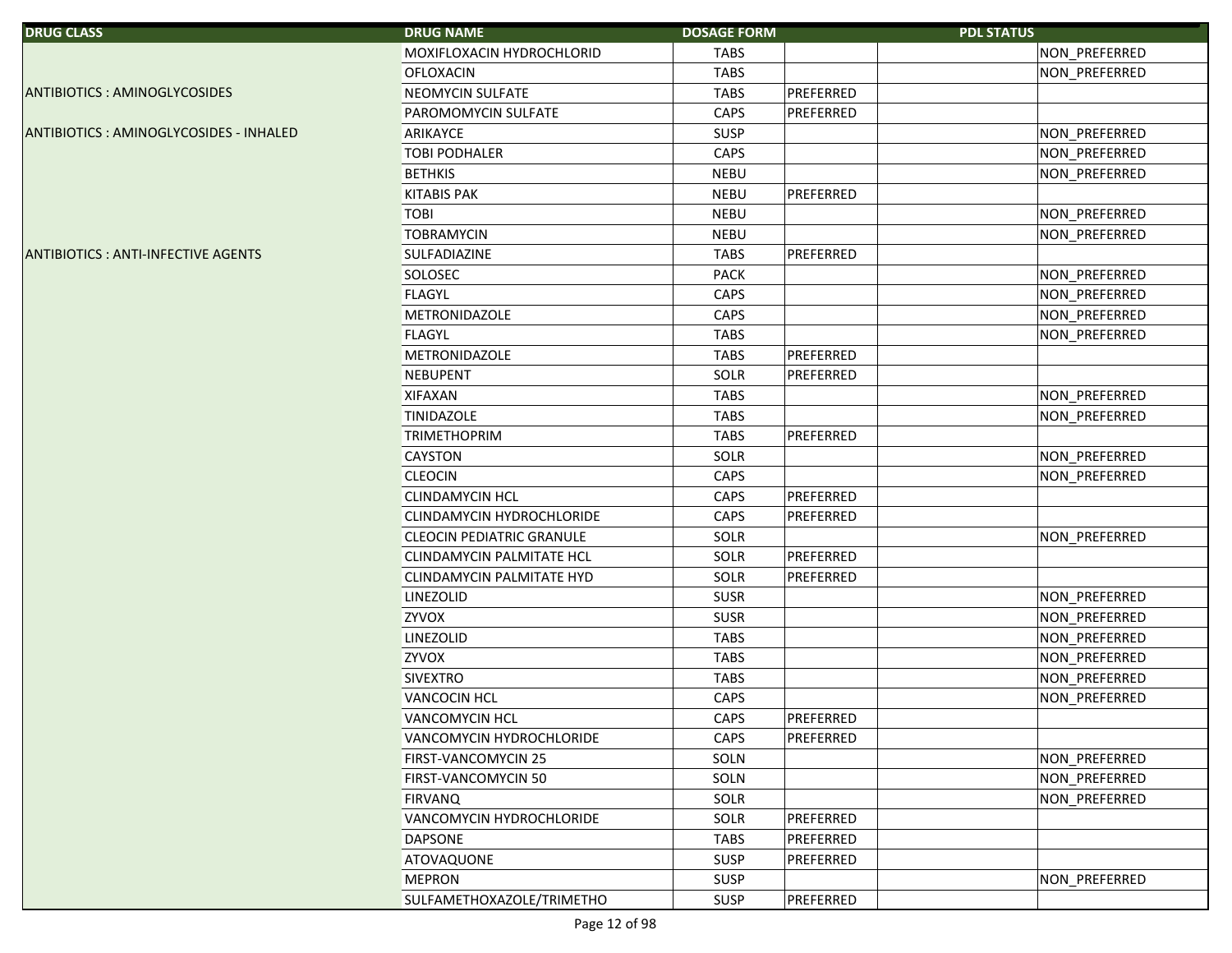| DRUG CLASS | DRUG NAME | DOSAGE FORM | PDL STATUS | | |
|---|---|---|---|---|---|
| | MOXIFLOXACIN HYDROCHLORID | TABS | | | NON_PREFERRED |
| | OFLOXACIN | TABS | | | NON_PREFERRED |
| ANTIBIOTICS : AMINOGLYCOSIDES | NEOMYCIN SULFATE | TABS | PREFERRED | | |
| | PAROMOMYCIN SULFATE | CAPS | PREFERRED | | |
| ANTIBIOTICS : AMINOGLYCOSIDES - INHALED | ARIKAYCE | SUSP | | | NON_PREFERRED |
| | TOBI PODHALER | CAPS | | | NON_PREFERRED |
| | BETHKIS | NEBU | | | NON_PREFERRED |
| | KITABIS PAK | NEBU | PREFERRED | | |
| | TOBI | NEBU | | | NON_PREFERRED |
| | TOBRAMYCIN | NEBU | | | NON_PREFERRED |
| ANTIBIOTICS : ANTI-INFECTIVE AGENTS | SULFADIAZINE | TABS | PREFERRED | | |
| | SOLOSEC | PACK | | | NON_PREFERRED |
| | FLAGYL | CAPS | | | NON_PREFERRED |
| | METRONIDAZOLE | CAPS | | | NON_PREFERRED |
| | FLAGYL | TABS | | | NON_PREFERRED |
| | METRONIDAZOLE | TABS | PREFERRED | | |
| | NEBUPENT | SOLR | PREFERRED | | |
| | XIFAXAN | TABS | | | NON_PREFERRED |
| | TINIDAZOLE | TABS | | | NON_PREFERRED |
| | TRIMETHOPRIM | TABS | PREFERRED | | |
| | CAYSTON | SOLR | | | NON_PREFERRED |
| | CLEOCIN | CAPS | | | NON_PREFERRED |
| | CLINDAMYCIN HCL | CAPS | PREFERRED | | |
| | CLINDAMYCIN HYDROCHLORIDE | CAPS | PREFERRED | | |
| | CLEOCIN PEDIATRIC GRANULE | SOLR | | | NON_PREFERRED |
| | CLINDAMYCIN PALMITATE HCL | SOLR | PREFERRED | | |
| | CLINDAMYCIN PALMITATE HYD | SOLR | PREFERRED | | |
| | LINEZOLID | SUSR | | | NON_PREFERRED |
| | ZYVOX | SUSR | | | NON_PREFERRED |
| | LINEZOLID | TABS | | | NON_PREFERRED |
| | ZYVOX | TABS | | | NON_PREFERRED |
| | SIVEXTRO | TABS | | | NON_PREFERRED |
| | VANCOCIN HCL | CAPS | | | NON_PREFERRED |
| | VANCOMYCIN HCL | CAPS | PREFERRED | | |
| | VANCOMYCIN HYDROCHLORIDE | CAPS | PREFERRED | | |
| | FIRST-VANCOMYCIN 25 | SOLN | | | NON_PREFERRED |
| | FIRST-VANCOMYCIN 50 | SOLN | | | NON_PREFERRED |
| | FIRVANQ | SOLR | | | NON_PREFERRED |
| | VANCOMYCIN HYDROCHLORIDE | SOLR | PREFERRED | | |
| | DAPSONE | TABS | PREFERRED | | |
| | ATOVAQUONE | SUSP | PREFERRED | | |
| | MEPRON | SUSP | | | NON_PREFERRED |
| | SULFAMETHOXAZOLE/TRIMETHO | SUSP | PREFERRED | | |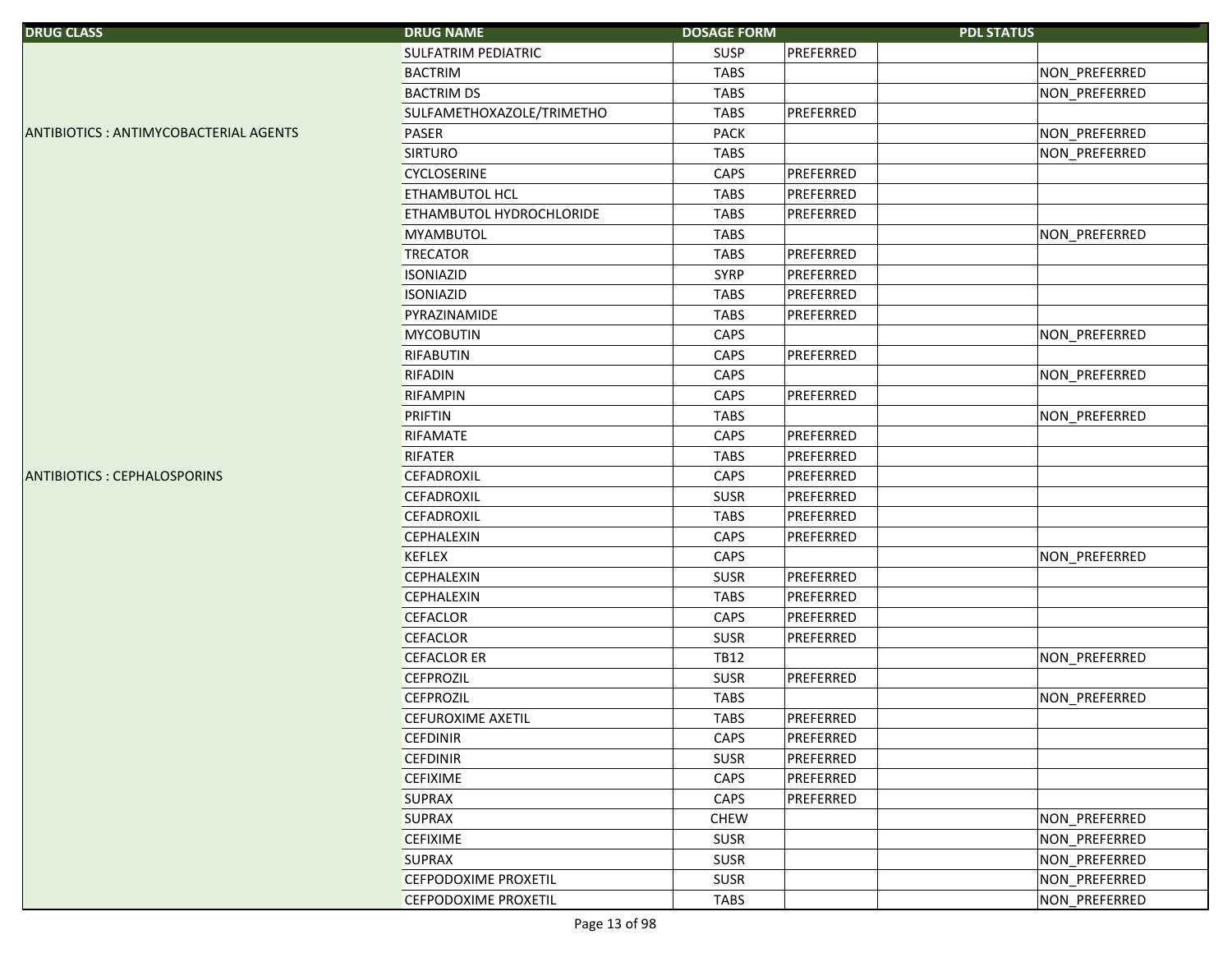| DRUG CLASS | DRUG NAME | DOSAGE FORM | PDL STATUS | | |
|---|---|---|---|---|---|
| | SULFATRIM PEDIATRIC | SUSP | PREFERRED | | |
| | BACTRIM | TABS | | | NON_PREFERRED |
| | BACTRIM DS | TABS | | | NON_PREFERRED |
| | SULFAMETHOXAZOLE/TRIMETHO | TABS | PREFERRED | | |
| ANTIBIOTICS : ANTIMYCOBACTERIAL AGENTS | PASER | PACK | | | NON_PREFERRED |
| | SIRTURO | TABS | | | NON_PREFERRED |
| | CYCLOSERINE | CAPS | PREFERRED | | |
| | ETHAMBUTOL HCL | TABS | PREFERRED | | |
| | ETHAMBUTOL HYDROCHLORIDE | TABS | PREFERRED | | |
| | MYAMBUTOL | TABS | | | NON_PREFERRED |
| | TRECATOR | TABS | PREFERRED | | |
| | ISONIAZID | SYRP | PREFERRED | | |
| | ISONIAZID | TABS | PREFERRED | | |
| | PYRAZINAMIDE | TABS | PREFERRED | | |
| | MYCOBUTIN | CAPS | | | NON_PREFERRED |
| | RIFABUTIN | CAPS | PREFERRED | | |
| | RIFADIN | CAPS | | | NON_PREFERRED |
| | RIFAMPIN | CAPS | PREFERRED | | |
| | PRIFTIN | TABS | | | NON_PREFERRED |
| | RIFAMATE | CAPS | PREFERRED | | |
| | RIFATER | TABS | PREFERRED | | |
| ANTIBIOTICS : CEPHALOSPORINS | CEFADROXIL | CAPS | PREFERRED | | |
| | CEFADROXIL | SUSR | PREFERRED | | |
| | CEFADROXIL | TABS | PREFERRED | | |
| | CEPHALEXIN | CAPS | PREFERRED | | |
| | KEFLEX | CAPS | | | NON_PREFERRED |
| | CEPHALEXIN | SUSR | PREFERRED | | |
| | CEPHALEXIN | TABS | PREFERRED | | |
| | CEFACLOR | CAPS | PREFERRED | | |
| | CEFACLOR | SUSR | PREFERRED | | |
| | CEFACLOR ER | TB12 | | | NON_PREFERRED |
| | CEFPROZIL | SUSR | PREFERRED | | |
| | CEFPROZIL | TABS | | | NON_PREFERRED |
| | CEFUROXIME AXETIL | TABS | PREFERRED | | |
| | CEFDINIR | CAPS | PREFERRED | | |
| | CEFDINIR | SUSR | PREFERRED | | |
| | CEFIXIME | CAPS | PREFERRED | | |
| | SUPRAX | CAPS | PREFERRED | | |
| | SUPRAX | CHEW | | | NON_PREFERRED |
| | CEFIXIME | SUSR | | | NON_PREFERRED |
| | SUPRAX | SUSR | | | NON_PREFERRED |
| | CEFPODOXIME PROXETIL | SUSR | | | NON_PREFERRED |
| | CEFPODOXIME PROXETIL | TABS | | | NON_PREFERRED |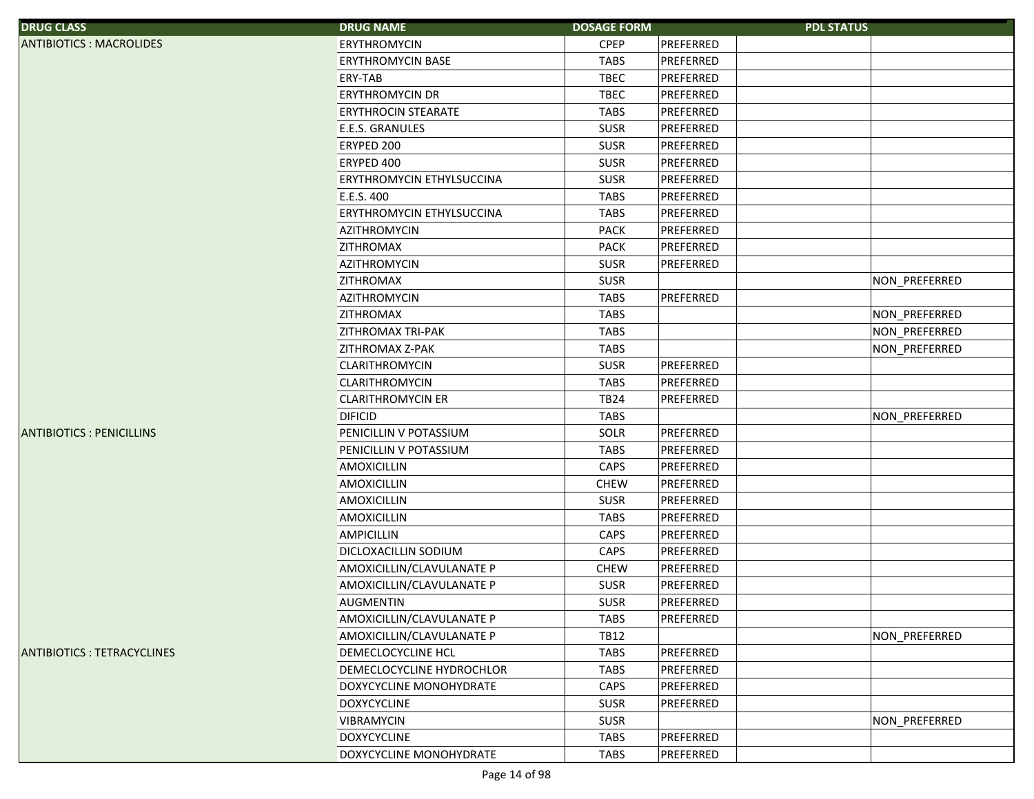| DRUG CLASS | DRUG NAME | DOSAGE FORM | PDL STATUS | | |
|---|---|---|---|---|---|
| ANTIBIOTICS : MACROLIDES | ERYTHROMYCIN | CPEP | PREFERRED | | |
| | ERYTHROMYCIN BASE | TABS | PREFERRED | | |
| | ERY-TAB | TBEC | PREFERRED | | |
| | ERYTHROMYCIN DR | TBEC | PREFERRED | | |
| | ERYTHROCIN STEARATE | TABS | PREFERRED | | |
| | E.E.S. GRANULES | SUSR | PREFERRED | | |
| | ERYPED 200 | SUSR | PREFERRED | | |
| | ERYPED 400 | SUSR | PREFERRED | | |
| | ERYTHROMYCIN ETHYLSUCCINA | SUSR | PREFERRED | | |
| | E.E.S. 400 | TABS | PREFERRED | | |
| | ERYTHROMYCIN ETHYLSUCCINA | TABS | PREFERRED | | |
| | AZITHROMYCIN | PACK | PREFERRED | | |
| | ZITHROMAX | PACK | PREFERRED | | |
| | AZITHROMYCIN | SUSR | PREFERRED | | |
| | ZITHROMAX | SUSR | | | NON_PREFERRED |
| | AZITHROMYCIN | TABS | PREFERRED | | |
| | ZITHROMAX | TABS | | | NON_PREFERRED |
| | ZITHROMAX TRI-PAK | TABS | | | NON_PREFERRED |
| | ZITHROMAX Z-PAK | TABS | | | NON_PREFERRED |
| | CLARITHROMYCIN | SUSR | PREFERRED | | |
| | CLARITHROMYCIN | TABS | PREFERRED | | |
| | CLARITHROMYCIN ER | TB24 | PREFERRED | | |
| | DIFICID | TABS | | | NON_PREFERRED |
| ANTIBIOTICS : PENICILLINS | PENICILLIN V POTASSIUM | SOLR | PREFERRED | | |
| | PENICILLIN V POTASSIUM | TABS | PREFERRED | | |
| | AMOXICILLIN | CAPS | PREFERRED | | |
| | AMOXICILLIN | CHEW | PREFERRED | | |
| | AMOXICILLIN | SUSR | PREFERRED | | |
| | AMOXICILLIN | TABS | PREFERRED | | |
| | AMPICILLIN | CAPS | PREFERRED | | |
| | DICLOXACILLIN SODIUM | CAPS | PREFERRED | | |
| | AMOXICILLIN/CLAVULANATE P | CHEW | PREFERRED | | |
| | AMOXICILLIN/CLAVULANATE P | SUSR | PREFERRED | | |
| | AUGMENTIN | SUSR | PREFERRED | | |
| | AMOXICILLIN/CLAVULANATE P | TABS | PREFERRED | | |
| | AMOXICILLIN/CLAVULANATE P | TB12 | | | NON_PREFERRED |
| ANTIBIOTICS : TETRACYCLINES | DEMECLOCYCLINE HCL | TABS | PREFERRED | | |
| | DEMECLOCYCLINE HYDROCHLOR | TABS | PREFERRED | | |
| | DOXYCYCLINE MONOHYDRATE | CAPS | PREFERRED | | |
| | DOXYCYCLINE | SUSR | PREFERRED | | |
| | VIBRAMYCIN | SUSR | | | NON_PREFERRED |
| | DOXYCYCLINE | TABS | PREFERRED | | |
| | DOXYCYCLINE MONOHYDRATE | TABS | PREFERRED | | |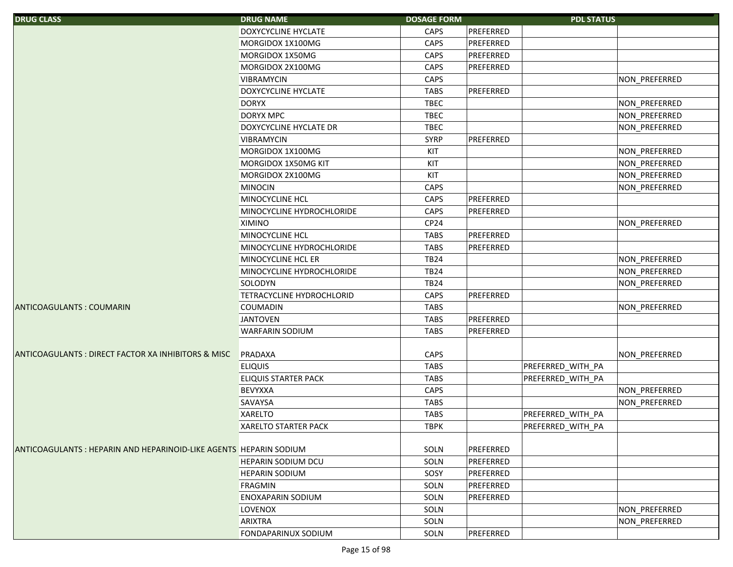| DRUG CLASS | DRUG NAME | DOSAGE FORM | PDL STATUS | | |
|---|---|---|---|---|---|
| | DOXYCYCLINE HYCLATE | CAPS | PREFERRED | | |
| | MORGIDOX 1X100MG | CAPS | PREFERRED | | |
| | MORGIDOX 1X50MG | CAPS | PREFERRED | | |
| | MORGIDOX 2X100MG | CAPS | PREFERRED | | |
| | VIBRAMYCIN | CAPS | | | NON_PREFERRED |
| | DOXYCYCLINE HYCLATE | TABS | PREFERRED | | |
| | DORYX | TBEC | | | NON_PREFERRED |
| | DORYX MPC | TBEC | | | NON_PREFERRED |
| | DOXYCYCLINE HYCLATE DR | TBEC | | | NON_PREFERRED |
| | VIBRAMYCIN | SYRP | PREFERRED | | |
| | MORGIDOX 1X100MG | KIT | | | NON_PREFERRED |
| | MORGIDOX 1X50MG KIT | KIT | | | NON_PREFERRED |
| | MORGIDOX 2X100MG | KIT | | | NON_PREFERRED |
| | MINOCIN | CAPS | | | NON_PREFERRED |
| | MINOCYCLINE HCL | CAPS | PREFERRED | | |
| | MINOCYCLINE HYDROCHLORIDE | CAPS | PREFERRED | | |
| | XIMINO | CP24 | | | NON_PREFERRED |
| | MINOCYCLINE HCL | TABS | PREFERRED | | |
| | MINOCYCLINE HYDROCHLORIDE | TABS | PREFERRED | | |
| | MINOCYCLINE HCL ER | TB24 | | | NON_PREFERRED |
| | MINOCYCLINE HYDROCHLORIDE | TB24 | | | NON_PREFERRED |
| | SOLODYN | TB24 | | | NON_PREFERRED |
| | TETRACYCLINE HYDROCHLORID | CAPS | PREFERRED | | |
| ANTICOAGULANTS : COUMARIN | COUMADIN | TABS | | | NON_PREFERRED |
| | JANTOVEN | TABS | PREFERRED | | |
| | WARFARIN SODIUM | TABS | PREFERRED | | |
| ANTICOAGULANTS : DIRECT FACTOR XA INHIBITORS & MISC | PRADAXA | CAPS | | | NON_PREFERRED |
| | ELIQUIS | TABS | | PREFERRED_WITH_PA | |
| | ELIQUIS STARTER PACK | TABS | | PREFERRED_WITH_PA | |
| | BEVYXXA | CAPS | | | NON_PREFERRED |
| | SAVAYSA | TABS | | | NON_PREFERRED |
| | XARELTO | TABS | | PREFERRED_WITH_PA | |
| | XARELTO STARTER PACK | TBPK | | PREFERRED_WITH_PA | |
| ANTICOAGULANTS : HEPARIN AND HEPARINOID-LIKE AGENTS | HEPARIN SODIUM | SOLN | PREFERRED | | |
| | HEPARIN SODIUM DCU | SOLN | PREFERRED | | |
| | HEPARIN SODIUM | SOSY | PREFERRED | | |
| | FRAGMIN | SOLN | PREFERRED | | |
| | ENOXAPARIN SODIUM | SOLN | PREFERRED | | |
| | LOVENOX | SOLN | | | NON_PREFERRED |
| | ARIXTRA | SOLN | | | NON_PREFERRED |
| | FONDAPARINUX SODIUM | SOLN | PREFERRED | | |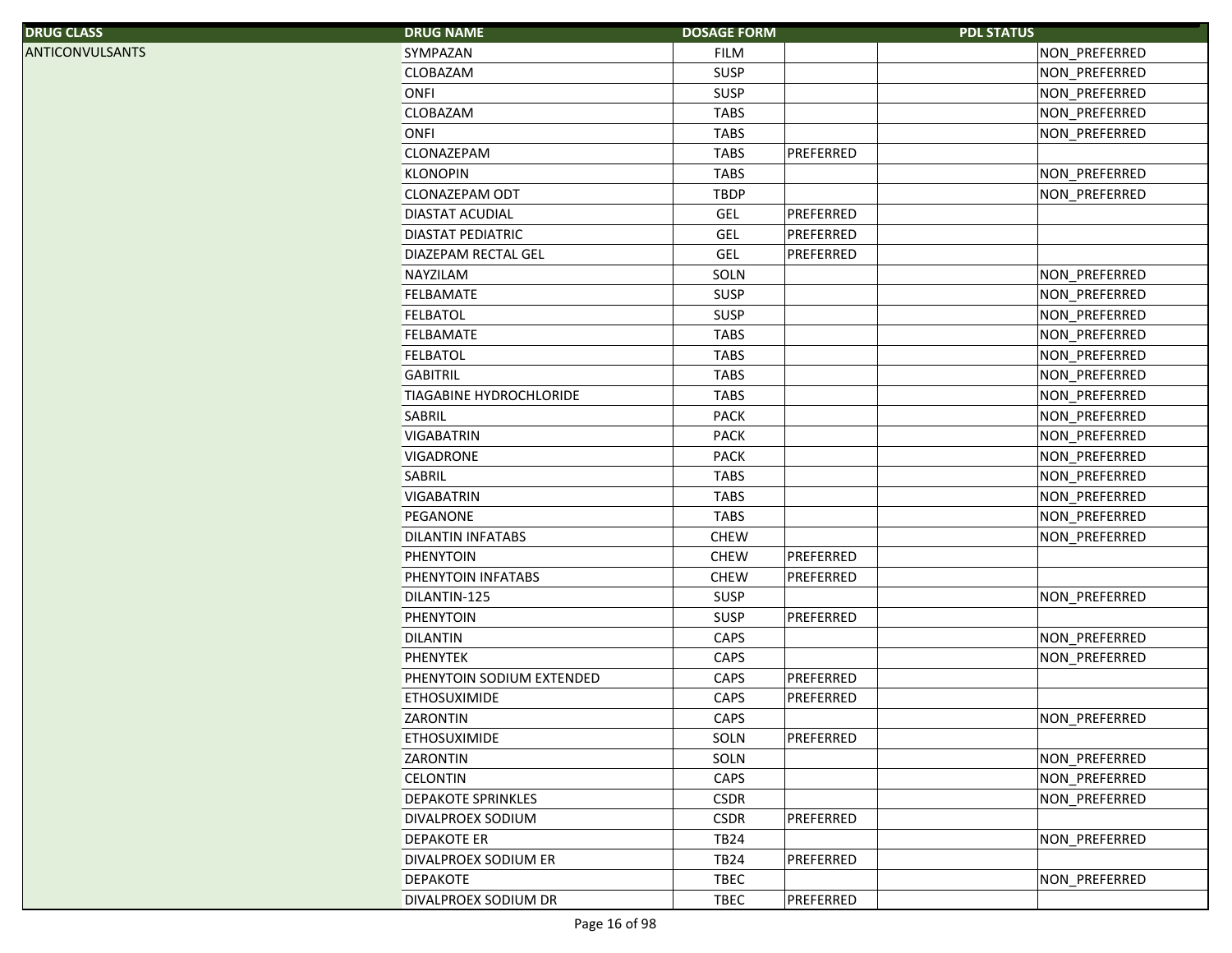| DRUG CLASS | DRUG NAME | DOSAGE FORM | PDL STATUS | | |
|---|---|---|---|---|---|
| ANTICONVULSANTS | SYMPAZAN | FILM | | | NON_PREFERRED |
| | CLOBAZAM | SUSP | | | NON_PREFERRED |
| | ONFI | SUSP | | | NON_PREFERRED |
| | CLOBAZAM | TABS | | | NON_PREFERRED |
| | ONFI | TABS | | | NON_PREFERRED |
| | CLONAZEPAM | TABS | PREFERRED | | |
| | KLONOPIN | TABS | | | NON_PREFERRED |
| | CLONAZEPAM ODT | TBDP | | | NON_PREFERRED |
| | DIASTAT ACUDIAL | GEL | PREFERRED | | |
| | DIASTAT PEDIATRIC | GEL | PREFERRED | | |
| | DIAZEPAM RECTAL GEL | GEL | PREFERRED | | |
| | NAYZILAM | SOLN | | | NON_PREFERRED |
| | FELBAMATE | SUSP | | | NON_PREFERRED |
| | FELBATOL | SUSP | | | NON_PREFERRED |
| | FELBAMATE | TABS | | | NON_PREFERRED |
| | FELBATOL | TABS | | | NON_PREFERRED |
| | GABITRIL | TABS | | | NON_PREFERRED |
| | TIAGABINE HYDROCHLORIDE | TABS | | | NON_PREFERRED |
| | SABRIL | PACK | | | NON_PREFERRED |
| | VIGABATRIN | PACK | | | NON_PREFERRED |
| | VIGADRONE | PACK | | | NON_PREFERRED |
| | SABRIL | TABS | | | NON_PREFERRED |
| | VIGABATRIN | TABS | | | NON_PREFERRED |
| | PEGANONE | TABS | | | NON_PREFERRED |
| | DILANTIN INFATABS | CHEW | | | NON_PREFERRED |
| | PHENYTOIN | CHEW | PREFERRED | | |
| | PHENYTOIN INFATABS | CHEW | PREFERRED | | |
| | DILANTIN-125 | SUSP | | | NON_PREFERRED |
| | PHENYTOIN | SUSP | PREFERRED | | |
| | DILANTIN | CAPS | | | NON_PREFERRED |
| | PHENYTEK | CAPS | | | NON_PREFERRED |
| | PHENYTOIN SODIUM EXTENDED | CAPS | PREFERRED | | |
| | ETHOSUXIMIDE | CAPS | PREFERRED | | |
| | ZARONTIN | CAPS | | | NON_PREFERRED |
| | ETHOSUXIMIDE | SOLN | PREFERRED | | |
| | ZARONTIN | SOLN | | | NON_PREFERRED |
| | CELONTIN | CAPS | | | NON_PREFERRED |
| | DEPAKOTE SPRINKLES | CSDR | | | NON_PREFERRED |
| | DIVALPROEX SODIUM | CSDR | PREFERRED | | |
| | DEPAKOTE ER | TB24 | | | NON_PREFERRED |
| | DIVALPROEX SODIUM ER | TB24 | PREFERRED | | |
| | DEPAKOTE | TBEC | | | NON_PREFERRED |
| | DIVALPROEX SODIUM DR | TBEC | PREFERRED | | |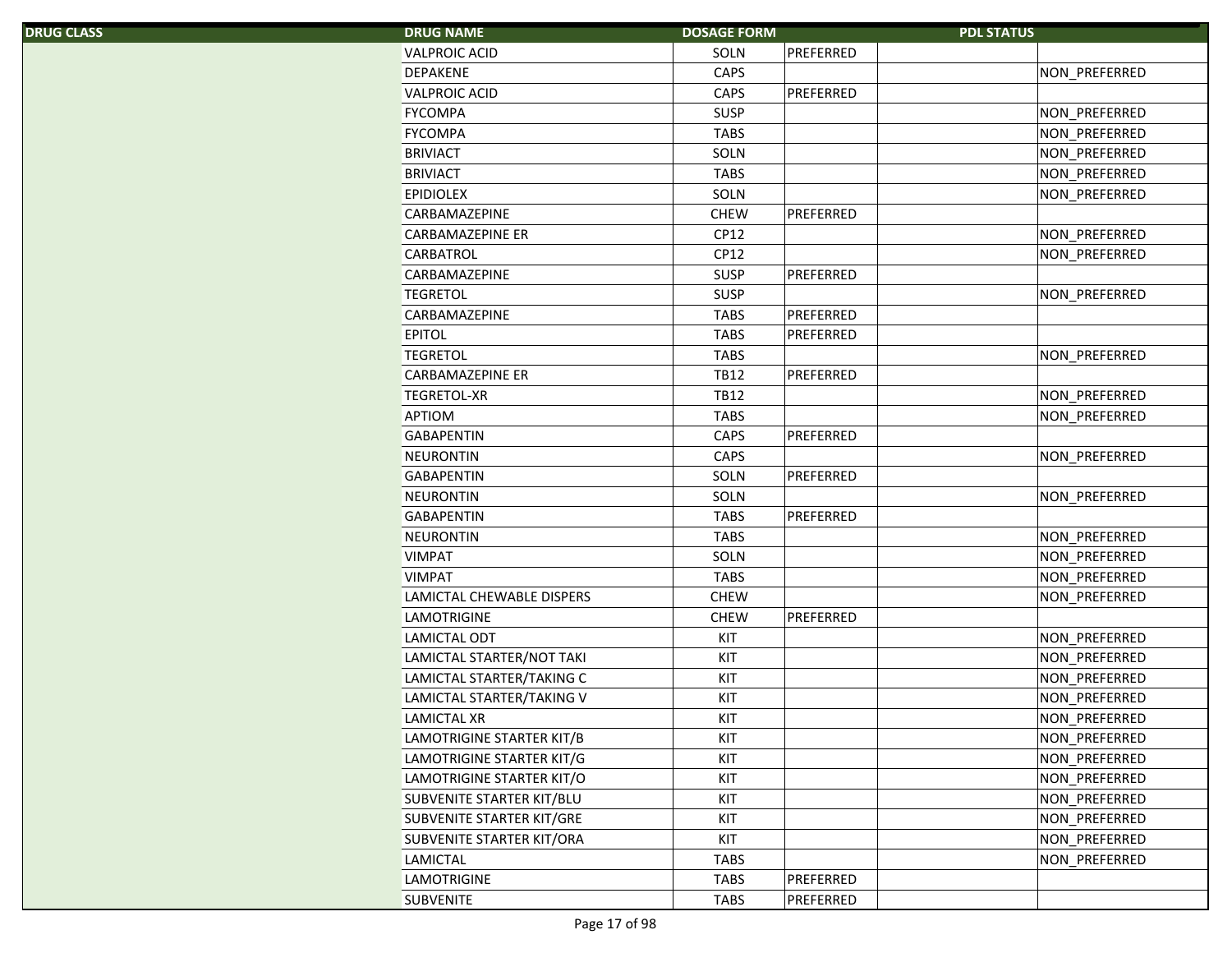| DRUG CLASS | DRUG NAME | DOSAGE FORM | PDL STATUS | | |
|---|---|---|---|---|---|
| | VALPROIC ACID | SOLN | PREFERRED | | |
| | DEPAKENE | CAPS | | | NON_PREFERRED |
| | VALPROIC ACID | CAPS | PREFERRED | | |
| | FYCOMPA | SUSP | | | NON_PREFERRED |
| | FYCOMPA | TABS | | | NON_PREFERRED |
| | BRIVIACT | SOLN | | | NON_PREFERRED |
| | BRIVIACT | TABS | | | NON_PREFERRED |
| | EPIDIOLEX | SOLN | | | NON_PREFERRED |
| | CARBAMAZEPINE | CHEW | PREFERRED | | |
| | CARBAMAZEPINE ER | CP12 | | | NON_PREFERRED |
| | CARBATROL | CP12 | | | NON_PREFERRED |
| | CARBAMAZEPINE | SUSP | PREFERRED | | |
| | TEGRETOL | SUSP | | | NON_PREFERRED |
| | CARBAMAZEPINE | TABS | PREFERRED | | |
| | EPITOL | TABS | PREFERRED | | |
| | TEGRETOL | TABS | | | NON_PREFERRED |
| | CARBAMAZEPINE ER | TB12 | PREFERRED | | |
| | TEGRETOL-XR | TB12 | | | NON_PREFERRED |
| | APTIOM | TABS | | | NON_PREFERRED |
| | GABAPENTIN | CAPS | PREFERRED | | |
| | NEURONTIN | CAPS | | | NON_PREFERRED |
| | GABAPENTIN | SOLN | PREFERRED | | |
| | NEURONTIN | SOLN | | | NON_PREFERRED |
| | GABAPENTIN | TABS | PREFERRED | | |
| | NEURONTIN | TABS | | | NON_PREFERRED |
| | VIMPAT | SOLN | | | NON_PREFERRED |
| | VIMPAT | TABS | | | NON_PREFERRED |
| | LAMICTAL CHEWABLE DISPERS | CHEW | | | NON_PREFERRED |
| | LAMOTRIGINE | CHEW | PREFERRED | | |
| | LAMICTAL ODT | KIT | | | NON_PREFERRED |
| | LAMICTAL STARTER/NOT TAKI | KIT | | | NON_PREFERRED |
| | LAMICTAL STARTER/TAKING C | KIT | | | NON_PREFERRED |
| | LAMICTAL STARTER/TAKING V | KIT | | | NON_PREFERRED |
| | LAMICTAL XR | KIT | | | NON_PREFERRED |
| | LAMOTRIGINE STARTER KIT/B | KIT | | | NON_PREFERRED |
| | LAMOTRIGINE STARTER KIT/G | KIT | | | NON_PREFERRED |
| | LAMOTRIGINE STARTER KIT/O | KIT | | | NON_PREFERRED |
| | SUBVENITE STARTER KIT/BLU | KIT | | | NON_PREFERRED |
| | SUBVENITE STARTER KIT/GRE | KIT | | | NON_PREFERRED |
| | SUBVENITE STARTER KIT/ORA | KIT | | | NON_PREFERRED |
| | LAMICTAL | TABS | | | NON_PREFERRED |
| | LAMOTRIGINE | TABS | PREFERRED | | |
| | SUBVENITE | TABS | PREFERRED | | |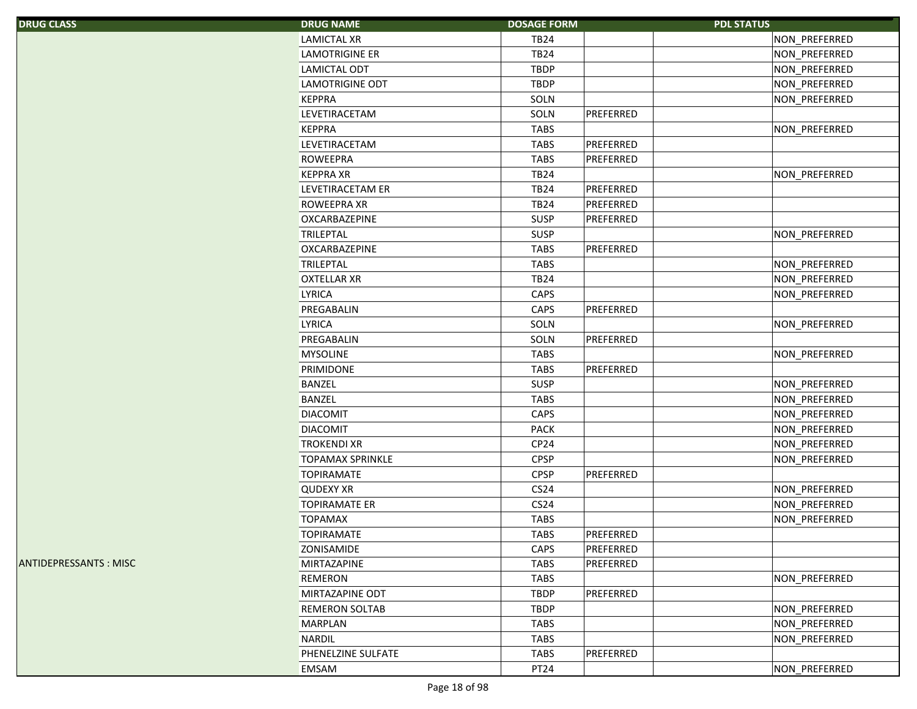| DRUG CLASS | DRUG NAME | DOSAGE FORM | PDL STATUS | | |
|---|---|---|---|---|---|
| | LAMICTAL XR | TB24 | | | NON_PREFERRED |
| | LAMOTRIGINE ER | TB24 | | | NON_PREFERRED |
| | LAMICTAL ODT | TBDP | | | NON_PREFERRED |
| | LAMOTRIGINE ODT | TBDP | | | NON_PREFERRED |
| | KEPPRA | SOLN | | | NON_PREFERRED |
| | LEVETIRACETAM | SOLN | PREFERRED | | |
| | KEPPRA | TABS | | | NON_PREFERRED |
| | LEVETIRACETAM | TABS | PREFERRED | | |
| | ROWEEPRA | TABS | PREFERRED | | |
| | KEPPRA XR | TB24 | | | NON_PREFERRED |
| | LEVETIRACETAM ER | TB24 | PREFERRED | | |
| | ROWEEPRA XR | TB24 | PREFERRED | | |
| | OXCARBAZEPINE | SUSP | PREFERRED | | |
| | TRILEPTAL | SUSP | | | NON_PREFERRED |
| | OXCARBAZEPINE | TABS | PREFERRED | | |
| | TRILEPTAL | TABS | | | NON_PREFERRED |
| | OXTELLAR XR | TB24 | | | NON_PREFERRED |
| | LYRICA | CAPS | | | NON_PREFERRED |
| | PREGABALIN | CAPS | PREFERRED | | |
| | LYRICA | SOLN | | | NON_PREFERRED |
| | PREGABALIN | SOLN | PREFERRED | | |
| | MYSOLINE | TABS | | | NON_PREFERRED |
| | PRIMIDONE | TABS | PREFERRED | | |
| | BANZEL | SUSP | | | NON_PREFERRED |
| | BANZEL | TABS | | | NON_PREFERRED |
| | DIACOMIT | CAPS | | | NON_PREFERRED |
| | DIACOMIT | PACK | | | NON_PREFERRED |
| | TROKENDI XR | CP24 | | | NON_PREFERRED |
| | TOPAMAX SPRINKLE | CPSP | | | NON_PREFERRED |
| | TOPIRAMATE | CPSP | PREFERRED | | |
| | QUDEXY XR | CS24 | | | NON_PREFERRED |
| | TOPIRAMATE ER | CS24 | | | NON_PREFERRED |
| | TOPAMAX | TABS | | | NON_PREFERRED |
| | TOPIRAMATE | TABS | PREFERRED | | |
| | ZONISAMIDE | CAPS | PREFERRED | | |
| ANTIDEPRESSANTS : MISC | MIRTAZAPINE | TABS | PREFERRED | | |
| | REMERON | TABS | | | NON_PREFERRED |
| | MIRTAZAPINE ODT | TBDP | PREFERRED | | |
| | REMERON SOLTAB | TBDP | | | NON_PREFERRED |
| | MARPLAN | TABS | | | NON_PREFERRED |
| | NARDIL | TABS | | | NON_PREFERRED |
| | PHENELZINE SULFATE | TABS | PREFERRED | | |
| | EMSAM | PT24 | | | NON_PREFERRED |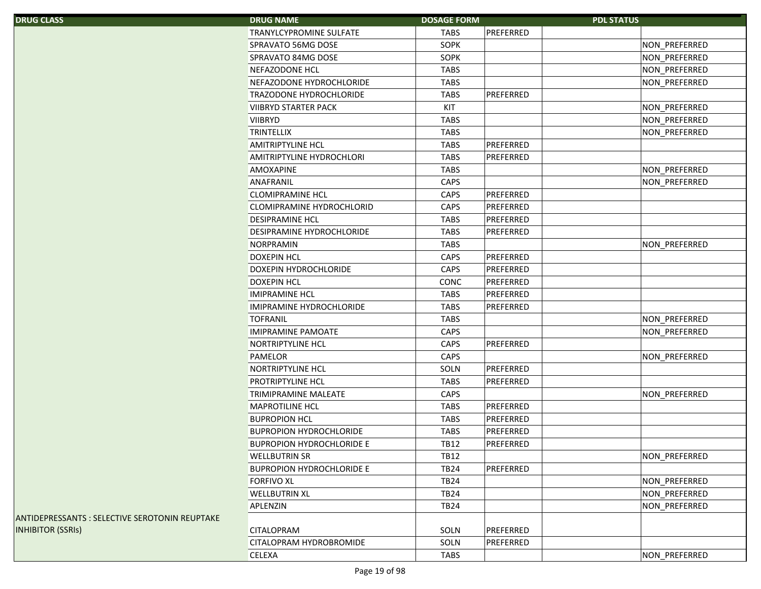| DRUG CLASS | DRUG NAME | DOSAGE FORM | PDL STATUS | | |
|---|---|---|---|---|---|
| | TRANYLCYPROMINE SULFATE | TABS | PREFERRED | | |
| | SPRAVATO 56MG DOSE | SOPK | | | NON_PREFERRED |
| | SPRAVATO 84MG DOSE | SOPK | | | NON_PREFERRED |
| | NEFAZODONE HCL | TABS | | | NON_PREFERRED |
| | NEFAZODONE HYDROCHLORIDE | TABS | | | NON_PREFERRED |
| | TRAZODONE HYDROCHLORIDE | TABS | PREFERRED | | |
| | VIIBRYD STARTER PACK | KIT | | | NON_PREFERRED |
| | VIIBRYD | TABS | | | NON_PREFERRED |
| | TRINTELLIX | TABS | | | NON_PREFERRED |
| | AMITRIPTYLINE HCL | TABS | PREFERRED | | |
| | AMITRIPTYLINE HYDROCHLORI | TABS | PREFERRED | | |
| | AMOXAPINE | TABS | | | NON_PREFERRED |
| | ANAFRANIL | CAPS | | | NON_PREFERRED |
| | CLOMIPRAMINE HCL | CAPS | PREFERRED | | |
| | CLOMIPRAMINE HYDROCHLORID | CAPS | PREFERRED | | |
| | DESIPRAMINE HCL | TABS | PREFERRED | | |
| | DESIPRAMINE HYDROCHLORIDE | TABS | PREFERRED | | |
| | NORPRAMIN | TABS | | | NON_PREFERRED |
| | DOXEPIN HCL | CAPS | PREFERRED | | |
| | DOXEPIN HYDROCHLORIDE | CAPS | PREFERRED | | |
| | DOXEPIN HCL | CONC | PREFERRED | | |
| | IMIPRAMINE HCL | TABS | PREFERRED | | |
| | IMIPRAMINE HYDROCHLORIDE | TABS | PREFERRED | | |
| | TOFRANIL | TABS | | | NON_PREFERRED |
| | IMIPRAMINE PAMOATE | CAPS | | | NON_PREFERRED |
| | NORTRIPTYLINE HCL | CAPS | PREFERRED | | |
| | PAMELOR | CAPS | | | NON_PREFERRED |
| | NORTRIPTYLINE HCL | SOLN | PREFERRED | | |
| | PROTRIPTYLINE HCL | TABS | PREFERRED | | |
| | TRIMIPRAMINE MALEATE | CAPS | | | NON_PREFERRED |
| | MAPROTILINE HCL | TABS | PREFERRED | | |
| | BUPROPION HCL | TABS | PREFERRED | | |
| | BUPROPION HYDROCHLORIDE | TABS | PREFERRED | | |
| | BUPROPION HYDROCHLORIDE E | TB12 | PREFERRED | | |
| | WELLBUTRIN SR | TB12 | | | NON_PREFERRED |
| | BUPROPION HYDROCHLORIDE E | TB24 | PREFERRED | | |
| | FORFIVO XL | TB24 | | | NON_PREFERRED |
| | WELLBUTRIN XL | TB24 | | | NON_PREFERRED |
| | APLENZIN | TB24 | | | NON_PREFERRED |
| ANTIDEPRESSANTS : SELECTIVE SEROTONIN REUPTAKE INHIBITOR (SSRIs) | CITALOPRAM | SOLN | PREFERRED | | |
| | CITALOPRAM HYDROBROMIDE | SOLN | PREFERRED | | |
| | CELEXA | TABS | | | NON_PREFERRED |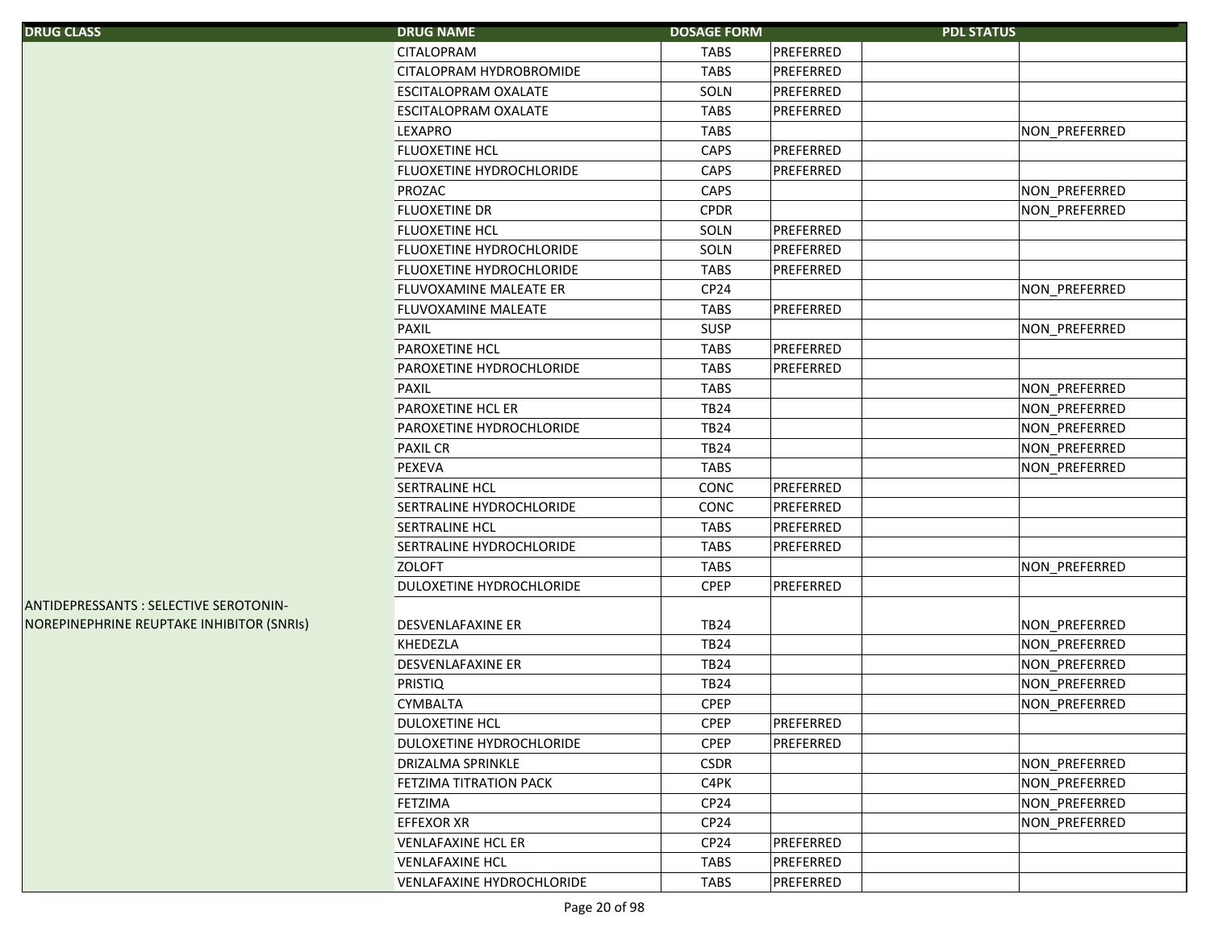| DRUG CLASS | DRUG NAME | DOSAGE FORM | PDL STATUS | | |
|---|---|---|---|---|---|
| | CITALOPRAM | TABS | PREFERRED | | |
| | CITALOPRAM HYDROBROMIDE | TABS | PREFERRED | | |
| | ESCITALOPRAM OXALATE | SOLN | PREFERRED | | |
| | ESCITALOPRAM OXALATE | TABS | PREFERRED | | |
| | LEXAPRO | TABS | | | NON_PREFERRED |
| | FLUOXETINE HCL | CAPS | PREFERRED | | |
| | FLUOXETINE HYDROCHLORIDE | CAPS | PREFERRED | | |
| | PROZAC | CAPS | | | NON_PREFERRED |
| | FLUOXETINE DR | CPDR | | | NON_PREFERRED |
| | FLUOXETINE HCL | SOLN | PREFERRED | | |
| | FLUOXETINE HYDROCHLORIDE | SOLN | PREFERRED | | |
| | FLUOXETINE HYDROCHLORIDE | TABS | PREFERRED | | |
| | FLUVOXAMINE MALEATE ER | CP24 | | | NON_PREFERRED |
| | FLUVOXAMINE MALEATE | TABS | PREFERRED | | |
| | PAXIL | SUSP | | | NON_PREFERRED |
| | PAROXETINE HCL | TABS | PREFERRED | | |
| | PAROXETINE HYDROCHLORIDE | TABS | PREFERRED | | |
| | PAXIL | TABS | | | NON_PREFERRED |
| | PAROXETINE HCL ER | TB24 | | | NON_PREFERRED |
| | PAROXETINE HYDROCHLORIDE | TB24 | | | NON_PREFERRED |
| | PAXIL CR | TB24 | | | NON_PREFERRED |
| | PEXEVA | TABS | | | NON_PREFERRED |
| | SERTRALINE HCL | CONC | PREFERRED | | |
| | SERTRALINE HYDROCHLORIDE | CONC | PREFERRED | | |
| | SERTRALINE HCL | TABS | PREFERRED | | |
| | SERTRALINE HYDROCHLORIDE | TABS | PREFERRED | | |
| | ZOLOFT | TABS | | | NON_PREFERRED |
| | DULOXETINE HYDROCHLORIDE | CPEP | PREFERRED | | |
| ANTIDEPRESSANTS : SELECTIVE SEROTONIN-NOREPINEPHRINE REUPTAKE INHIBITOR (SNRIs) | DESVENLAFAXINE ER | TB24 | | | NON_PREFERRED |
| | KHEDEZLA | TB24 | | | NON_PREFERRED |
| | DESVENLAFAXINE ER | TB24 | | | NON_PREFERRED |
| | PRISTIQ | TB24 | | | NON_PREFERRED |
| | CYMBALTA | CPEP | | | NON_PREFERRED |
| | DULOXETINE HCL | CPEP | PREFERRED | | |
| | DULOXETINE HYDROCHLORIDE | CPEP | PREFERRED | | |
| | DRIZALMA SPRINKLE | CSDR | | | NON_PREFERRED |
| | FETZIMA TITRATION PACK | C4PK | | | NON_PREFERRED |
| | FETZIMA | CP24 | | | NON_PREFERRED |
| | EFFEXOR XR | CP24 | | | NON_PREFERRED |
| | VENLAFAXINE HCL ER | CP24 | PREFERRED | | |
| | VENLAFAXINE HCL | TABS | PREFERRED | | |
| | VENLAFAXINE HYDROCHLORIDE | TABS | PREFERRED | | |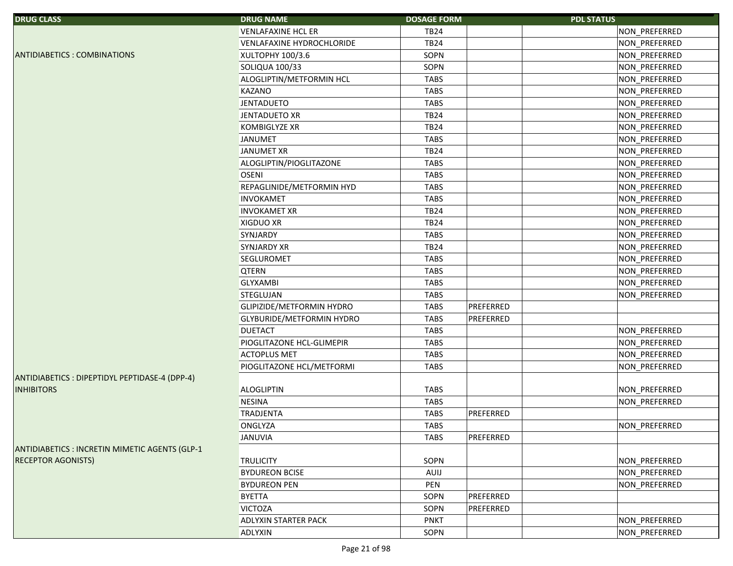| DRUG CLASS | DRUG NAME | DOSAGE FORM | PDL STATUS | | |
|---|---|---|---|---|---|
| | VENLAFAXINE HCL ER | TB24 | | | NON_PREFERRED |
| | VENLAFAXINE HYDROCHLORIDE | TB24 | | | NON_PREFERRED |
| ANTIDIABETICS : COMBINATIONS | XULTOPHY 100/3.6 | SOPN | | | NON_PREFERRED |
| | SOLIQUA 100/33 | SOPN | | | NON_PREFERRED |
| | ALOGLIPTIN/METFORMIN HCL | TABS | | | NON_PREFERRED |
| | KAZANO | TABS | | | NON_PREFERRED |
| | JENTADUETO | TABS | | | NON_PREFERRED |
| | JENTADUETO XR | TB24 | | | NON_PREFERRED |
| | KOMBIGLYZE XR | TB24 | | | NON_PREFERRED |
| | JANUMET | TABS | | | NON_PREFERRED |
| | JANUMET XR | TB24 | | | NON_PREFERRED |
| | ALOGLIPTIN/PIOGLITAZONE | TABS | | | NON_PREFERRED |
| | OSENI | TABS | | | NON_PREFERRED |
| | REPAGLINIDE/METFORMIN HYD | TABS | | | NON_PREFERRED |
| | INVOKAMET | TABS | | | NON_PREFERRED |
| | INVOKAMET XR | TB24 | | | NON_PREFERRED |
| | XIGDUO XR | TB24 | | | NON_PREFERRED |
| | SYNJARDY | TABS | | | NON_PREFERRED |
| | SYNJARDY XR | TB24 | | | NON_PREFERRED |
| | SEGLUROMET | TABS | | | NON_PREFERRED |
| | QTERN | TABS | | | NON_PREFERRED |
| | GLYXAMBI | TABS | | | NON_PREFERRED |
| | STEGLUJAN | TABS | | | NON_PREFERRED |
| | GLIPIZIDE/METFORMIN HYDRO | TABS | PREFERRED | | |
| | GLYBURIDE/METFORMIN HYDRO | TABS | PREFERRED | | |
| | DUETACT | TABS | | | NON_PREFERRED |
| | PIOGLITAZONE HCL-GLIMEPIR | TABS | | | NON_PREFERRED |
| | ACTOPLUS MET | TABS | | | NON_PREFERRED |
| | PIOGLITAZONE HCL/METFORMI | TABS | | | NON_PREFERRED |
| ANTIDIABETICS : DIPEPTIDYL PEPTIDASE-4 (DPP-4) INHIBITORS | ALOGLIPTIN | TABS | | | NON_PREFERRED |
| | NESINA | TABS | | | NON_PREFERRED |
| | TRADJENTA | TABS | PREFERRED | | |
| | ONGLYZA | TABS | | | NON_PREFERRED |
| | JANUVIA | TABS | PREFERRED | | |
| ANTIDIABETICS : INCRETIN MIMETIC AGENTS (GLP-1 RECEPTOR AGONISTS) | TRULICITY | SOPN | | | NON_PREFERRED |
| | BYDUREON BCISE | AUIJ | | | NON_PREFERRED |
| | BYDUREON PEN | PEN | | | NON_PREFERRED |
| | BYETTA | SOPN | PREFERRED | | |
| | VICTOZA | SOPN | PREFERRED | | |
| | ADLYXIN STARTER PACK | PNKT | | | NON_PREFERRED |
| | ADLYXIN | SOPN | | | NON_PREFERRED |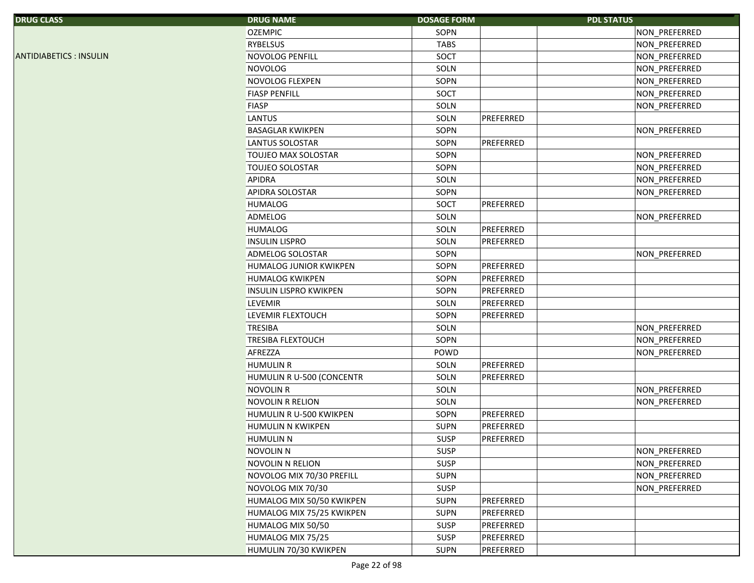| DRUG CLASS | DRUG NAME | DOSAGE FORM | PDL STATUS | | |
|---|---|---|---|---|---|
| | OZEMPIC | SOPN | | | NON_PREFERRED |
| | RYBELSUS | TABS | | | NON_PREFERRED |
| ANTIDIABETICS : INSULIN | NOVOLOG PENFILL | SOCT | | | NON_PREFERRED |
| | NOVOLOG | SOLN | | | NON_PREFERRED |
| | NOVOLOG FLEXPEN | SOPN | | | NON_PREFERRED |
| | FIASP PENFILL | SOCT | | | NON_PREFERRED |
| | FIASP | SOLN | | | NON_PREFERRED |
| | LANTUS | SOLN | PREFERRED | | |
| | BASAGLAR KWIKPEN | SOPN | | | NON_PREFERRED |
| | LANTUS SOLOSTAR | SOPN | PREFERRED | | |
| | TOUJEO MAX SOLOSTAR | SOPN | | | NON_PREFERRED |
| | TOUJEO SOLOSTAR | SOPN | | | NON_PREFERRED |
| | APIDRA | SOLN | | | NON_PREFERRED |
| | APIDRA SOLOSTAR | SOPN | | | NON_PREFERRED |
| | HUMALOG | SOCT | PREFERRED | | |
| | ADMELOG | SOLN | | | NON_PREFERRED |
| | HUMALOG | SOLN | PREFERRED | | |
| | INSULIN LISPRO | SOLN | PREFERRED | | |
| | ADMELOG SOLOSTAR | SOPN | | | NON_PREFERRED |
| | HUMALOG JUNIOR KWIKPEN | SOPN | PREFERRED | | |
| | HUMALOG KWIKPEN | SOPN | PREFERRED | | |
| | INSULIN LISPRO KWIKPEN | SOPN | PREFERRED | | |
| | LEVEMIR | SOLN | PREFERRED | | |
| | LEVEMIR FLEXTOUCH | SOPN | PREFERRED | | |
| | TRESIBA | SOLN | | | NON_PREFERRED |
| | TRESIBA FLEXTOUCH | SOPN | | | NON_PREFERRED |
| | AFREZZA | POWD | | | NON_PREFERRED |
| | HUMULIN R | SOLN | PREFERRED | | |
| | HUMULIN R U-500 (CONCENTR | SOLN | PREFERRED | | |
| | NOVOLIN R | SOLN | | | NON_PREFERRED |
| | NOVOLIN R RELION | SOLN | | | NON_PREFERRED |
| | HUMULIN R U-500 KWIKPEN | SOPN | PREFERRED | | |
| | HUMULIN N KWIKPEN | SUPN | PREFERRED | | |
| | HUMULIN N | SUSP | PREFERRED | | |
| | NOVOLIN N | SUSP | | | NON_PREFERRED |
| | NOVOLIN N RELION | SUSP | | | NON_PREFERRED |
| | NOVOLOG MIX 70/30 PREFILL | SUPN | | | NON_PREFERRED |
| | NOVOLOG MIX 70/30 | SUSP | | | NON_PREFERRED |
| | HUMALOG MIX 50/50 KWIKPEN | SUPN | PREFERRED | | |
| | HUMALOG MIX 75/25 KWIKPEN | SUPN | PREFERRED | | |
| | HUMALOG MIX 50/50 | SUSP | PREFERRED | | |
| | HUMALOG MIX 75/25 | SUSP | PREFERRED | | |
| | HUMULIN 70/30 KWIKPEN | SUPN | PREFERRED | | |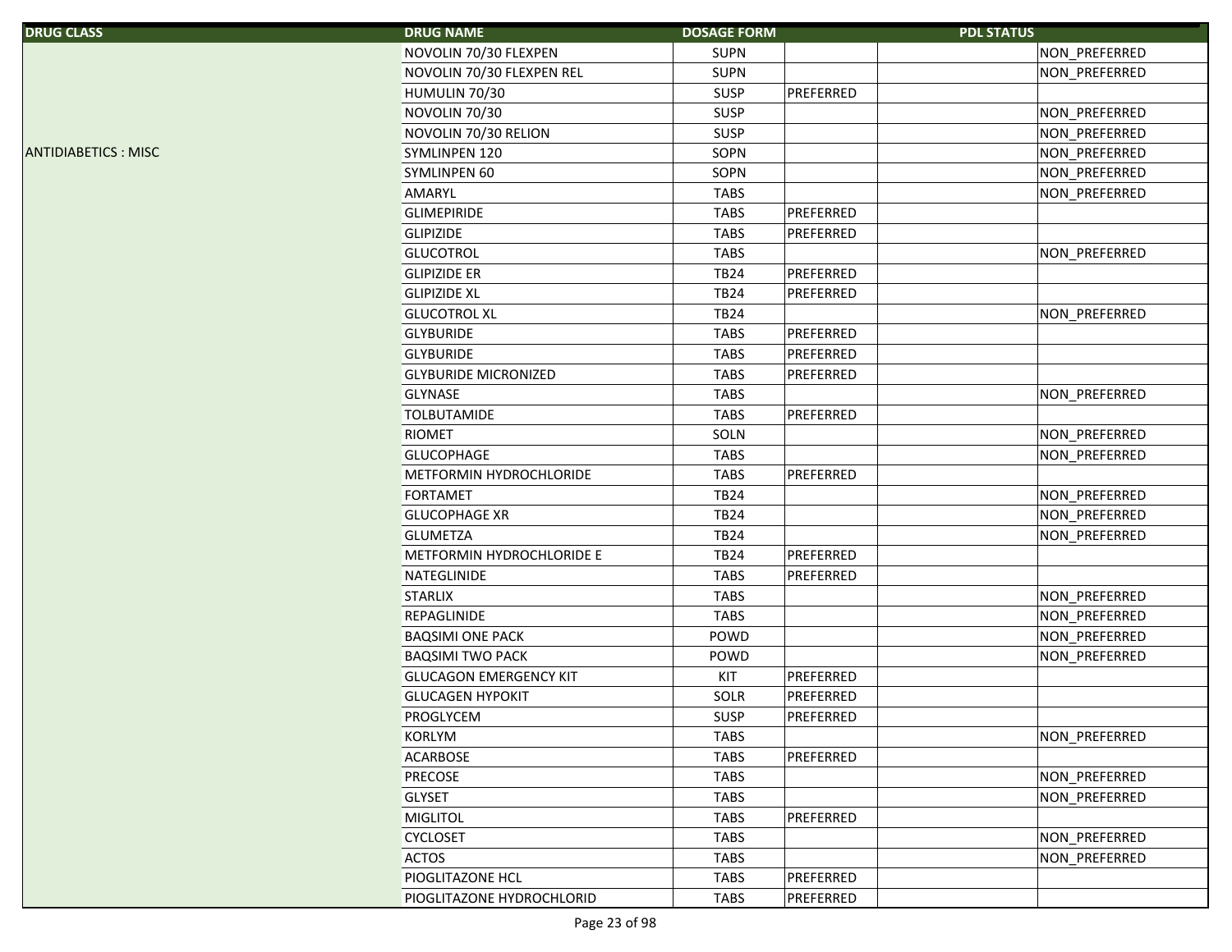| DRUG CLASS | DRUG NAME | DOSAGE FORM | PDL STATUS | | |
|---|---|---|---|---|---|
| ANTIDIABETICS : MISC | NOVOLIN 70/30 FLEXPEN | SUPN | | | NON_PREFERRED |
| | NOVOLIN 70/30 FLEXPEN REL | SUPN | | | NON_PREFERRED |
| | HUMULIN 70/30 | SUSP | PREFERRED | | |
| | NOVOLIN 70/30 | SUSP | | | NON_PREFERRED |
| | NOVOLIN 70/30 RELION | SUSP | | | NON_PREFERRED |
| | SYMLINPEN 120 | SOPN | | | NON_PREFERRED |
| | SYMLINPEN 60 | SOPN | | | NON_PREFERRED |
| | AMARYL | TABS | | | NON_PREFERRED |
| | GLIMEPIRIDE | TABS | PREFERRED | | |
| | GLIPIZIDE | TABS | PREFERRED | | |
| | GLUCOTROL | TABS | | | NON_PREFERRED |
| | GLIPIZIDE ER | TB24 | PREFERRED | | |
| | GLIPIZIDE XL | TB24 | PREFERRED | | |
| | GLUCOTROL XL | TB24 | | | NON_PREFERRED |
| | GLYBURIDE | TABS | PREFERRED | | |
| | GLYBURIDE | TABS | PREFERRED | | |
| | GLYBURIDE MICRONIZED | TABS | PREFERRED | | |
| | GLYNASE | TABS | | | NON_PREFERRED |
| | TOLBUTAMIDE | TABS | PREFERRED | | |
| | RIOMET | SOLN | | | NON_PREFERRED |
| | GLUCOPHAGE | TABS | | | NON_PREFERRED |
| | METFORMIN HYDROCHLORIDE | TABS | PREFERRED | | |
| | FORTAMET | TB24 | | | NON_PREFERRED |
| | GLUCOPHAGE XR | TB24 | | | NON_PREFERRED |
| | GLUMETZA | TB24 | | | NON_PREFERRED |
| | METFORMIN HYDROCHLORIDE E | TB24 | PREFERRED | | |
| | NATEGLINIDE | TABS | PREFERRED | | |
| | STARLIX | TABS | | | NON_PREFERRED |
| | REPAGLINIDE | TABS | | | NON_PREFERRED |
| | BAQSIMI ONE PACK | POWD | | | NON_PREFERRED |
| | BAQSIMI TWO PACK | POWD | | | NON_PREFERRED |
| | GLUCAGON EMERGENCY KIT | KIT | PREFERRED | | |
| | GLUCAGEN HYPOKIT | SOLR | PREFERRED | | |
| | PROGLYCEM | SUSP | PREFERRED | | |
| | KORLYM | TABS | | | NON_PREFERRED |
| | ACARBOSE | TABS | PREFERRED | | |
| | PRECOSE | TABS | | | NON_PREFERRED |
| | GLYSET | TABS | | | NON_PREFERRED |
| | MIGLITOL | TABS | PREFERRED | | |
| | CYCLOSET | TABS | | | NON_PREFERRED |
| | ACTOS | TABS | | | NON_PREFERRED |
| | PIOGLITAZONE HCL | TABS | PREFERRED | | |
| | PIOGLITAZONE HYDROCHLORID | TABS | PREFERRED | | |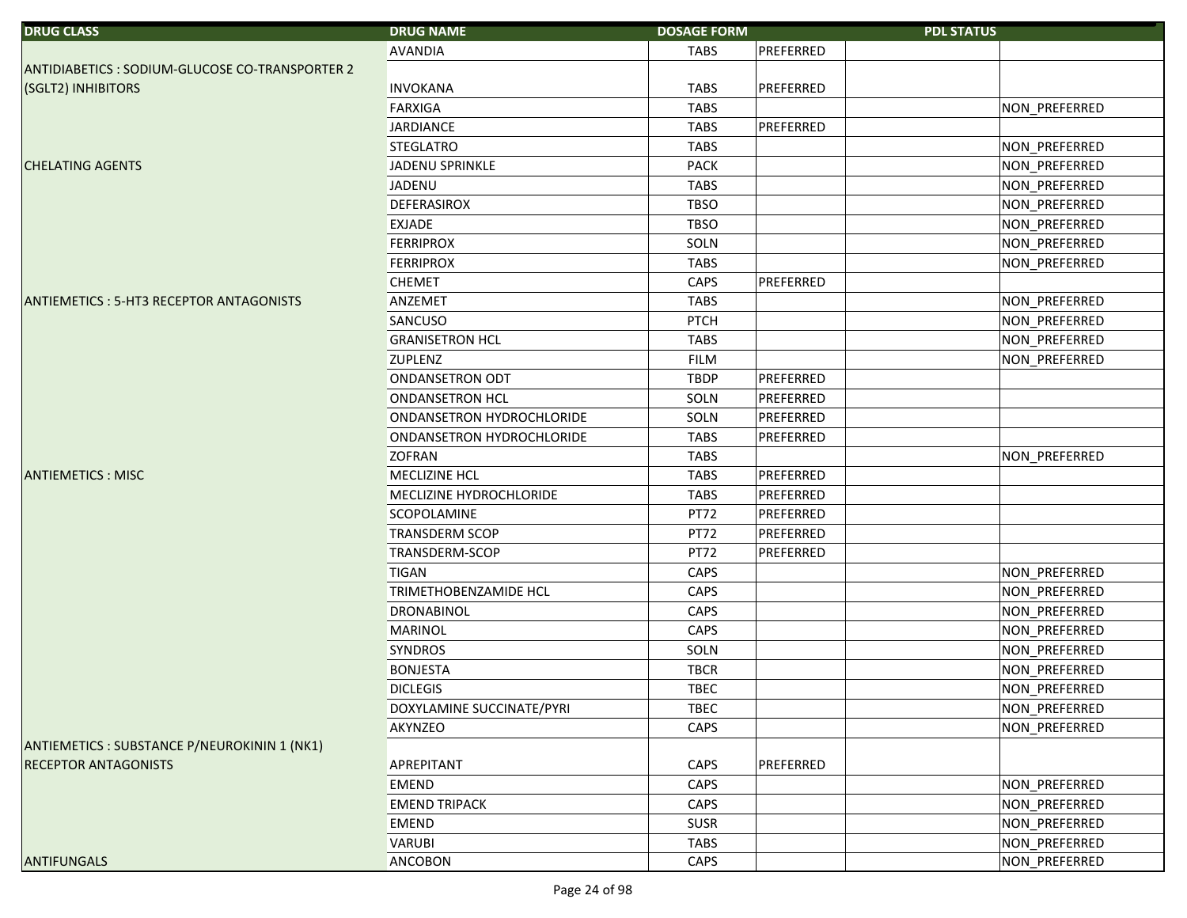| DRUG CLASS | DRUG NAME | DOSAGE FORM | PDL STATUS | | |
|---|---|---|---|---|---|
| | AVANDIA | TABS | PREFERRED | | |
| ANTIDIABETICS : SODIUM-GLUCOSE CO-TRANSPORTER 2 (SGLT2) INHIBITORS | INVOKANA | TABS | PREFERRED | | |
| | FARXIGA | TABS | | | NON_PREFERRED |
| | JARDIANCE | TABS | PREFERRED | | |
| | STEGLATRO | TABS | | | NON_PREFERRED |
| CHELATING AGENTS | JADENU SPRINKLE | PACK | | | NON_PREFERRED |
| | JADENU | TABS | | | NON_PREFERRED |
| | DEFERASIROX | TBSO | | | NON_PREFERRED |
| | EXJADE | TBSO | | | NON_PREFERRED |
| | FERRIPROX | SOLN | | | NON_PREFERRED |
| | FERRIPROX | TABS | | | NON_PREFERRED |
| | CHEMET | CAPS | PREFERRED | | |
| ANTIEMETICS : 5-HT3 RECEPTOR ANTAGONISTS | ANZEMET | TABS | | | NON_PREFERRED |
| | SANCUSO | PTCH | | | NON_PREFERRED |
| | GRANISETRON HCL | TABS | | | NON_PREFERRED |
| | ZUPLENZ | FILM | | | NON_PREFERRED |
| | ONDANSETRON ODT | TBDP | PREFERRED | | |
| | ONDANSETRON HCL | SOLN | PREFERRED | | |
| | ONDANSETRON HYDROCHLORIDE | SOLN | PREFERRED | | |
| | ONDANSETRON HYDROCHLORIDE | TABS | PREFERRED | | |
| | ZOFRAN | TABS | | | NON_PREFERRED |
| ANTIEMETICS : MISC | MECLIZINE HCL | TABS | PREFERRED | | |
| | MECLIZINE HYDROCHLORIDE | TABS | PREFERRED | | |
| | SCOPOLAMINE | PT72 | PREFERRED | | |
| | TRANSDERM SCOP | PT72 | PREFERRED | | |
| | TRANSDERM-SCOP | PT72 | PREFERRED | | |
| | TIGAN | CAPS | | | NON_PREFERRED |
| | TRIMETHOBENZAMIDE HCL | CAPS | | | NON_PREFERRED |
| | DRONABINOL | CAPS | | | NON_PREFERRED |
| | MARINOL | CAPS | | | NON_PREFERRED |
| | SYNDROS | SOLN | | | NON_PREFERRED |
| | BONJESTA | TBCR | | | NON_PREFERRED |
| | DICLEGIS | TBEC | | | NON_PREFERRED |
| | DOXYLAMINE SUCCINATE/PYRI | TBEC | | | NON_PREFERRED |
| | AKYNZEO | CAPS | | | NON_PREFERRED |
| ANTIEMETICS : SUBSTANCE P/NEUROKININ 1 (NK1) RECEPTOR ANTAGONISTS | APREPITANT | CAPS | PREFERRED | | |
| | EMEND | CAPS | | | NON_PREFERRED |
| | EMEND TRIPACK | CAPS | | | NON_PREFERRED |
| | EMEND | SUSR | | | NON_PREFERRED |
| | VARUBI | TABS | | | NON_PREFERRED |
| ANTIFUNGALS | ANCOBON | CAPS | | | NON_PREFERRED |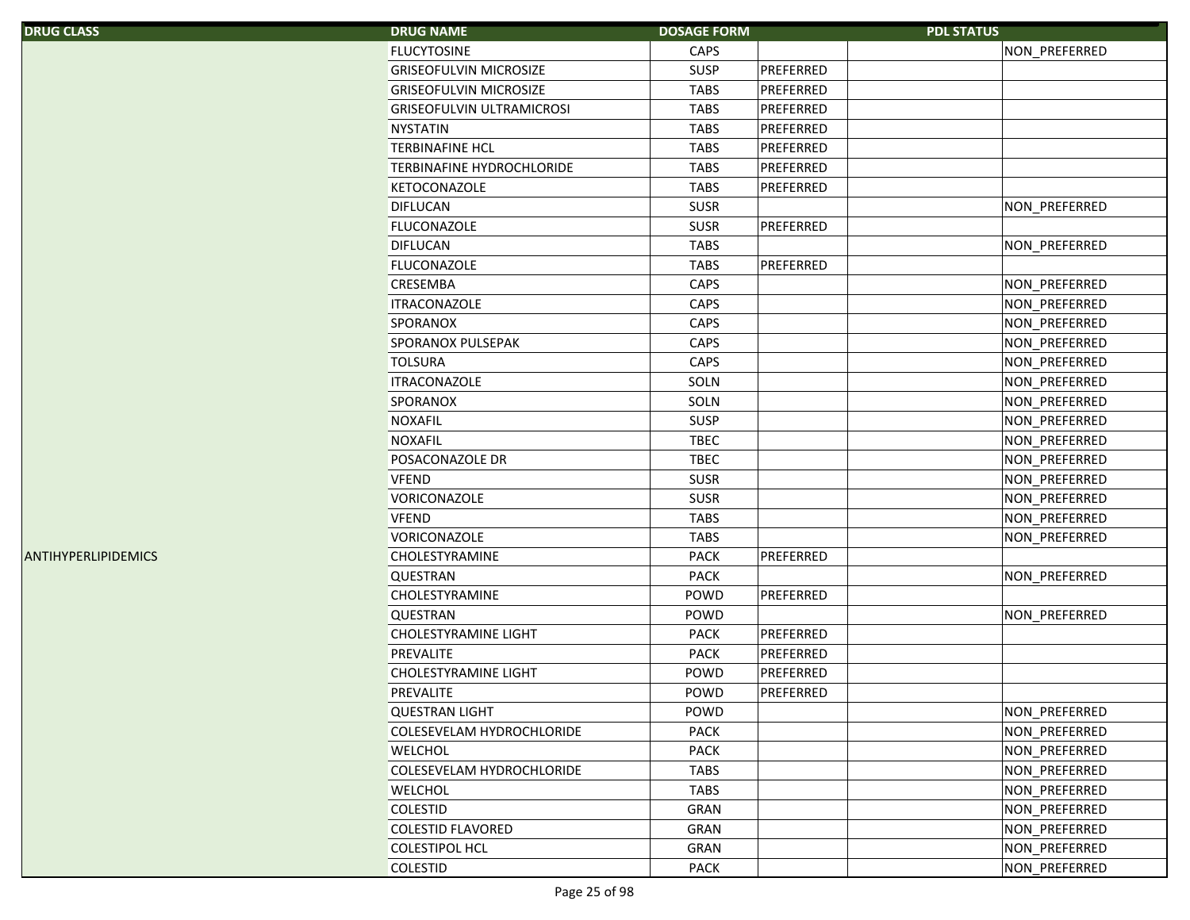| DRUG CLASS | DRUG NAME | DOSAGE FORM | PDL STATUS | | |
|---|---|---|---|---|---|
| | FLUCYTOSINE | CAPS | | | NON_PREFERRED |
| | GRISEOFULVIN MICROSIZE | SUSP | PREFERRED | | |
| | GRISEOFULVIN MICROSIZE | TABS | PREFERRED | | |
| | GRISEOFULVIN ULTRAMICROSI | TABS | PREFERRED | | |
| | NYSTATIN | TABS | PREFERRED | | |
| | TERBINAFINE HCL | TABS | PREFERRED | | |
| | TERBINAFINE HYDROCHLORIDE | TABS | PREFERRED | | |
| | KETOCONAZOLE | TABS | PREFERRED | | |
| | DIFLUCAN | SUSR | | | NON_PREFERRED |
| | FLUCONAZOLE | SUSR | PREFERRED | | |
| | DIFLUCAN | TABS | | | NON_PREFERRED |
| | FLUCONAZOLE | TABS | PREFERRED | | |
| | CRESEMBA | CAPS | | | NON_PREFERRED |
| | ITRACONAZOLE | CAPS | | | NON_PREFERRED |
| | SPORANOX | CAPS | | | NON_PREFERRED |
| | SPORANOX PULSEPAK | CAPS | | | NON_PREFERRED |
| | TOLSURA | CAPS | | | NON_PREFERRED |
| | ITRACONAZOLE | SOLN | | | NON_PREFERRED |
| | SPORANOX | SOLN | | | NON_PREFERRED |
| | NOXAFIL | SUSP | | | NON_PREFERRED |
| | NOXAFIL | TBEC | | | NON_PREFERRED |
| | POSACONAZOLE DR | TBEC | | | NON_PREFERRED |
| | VFEND | SUSR | | | NON_PREFERRED |
| | VORICONAZOLE | SUSR | | | NON_PREFERRED |
| | VFEND | TABS | | | NON_PREFERRED |
| | VORICONAZOLE | TABS | | | NON_PREFERRED |
| ANTIHYPERLIPIDEMICS | CHOLESTYRAMINE | PACK | PREFERRED | | |
| | QUESTRAN | PACK | | | NON_PREFERRED |
| | CHOLESTYRAMINE | POWD | PREFERRED | | |
| | QUESTRAN | POWD | | | NON_PREFERRED |
| | CHOLESTYRAMINE LIGHT | PACK | PREFERRED | | |
| | PREVALITE | PACK | PREFERRED | | |
| | CHOLESTYRAMINE LIGHT | POWD | PREFERRED | | |
| | PREVALITE | POWD | PREFERRED | | |
| | QUESTRAN LIGHT | POWD | | | NON_PREFERRED |
| | COLESEVELAM HYDROCHLORIDE | PACK | | | NON_PREFERRED |
| | WELCHOL | PACK | | | NON_PREFERRED |
| | COLESEVELAM HYDROCHLORIDE | TABS | | | NON_PREFERRED |
| | WELCHOL | TABS | | | NON_PREFERRED |
| | COLESTID | GRAN | | | NON_PREFERRED |
| | COLESTID FLAVORED | GRAN | | | NON_PREFERRED |
| | COLESTIPOL HCL | GRAN | | | NON_PREFERRED |
| | COLESTID | PACK | | | NON_PREFERRED |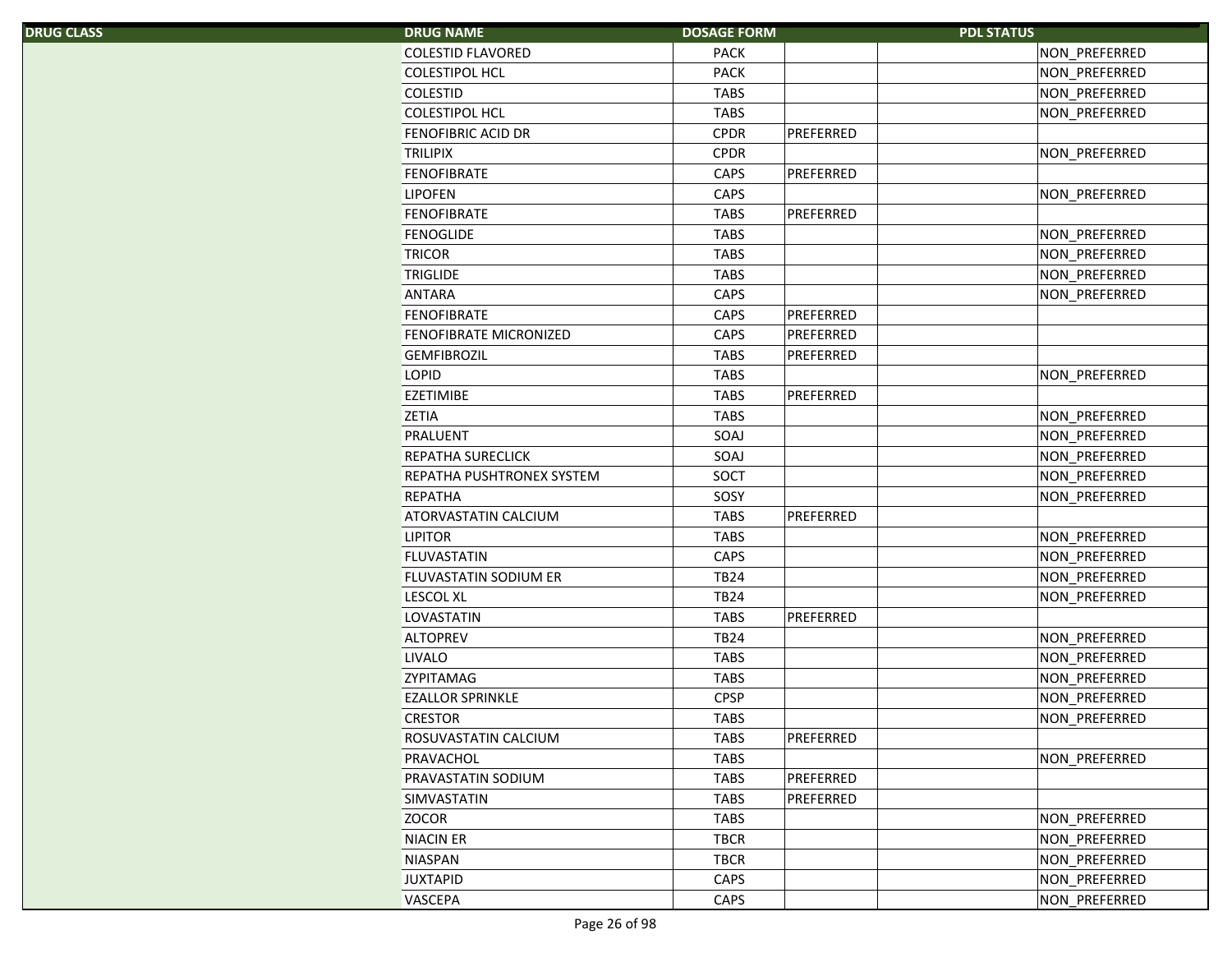| DRUG CLASS | DRUG NAME | DOSAGE FORM | PDL STATUS | | |
|---|---|---|---|---|---|
| | COLESTID FLAVORED | PACK | | | NON_PREFERRED |
| | COLESTIPOL HCL | PACK | | | NON_PREFERRED |
| | COLESTID | TABS | | | NON_PREFERRED |
| | COLESTIPOL HCL | TABS | | | NON_PREFERRED |
| | FENOFIBRIC ACID DR | CPDR | PREFERRED | | |
| | TRILIPIX | CPDR | | | NON_PREFERRED |
| | FENOFIBRATE | CAPS | PREFERRED | | |
| | LIPOFEN | CAPS | | | NON_PREFERRED |
| | FENOFIBRATE | TABS | PREFERRED | | |
| | FENOGLIDE | TABS | | | NON_PREFERRED |
| | TRICOR | TABS | | | NON_PREFERRED |
| | TRIGLIDE | TABS | | | NON_PREFERRED |
| | ANTARA | CAPS | | | NON_PREFERRED |
| | FENOFIBRATE | CAPS | PREFERRED | | |
| | FENOFIBRATE MICRONIZED | CAPS | PREFERRED | | |
| | GEMFIBROZIL | TABS | PREFERRED | | |
| | LOPID | TABS | | | NON_PREFERRED |
| | EZETIMIBE | TABS | PREFERRED | | |
| | ZETIA | TABS | | | NON_PREFERRED |
| | PRALUENT | SOAJ | | | NON_PREFERRED |
| | REPATHA SURECLICK | SOAJ | | | NON_PREFERRED |
| | REPATHA PUSHTRONEX SYSTEM | SOCT | | | NON_PREFERRED |
| | REPATHA | SOSY | | | NON_PREFERRED |
| | ATORVASTATIN CALCIUM | TABS | PREFERRED | | |
| | LIPITOR | TABS | | | NON_PREFERRED |
| | FLUVASTATIN | CAPS | | | NON_PREFERRED |
| | FLUVASTATIN SODIUM ER | TB24 | | | NON_PREFERRED |
| | LESCOL XL | TB24 | | | NON_PREFERRED |
| | LOVASTATIN | TABS | PREFERRED | | |
| | ALTOPREV | TB24 | | | NON_PREFERRED |
| | LIVALO | TABS | | | NON_PREFERRED |
| | ZYPITAMAG | TABS | | | NON_PREFERRED |
| | EZALLOR SPRINKLE | CPSP | | | NON_PREFERRED |
| | CRESTOR | TABS | | | NON_PREFERRED |
| | ROSUVASTATIN CALCIUM | TABS | PREFERRED | | |
| | PRAVACHOL | TABS | | | NON_PREFERRED |
| | PRAVASTATIN SODIUM | TABS | PREFERRED | | |
| | SIMVASTATIN | TABS | PREFERRED | | |
| | ZOCOR | TABS | | | NON_PREFERRED |
| | NIACIN ER | TBCR | | | NON_PREFERRED |
| | NIASPAN | TBCR | | | NON_PREFERRED |
| | JUXTAPID | CAPS | | | NON_PREFERRED |
| | VASCEPA | CAPS | | | NON_PREFERRED |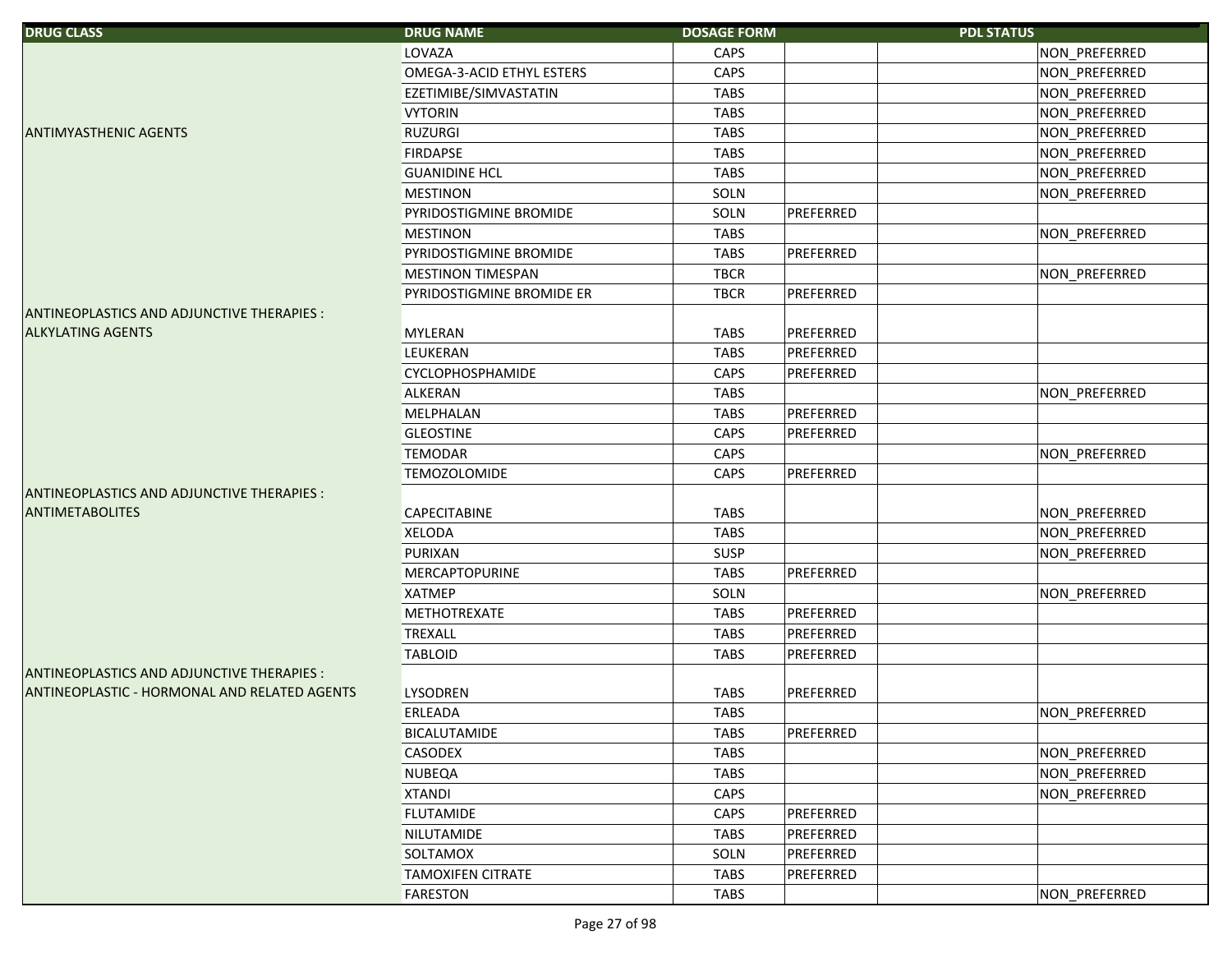| DRUG CLASS | DRUG NAME | DOSAGE FORM | PDL STATUS | | |
|---|---|---|---|---|---|
| | LOVAZA | CAPS | | | NON_PREFERRED |
| | OMEGA-3-ACID ETHYL ESTERS | CAPS | | | NON_PREFERRED |
| | EZETIMIBE/SIMVASTATIN | TABS | | | NON_PREFERRED |
| | VYTORIN | TABS | | | NON_PREFERRED |
| ANTIMYASTHENIC AGENTS | RUZURGI | TABS | | | NON_PREFERRED |
| | FIRDAPSE | TABS | | | NON_PREFERRED |
| | GUANIDINE HCL | TABS | | | NON_PREFERRED |
| | MESTINON | SOLN | | | NON_PREFERRED |
| | PYRIDOSTIGMINE BROMIDE | SOLN | PREFERRED | | |
| | MESTINON | TABS | | | NON_PREFERRED |
| | PYRIDOSTIGMINE BROMIDE | TABS | PREFERRED | | |
| | MESTINON TIMESPAN | TBCR | | | NON_PREFERRED |
| | PYRIDOSTIGMINE BROMIDE ER | TBCR | PREFERRED | | |
| ANTINEOPLASTICS AND ADJUNCTIVE THERAPIES : ALKYLATING AGENTS | MYLERAN | TABS | PREFERRED | | |
| | LEUKERAN | TABS | PREFERRED | | |
| | CYCLOPHOSPHAMIDE | CAPS | PREFERRED | | |
| | ALKERAN | TABS | | | NON_PREFERRED |
| | MELPHALAN | TABS | PREFERRED | | |
| | GLEOSTINE | CAPS | PREFERRED | | |
| | TEMODAR | CAPS | | | NON_PREFERRED |
| | TEMOZOLOMIDE | CAPS | PREFERRED | | |
| ANTINEOPLASTICS AND ADJUNCTIVE THERAPIES : ANTIMETABOLITES | CAPECITABINE | TABS | | | NON_PREFERRED |
| | XELODA | TABS | | | NON_PREFERRED |
| | PURIXAN | SUSP | | | NON_PREFERRED |
| | MERCAPTOPURINE | TABS | PREFERRED | | |
| | XATMEP | SOLN | | | NON_PREFERRED |
| | METHOTREXATE | TABS | PREFERRED | | |
| | TREXALL | TABS | PREFERRED | | |
| | TABLOID | TABS | PREFERRED | | |
| ANTINEOPLASTICS AND ADJUNCTIVE THERAPIES : ANTINEOPLASTIC - HORMONAL AND RELATED AGENTS | LYSODREN | TABS | PREFERRED | | |
| | ERLEADA | TABS | | | NON_PREFERRED |
| | BICALUTAMIDE | TABS | PREFERRED | | |
| | CASODEX | TABS | | | NON_PREFERRED |
| | NUBEQA | TABS | | | NON_PREFERRED |
| | XTANDI | CAPS | | | NON_PREFERRED |
| | FLUTAMIDE | CAPS | PREFERRED | | |
| | NILUTAMIDE | TABS | PREFERRED | | |
| | SOLTAMOX | SOLN | PREFERRED | | |
| | TAMOXIFEN CITRATE | TABS | PREFERRED | | |
| | FARESTON | TABS | | | NON_PREFERRED |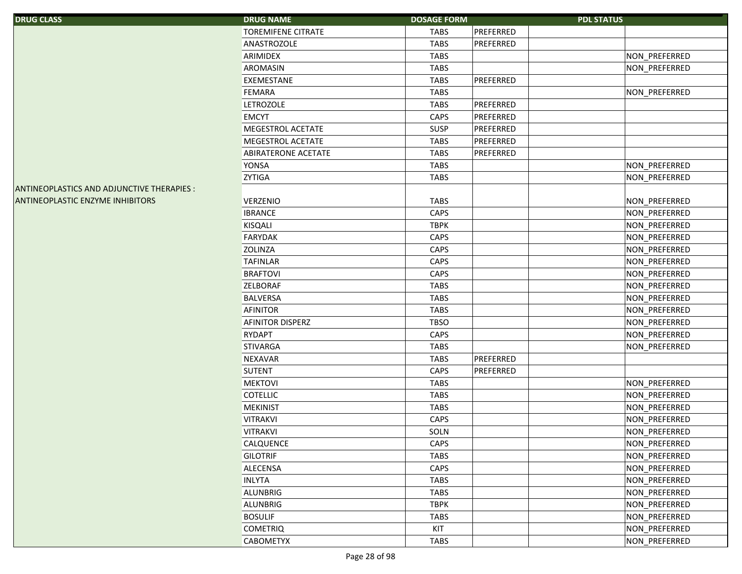| DRUG CLASS | DRUG NAME | DOSAGE FORM | PDL STATUS | | |
|---|---|---|---|---|---|
| | TOREMIFENE CITRATE | TABS | PREFERRED | | |
| | ANASTROZOLE | TABS | PREFERRED | | |
| | ARIMIDEX | TABS | | | NON_PREFERRED |
| | AROMASIN | TABS | | | NON_PREFERRED |
| | EXEMESTANE | TABS | PREFERRED | | |
| | FEMARA | TABS | | | NON_PREFERRED |
| | LETROZOLE | TABS | PREFERRED | | |
| | EMCYT | CAPS | PREFERRED | | |
| | MEGESTROL ACETATE | SUSP | PREFERRED | | |
| | MEGESTROL ACETATE | TABS | PREFERRED | | |
| | ABIRATERONE ACETATE | TABS | PREFERRED | | |
| | YONSA | TABS | | | NON_PREFERRED |
| | ZYTIGA | TABS | | | NON_PREFERRED |
| ANTINEOPLASTICS AND ADJUNCTIVE THERAPIES : ANTINEOPLASTIC ENZYME INHIBITORS | VERZENIO | TABS | | | NON_PREFERRED |
| | IBRANCE | CAPS | | | NON_PREFERRED |
| | KISQALI | TBPK | | | NON_PREFERRED |
| | FARYDAK | CAPS | | | NON_PREFERRED |
| | ZOLINZA | CAPS | | | NON_PREFERRED |
| | TAFINLAR | CAPS | | | NON_PREFERRED |
| | BRAFTOVI | CAPS | | | NON_PREFERRED |
| | ZELBORAF | TABS | | | NON_PREFERRED |
| | BALVERSA | TABS | | | NON_PREFERRED |
| | AFINITOR | TABS | | | NON_PREFERRED |
| | AFINITOR DISPERZ | TBSO | | | NON_PREFERRED |
| | RYDAPT | CAPS | | | NON_PREFERRED |
| | STIVARGA | TABS | | | NON_PREFERRED |
| | NEXAVAR | TABS | PREFERRED | | |
| | SUTENT | CAPS | PREFERRED | | |
| | MEKTOVI | TABS | | | NON_PREFERRED |
| | COTELLIC | TABS | | | NON_PREFERRED |
| | MEKINIST | TABS | | | NON_PREFERRED |
| | VITRAKVI | CAPS | | | NON_PREFERRED |
| | VITRAKVI | SOLN | | | NON_PREFERRED |
| | CALQUENCE | CAPS | | | NON_PREFERRED |
| | GILOTRIF | TABS | | | NON_PREFERRED |
| | ALECENSA | CAPS | | | NON_PREFERRED |
| | INLYTA | TABS | | | NON_PREFERRED |
| | ALUNBRIG | TABS | | | NON_PREFERRED |
| | ALUNBRIG | TBPK | | | NON_PREFERRED |
| | BOSULIF | TABS | | | NON_PREFERRED |
| | COMETRIQ | KIT | | | NON_PREFERRED |
| | CABOMETYX | TABS | | | NON_PREFERRED |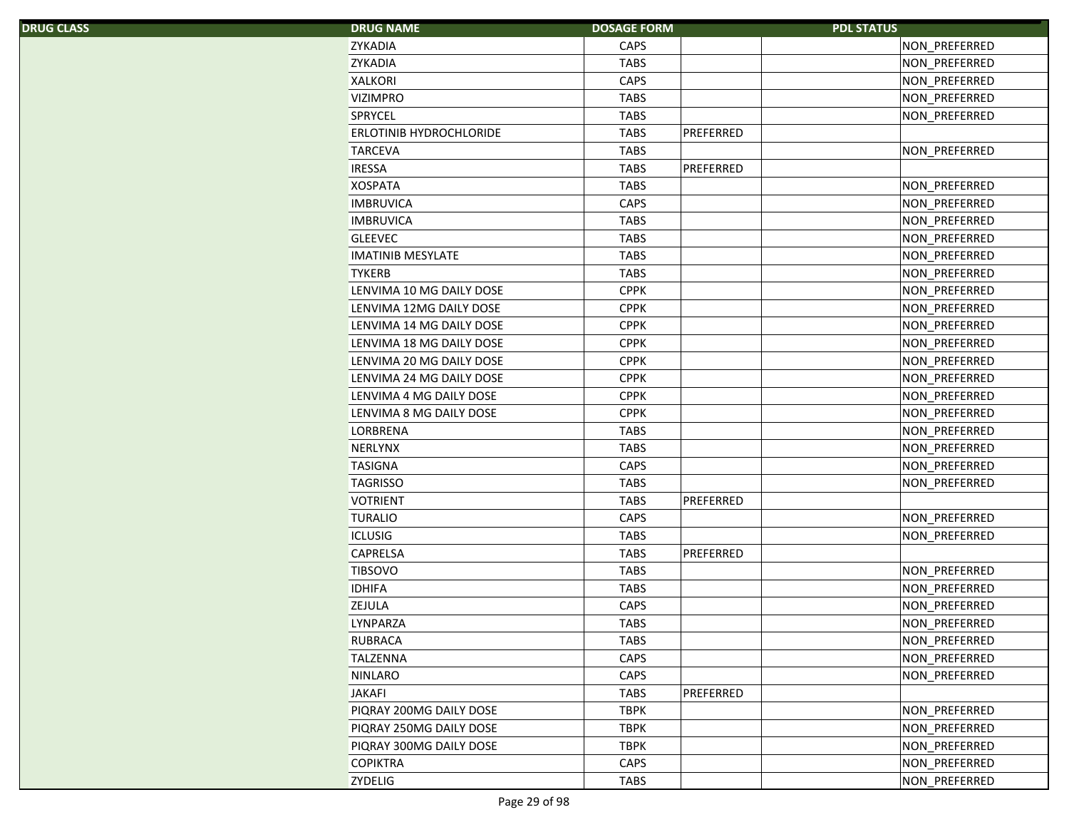| DRUG CLASS | DRUG NAME | DOSAGE FORM | PDL STATUS | | |
|---|---|---|---|---|---|
| | ZYKADIA | CAPS | | | NON_PREFERRED |
| | ZYKADIA | TABS | | | NON_PREFERRED |
| | XALKORI | CAPS | | | NON_PREFERRED |
| | VIZIMPRO | TABS | | | NON_PREFERRED |
| | SPRYCEL | TABS | | | NON_PREFERRED |
| | ERLOTINIB HYDROCHLORIDE | TABS | PREFERRED | | |
| | TARCEVA | TABS | | | NON_PREFERRED |
| | IRESSA | TABS | PREFERRED | | |
| | XOSPATA | TABS | | | NON_PREFERRED |
| | IMBRUVICA | CAPS | | | NON_PREFERRED |
| | IMBRUVICA | TABS | | | NON_PREFERRED |
| | GLEEVEC | TABS | | | NON_PREFERRED |
| | IMATINIB MESYLATE | TABS | | | NON_PREFERRED |
| | TYKERB | TABS | | | NON_PREFERRED |
| | LENVIMA 10 MG DAILY DOSE | CPPK | | | NON_PREFERRED |
| | LENVIMA 12MG DAILY DOSE | CPPK | | | NON_PREFERRED |
| | LENVIMA 14 MG DAILY DOSE | CPPK | | | NON_PREFERRED |
| | LENVIMA 18 MG DAILY DOSE | CPPK | | | NON_PREFERRED |
| | LENVIMA 20 MG DAILY DOSE | CPPK | | | NON_PREFERRED |
| | LENVIMA 24 MG DAILY DOSE | CPPK | | | NON_PREFERRED |
| | LENVIMA 4 MG DAILY DOSE | CPPK | | | NON_PREFERRED |
| | LENVIMA 8 MG DAILY DOSE | CPPK | | | NON_PREFERRED |
| | LORBRENA | TABS | | | NON_PREFERRED |
| | NERLYNX | TABS | | | NON_PREFERRED |
| | TASIGNA | CAPS | | | NON_PREFERRED |
| | TAGRISSO | TABS | | | NON_PREFERRED |
| | VOTRIENT | TABS | PREFERRED | | |
| | TURALIO | CAPS | | | NON_PREFERRED |
| | ICLUSIG | TABS | | | NON_PREFERRED |
| | CAPRELSA | TABS | PREFERRED | | |
| | TIBSOVO | TABS | | | NON_PREFERRED |
| | IDHIFA | TABS | | | NON_PREFERRED |
| | ZEJULA | CAPS | | | NON_PREFERRED |
| | LYNPARZA | TABS | | | NON_PREFERRED |
| | RUBRACA | TABS | | | NON_PREFERRED |
| | TALZENNA | CAPS | | | NON_PREFERRED |
| | NINLARO | CAPS | | | NON_PREFERRED |
| | JAKAFI | TABS | PREFERRED | | |
| | PIQRAY 200MG DAILY DOSE | TBPK | | | NON_PREFERRED |
| | PIQRAY 250MG DAILY DOSE | TBPK | | | NON_PREFERRED |
| | PIQRAY 300MG DAILY DOSE | TBPK | | | NON_PREFERRED |
| | COPIKTRA | CAPS | | | NON_PREFERRED |
| | ZYDELIG | TABS | | | NON_PREFERRED |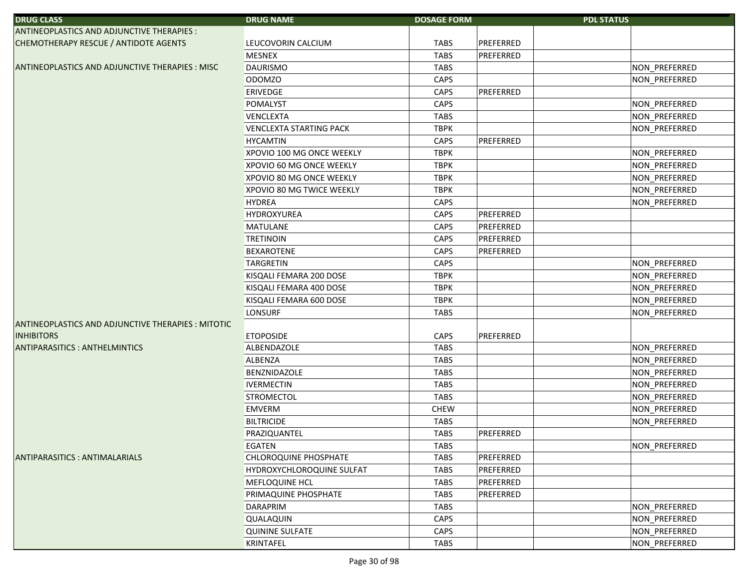| DRUG CLASS | DRUG NAME | DOSAGE FORM | PDL STATUS | | |
|---|---|---|---|---|---|
| ANTINEOPLASTICS AND ADJUNCTIVE THERAPIES : CHEMOTHERAPY RESCUE / ANTIDOTE AGENTS | LEUCOVORIN CALCIUM | TABS | PREFERRED | | |
| | MESNEX | TABS | PREFERRED | | |
| ANTINEOPLASTICS AND ADJUNCTIVE THERAPIES : MISC | DAURISMO | TABS | | | NON_PREFERRED |
| | ODOMZO | CAPS | | | NON_PREFERRED |
| | ERIVEDGE | CAPS | PREFERRED | | |
| | POMALYST | CAPS | | | NON_PREFERRED |
| | VENCLEXTA | TABS | | | NON_PREFERRED |
| | VENCLEXTA STARTING PACK | TBPK | | | NON_PREFERRED |
| | HYCAMTIN | CAPS | PREFERRED | | |
| | XPOVIO 100 MG ONCE WEEKLY | TBPK | | | NON_PREFERRED |
| | XPOVIO 60 MG ONCE WEEKLY | TBPK | | | NON_PREFERRED |
| | XPOVIO 80 MG ONCE WEEKLY | TBPK | | | NON_PREFERRED |
| | XPOVIO 80 MG TWICE WEEKLY | TBPK | | | NON_PREFERRED |
| | HYDREA | CAPS | | | NON_PREFERRED |
| | HYDROXYUREA | CAPS | PREFERRED | | |
| | MATULANE | CAPS | PREFERRED | | |
| | TRETINOIN | CAPS | PREFERRED | | |
| | BEXAROTENE | CAPS | PREFERRED | | |
| | TARGRETIN | CAPS | | | NON_PREFERRED |
| | KISQALI FEMARA 200 DOSE | TBPK | | | NON_PREFERRED |
| | KISQALI FEMARA 400 DOSE | TBPK | | | NON_PREFERRED |
| | KISQALI FEMARA 600 DOSE | TBPK | | | NON_PREFERRED |
| | LONSURF | TABS | | | NON_PREFERRED |
| ANTINEOPLASTICS AND ADJUNCTIVE THERAPIES : MITOTIC INHIBITORS | ETOPOSIDE | CAPS | PREFERRED | | |
| ANTIPARASITICS : ANTHELMINTICS | ALBENDAZOLE | TABS | | | NON_PREFERRED |
| | ALBENZA | TABS | | | NON_PREFERRED |
| | BENZNIDAZOLE | TABS | | | NON_PREFERRED |
| | IVERMECTIN | TABS | | | NON_PREFERRED |
| | STROMECTOL | TABS | | | NON_PREFERRED |
| | EMVERM | CHEW | | | NON_PREFERRED |
| | BILTRICIDE | TABS | | | NON_PREFERRED |
| | PRAZIQUANTEL | TABS | PREFERRED | | |
| | EGATEN | TABS | | | NON_PREFERRED |
| ANTIPARASITICS : ANTIMALARIALS | CHLOROQUINE PHOSPHATE | TABS | PREFERRED | | |
| | HYDROXYCHLOROQUINE SULFAT | TABS | PREFERRED | | |
| | MEFLOQUINE HCL | TABS | PREFERRED | | |
| | PRIMAQUINE PHOSPHATE | TABS | PREFERRED | | |
| | DARAPRIM | TABS | | | NON_PREFERRED |
| | QUALAQUIN | CAPS | | | NON_PREFERRED |
| | QUININE SULFATE | CAPS | | | NON_PREFERRED |
| | KRINTAFEL | TABS | | | NON_PREFERRED |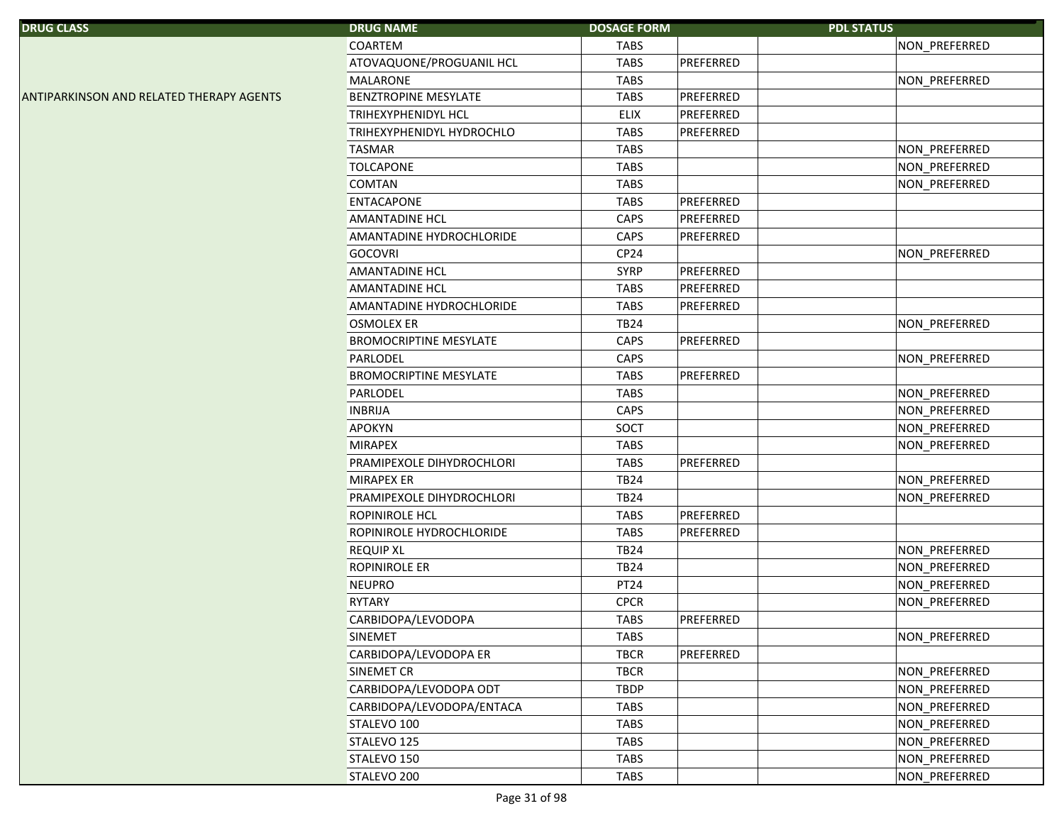| DRUG CLASS | DRUG NAME | DOSAGE FORM | PDL STATUS | | |
|---|---|---|---|---|---|
| | COARTEM | TABS | | | NON_PREFERRED |
| | ATOVAQUONE/PROGUANIL HCL | TABS | PREFERRED | | |
| | MALARONE | TABS | | | NON_PREFERRED |
| ANTIPARKINSON AND RELATED THERAPY AGENTS | BENZTROPINE MESYLATE | TABS | PREFERRED | | |
| | TRIHEXYPHENIDYL HCL | ELIX | PREFERRED | | |
| | TRIHEXYPHENIDYL HYDROCHLO | TABS | PREFERRED | | |
| | TASMAR | TABS | | | NON_PREFERRED |
| | TOLCAPONE | TABS | | | NON_PREFERRED |
| | COMTAN | TABS | | | NON_PREFERRED |
| | ENTACAPONE | TABS | PREFERRED | | |
| | AMANTADINE HCL | CAPS | PREFERRED | | |
| | AMANTADINE HYDROCHLORIDE | CAPS | PREFERRED | | |
| | GOCOVRI | CP24 | | | NON_PREFERRED |
| | AMANTADINE HCL | SYRP | PREFERRED | | |
| | AMANTADINE HCL | TABS | PREFERRED | | |
| | AMANTADINE HYDROCHLORIDE | TABS | PREFERRED | | |
| | OSMOLEX ER | TB24 | | | NON_PREFERRED |
| | BROMOCRIPTINE MESYLATE | CAPS | PREFERRED | | |
| | PARLODEL | CAPS | | | NON_PREFERRED |
| | BROMOCRIPTINE MESYLATE | TABS | PREFERRED | | |
| | PARLODEL | TABS | | | NON_PREFERRED |
| | INBRIJA | CAPS | | | NON_PREFERRED |
| | APOKYN | SOCT | | | NON_PREFERRED |
| | MIRAPEX | TABS | | | NON_PREFERRED |
| | PRAMIPEXOLE DIHYDROCHLORI | TABS | PREFERRED | | |
| | MIRAPEX ER | TB24 | | | NON_PREFERRED |
| | PRAMIPEXOLE DIHYDROCHLORI | TB24 | | | NON_PREFERRED |
| | ROPINIROLE HCL | TABS | PREFERRED | | |
| | ROPINIROLE HYDROCHLORIDE | TABS | PREFERRED | | |
| | REQUIP XL | TB24 | | | NON_PREFERRED |
| | ROPINIROLE ER | TB24 | | | NON_PREFERRED |
| | NEUPRO | PT24 | | | NON_PREFERRED |
| | RYTARY | CPCR | | | NON_PREFERRED |
| | CARBIDOPA/LEVODOPA | TABS | PREFERRED | | |
| | SINEMET | TABS | | | NON_PREFERRED |
| | CARBIDOPA/LEVODOPA ER | TBCR | PREFERRED | | |
| | SINEMET CR | TBCR | | | NON_PREFERRED |
| | CARBIDOPA/LEVODOPA ODT | TBDP | | | NON_PREFERRED |
| | CARBIDOPA/LEVODOPA/ENTACA | TABS | | | NON_PREFERRED |
| | STALEVO 100 | TABS | | | NON_PREFERRED |
| | STALEVO 125 | TABS | | | NON_PREFERRED |
| | STALEVO 150 | TABS | | | NON_PREFERRED |
| | STALEVO 200 | TABS | | | NON_PREFERRED |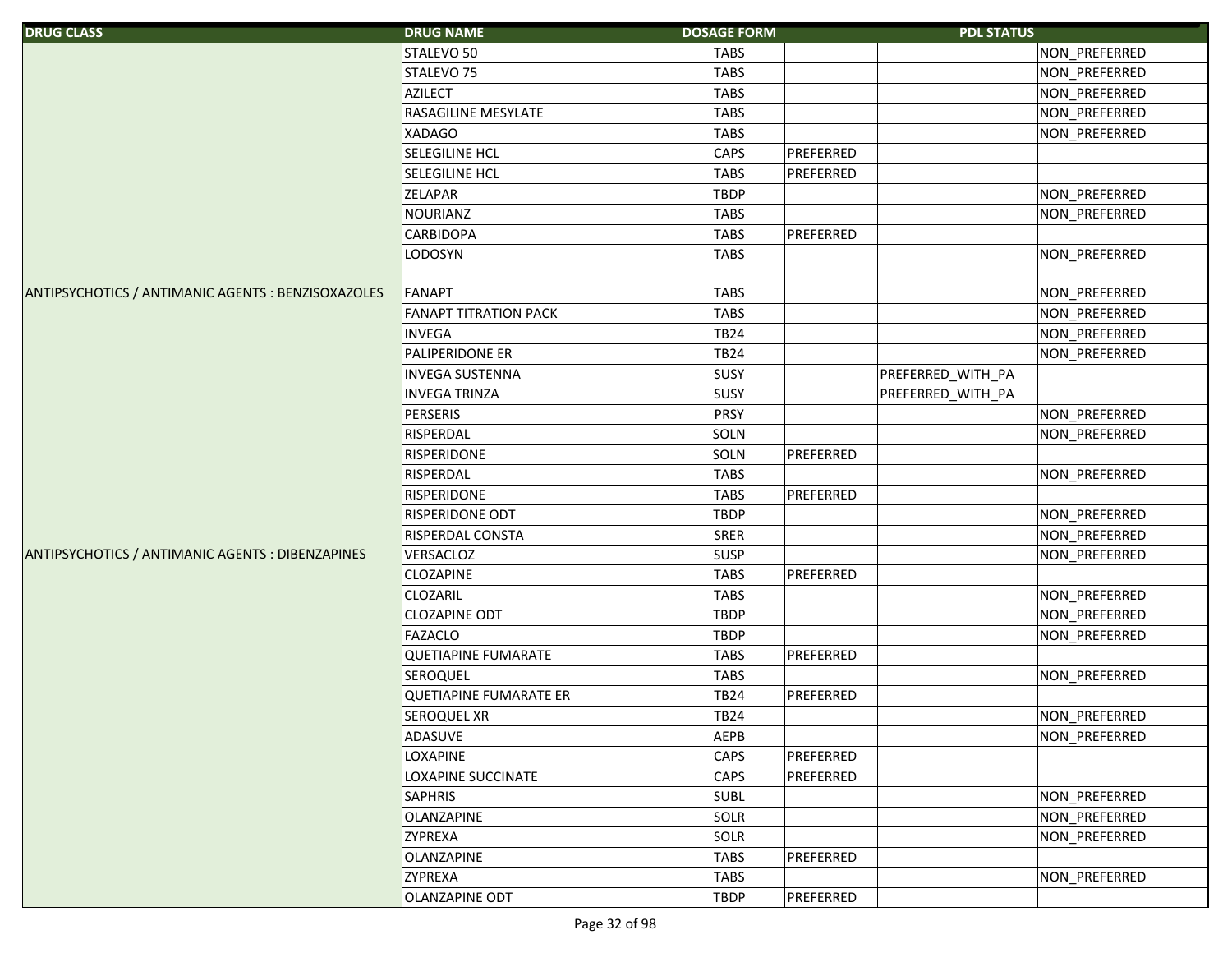| DRUG CLASS | DRUG NAME | DOSAGE FORM | PDL STATUS | | |
|---|---|---|---|---|---|
| | STALEVO 50 | TABS | | | NON_PREFERRED |
| | STALEVO 75 | TABS | | | NON_PREFERRED |
| | AZILECT | TABS | | | NON_PREFERRED |
| | RASAGILINE MESYLATE | TABS | | | NON_PREFERRED |
| | XADAGO | TABS | | | NON_PREFERRED |
| | SELEGILINE HCL | CAPS | PREFERRED | | |
| | SELEGILINE HCL | TABS | PREFERRED | | |
| | ZELAPAR | TBDP | | | NON_PREFERRED |
| | NOURIANZ | TABS | | | NON_PREFERRED |
| | CARBIDOPA | TABS | PREFERRED | | |
| | LODOSYN | TABS | | | NON_PREFERRED |
| ANTIPSYCHOTICS / ANTIMANIC AGENTS : BENZISOXAZOLES | FANAPT | TABS | | | NON_PREFERRED |
| | FANAPT TITRATION PACK | TABS | | | NON_PREFERRED |
| | INVEGA | TB24 | | | NON_PREFERRED |
| | PALIPERIDONE ER | TB24 | | | NON_PREFERRED |
| | INVEGA SUSTENNA | SUSY | | PREFERRED_WITH_PA | |
| | INVEGA TRINZA | SUSY | | PREFERRED_WITH_PA | |
| | PERSERIS | PRSY | | | NON_PREFERRED |
| | RISPERDAL | SOLN | | | NON_PREFERRED |
| | RISPERIDONE | SOLN | PREFERRED | | |
| | RISPERDAL | TABS | | | NON_PREFERRED |
| | RISPERIDONE | TABS | PREFERRED | | |
| | RISPERIDONE ODT | TBDP | | | NON_PREFERRED |
| | RISPERDAL CONSTA | SRER | | | NON_PREFERRED |
| ANTIPSYCHOTICS / ANTIMANIC AGENTS : DIBENZAPINES | VERSACLOZ | SUSP | | | NON_PREFERRED |
| | CLOZAPINE | TABS | PREFERRED | | |
| | CLOZARIL | TABS | | | NON_PREFERRED |
| | CLOZAPINE ODT | TBDP | | | NON_PREFERRED |
| | FAZACLO | TBDP | | | NON_PREFERRED |
| | QUETIAPINE FUMARATE | TABS | PREFERRED | | |
| | SEROQUEL | TABS | | | NON_PREFERRED |
| | QUETIAPINE FUMARATE ER | TB24 | PREFERRED | | |
| | SEROQUEL XR | TB24 | | | NON_PREFERRED |
| | ADASUVE | AEPB | | | NON_PREFERRED |
| | LOXAPINE | CAPS | PREFERRED | | |
| | LOXAPINE SUCCINATE | CAPS | PREFERRED | | |
| | SAPHRIS | SUBL | | | NON_PREFERRED |
| | OLANZAPINE | SOLR | | | NON_PREFERRED |
| | ZYPREXA | SOLR | | | NON_PREFERRED |
| | OLANZAPINE | TABS | PREFERRED | | |
| | ZYPREXA | TABS | | | NON_PREFERRED |
| | OLANZAPINE ODT | TBDP | PREFERRED | | |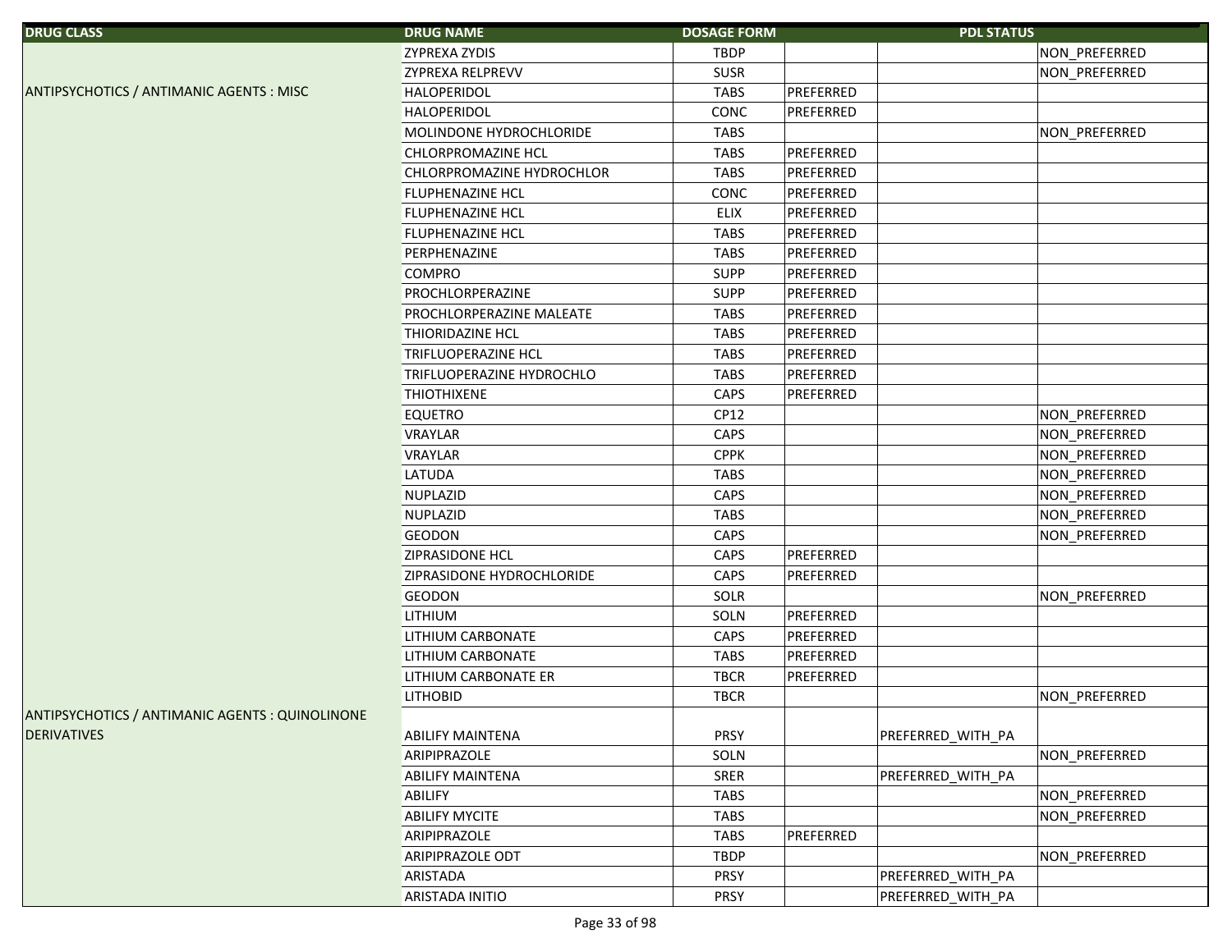| DRUG CLASS | DRUG NAME | DOSAGE FORM | PDL STATUS | | |
|---|---|---|---|---|---|
| | ZYPREXA ZYDIS | TBDP | | | NON_PREFERRED |
| | ZYPREXA RELPREVV | SUSR | | | NON_PREFERRED |
| ANTIPSYCHOTICS / ANTIMANIC AGENTS : MISC | HALOPERIDOL | TABS | PREFERRED | | |
| | HALOPERIDOL | CONC | PREFERRED | | |
| | MOLINDONE HYDROCHLORIDE | TABS | | | NON_PREFERRED |
| | CHLORPROMAZINE HCL | TABS | PREFERRED | | |
| | CHLORPROMAZINE HYDROCHLOR | TABS | PREFERRED | | |
| | FLUPHENAZINE HCL | CONC | PREFERRED | | |
| | FLUPHENAZINE HCL | ELIX | PREFERRED | | |
| | FLUPHENAZINE HCL | TABS | PREFERRED | | |
| | PERPHENAZINE | TABS | PREFERRED | | |
| | COMPRO | SUPP | PREFERRED | | |
| | PROCHLORPERAZINE | SUPP | PREFERRED | | |
| | PROCHLORPERAZINE MALEATE | TABS | PREFERRED | | |
| | THIORIDAZINE HCL | TABS | PREFERRED | | |
| | TRIFLUOPERAZINE HCL | TABS | PREFERRED | | |
| | TRIFLUOPERAZINE HYDROCHLO | TABS | PREFERRED | | |
| | THIOTHIXENE | CAPS | PREFERRED | | |
| | EQUETRO | CP12 | | | NON_PREFERRED |
| | VRAYLAR | CAPS | | | NON_PREFERRED |
| | VRAYLAR | CPPK | | | NON_PREFERRED |
| | LATUDA | TABS | | | NON_PREFERRED |
| | NUPLAZID | CAPS | | | NON_PREFERRED |
| | NUPLAZID | TABS | | | NON_PREFERRED |
| | GEODON | CAPS | | | NON_PREFERRED |
| | ZIPRASIDONE HCL | CAPS | PREFERRED | | |
| | ZIPRASIDONE HYDROCHLORIDE | CAPS | PREFERRED | | |
| | GEODON | SOLR | | | NON_PREFERRED |
| | LITHIUM | SOLN | PREFERRED | | |
| | LITHIUM CARBONATE | CAPS | PREFERRED | | |
| | LITHIUM CARBONATE | TABS | PREFERRED | | |
| | LITHIUM CARBONATE ER | TBCR | PREFERRED | | |
| | LITHOBID | TBCR | | | NON_PREFERRED |
| ANTIPSYCHOTICS / ANTIMANIC AGENTS : QUINOLINONE DERIVATIVES | ABILIFY MAINTENA | PRSY | | PREFERRED_WITH_PA | |
| | ARIPIPRAZOLE | SOLN | | | NON_PREFERRED |
| | ABILIFY MAINTENA | SRER | | PREFERRED_WITH_PA | |
| | ABILIFY | TABS | | | NON_PREFERRED |
| | ABILIFY MYCITE | TABS | | | NON_PREFERRED |
| | ARIPIPRAZOLE | TABS | PREFERRED | | |
| | ARIPIPRAZOLE ODT | TBDP | | | NON_PREFERRED |
| | ARISTADA | PRSY | | PREFERRED_WITH_PA | |
| | ARISTADA INITIO | PRSY | | PREFERRED_WITH_PA | |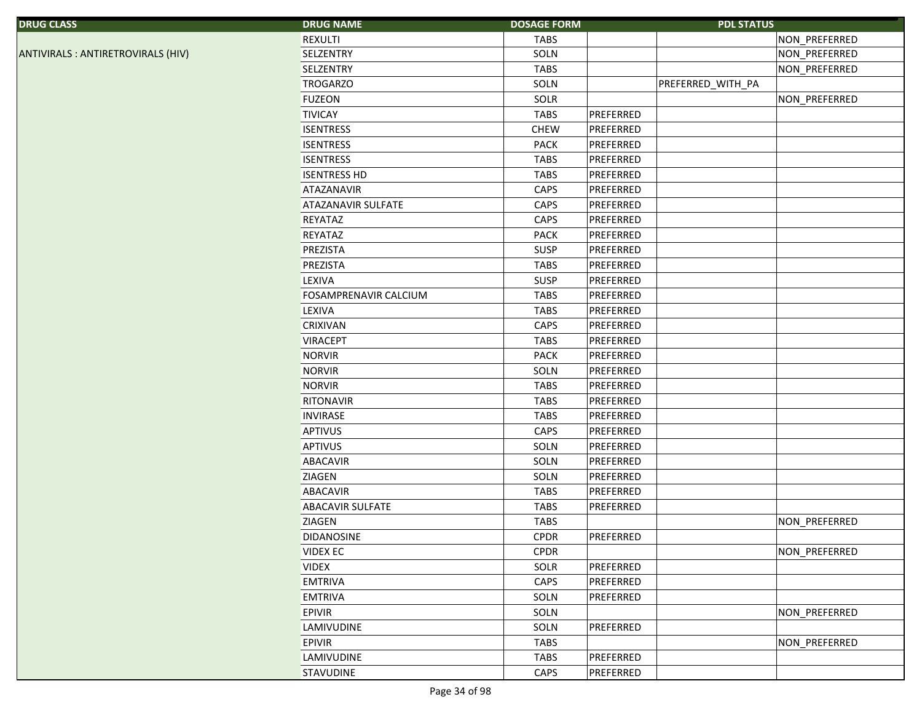| DRUG CLASS | DRUG NAME | DOSAGE FORM | PDL STATUS | | |
|---|---|---|---|---|---|
| | REXULTI | TABS | | | NON_PREFERRED |
| ANTIVIRALS : ANTIRETROVIRALS (HIV) | SELZENTRY | SOLN | | | NON_PREFERRED |
| | SELZENTRY | TABS | | | NON_PREFERRED |
| | TROGARZO | SOLN | | PREFERRED_WITH_PA | |
| | FUZEON | SOLR | | | NON_PREFERRED |
| | TIVICAY | TABS | PREFERRED | | |
| | ISENTRESS | CHEW | PREFERRED | | |
| | ISENTRESS | PACK | PREFERRED | | |
| | ISENTRESS | TABS | PREFERRED | | |
| | ISENTRESS HD | TABS | PREFERRED | | |
| | ATAZANAVIR | CAPS | PREFERRED | | |
| | ATAZANAVIR SULFATE | CAPS | PREFERRED | | |
| | REYATAZ | CAPS | PREFERRED | | |
| | REYATAZ | PACK | PREFERRED | | |
| | PREZISTA | SUSP | PREFERRED | | |
| | PREZISTA | TABS | PREFERRED | | |
| | LEXIVA | SUSP | PREFERRED | | |
| | FOSAMPRENAVIR CALCIUM | TABS | PREFERRED | | |
| | LEXIVA | TABS | PREFERRED | | |
| | CRIXIVAN | CAPS | PREFERRED | | |
| | VIRACEPT | TABS | PREFERRED | | |
| | NORVIR | PACK | PREFERRED | | |
| | NORVIR | SOLN | PREFERRED | | |
| | NORVIR | TABS | PREFERRED | | |
| | RITONAVIR | TABS | PREFERRED | | |
| | INVIRASE | TABS | PREFERRED | | |
| | APTIVUS | CAPS | PREFERRED | | |
| | APTIVUS | SOLN | PREFERRED | | |
| | ABACAVIR | SOLN | PREFERRED | | |
| | ZIAGEN | SOLN | PREFERRED | | |
| | ABACAVIR | TABS | PREFERRED | | |
| | ABACAVIR SULFATE | TABS | PREFERRED | | |
| | ZIAGEN | TABS | | | NON_PREFERRED |
| | DIDANOSINE | CPDR | PREFERRED | | |
| | VIDEX EC | CPDR | | | NON_PREFERRED |
| | VIDEX | SOLR | PREFERRED | | |
| | EMTRIVA | CAPS | PREFERRED | | |
| | EMTRIVA | SOLN | PREFERRED | | |
| | EPIVIR | SOLN | | | NON_PREFERRED |
| | LAMIVUDINE | SOLN | PREFERRED | | |
| | EPIVIR | TABS | | | NON_PREFERRED |
| | LAMIVUDINE | TABS | PREFERRED | | |
| | STAVUDINE | CAPS | PREFERRED | | |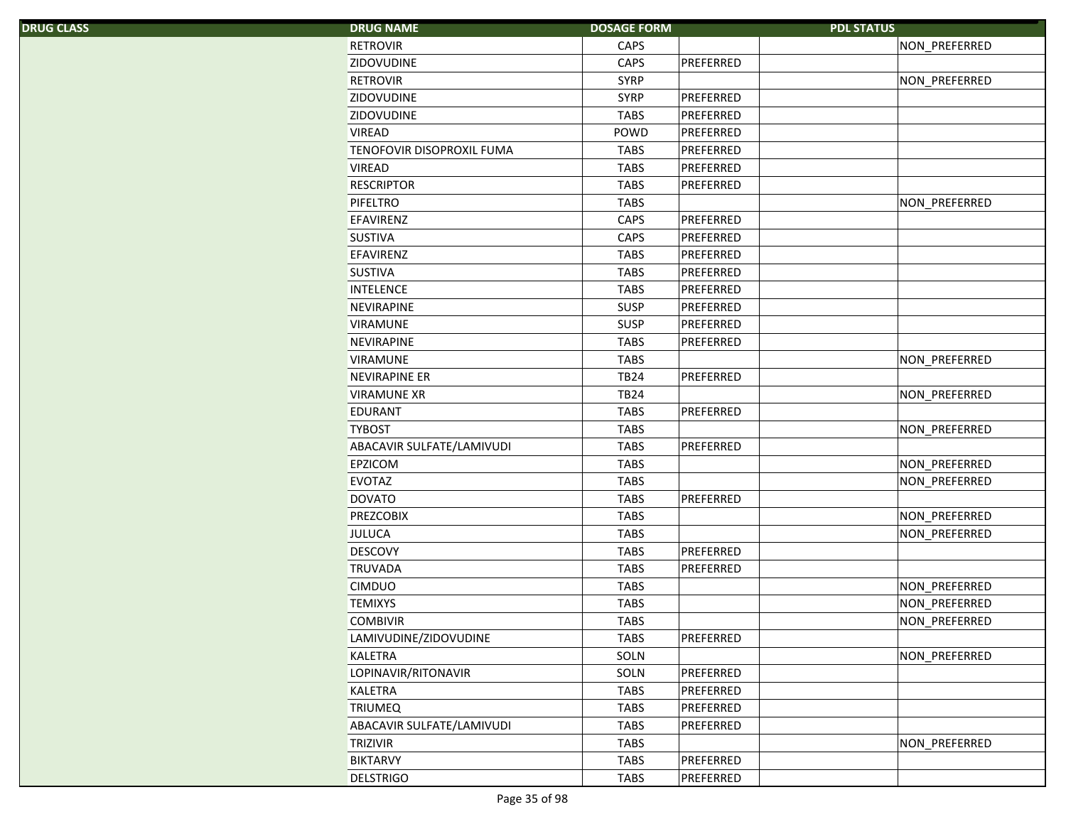| DRUG CLASS | DRUG NAME | DOSAGE FORM | PDL STATUS | | |
|---|---|---|---|---|---|
| | RETROVIR | CAPS | | | NON_PREFERRED |
| | ZIDOVUDINE | CAPS | PREFERRED | | |
| | RETROVIR | SYRP | | | NON_PREFERRED |
| | ZIDOVUDINE | SYRP | PREFERRED | | |
| | ZIDOVUDINE | TABS | PREFERRED | | |
| | VIREAD | POWD | PREFERRED | | |
| | TENOFOVIR DISOPROXIL FUMA | TABS | PREFERRED | | |
| | VIREAD | TABS | PREFERRED | | |
| | RESCRIPTOR | TABS | PREFERRED | | |
| | PIFELTRO | TABS | | | NON_PREFERRED |
| | EFAVIRENZ | CAPS | PREFERRED | | |
| | SUSTIVA | CAPS | PREFERRED | | |
| | EFAVIRENZ | TABS | PREFERRED | | |
| | SUSTIVA | TABS | PREFERRED | | |
| | INTELENCE | TABS | PREFERRED | | |
| | NEVIRAPINE | SUSP | PREFERRED | | |
| | VIRAMUNE | SUSP | PREFERRED | | |
| | NEVIRAPINE | TABS | PREFERRED | | |
| | VIRAMUNE | TABS | | | NON_PREFERRED |
| | NEVIRAPINE ER | TB24 | PREFERRED | | |
| | VIRAMUNE XR | TB24 | | | NON_PREFERRED |
| | EDURANT | TABS | PREFERRED | | |
| | TYBOST | TABS | | | NON_PREFERRED |
| | ABACAVIR SULFATE/LAMIVUDI | TABS | PREFERRED | | |
| | EPZICOM | TABS | | | NON_PREFERRED |
| | EVOTAZ | TABS | | | NON_PREFERRED |
| | DOVATO | TABS | PREFERRED | | |
| | PREZCOBIX | TABS | | | NON_PREFERRED |
| | JULUCA | TABS | | | NON_PREFERRED |
| | DESCOVY | TABS | PREFERRED | | |
| | TRUVADA | TABS | PREFERRED | | |
| | CIMDUO | TABS | | | NON_PREFERRED |
| | TEMIXYS | TABS | | | NON_PREFERRED |
| | COMBIVIR | TABS | | | NON_PREFERRED |
| | LAMIVUDINE/ZIDOVUDINE | TABS | PREFERRED | | |
| | KALETRA | SOLN | | | NON_PREFERRED |
| | LOPINAVIR/RITONAVIR | SOLN | PREFERRED | | |
| | KALETRA | TABS | PREFERRED | | |
| | TRIUMEQ | TABS | PREFERRED | | |
| | ABACAVIR SULFATE/LAMIVUDI | TABS | PREFERRED | | |
| | TRIZIVIR | TABS | | | NON_PREFERRED |
| | BIKTARVY | TABS | PREFERRED | | |
| | DELSTRIGO | TABS | PREFERRED | | |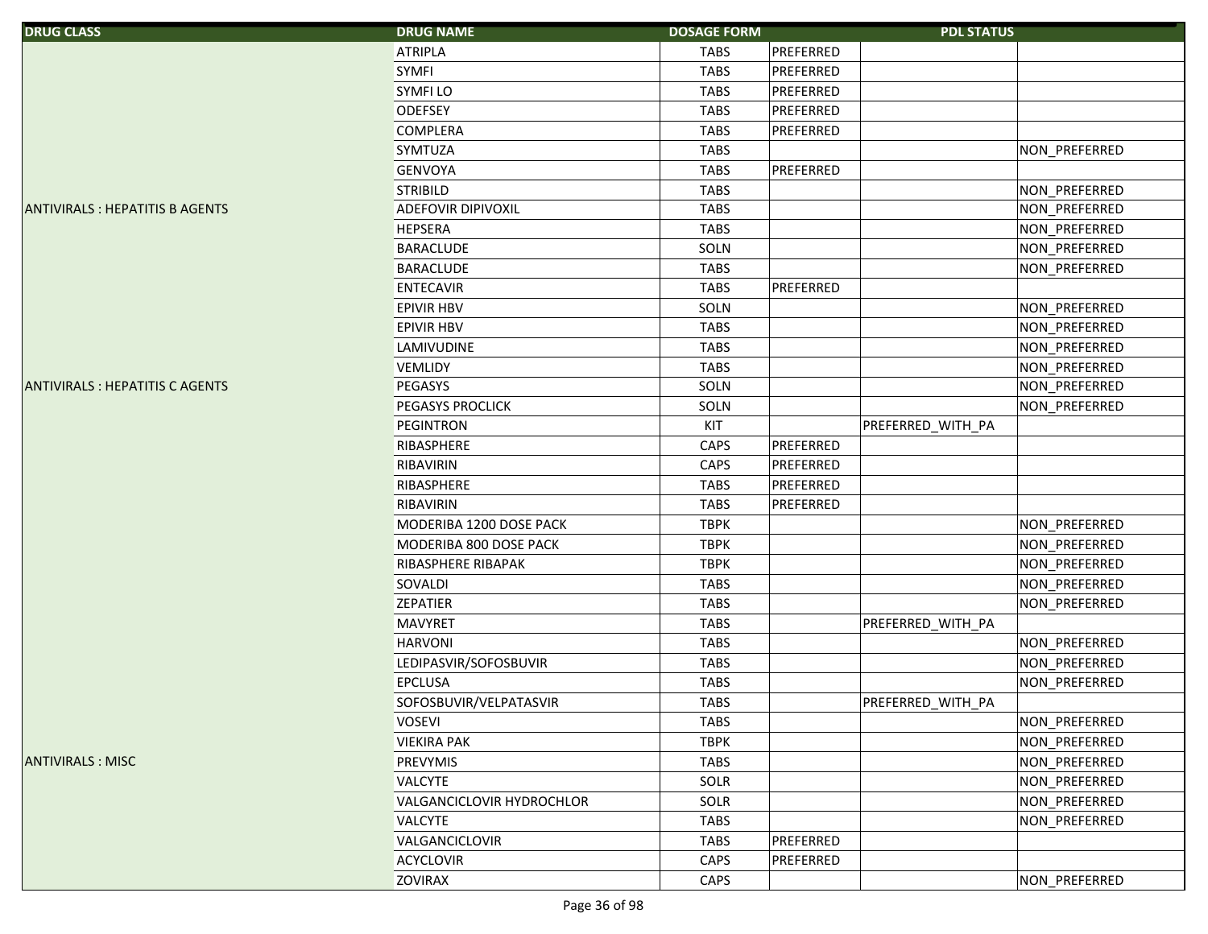| DRUG CLASS | DRUG NAME | DOSAGE FORM | PDL STATUS | | |
|---|---|---|---|---|---|
| | ATRIPLA | TABS | PREFERRED | | |
| | SYMFI | TABS | PREFERRED | | |
| | SYMFI LO | TABS | PREFERRED | | |
| | ODEFSEY | TABS | PREFERRED | | |
| | COMPLERA | TABS | PREFERRED | | |
| | SYMTUZA | TABS | | | NON_PREFERRED |
| | GENVOYA | TABS | PREFERRED | | |
| | STRIBILD | TABS | | | NON_PREFERRED |
| ANTIVIRALS : HEPATITIS B AGENTS | ADEFOVIR DIPIVOXIL | TABS | | | NON_PREFERRED |
| | HEPSERA | TABS | | | NON_PREFERRED |
| | BARACLUDE | SOLN | | | NON_PREFERRED |
| | BARACLUDE | TABS | | | NON_PREFERRED |
| | ENTECAVIR | TABS | PREFERRED | | |
| | EPIVIR HBV | SOLN | | | NON_PREFERRED |
| | EPIVIR HBV | TABS | | | NON_PREFERRED |
| | LAMIVUDINE | TABS | | | NON_PREFERRED |
| | VEMLIDY | TABS | | | NON_PREFERRED |
| ANTIVIRALS : HEPATITIS C AGENTS | PEGASYS | SOLN | | | NON_PREFERRED |
| | PEGASYS PROCLICK | SOLN | | | NON_PREFERRED |
| | PEGINTRON | KIT | | PREFERRED_WITH_PA | |
| | RIBASPHERE | CAPS | PREFERRED | | |
| | RIBAVIRIN | CAPS | PREFERRED | | |
| | RIBASPHERE | TABS | PREFERRED | | |
| | RIBAVIRIN | TABS | PREFERRED | | |
| | MODERIBA 1200 DOSE PACK | TBPK | | | NON_PREFERRED |
| | MODERIBA 800 DOSE PACK | TBPK | | | NON_PREFERRED |
| | RIBASPHERE RIBAPAK | TBPK | | | NON_PREFERRED |
| | SOVALDI | TABS | | | NON_PREFERRED |
| | ZEPATIER | TABS | | | NON_PREFERRED |
| | MAVYRET | TABS | | PREFERRED_WITH_PA | |
| | HARVONI | TABS | | | NON_PREFERRED |
| | LEDIPASVIR/SOFOSBUVIR | TABS | | | NON_PREFERRED |
| | EPCLUSA | TABS | | | NON_PREFERRED |
| | SOFOSBUVIR/VELPATASVIR | TABS | | PREFERRED_WITH_PA | |
| | VOSEVI | TABS | | | NON_PREFERRED |
| | VIEKIRA PAK | TBPK | | | NON_PREFERRED |
| ANTIVIRALS : MISC | PREVYMIS | TABS | | | NON_PREFERRED |
| | VALCYTE | SOLR | | | NON_PREFERRED |
| | VALGANCICLOVIR HYDROCHLOR | SOLR | | | NON_PREFERRED |
| | VALCYTE | TABS | | | NON_PREFERRED |
| | VALGANCICLOVIR | TABS | PREFERRED | | |
| | ACYCLOVIR | CAPS | PREFERRED | | |
| | ZOVIRAX | CAPS | | | NON_PREFERRED |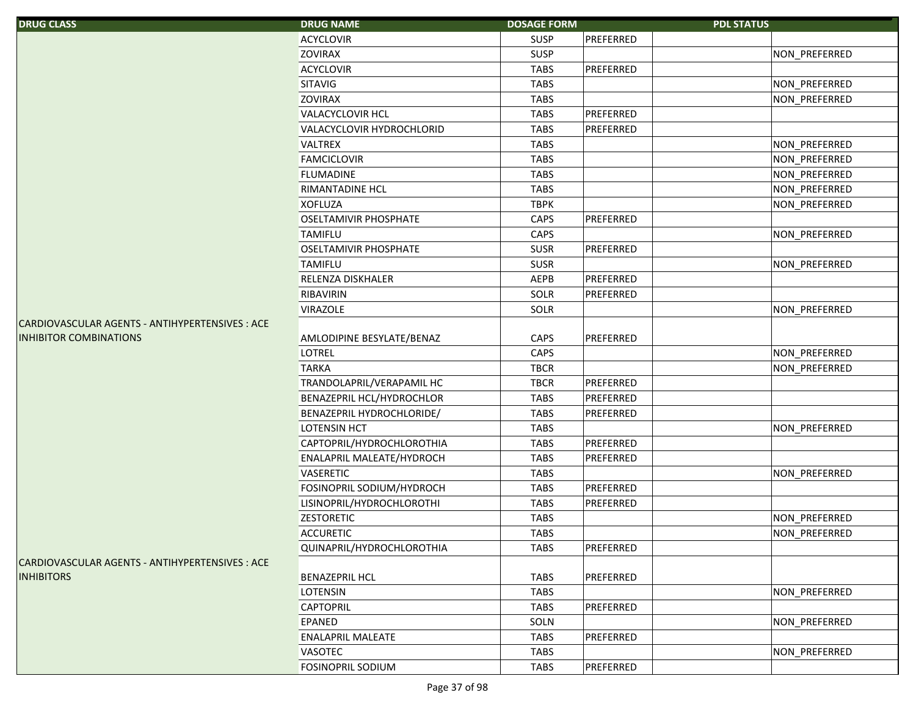| DRUG CLASS | DRUG NAME | DOSAGE FORM | PDL STATUS | | |
|---|---|---|---|---|---|
| | ACYCLOVIR | SUSP | PREFERRED | | |
| | ZOVIRAX | SUSP | | | NON_PREFERRED |
| | ACYCLOVIR | TABS | PREFERRED | | |
| | SITAVIG | TABS | | | NON_PREFERRED |
| | ZOVIRAX | TABS | | | NON_PREFERRED |
| | VALACYCLOVIR HCL | TABS | PREFERRED | | |
| | VALACYCLOVIR HYDROCHLORID | TABS | PREFERRED | | |
| | VALTREX | TABS | | | NON_PREFERRED |
| | FAMCICLOVIR | TABS | | | NON_PREFERRED |
| | FLUMADINE | TABS | | | NON_PREFERRED |
| | RIMANTADINE HCL | TABS | | | NON_PREFERRED |
| | XOFLUZA | TBPK | | | NON_PREFERRED |
| | OSELTAMIVIR PHOSPHATE | CAPS | PREFERRED | | |
| | TAMIFLU | CAPS | | | NON_PREFERRED |
| | OSELTAMIVIR PHOSPHATE | SUSR | PREFERRED | | |
| | TAMIFLU | SUSR | | | NON_PREFERRED |
| | RELENZA DISKHALER | AEPB | PREFERRED | | |
| | RIBAVIRIN | SOLR | PREFERRED | | |
| | VIRAZOLE | SOLR | | | NON_PREFERRED |
| CARDIOVASCULAR AGENTS - ANTIHYPERTENSIVES : ACE INHIBITOR COMBINATIONS | AMLODIPINE BESYLATE/BENAZ | CAPS | PREFERRED | | |
| | LOTREL | CAPS | | | NON_PREFERRED |
| | TARKA | TBCR | | | NON_PREFERRED |
| | TRANDOLAPRIL/VERAPAMIL HC | TBCR | PREFERRED | | |
| | BENAZEPRIL HCL/HYDROCHLOR | TABS | PREFERRED | | |
| | BENAZEPRIL HYDROCHLORIDE/ | TABS | PREFERRED | | |
| | LOTENSIN HCT | TABS | | | NON_PREFERRED |
| | CAPTOPRIL/HYDROCHLOROTHIA | TABS | PREFERRED | | |
| | ENALAPRIL MALEATE/HYDROCH | TABS | PREFERRED | | |
| | VASERETIC | TABS | | | NON_PREFERRED |
| | FOSINOPRIL SODIUM/HYDROCH | TABS | PREFERRED | | |
| | LISINOPRIL/HYDROCHLOROTHI | TABS | PREFERRED | | |
| | ZESTORETIC | TABS | | | NON_PREFERRED |
| | ACCURETIC | TABS | | | NON_PREFERRED |
| | QUINAPRIL/HYDROCHLOROTHIA | TABS | PREFERRED | | |
| CARDIOVASCULAR AGENTS - ANTIHYPERTENSIVES : ACE INHIBITORS | BENAZEPRIL HCL | TABS | PREFERRED | | |
| | LOTENSIN | TABS | | | NON_PREFERRED |
| | CAPTOPRIL | TABS | PREFERRED | | |
| | EPANED | SOLN | | | NON_PREFERRED |
| | ENALAPRIL MALEATE | TABS | PREFERRED | | |
| | VASOTEC | TABS | | | NON_PREFERRED |
| | FOSINOPRIL SODIUM | TABS | PREFERRED | | |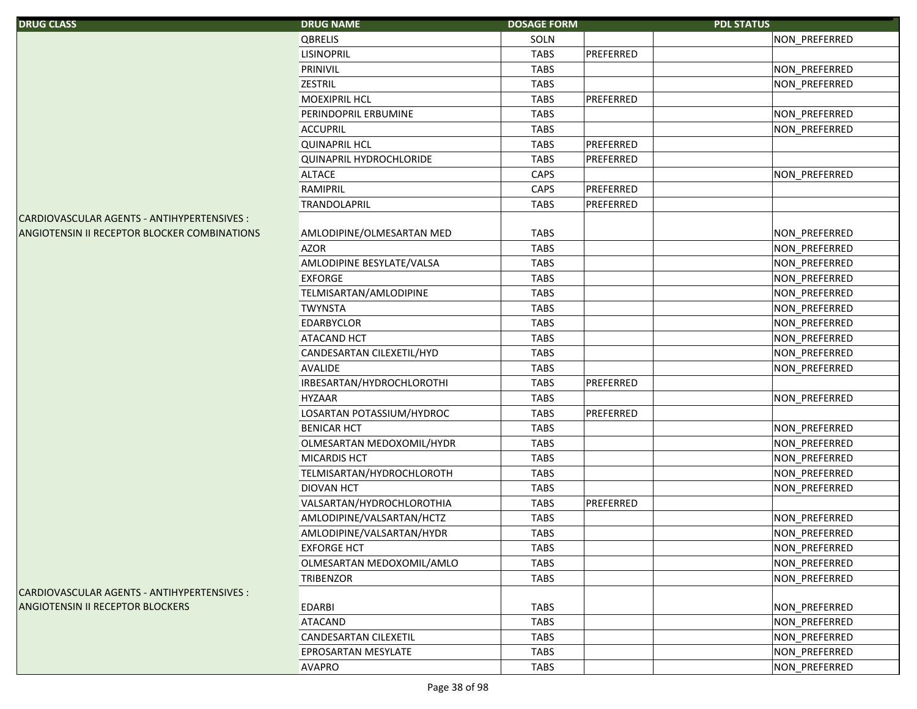| DRUG CLASS | DRUG NAME | DOSAGE FORM | PDL STATUS | | |
|---|---|---|---|---|---|
| | QBRELIS | SOLN | | | NON_PREFERRED |
| | LISINOPRIL | TABS | PREFERRED | | |
| | PRINIVIL | TABS | | | NON_PREFERRED |
| | ZESTRIL | TABS | | | NON_PREFERRED |
| | MOEXIPRIL HCL | TABS | PREFERRED | | |
| | PERINDOPRIL ERBUMINE | TABS | | | NON_PREFERRED |
| | ACCUPRIL | TABS | | | NON_PREFERRED |
| | QUINAPRIL HCL | TABS | PREFERRED | | |
| | QUINAPRIL HYDROCHLORIDE | TABS | PREFERRED | | |
| | ALTACE | CAPS | | | NON_PREFERRED |
| | RAMIPRIL | CAPS | PREFERRED | | |
| | TRANDOLAPRIL | TABS | PREFERRED | | |
| CARDIOVASCULAR AGENTS - ANTIHYPERTENSIVES : ANGIOTENSIN II RECEPTOR BLOCKER COMBINATIONS | AMLODIPINE/OLMESARTAN MED | TABS | | | NON_PREFERRED |
| | AZOR | TABS | | | NON_PREFERRED |
| | AMLODIPINE BESYLATE/VALSA | TABS | | | NON_PREFERRED |
| | EXFORGE | TABS | | | NON_PREFERRED |
| | TELMISARTAN/AMLODIPINE | TABS | | | NON_PREFERRED |
| | TWYNSTA | TABS | | | NON_PREFERRED |
| | EDARBYCLOR | TABS | | | NON_PREFERRED |
| | ATACAND HCT | TABS | | | NON_PREFERRED |
| | CANDESARTAN CILEXETIL/HYD | TABS | | | NON_PREFERRED |
| | AVALIDE | TABS | | | NON_PREFERRED |
| | IRBESARTAN/HYDROCHLOROTHI | TABS | PREFERRED | | |
| | HYZAAR | TABS | | | NON_PREFERRED |
| | LOSARTAN POTASSIUM/HYDROC | TABS | PREFERRED | | |
| | BENICAR HCT | TABS | | | NON_PREFERRED |
| | OLMESARTAN MEDOXOMIL/HYDR | TABS | | | NON_PREFERRED |
| | MICARDIS HCT | TABS | | | NON_PREFERRED |
| | TELMISARTAN/HYDROCHLOROTH | TABS | | | NON_PREFERRED |
| | DIOVAN HCT | TABS | | | NON_PREFERRED |
| | VALSARTAN/HYDROCHLOROTHIA | TABS | PREFERRED | | |
| | AMLODIPINE/VALSARTAN/HCTZ | TABS | | | NON_PREFERRED |
| | AMLODIPINE/VALSARTAN/HYDR | TABS | | | NON_PREFERRED |
| | EXFORGE HCT | TABS | | | NON_PREFERRED |
| | OLMESARTAN MEDOXOMIL/AMLO | TABS | | | NON_PREFERRED |
| | TRIBENZOR | TABS | | | NON_PREFERRED |
| CARDIOVASCULAR AGENTS - ANTIHYPERTENSIVES : ANGIOTENSIN II RECEPTOR BLOCKERS | EDARBI | TABS | | | NON_PREFERRED |
| | ATACAND | TABS | | | NON_PREFERRED |
| | CANDESARTAN CILEXETIL | TABS | | | NON_PREFERRED |
| | EPROSARTAN MESYLATE | TABS | | | NON_PREFERRED |
| | AVAPRO | TABS | | | NON_PREFERRED |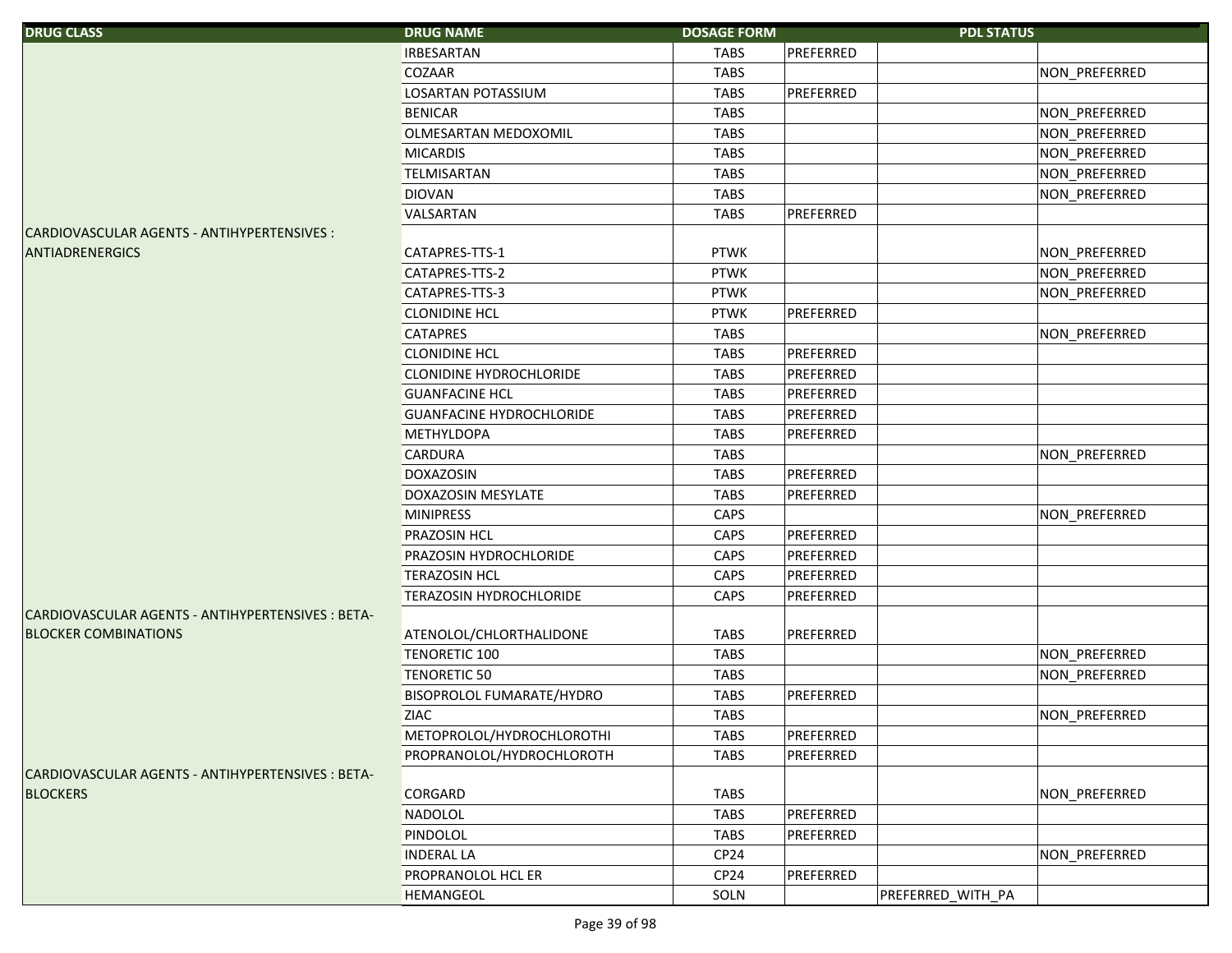| DRUG CLASS | DRUG NAME | DOSAGE FORM | PDL STATUS | | |
|---|---|---|---|---|---|
| | IRBESARTAN | TABS | PREFERRED | | |
| | COZAAR | TABS | | | NON_PREFERRED |
| | LOSARTAN POTASSIUM | TABS | PREFERRED | | |
| | BENICAR | TABS | | | NON_PREFERRED |
| | OLMESARTAN MEDOXOMIL | TABS | | | NON_PREFERRED |
| | MICARDIS | TABS | | | NON_PREFERRED |
| | TELMISARTAN | TABS | | | NON_PREFERRED |
| | DIOVAN | TABS | | | NON_PREFERRED |
| | VALSARTAN | TABS | PREFERRED | | |
| CARDIOVASCULAR AGENTS - ANTIHYPERTENSIVES : ANTIADRENERGICS | CATAPRES-TTS-1 | PTWK | | | NON_PREFERRED |
| | CATAPRES-TTS-2 | PTWK | | | NON_PREFERRED |
| | CATAPRES-TTS-3 | PTWK | | | NON_PREFERRED |
| | CLONIDINE HCL | PTWK | PREFERRED | | |
| | CATAPRES | TABS | | | NON_PREFERRED |
| | CLONIDINE HCL | TABS | PREFERRED | | |
| | CLONIDINE HYDROCHLORIDE | TABS | PREFERRED | | |
| | GUANFACINE HCL | TABS | PREFERRED | | |
| | GUANFACINE HYDROCHLORIDE | TABS | PREFERRED | | |
| | METHYLDOPA | TABS | PREFERRED | | |
| | CARDURA | TABS | | | NON_PREFERRED |
| | DOXAZOSIN | TABS | PREFERRED | | |
| | DOXAZOSIN MESYLATE | TABS | PREFERRED | | |
| | MINIPRESS | CAPS | | | NON_PREFERRED |
| | PRAZOSIN HCL | CAPS | PREFERRED | | |
| | PRAZOSIN HYDROCHLORIDE | CAPS | PREFERRED | | |
| | TERAZOSIN HCL | CAPS | PREFERRED | | |
| | TERAZOSIN HYDROCHLORIDE | CAPS | PREFERRED | | |
| CARDIOVASCULAR AGENTS - ANTIHYPERTENSIVES : BETA-BLOCKER COMBINATIONS | ATENOLOL/CHLORTHALIDONE | TABS | PREFERRED | | |
| | TENORETIC 100 | TABS | | | NON_PREFERRED |
| | TENORETIC 50 | TABS | | | NON_PREFERRED |
| | BISOPROLOL FUMARATE/HYDRO | TABS | PREFERRED | | |
| | ZIAC | TABS | | | NON_PREFERRED |
| | METOPROLOL/HYDROCHLOROTHI | TABS | PREFERRED | | |
| | PROPRANOLOL/HYDROCHLOROTH | TABS | PREFERRED | | |
| CARDIOVASCULAR AGENTS - ANTIHYPERTENSIVES : BETA-BLOCKERS | CORGARD | TABS | | | NON_PREFERRED |
| | NADOLOL | TABS | PREFERRED | | |
| | PINDOLOL | TABS | PREFERRED | | |
| | INDERAL LA | CP24 | | | NON_PREFERRED |
| | PROPRANOLOL HCL ER | CP24 | PREFERRED | | |
| | HEMANGEOL | SOLN | | PREFERRED_WITH_PA | |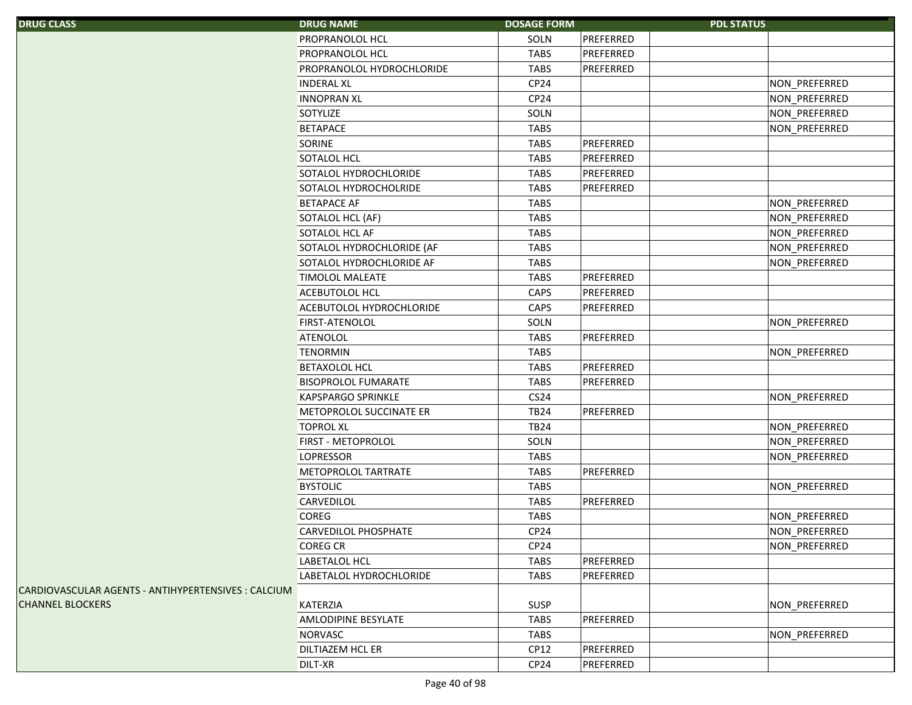| DRUG CLASS | DRUG NAME | DOSAGE FORM | PDL STATUS | | |
|---|---|---|---|---|---|
| | PROPRANOLOL HCL | SOLN | PREFERRED | | |
| | PROPRANOLOL HCL | TABS | PREFERRED | | |
| | PROPRANOLOL HYDROCHLORIDE | TABS | PREFERRED | | |
| | INDERAL XL | CP24 | | | NON_PREFERRED |
| | INNOPRAN XL | CP24 | | | NON_PREFERRED |
| | SOTYLIZE | SOLN | | | NON_PREFERRED |
| | BETAPACE | TABS | | | NON_PREFERRED |
| | SORINE | TABS | PREFERRED | | |
| | SOTALOL HCL | TABS | PREFERRED | | |
| | SOTALOL HYDROCHLORIDE | TABS | PREFERRED | | |
| | SOTALOL HYDROCHOLRIDE | TABS | PREFERRED | | |
| | BETAPACE AF | TABS | | | NON_PREFERRED |
| | SOTALOL HCL (AF) | TABS | | | NON_PREFERRED |
| | SOTALOL HCL AF | TABS | | | NON_PREFERRED |
| | SOTALOL HYDROCHLORIDE (AF | TABS | | | NON_PREFERRED |
| | SOTALOL HYDROCHLORIDE AF | TABS | | | NON_PREFERRED |
| | TIMOLOL MALEATE | TABS | PREFERRED | | |
| | ACEBUTOLOL HCL | CAPS | PREFERRED | | |
| | ACEBUTOLOL HYDROCHLORIDE | CAPS | PREFERRED | | |
| | FIRST-ATENOLOL | SOLN | | | NON_PREFERRED |
| | ATENOLOL | TABS | PREFERRED | | |
| | TENORMIN | TABS | | | NON_PREFERRED |
| | BETAXOLOL HCL | TABS | PREFERRED | | |
| | BISOPROLOL FUMARATE | TABS | PREFERRED | | |
| | KAPSPARGO SPRINKLE | CS24 | | | NON_PREFERRED |
| | METOPROLOL SUCCINATE ER | TB24 | PREFERRED | | |
| | TOPROL XL | TB24 | | | NON_PREFERRED |
| | FIRST - METOPROLOL | SOLN | | | NON_PREFERRED |
| | LOPRESSOR | TABS | | | NON_PREFERRED |
| | METOPROLOL TARTRATE | TABS | PREFERRED | | |
| | BYSTOLIC | TABS | | | NON_PREFERRED |
| | CARVEDILOL | TABS | PREFERRED | | |
| | COREG | TABS | | | NON_PREFERRED |
| | CARVEDILOL PHOSPHATE | CP24 | | | NON_PREFERRED |
| | COREG CR | CP24 | | | NON_PREFERRED |
| | LABETALOL HCL | TABS | PREFERRED | | |
| | LABETALOL HYDROCHLORIDE | TABS | PREFERRED | | |
| CARDIOVASCULAR AGENTS - ANTIHYPERTENSIVES : CALCIUM CHANNEL BLOCKERS | KATERZIA | SUSP | | | NON_PREFERRED |
| | AMLODIPINE BESYLATE | TABS | PREFERRED | | |
| | NORVASC | TABS | | | NON_PREFERRED |
| | DILTIAZEM HCL ER | CP12 | PREFERRED | | |
| | DILT-XR | CP24 | PREFERRED | | |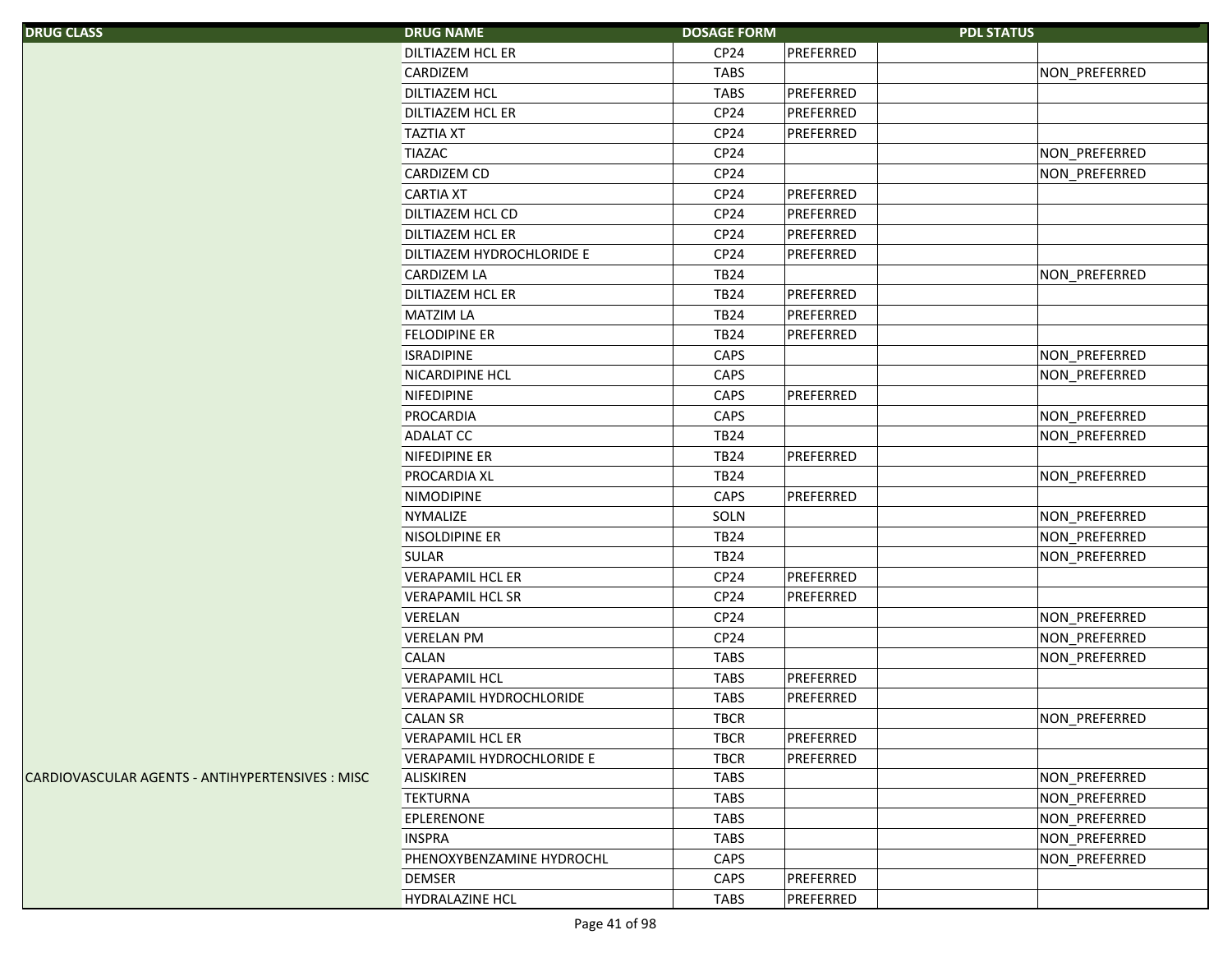| DRUG CLASS | DRUG NAME | DOSAGE FORM | PDL STATUS | | |
|---|---|---|---|---|---|
| | DILTIAZEM HCL ER | CP24 | PREFERRED | | |
| | CARDIZEM | TABS | | | NON_PREFERRED |
| | DILTIAZEM HCL | TABS | PREFERRED | | |
| | DILTIAZEM HCL ER | CP24 | PREFERRED | | |
| | TAZTIA XT | CP24 | PREFERRED | | |
| | TIAZAC | CP24 | | | NON_PREFERRED |
| | CARDIZEM CD | CP24 | | | NON_PREFERRED |
| | CARTIA XT | CP24 | PREFERRED | | |
| | DILTIAZEM HCL CD | CP24 | PREFERRED | | |
| | DILTIAZEM HCL ER | CP24 | PREFERRED | | |
| | DILTIAZEM HYDROCHLORIDE E | CP24 | PREFERRED | | |
| | CARDIZEM LA | TB24 | | | NON_PREFERRED |
| | DILTIAZEM HCL ER | TB24 | PREFERRED | | |
| | MATZIM LA | TB24 | PREFERRED | | |
| | FELODIPINE ER | TB24 | PREFERRED | | |
| | ISRADIPINE | CAPS | | | NON_PREFERRED |
| | NICARDIPINE HCL | CAPS | | | NON_PREFERRED |
| | NIFEDIPINE | CAPS | PREFERRED | | |
| | PROCARDIA | CAPS | | | NON_PREFERRED |
| | ADALAT CC | TB24 | | | NON_PREFERRED |
| | NIFEDIPINE ER | TB24 | PREFERRED | | |
| | PROCARDIA XL | TB24 | | | NON_PREFERRED |
| | NIMODIPINE | CAPS | PREFERRED | | |
| | NYMALIZE | SOLN | | | NON_PREFERRED |
| | NISOLDIPINE ER | TB24 | | | NON_PREFERRED |
| | SULAR | TB24 | | | NON_PREFERRED |
| | VERAPAMIL HCL ER | CP24 | PREFERRED | | |
| | VERAPAMIL HCL SR | CP24 | PREFERRED | | |
| | VERELAN | CP24 | | | NON_PREFERRED |
| | VERELAN PM | CP24 | | | NON_PREFERRED |
| | CALAN | TABS | | | NON_PREFERRED |
| | VERAPAMIL HCL | TABS | PREFERRED | | |
| | VERAPAMIL HYDROCHLORIDE | TABS | PREFERRED | | |
| | CALAN SR | TBCR | | | NON_PREFERRED |
| | VERAPAMIL HCL ER | TBCR | PREFERRED | | |
| | VERAPAMIL HYDROCHLORIDE E | TBCR | PREFERRED | | |
| CARDIOVASCULAR AGENTS - ANTIHYPERTENSIVES : MISC | ALISKIREN | TABS | | | NON_PREFERRED |
| | TEKTURNA | TABS | | | NON_PREFERRED |
| | EPLERENONE | TABS | | | NON_PREFERRED |
| | INSPRA | TABS | | | NON_PREFERRED |
| | PHENOXYBENZAMINE HYDROCHL | CAPS | | | NON_PREFERRED |
| | DEMSER | CAPS | PREFERRED | | |
| | HYDRALAZINE HCL | TABS | PREFERRED | | |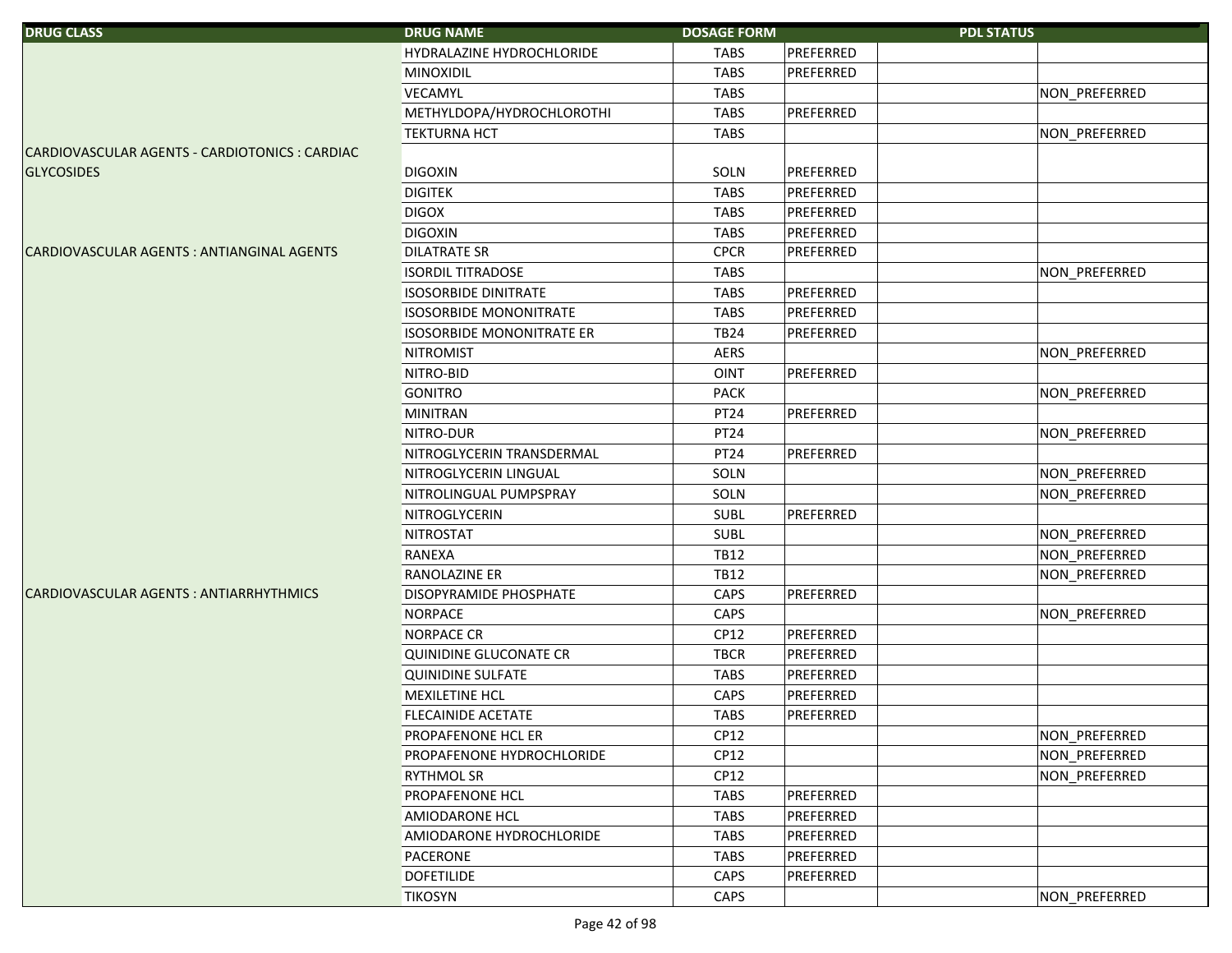| DRUG CLASS | DRUG NAME | DOSAGE FORM | PDL STATUS | | |
|---|---|---|---|---|---|
| | HYDRALAZINE HYDROCHLORIDE | TABS | PREFERRED | | |
| | MINOXIDIL | TABS | PREFERRED | | |
| | VECAMYL | TABS | | | NON_PREFERRED |
| | METHYLDOPA/HYDROCHLOROTHI | TABS | PREFERRED | | |
| | TEKTURNA HCT | TABS | | | NON_PREFERRED |
| CARDIOVASCULAR AGENTS - CARDIOTONICS : CARDIAC GLYCOSIDES | DIGOXIN | SOLN | PREFERRED | | |
| | DIGITEK | TABS | PREFERRED | | |
| | DIGOX | TABS | PREFERRED | | |
| | DIGOXIN | TABS | PREFERRED | | |
| CARDIOVASCULAR AGENTS : ANTIANGINAL AGENTS | DILATRATE SR | CPCR | PREFERRED | | |
| | ISORDIL TITRADOSE | TABS | | | NON_PREFERRED |
| | ISOSORBIDE DINITRATE | TABS | PREFERRED | | |
| | ISOSORBIDE MONONITRATE | TABS | PREFERRED | | |
| | ISOSORBIDE MONONITRATE ER | TB24 | PREFERRED | | |
| | NITROMIST | AERS | | | NON_PREFERRED |
| | NITRO-BID | OINT | PREFERRED | | |
| | GONITRO | PACK | | | NON_PREFERRED |
| | MINITRAN | PT24 | PREFERRED | | |
| | NITRO-DUR | PT24 | | | NON_PREFERRED |
| | NITROGLYCERIN TRANSDERMAL | PT24 | PREFERRED | | |
| | NITROGLYCERIN LINGUAL | SOLN | | | NON_PREFERRED |
| | NITROLINGUAL PUMPSPRAY | SOLN | | | NON_PREFERRED |
| | NITROGLYCERIN | SUBL | PREFERRED | | |
| | NITROSTAT | SUBL | | | NON_PREFERRED |
| | RANEXA | TB12 | | | NON_PREFERRED |
| | RANOLAZINE ER | TB12 | | | NON_PREFERRED |
| CARDIOVASCULAR AGENTS : ANTIARRHYTHMICS | DISOPYRAMIDE PHOSPHATE | CAPS | PREFERRED | | |
| | NORPACE | CAPS | | | NON_PREFERRED |
| | NORPACE CR | CP12 | PREFERRED | | |
| | QUINIDINE GLUCONATE CR | TBCR | PREFERRED | | |
| | QUINIDINE SULFATE | TABS | PREFERRED | | |
| | MEXILETINE HCL | CAPS | PREFERRED | | |
| | FLECAINIDE ACETATE | TABS | PREFERRED | | |
| | PROPAFENONE HCL ER | CP12 | | | NON_PREFERRED |
| | PROPAFENONE HYDROCHLORIDE | CP12 | | | NON_PREFERRED |
| | RYTHMOL SR | CP12 | | | NON_PREFERRED |
| | PROPAFENONE HCL | TABS | PREFERRED | | |
| | AMIODARONE HCL | TABS | PREFERRED | | |
| | AMIODARONE HYDROCHLORIDE | TABS | PREFERRED | | |
| | PACERONE | TABS | PREFERRED | | |
| | DOFETILIDE | CAPS | PREFERRED | | |
| | TIKOSYN | CAPS | | | NON_PREFERRED |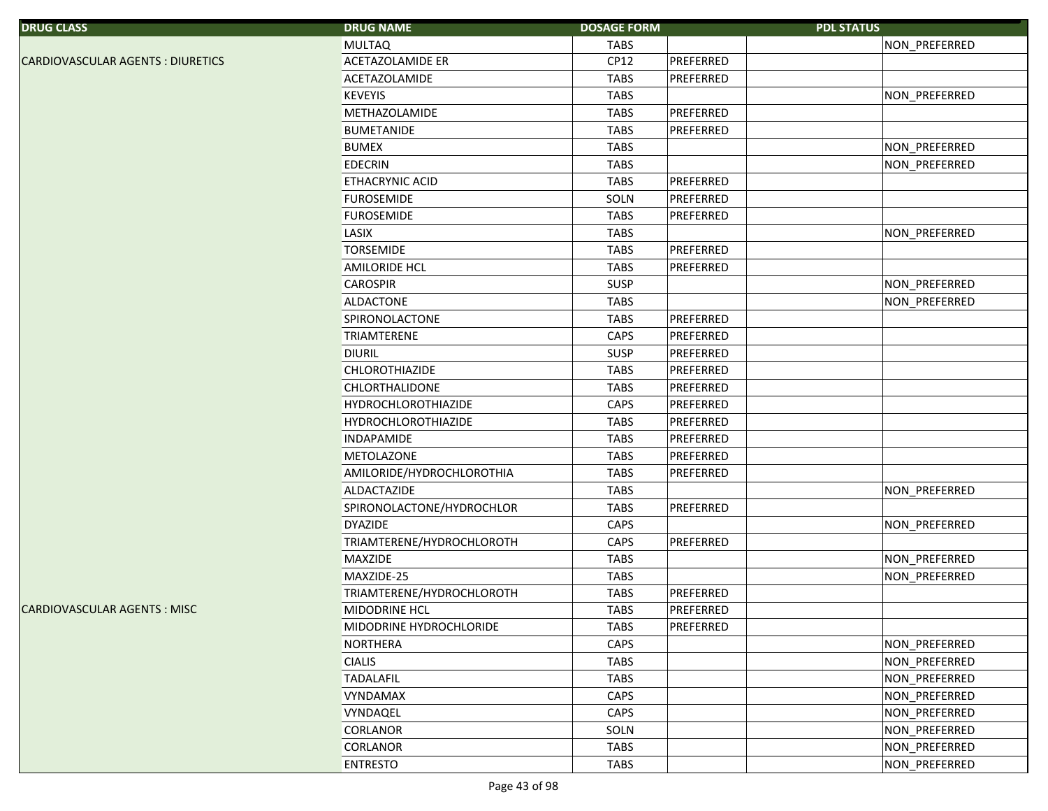| DRUG CLASS | DRUG NAME | DOSAGE FORM | PDL STATUS | | |
|---|---|---|---|---|---|
| | MULTAQ | TABS | | | NON_PREFERRED |
| CARDIOVASCULAR AGENTS : DIURETICS | ACETAZOLAMIDE ER | CP12 | PREFERRED | | |
| | ACETAZOLAMIDE | TABS | PREFERRED | | |
| | KEVEYIS | TABS | | | NON_PREFERRED |
| | METHAZOLAMIDE | TABS | PREFERRED | | |
| | BUMETANIDE | TABS | PREFERRED | | |
| | BUMEX | TABS | | | NON_PREFERRED |
| | EDECRIN | TABS | | | NON_PREFERRED |
| | ETHACRYNIC ACID | TABS | PREFERRED | | |
| | FUROSEMIDE | SOLN | PREFERRED | | |
| | FUROSEMIDE | TABS | PREFERRED | | |
| | LASIX | TABS | | | NON_PREFERRED |
| | TORSEMIDE | TABS | PREFERRED | | |
| | AMILORIDE HCL | TABS | PREFERRED | | |
| | CAROSPIR | SUSP | | | NON_PREFERRED |
| | ALDACTONE | TABS | | | NON_PREFERRED |
| | SPIRONOLACTONE | TABS | PREFERRED | | |
| | TRIAMTERENE | CAPS | PREFERRED | | |
| | DIURIL | SUSP | PREFERRED | | |
| | CHLOROTHIAZIDE | TABS | PREFERRED | | |
| | CHLORTHALIDONE | TABS | PREFERRED | | |
| | HYDROCHLOROTHIAZIDE | CAPS | PREFERRED | | |
| | HYDROCHLOROTHIAZIDE | TABS | PREFERRED | | |
| | INDAPAMIDE | TABS | PREFERRED | | |
| | METOLAZONE | TABS | PREFERRED | | |
| | AMILORIDE/HYDROCHLOROTHIA | TABS | PREFERRED | | |
| | ALDACTAZIDE | TABS | | | NON_PREFERRED |
| | SPIRONOLACTONE/HYDROCHLOR | TABS | PREFERRED | | |
| | DYAZIDE | CAPS | | | NON_PREFERRED |
| | TRIAMTERENE/HYDROCHLOROTH | CAPS | PREFERRED | | |
| | MAXZIDE | TABS | | | NON_PREFERRED |
| | MAXZIDE-25 | TABS | | | NON_PREFERRED |
| | TRIAMTERENE/HYDROCHLOROTH | TABS | PREFERRED | | |
| CARDIOVASCULAR AGENTS : MISC | MIDODRINE HCL | TABS | PREFERRED | | |
| | MIDODRINE HYDROCHLORIDE | TABS | PREFERRED | | |
| | NORTHERA | CAPS | | | NON_PREFERRED |
| | CIALIS | TABS | | | NON_PREFERRED |
| | TADALAFIL | TABS | | | NON_PREFERRED |
| | VYNDAMAX | CAPS | | | NON_PREFERRED |
| | VYNDAQEL | CAPS | | | NON_PREFERRED |
| | CORLANOR | SOLN | | | NON_PREFERRED |
| | CORLANOR | TABS | | | NON_PREFERRED |
| | ENTRESTO | TABS | | | NON_PREFERRED |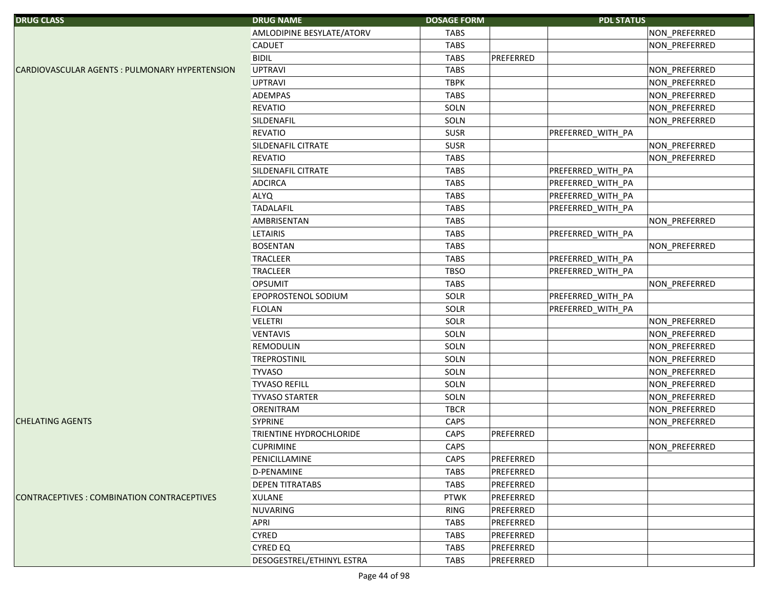| DRUG CLASS | DRUG NAME | DOSAGE FORM | PDL STATUS | | |
|---|---|---|---|---|---|
| | AMLODIPINE BESYLATE/ATORV | TABS | | | NON_PREFERRED |
| | CADUET | TABS | | | NON_PREFERRED |
| | BIDIL | TABS | PREFERRED | | |
| CARDIOVASCULAR AGENTS : PULMONARY HYPERTENSION | UPTRAVI | TABS | | | NON_PREFERRED |
| | UPTRAVI | TBPK | | | NON_PREFERRED |
| | ADEMPAS | TABS | | | NON_PREFERRED |
| | REVATIO | SOLN | | | NON_PREFERRED |
| | SILDENAFIL | SOLN | | | NON_PREFERRED |
| | REVATIO | SUSR | | PREFERRED_WITH_PA | |
| | SILDENAFIL CITRATE | SUSR | | | NON_PREFERRED |
| | REVATIO | TABS | | | NON_PREFERRED |
| | SILDENAFIL CITRATE | TABS | | PREFERRED_WITH_PA | |
| | ADCIRCA | TABS | | PREFERRED_WITH_PA | |
| | ALYQ | TABS | | PREFERRED_WITH_PA | |
| | TADALAFIL | TABS | | PREFERRED_WITH_PA | |
| | AMBRISENTAN | TABS | | | NON_PREFERRED |
| | LETAIRIS | TABS | | PREFERRED_WITH_PA | |
| | BOSENTAN | TABS | | | NON_PREFERRED |
| | TRACLEER | TABS | | PREFERRED_WITH_PA | |
| | TRACLEER | TBSO | | PREFERRED_WITH_PA | |
| | OPSUMIT | TABS | | | NON_PREFERRED |
| | EPOPROSTENOL SODIUM | SOLR | | PREFERRED_WITH_PA | |
| | FLOLAN | SOLR | | PREFERRED_WITH_PA | |
| | VELETRI | SOLR | | | NON_PREFERRED |
| | VENTAVIS | SOLN | | | NON_PREFERRED |
| | REMODULIN | SOLN | | | NON_PREFERRED |
| | TREPROSTINIL | SOLN | | | NON_PREFERRED |
| | TYVASO | SOLN | | | NON_PREFERRED |
| | TYVASO REFILL | SOLN | | | NON_PREFERRED |
| | TYVASO STARTER | SOLN | | | NON_PREFERRED |
| | ORENITRAM | TBCR | | | NON_PREFERRED |
| CHELATING AGENTS | SYPRINE | CAPS | | | NON_PREFERRED |
| | TRIENTINE HYDROCHLORIDE | CAPS | PREFERRED | | |
| | CUPRIMINE | CAPS | | | NON_PREFERRED |
| | PENICILLAMINE | CAPS | PREFERRED | | |
| | D-PENAMINE | TABS | PREFERRED | | |
| | DEPEN TITRATABS | TABS | PREFERRED | | |
| CONTRACEPTIVES : COMBINATION CONTRACEPTIVES | XULANE | PTWK | PREFERRED | | |
| | NUVARING | RING | PREFERRED | | |
| | APRI | TABS | PREFERRED | | |
| | CYRED | TABS | PREFERRED | | |
| | CYRED EQ | TABS | PREFERRED | | |
| | DESOGESTREL/ETHINYL ESTRA | TABS | PREFERRED | | |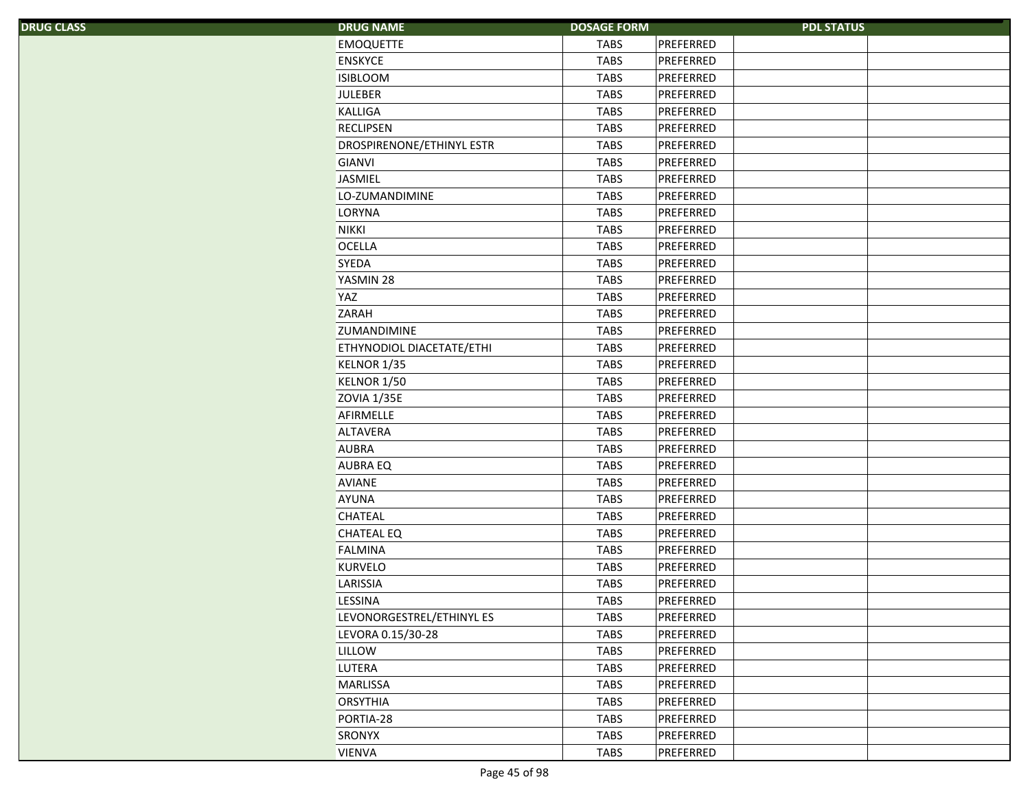| DRUG CLASS | DRUG NAME | DOSAGE FORM | PDL STATUS | | |
|---|---|---|---|---|---|
| | EMOQUETTE | TABS | PREFERRED | | |
| | ENSKYCE | TABS | PREFERRED | | |
| | ISIBLOOM | TABS | PREFERRED | | |
| | JULEBER | TABS | PREFERRED | | |
| | KALLIGA | TABS | PREFERRED | | |
| | RECLIPSEN | TABS | PREFERRED | | |
| | DROSPIRENONE/ETHINYL ESTR | TABS | PREFERRED | | |
| | GIANVI | TABS | PREFERRED | | |
| | JASMIEL | TABS | PREFERRED | | |
| | LO-ZUMANDIMINE | TABS | PREFERRED | | |
| | LORYNA | TABS | PREFERRED | | |
| | NIKKI | TABS | PREFERRED | | |
| | OCELLA | TABS | PREFERRED | | |
| | SYEDA | TABS | PREFERRED | | |
| | YASMIN 28 | TABS | PREFERRED | | |
| | YAZ | TABS | PREFERRED | | |
| | ZARAH | TABS | PREFERRED | | |
| | ZUMANDIMINE | TABS | PREFERRED | | |
| | ETHYNODIOL DIACETATE/ETHI | TABS | PREFERRED | | |
| | KELNOR 1/35 | TABS | PREFERRED | | |
| | KELNOR 1/50 | TABS | PREFERRED | | |
| | ZOVIA 1/35E | TABS | PREFERRED | | |
| | AFIRMELLE | TABS | PREFERRED | | |
| | ALTAVERA | TABS | PREFERRED | | |
| | AUBRA | TABS | PREFERRED | | |
| | AUBRA EQ | TABS | PREFERRED | | |
| | AVIANE | TABS | PREFERRED | | |
| | AYUNA | TABS | PREFERRED | | |
| | CHATEAL | TABS | PREFERRED | | |
| | CHATEAL EQ | TABS | PREFERRED | | |
| | FALMINA | TABS | PREFERRED | | |
| | KURVELO | TABS | PREFERRED | | |
| | LARISSIA | TABS | PREFERRED | | |
| | LESSINA | TABS | PREFERRED | | |
| | LEVONORGESTREL/ETHINYL ES | TABS | PREFERRED | | |
| | LEVORA 0.15/30-28 | TABS | PREFERRED | | |
| | LILLOW | TABS | PREFERRED | | |
| | LUTERA | TABS | PREFERRED | | |
| | MARLISSA | TABS | PREFERRED | | |
| | ORSYTHIA | TABS | PREFERRED | | |
| | PORTIA-28 | TABS | PREFERRED | | |
| | SRONYX | TABS | PREFERRED | | |
| | VIENVA | TABS | PREFERRED | | |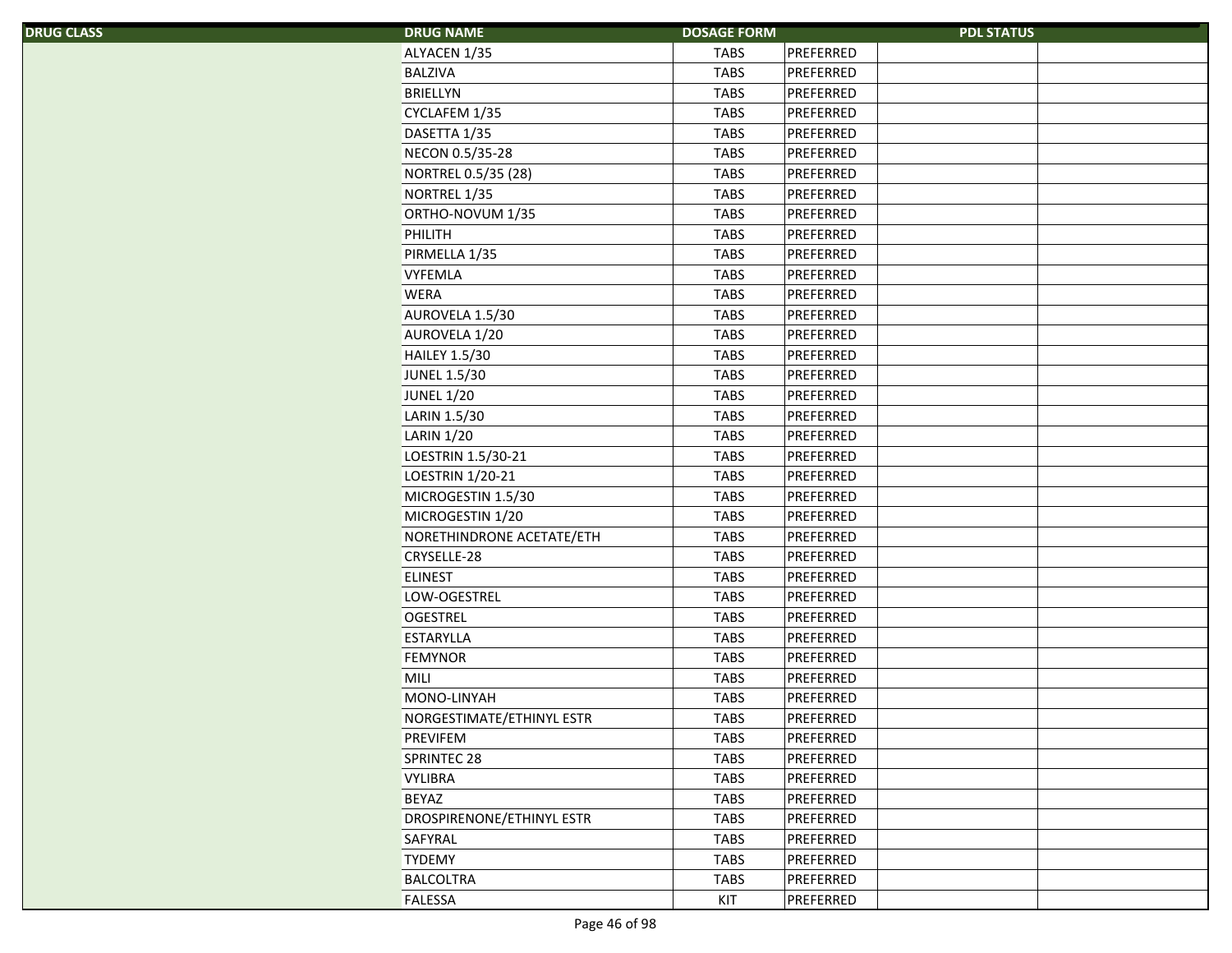| DRUG CLASS | DRUG NAME | DOSAGE FORM | PDL STATUS | | |
|---|---|---|---|---|---|
| | ALYACEN 1/35 | TABS | PREFERRED | | |
| | BALZIVA | TABS | PREFERRED | | |
| | BRIELLYN | TABS | PREFERRED | | |
| | CYCLAFEM 1/35 | TABS | PREFERRED | | |
| | DASETTA 1/35 | TABS | PREFERRED | | |
| | NECON 0.5/35-28 | TABS | PREFERRED | | |
| | NORTREL 0.5/35 (28) | TABS | PREFERRED | | |
| | NORTREL 1/35 | TABS | PREFERRED | | |
| | ORTHO-NOVUM 1/35 | TABS | PREFERRED | | |
| | PHILITH | TABS | PREFERRED | | |
| | PIRMELLA 1/35 | TABS | PREFERRED | | |
| | VYFEMLA | TABS | PREFERRED | | |
| | WERA | TABS | PREFERRED | | |
| | AUROVELA 1.5/30 | TABS | PREFERRED | | |
| | AUROVELA 1/20 | TABS | PREFERRED | | |
| | HAILEY 1.5/30 | TABS | PREFERRED | | |
| | JUNEL 1.5/30 | TABS | PREFERRED | | |
| | JUNEL 1/20 | TABS | PREFERRED | | |
| | LARIN 1.5/30 | TABS | PREFERRED | | |
| | LARIN 1/20 | TABS | PREFERRED | | |
| | LOESTRIN 1.5/30-21 | TABS | PREFERRED | | |
| | LOESTRIN 1/20-21 | TABS | PREFERRED | | |
| | MICROGESTIN 1.5/30 | TABS | PREFERRED | | |
| | MICROGESTIN 1/20 | TABS | PREFERRED | | |
| | NORETHINDRONE ACETATE/ETH | TABS | PREFERRED | | |
| | CRYSELLE-28 | TABS | PREFERRED | | |
| | ELINEST | TABS | PREFERRED | | |
| | LOW-OGESTREL | TABS | PREFERRED | | |
| | OGESTREL | TABS | PREFERRED | | |
| | ESTARYLLA | TABS | PREFERRED | | |
| | FEMYNOR | TABS | PREFERRED | | |
| | MILI | TABS | PREFERRED | | |
| | MONO-LINYAH | TABS | PREFERRED | | |
| | NORGESTIMATE/ETHINYL ESTR | TABS | PREFERRED | | |
| | PREVIFEM | TABS | PREFERRED | | |
| | SPRINTEC 28 | TABS | PREFERRED | | |
| | VYLIBRA | TABS | PREFERRED | | |
| | BEYAZ | TABS | PREFERRED | | |
| | DROSPIRENONE/ETHINYL ESTR | TABS | PREFERRED | | |
| | SAFYRAL | TABS | PREFERRED | | |
| | TYDEMY | TABS | PREFERRED | | |
| | BALCOLTRA | TABS | PREFERRED | | |
| | FALESSA | KIT | PREFERRED | | |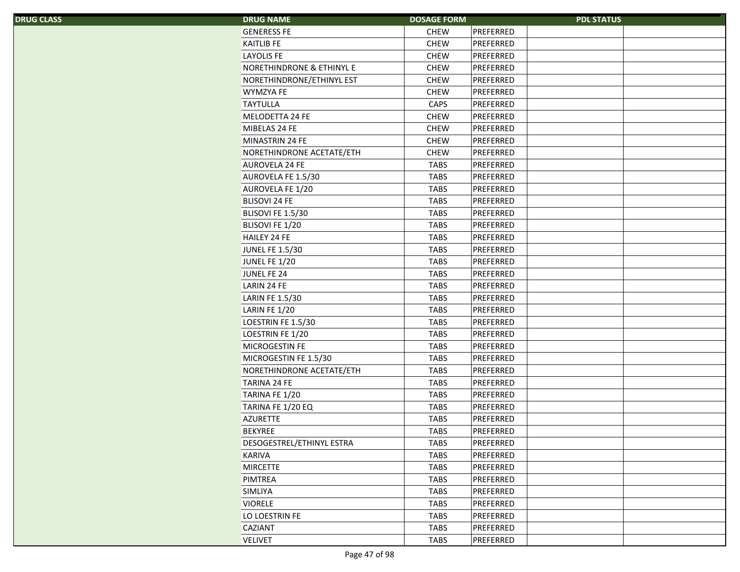| DRUG CLASS | DRUG NAME | DOSAGE FORM | PDL STATUS | | |
|---|---|---|---|---|---|
| | GENERESS FE | CHEW | PREFERRED | | |
| | KAITLIB FE | CHEW | PREFERRED | | |
| | LAYOLIS FE | CHEW | PREFERRED | | |
| | NORETHINDRONE & ETHINYL E | CHEW | PREFERRED | | |
| | NORETHINDRONE/ETHINYL EST | CHEW | PREFERRED | | |
| | WYMZYA FE | CHEW | PREFERRED | | |
| | TAYTULLA | CAPS | PREFERRED | | |
| | MELODETTA 24 FE | CHEW | PREFERRED | | |
| | MIBELAS 24 FE | CHEW | PREFERRED | | |
| | MINASTRIN 24 FE | CHEW | PREFERRED | | |
| | NORETHINDRONE ACETATE/ETH | CHEW | PREFERRED | | |
| | AUROVELA 24 FE | TABS | PREFERRED | | |
| | AUROVELA FE 1.5/30 | TABS | PREFERRED | | |
| | AUROVELA FE 1/20 | TABS | PREFERRED | | |
| | BLISOVI 24 FE | TABS | PREFERRED | | |
| | BLISOVI FE 1.5/30 | TABS | PREFERRED | | |
| | BLISOVI FE 1/20 | TABS | PREFERRED | | |
| | HAILEY 24 FE | TABS | PREFERRED | | |
| | JUNEL FE 1.5/30 | TABS | PREFERRED | | |
| | JUNEL FE 1/20 | TABS | PREFERRED | | |
| | JUNEL FE 24 | TABS | PREFERRED | | |
| | LARIN 24 FE | TABS | PREFERRED | | |
| | LARIN FE 1.5/30 | TABS | PREFERRED | | |
| | LARIN FE 1/20 | TABS | PREFERRED | | |
| | LOESTRIN FE 1.5/30 | TABS | PREFERRED | | |
| | LOESTRIN FE 1/20 | TABS | PREFERRED | | |
| | MICROGESTIN FE | TABS | PREFERRED | | |
| | MICROGESTIN FE 1.5/30 | TABS | PREFERRED | | |
| | NORETHINDRONE ACETATE/ETH | TABS | PREFERRED | | |
| | TARINA 24 FE | TABS | PREFERRED | | |
| | TARINA FE 1/20 | TABS | PREFERRED | | |
| | TARINA FE 1/20 EQ | TABS | PREFERRED | | |
| | AZURETTE | TABS | PREFERRED | | |
| | BEKYREE | TABS | PREFERRED | | |
| | DESOGESTREL/ETHINYL ESTRA | TABS | PREFERRED | | |
| | KARIVA | TABS | PREFERRED | | |
| | MIRCETTE | TABS | PREFERRED | | |
| | PIMTREA | TABS | PREFERRED | | |
| | SIMLIYA | TABS | PREFERRED | | |
| | VIORELE | TABS | PREFERRED | | |
| | LO LOESTRIN FE | TABS | PREFERRED | | |
| | CAZIANT | TABS | PREFERRED | | |
| | VELIVET | TABS | PREFERRED | | |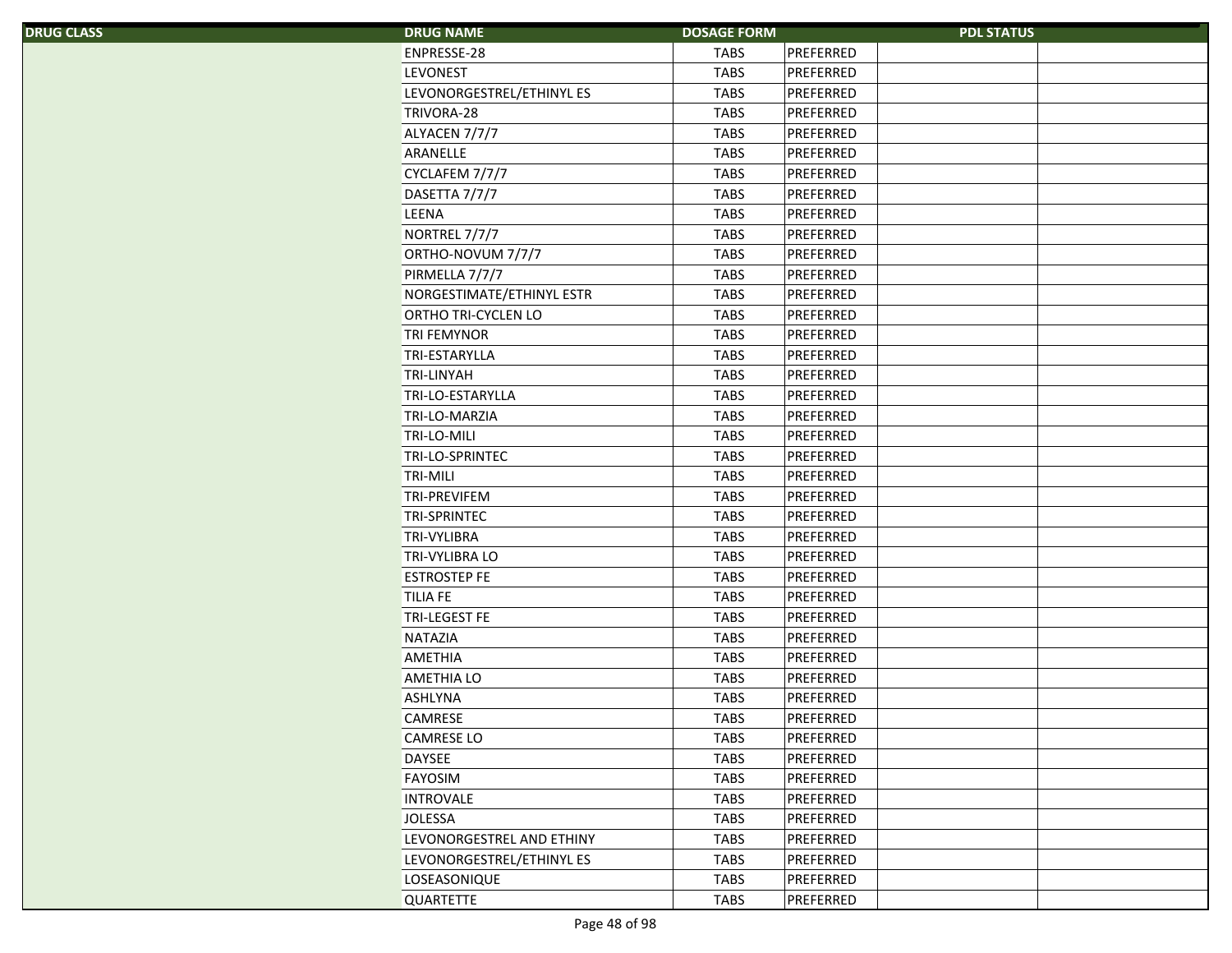| DRUG CLASS | DRUG NAME | DOSAGE FORM | PDL STATUS | | |
|---|---|---|---|---|---|
| | ENPRESSE-28 | TABS | PREFERRED | | |
| | LEVONEST | TABS | PREFERRED | | |
| | LEVONORGESTREL/ETHINYL ES | TABS | PREFERRED | | |
| | TRIVORA-28 | TABS | PREFERRED | | |
| | ALYACEN 7/7/7 | TABS | PREFERRED | | |
| | ARANELLE | TABS | PREFERRED | | |
| | CYCLAFEM 7/7/7 | TABS | PREFERRED | | |
| | DASETTA 7/7/7 | TABS | PREFERRED | | |
| | LEENA | TABS | PREFERRED | | |
| | NORTREL 7/7/7 | TABS | PREFERRED | | |
| | ORTHO-NOVUM 7/7/7 | TABS | PREFERRED | | |
| | PIRMELLA 7/7/7 | TABS | PREFERRED | | |
| | NORGESTIMATE/ETHINYL ESTR | TABS | PREFERRED | | |
| | ORTHO TRI-CYCLEN LO | TABS | PREFERRED | | |
| | TRI FEMYNOR | TABS | PREFERRED | | |
| | TRI-ESTARYLLA | TABS | PREFERRED | | |
| | TRI-LINYAH | TABS | PREFERRED | | |
| | TRI-LO-ESTARYLLA | TABS | PREFERRED | | |
| | TRI-LO-MARZIA | TABS | PREFERRED | | |
| | TRI-LO-MILI | TABS | PREFERRED | | |
| | TRI-LO-SPRINTEC | TABS | PREFERRED | | |
| | TRI-MILI | TABS | PREFERRED | | |
| | TRI-PREVIFEM | TABS | PREFERRED | | |
| | TRI-SPRINTEC | TABS | PREFERRED | | |
| | TRI-VYLIBRA | TABS | PREFERRED | | |
| | TRI-VYLIBRA LO | TABS | PREFERRED | | |
| | ESTROSTEP FE | TABS | PREFERRED | | |
| | TILIA FE | TABS | PREFERRED | | |
| | TRI-LEGEST FE | TABS | PREFERRED | | |
| | NATAZIA | TABS | PREFERRED | | |
| | AMETHIA | TABS | PREFERRED | | |
| | AMETHIA LO | TABS | PREFERRED | | |
| | ASHLYNA | TABS | PREFERRED | | |
| | CAMRESE | TABS | PREFERRED | | |
| | CAMRESE LO | TABS | PREFERRED | | |
| | DAYSEE | TABS | PREFERRED | | |
| | FAYOSIM | TABS | PREFERRED | | |
| | INTROVALE | TABS | PREFERRED | | |
| | JOLESSA | TABS | PREFERRED | | |
| | LEVONORGESTREL AND ETHINY | TABS | PREFERRED | | |
| | LEVONORGESTREL/ETHINYL ES | TABS | PREFERRED | | |
| | LOSEASONIQUE | TABS | PREFERRED | | |
| | QUARTETTE | TABS | PREFERRED | | |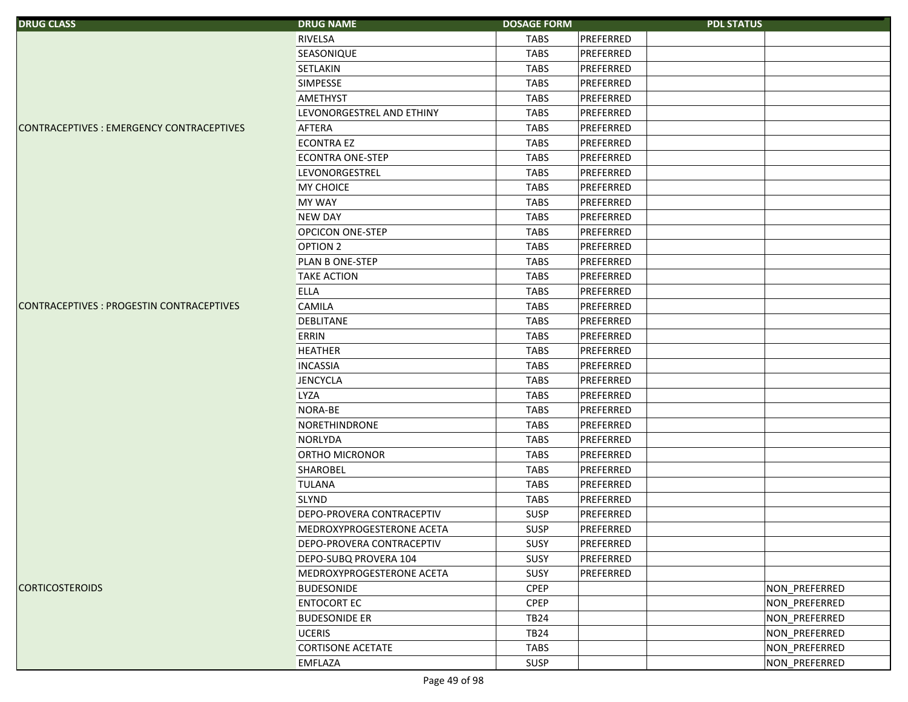| DRUG CLASS | DRUG NAME | DOSAGE FORM | PDL STATUS | | |
|---|---|---|---|---|---|
| | RIVELSA | TABS | PREFERRED | | |
| | SEASONIQUE | TABS | PREFERRED | | |
| | SETLAKIN | TABS | PREFERRED | | |
| | SIMPESSE | TABS | PREFERRED | | |
| | AMETHYST | TABS | PREFERRED | | |
| | LEVONORGESTREL AND ETHINY | TABS | PREFERRED | | |
| CONTRACEPTIVES : EMERGENCY CONTRACEPTIVES | AFTERA | TABS | PREFERRED | | |
| | ECONTRA EZ | TABS | PREFERRED | | |
| | ECONTRA ONE-STEP | TABS | PREFERRED | | |
| | LEVONORGESTREL | TABS | PREFERRED | | |
| | MY CHOICE | TABS | PREFERRED | | |
| | MY WAY | TABS | PREFERRED | | |
| | NEW DAY | TABS | PREFERRED | | |
| | OPCICON ONE-STEP | TABS | PREFERRED | | |
| | OPTION 2 | TABS | PREFERRED | | |
| | PLAN B ONE-STEP | TABS | PREFERRED | | |
| | TAKE ACTION | TABS | PREFERRED | | |
| | ELLA | TABS | PREFERRED | | |
| CONTRACEPTIVES : PROGESTIN CONTRACEPTIVES | CAMILA | TABS | PREFERRED | | |
| | DEBLITANE | TABS | PREFERRED | | |
| | ERRIN | TABS | PREFERRED | | |
| | HEATHER | TABS | PREFERRED | | |
| | INCASSIA | TABS | PREFERRED | | |
| | JENCYCLA | TABS | PREFERRED | | |
| | LYZA | TABS | PREFERRED | | |
| | NORA-BE | TABS | PREFERRED | | |
| | NORETHINDRONE | TABS | PREFERRED | | |
| | NORLYDA | TABS | PREFERRED | | |
| | ORTHO MICRONOR | TABS | PREFERRED | | |
| | SHAROBEL | TABS | PREFERRED | | |
| | TULANA | TABS | PREFERRED | | |
| | SLYND | TABS | PREFERRED | | |
| | DEPO-PROVERA CONTRACEPTIV | SUSP | PREFERRED | | |
| | MEDROXYPROGESTERONE ACETA | SUSP | PREFERRED | | |
| | DEPO-PROVERA CONTRACEPTIV | SUSY | PREFERRED | | |
| | DEPO-SUBQ PROVERA 104 | SUSY | PREFERRED | | |
| | MEDROXYPROGESTERONE ACETA | SUSY | PREFERRED | | |
| CORTICOSTEROIDS | BUDESONIDE | CPEP | | | NON_PREFERRED |
| | ENTOCORT EC | CPEP | | | NON_PREFERRED |
| | BUDESONIDE ER | TB24 | | | NON_PREFERRED |
| | UCERIS | TB24 | | | NON_PREFERRED |
| | CORTISONE ACETATE | TABS | | | NON_PREFERRED |
| | EMFLAZA | SUSP | | | NON_PREFERRED |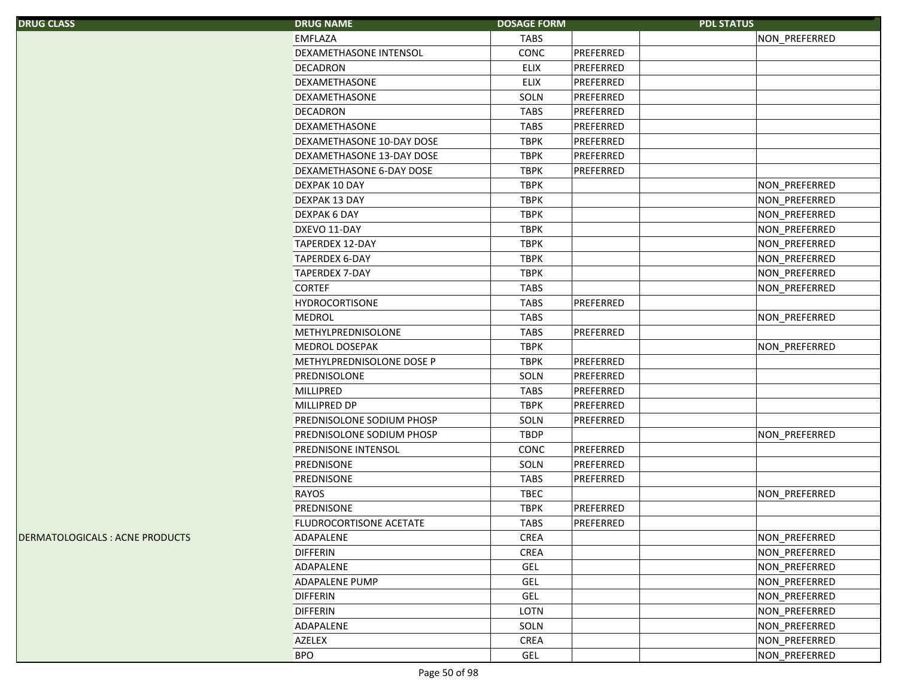| DRUG CLASS | DRUG NAME | DOSAGE FORM | PDL STATUS | | |
|---|---|---|---|---|---|
| | EMFLAZA | TABS | | | NON_PREFERRED |
| | DEXAMETHASONE INTENSOL | CONC | PREFERRED | | |
| | DECADRON | ELIX | PREFERRED | | |
| | DEXAMETHASONE | ELIX | PREFERRED | | |
| | DEXAMETHASONE | SOLN | PREFERRED | | |
| | DECADRON | TABS | PREFERRED | | |
| | DEXAMETHASONE | TABS | PREFERRED | | |
| | DEXAMETHASONE 10-DAY DOSE | TBPK | PREFERRED | | |
| | DEXAMETHASONE 13-DAY DOSE | TBPK | PREFERRED | | |
| | DEXAMETHASONE 6-DAY DOSE | TBPK | PREFERRED | | |
| | DEXPAK 10 DAY | TBPK | | | NON_PREFERRED |
| | DEXPAK 13 DAY | TBPK | | | NON_PREFERRED |
| | DEXPAK 6 DAY | TBPK | | | NON_PREFERRED |
| | DXEVO 11-DAY | TBPK | | | NON_PREFERRED |
| | TAPERDEX 12-DAY | TBPK | | | NON_PREFERRED |
| | TAPERDEX 6-DAY | TBPK | | | NON_PREFERRED |
| | TAPERDEX 7-DAY | TBPK | | | NON_PREFERRED |
| | CORTEF | TABS | | | NON_PREFERRED |
| | HYDROCORTISONE | TABS | PREFERRED | | |
| | MEDROL | TABS | | | NON_PREFERRED |
| | METHYLPREDNISOLONE | TABS | PREFERRED | | |
| | MEDROL DOSEPAK | TBPK | | | NON_PREFERRED |
| | METHYLPREDNISOLONE DOSE P | TBPK | PREFERRED | | |
| | PREDNISOLONE | SOLN | PREFERRED | | |
| | MILLIPRED | TABS | PREFERRED | | |
| | MILLIPRED DP | TBPK | PREFERRED | | |
| | PREDNISOLONE SODIUM PHOSP | SOLN | PREFERRED | | |
| | PREDNISOLONE SODIUM PHOSP | TBDP | | | NON_PREFERRED |
| | PREDNISONE INTENSOL | CONC | PREFERRED | | |
| | PREDNISONE | SOLN | PREFERRED | | |
| | PREDNISONE | TABS | PREFERRED | | |
| | RAYOS | TBEC | | | NON_PREFERRED |
| | PREDNISONE | TBPK | PREFERRED | | |
| | FLUDROCORTISONE ACETATE | TABS | PREFERRED | | |
| DERMATOLOGICALS : ACNE PRODUCTS | ADAPALENE | CREA | | | NON_PREFERRED |
| | DIFFERIN | CREA | | | NON_PREFERRED |
| | ADAPALENE | GEL | | | NON_PREFERRED |
| | ADAPALENE PUMP | GEL | | | NON_PREFERRED |
| | DIFFERIN | GEL | | | NON_PREFERRED |
| | DIFFERIN | LOTN | | | NON_PREFERRED |
| | ADAPALENE | SOLN | | | NON_PREFERRED |
| | AZELEX | CREA | | | NON_PREFERRED |
| | BPO | GEL | | | NON_PREFERRED |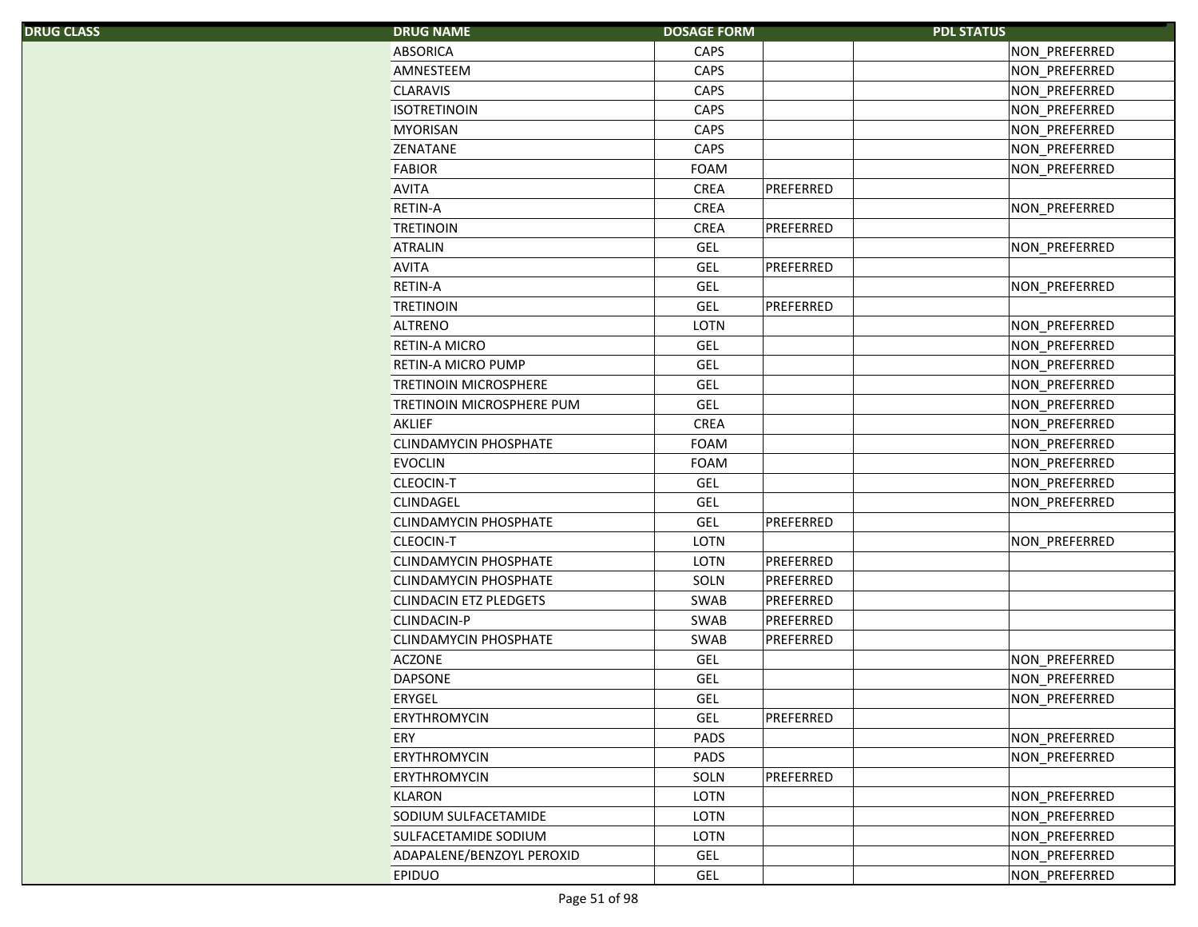| DRUG CLASS | DRUG NAME | DOSAGE FORM | PDL STATUS | | |
|---|---|---|---|---|---|
| | ABSORICA | CAPS | | | NON_PREFERRED |
| | AMNESTEEM | CAPS | | | NON_PREFERRED |
| | CLARAVIS | CAPS | | | NON_PREFERRED |
| | ISOTRETINOIN | CAPS | | | NON_PREFERRED |
| | MYORISAN | CAPS | | | NON_PREFERRED |
| | ZENATANE | CAPS | | | NON_PREFERRED |
| | FABIOR | FOAM | | | NON_PREFERRED |
| | AVITA | CREA | PREFERRED | | |
| | RETIN-A | CREA | | | NON_PREFERRED |
| | TRETINOIN | CREA | PREFERRED | | |
| | ATRALIN | GEL | | | NON_PREFERRED |
| | AVITA | GEL | PREFERRED | | |
| | RETIN-A | GEL | | | NON_PREFERRED |
| | TRETINOIN | GEL | PREFERRED | | |
| | ALTRENO | LOTN | | | NON_PREFERRED |
| | RETIN-A MICRO | GEL | | | NON_PREFERRED |
| | RETIN-A MICRO PUMP | GEL | | | NON_PREFERRED |
| | TRETINOIN MICROSPHERE | GEL | | | NON_PREFERRED |
| | TRETINOIN MICROSPHERE PUM | GEL | | | NON_PREFERRED |
| | AKLIEF | CREA | | | NON_PREFERRED |
| | CLINDAMYCIN PHOSPHATE | FOAM | | | NON_PREFERRED |
| | EVOCLIN | FOAM | | | NON_PREFERRED |
| | CLEOCIN-T | GEL | | | NON_PREFERRED |
| | CLINDAGEL | GEL | | | NON_PREFERRED |
| | CLINDAMYCIN PHOSPHATE | GEL | PREFERRED | | |
| | CLEOCIN-T | LOTN | | | NON_PREFERRED |
| | CLINDAMYCIN PHOSPHATE | LOTN | PREFERRED | | |
| | CLINDAMYCIN PHOSPHATE | SOLN | PREFERRED | | |
| | CLINDACIN ETZ PLEDGETS | SWAB | PREFERRED | | |
| | CLINDACIN-P | SWAB | PREFERRED | | |
| | CLINDAMYCIN PHOSPHATE | SWAB | PREFERRED | | |
| | ACZONE | GEL | | | NON_PREFERRED |
| | DAPSONE | GEL | | | NON_PREFERRED |
| | ERYGEL | GEL | | | NON_PREFERRED |
| | ERYTHROMYCIN | GEL | PREFERRED | | |
| | ERY | PADS | | | NON_PREFERRED |
| | ERYTHROMYCIN | PADS | | | NON_PREFERRED |
| | ERYTHROMYCIN | SOLN | PREFERRED | | |
| | KLARON | LOTN | | | NON_PREFERRED |
| | SODIUM SULFACETAMIDE | LOTN | | | NON_PREFERRED |
| | SULFACETAMIDE SODIUM | LOTN | | | NON_PREFERRED |
| | ADAPALENE/BENZOYL PEROXID | GEL | | | NON_PREFERRED |
| | EPIDUO | GEL | | | NON_PREFERRED |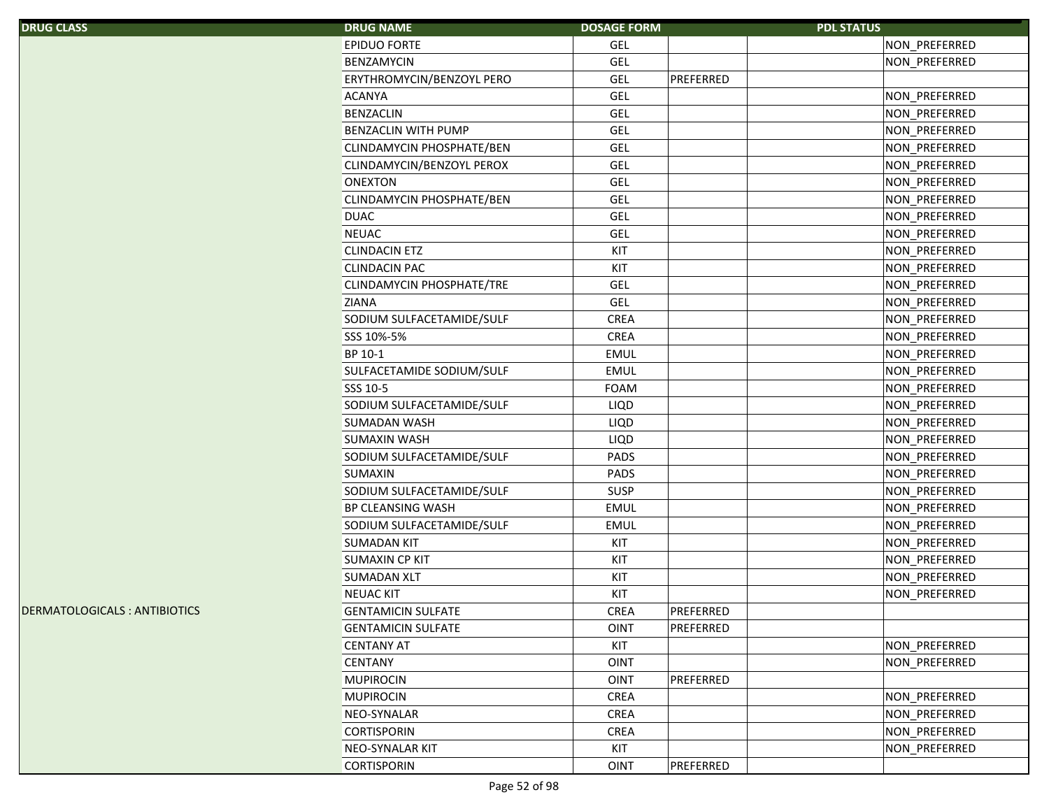| DRUG CLASS | DRUG NAME | DOSAGE FORM | PDL STATUS | | |
|---|---|---|---|---|---|
| | EPIDUO FORTE | GEL | | | NON_PREFERRED |
| | BENZAMYCIN | GEL | | | NON_PREFERRED |
| | ERYTHROMYCIN/BENZOYL PERO | GEL | PREFERRED | | |
| | ACANYA | GEL | | | NON_PREFERRED |
| | BENZACLIN | GEL | | | NON_PREFERRED |
| | BENZACLIN WITH PUMP | GEL | | | NON_PREFERRED |
| | CLINDAMYCIN PHOSPHATE/BEN | GEL | | | NON_PREFERRED |
| | CLINDAMYCIN/BENZOYL PEROX | GEL | | | NON_PREFERRED |
| | ONEXTON | GEL | | | NON_PREFERRED |
| | CLINDAMYCIN PHOSPHATE/BEN | GEL | | | NON_PREFERRED |
| | DUAC | GEL | | | NON_PREFERRED |
| | NEUAC | GEL | | | NON_PREFERRED |
| | CLINDACIN ETZ | KIT | | | NON_PREFERRED |
| | CLINDACIN PAC | KIT | | | NON_PREFERRED |
| | CLINDAMYCIN PHOSPHATE/TRE | GEL | | | NON_PREFERRED |
| | ZIANA | GEL | | | NON_PREFERRED |
| | SODIUM SULFACETAMIDE/SULF | CREA | | | NON_PREFERRED |
| | SSS 10%-5% | CREA | | | NON_PREFERRED |
| | BP 10-1 | EMUL | | | NON_PREFERRED |
| | SULFACETAMIDE SODIUM/SULF | EMUL | | | NON_PREFERRED |
| | SSS 10-5 | FOAM | | | NON_PREFERRED |
| | SODIUM SULFACETAMIDE/SULF | LIQD | | | NON_PREFERRED |
| | SUMADAN WASH | LIQD | | | NON_PREFERRED |
| | SUMAXIN WASH | LIQD | | | NON_PREFERRED |
| | SODIUM SULFACETAMIDE/SULF | PADS | | | NON_PREFERRED |
| | SUMAXIN | PADS | | | NON_PREFERRED |
| | SODIUM SULFACETAMIDE/SULF | SUSP | | | NON_PREFERRED |
| | BP CLEANSING WASH | EMUL | | | NON_PREFERRED |
| | SODIUM SULFACETAMIDE/SULF | EMUL | | | NON_PREFERRED |
| | SUMADAN KIT | KIT | | | NON_PREFERRED |
| | SUMAXIN CP KIT | KIT | | | NON_PREFERRED |
| | SUMADAN XLT | KIT | | | NON_PREFERRED |
| | NEUAC KIT | KIT | | | NON_PREFERRED |
| DERMATOLOGICALS : ANTIBIOTICS | GENTAMICIN SULFATE | CREA | PREFERRED | | |
| | GENTAMICIN SULFATE | OINT | PREFERRED | | |
| | CENTANY AT | KIT | | | NON_PREFERRED |
| | CENTANY | OINT | | | NON_PREFERRED |
| | MUPIROCIN | OINT | PREFERRED | | |
| | MUPIROCIN | CREA | | | NON_PREFERRED |
| | NEO-SYNALAR | CREA | | | NON_PREFERRED |
| | CORTISPORIN | CREA | | | NON_PREFERRED |
| | NEO-SYNALAR KIT | KIT | | | NON_PREFERRED |
| | CORTISPORIN | OINT | PREFERRED | | |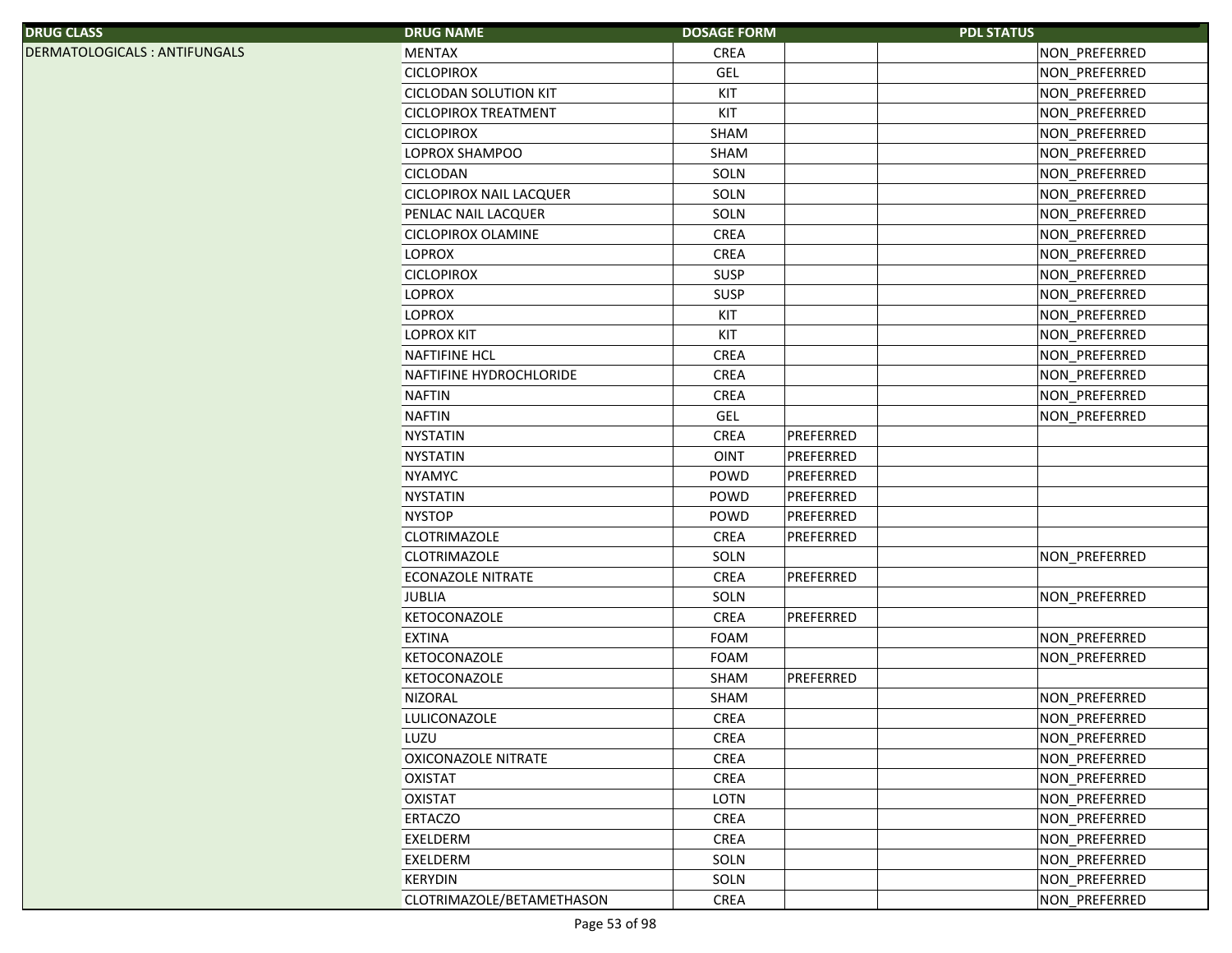| DRUG CLASS | DRUG NAME | DOSAGE FORM | PDL STATUS | | |
|---|---|---|---|---|---|
| DERMATOLOGICALS : ANTIFUNGALS | MENTAX | CREA | | | NON_PREFERRED |
| | CICLOPIROX | GEL | | | NON_PREFERRED |
| | CICLODAN SOLUTION KIT | KIT | | | NON_PREFERRED |
| | CICLOPIROX TREATMENT | KIT | | | NON_PREFERRED |
| | CICLOPIROX | SHAM | | | NON_PREFERRED |
| | LOPROX SHAMPOO | SHAM | | | NON_PREFERRED |
| | CICLODAN | SOLN | | | NON_PREFERRED |
| | CICLOPIROX NAIL LACQUER | SOLN | | | NON_PREFERRED |
| | PENLAC NAIL LACQUER | SOLN | | | NON_PREFERRED |
| | CICLOPIROX OLAMINE | CREA | | | NON_PREFERRED |
| | LOPROX | CREA | | | NON_PREFERRED |
| | CICLOPIROX | SUSP | | | NON_PREFERRED |
| | LOPROX | SUSP | | | NON_PREFERRED |
| | LOPROX | KIT | | | NON_PREFERRED |
| | LOPROX KIT | KIT | | | NON_PREFERRED |
| | NAFTIFINE HCL | CREA | | | NON_PREFERRED |
| | NAFTIFINE HYDROCHLORIDE | CREA | | | NON_PREFERRED |
| | NAFTIN | CREA | | | NON_PREFERRED |
| | NAFTIN | GEL | | | NON_PREFERRED |
| | NYSTATIN | CREA | PREFERRED | | |
| | NYSTATIN | OINT | PREFERRED | | |
| | NYAMYC | POWD | PREFERRED | | |
| | NYSTATIN | POWD | PREFERRED | | |
| | NYSTOP | POWD | PREFERRED | | |
| | CLOTRIMAZOLE | CREA | PREFERRED | | |
| | CLOTRIMAZOLE | SOLN | | | NON_PREFERRED |
| | ECONAZOLE NITRATE | CREA | PREFERRED | | |
| | JUBLIA | SOLN | | | NON_PREFERRED |
| | KETOCONAZOLE | CREA | PREFERRED | | |
| | EXTINA | FOAM | | | NON_PREFERRED |
| | KETOCONAZOLE | FOAM | | | NON_PREFERRED |
| | KETOCONAZOLE | SHAM | PREFERRED | | |
| | NIZORAL | SHAM | | | NON_PREFERRED |
| | LULICONAZOLE | CREA | | | NON_PREFERRED |
| | LUZU | CREA | | | NON_PREFERRED |
| | OXICONAZOLE NITRATE | CREA | | | NON_PREFERRED |
| | OXISTAT | CREA | | | NON_PREFERRED |
| | OXISTAT | LOTN | | | NON_PREFERRED |
| | ERTACZO | CREA | | | NON_PREFERRED |
| | EXELDERM | CREA | | | NON_PREFERRED |
| | EXELDERM | SOLN | | | NON_PREFERRED |
| | KERYDIN | SOLN | | | NON_PREFERRED |
| | CLOTRIMAZOLE/BETAMETHASON | CREA | | | NON_PREFERRED |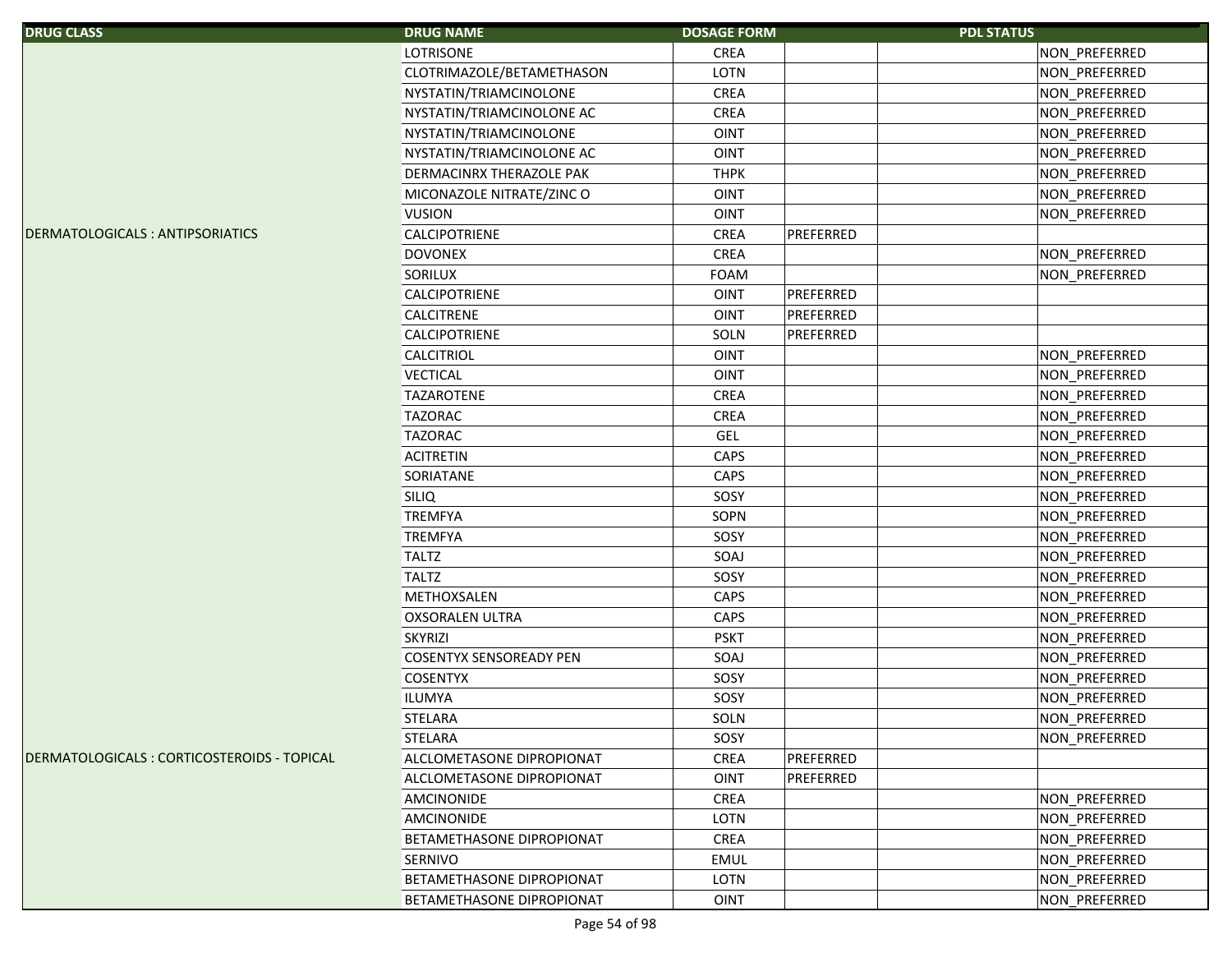| DRUG CLASS | DRUG NAME | DOSAGE FORM | PDL STATUS | | |
|---|---|---|---|---|---|
| | LOTRISONE | CREA | | | NON_PREFERRED |
| | CLOTRIMAZOLE/BETAMETHASON | LOTN | | | NON_PREFERRED |
| | NYSTATIN/TRIAMCINOLONE | CREA | | | NON_PREFERRED |
| | NYSTATIN/TRIAMCINOLONE AC | CREA | | | NON_PREFERRED |
| | NYSTATIN/TRIAMCINOLONE | OINT | | | NON_PREFERRED |
| | NYSTATIN/TRIAMCINOLONE AC | OINT | | | NON_PREFERRED |
| | DERMACINRX THERAZOLE PAK | THPK | | | NON_PREFERRED |
| | MICONAZOLE NITRATE/ZINC O | OINT | | | NON_PREFERRED |
| | VUSION | OINT | | | NON_PREFERRED |
| DERMATOLOGICALS : ANTIPSORIATICS | CALCIPOTRIENE | CREA | PREFERRED | | |
| | DOVONEX | CREA | | | NON_PREFERRED |
| | SORILUX | FOAM | | | NON_PREFERRED |
| | CALCIPOTRIENE | OINT | PREFERRED | | |
| | CALCITRENE | OINT | PREFERRED | | |
| | CALCIPOTRIENE | SOLN | PREFERRED | | |
| | CALCITRIOL | OINT | | | NON_PREFERRED |
| | VECTICAL | OINT | | | NON_PREFERRED |
| | TAZAROTENE | CREA | | | NON_PREFERRED |
| | TAZORAC | CREA | | | NON_PREFERRED |
| | TAZORAC | GEL | | | NON_PREFERRED |
| | ACITRETIN | CAPS | | | NON_PREFERRED |
| | SORIATANE | CAPS | | | NON_PREFERRED |
| | SILIQ | SOSY | | | NON_PREFERRED |
| | TREMFYA | SOPN | | | NON_PREFERRED |
| | TREMFYA | SOSY | | | NON_PREFERRED |
| | TALTZ | SOAJ | | | NON_PREFERRED |
| | TALTZ | SOSY | | | NON_PREFERRED |
| | METHOXSALEN | CAPS | | | NON_PREFERRED |
| | OXSORALEN ULTRA | CAPS | | | NON_PREFERRED |
| | SKYRIZI | PSKT | | | NON_PREFERRED |
| | COSENTYX SENSOREADY PEN | SOAJ | | | NON_PREFERRED |
| | COSENTYX | SOSY | | | NON_PREFERRED |
| | ILUMYA | SOSY | | | NON_PREFERRED |
| | STELARA | SOLN | | | NON_PREFERRED |
| | STELARA | SOSY | | | NON_PREFERRED |
| DERMATOLOGICALS : CORTICOSTEROIDS - TOPICAL | ALCLOMETASONE DIPROPIONAT | CREA | PREFERRED | | |
| | ALCLOMETASONE DIPROPIONAT | OINT | PREFERRED | | |
| | AMCINONIDE | CREA | | | NON_PREFERRED |
| | AMCINONIDE | LOTN | | | NON_PREFERRED |
| | BETAMETHASONE DIPROPIONAT | CREA | | | NON_PREFERRED |
| | SERNIVO | EMUL | | | NON_PREFERRED |
| | BETAMETHASONE DIPROPIONAT | LOTN | | | NON_PREFERRED |
| | BETAMETHASONE DIPROPIONAT | OINT | | | NON_PREFERRED |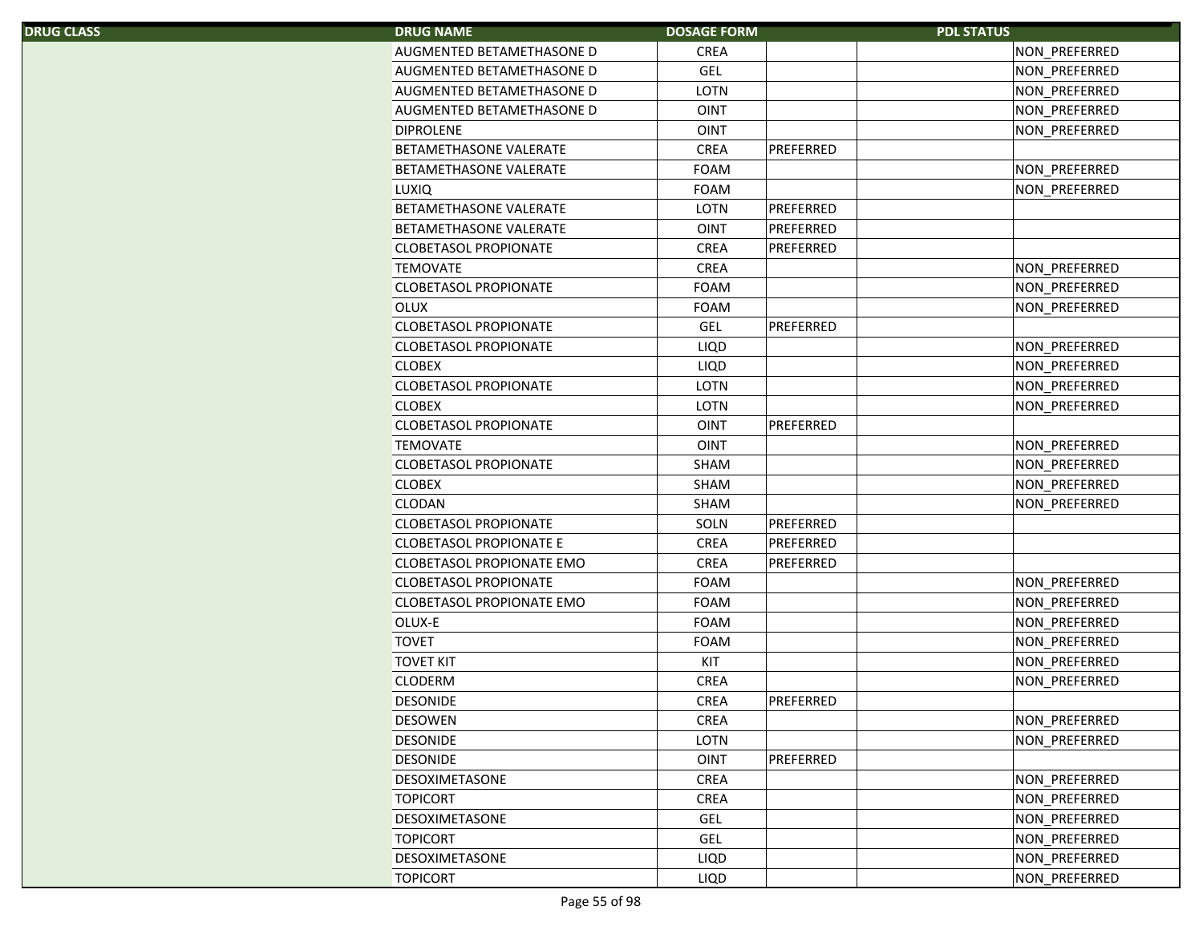| DRUG CLASS | DRUG NAME | DOSAGE FORM | PDL STATUS | | |
|---|---|---|---|---|---|
| | AUGMENTED BETAMETHASONE D | CREA | | | NON_PREFERRED |
| | AUGMENTED BETAMETHASONE D | GEL | | | NON_PREFERRED |
| | AUGMENTED BETAMETHASONE D | LOTN | | | NON_PREFERRED |
| | AUGMENTED BETAMETHASONE D | OINT | | | NON_PREFERRED |
| | DIPROLENE | OINT | | | NON_PREFERRED |
| | BETAMETHASONE VALERATE | CREA | PREFERRED | | |
| | BETAMETHASONE VALERATE | FOAM | | | NON_PREFERRED |
| | LUXIQ | FOAM | | | NON_PREFERRED |
| | BETAMETHASONE VALERATE | LOTN | PREFERRED | | |
| | BETAMETHASONE VALERATE | OINT | PREFERRED | | |
| | CLOBETASOL PROPIONATE | CREA | PREFERRED | | |
| | TEMOVATE | CREA | | | NON_PREFERRED |
| | CLOBETASOL PROPIONATE | FOAM | | | NON_PREFERRED |
| | OLUX | FOAM | | | NON_PREFERRED |
| | CLOBETASOL PROPIONATE | GEL | PREFERRED | | |
| | CLOBETASOL PROPIONATE | LIQD | | | NON_PREFERRED |
| | CLOBEX | LIQD | | | NON_PREFERRED |
| | CLOBETASOL PROPIONATE | LOTN | | | NON_PREFERRED |
| | CLOBEX | LOTN | | | NON_PREFERRED |
| | CLOBETASOL PROPIONATE | OINT | PREFERRED | | |
| | TEMOVATE | OINT | | | NON_PREFERRED |
| | CLOBETASOL PROPIONATE | SHAM | | | NON_PREFERRED |
| | CLOBEX | SHAM | | | NON_PREFERRED |
| | CLODAN | SHAM | | | NON_PREFERRED |
| | CLOBETASOL PROPIONATE | SOLN | PREFERRED | | |
| | CLOBETASOL PROPIONATE E | CREA | PREFERRED | | |
| | CLOBETASOL PROPIONATE EMO | CREA | PREFERRED | | |
| | CLOBETASOL PROPIONATE | FOAM | | | NON_PREFERRED |
| | CLOBETASOL PROPIONATE EMO | FOAM | | | NON_PREFERRED |
| | OLUX-E | FOAM | | | NON_PREFERRED |
| | TOVET | FOAM | | | NON_PREFERRED |
| | TOVET KIT | KIT | | | NON_PREFERRED |
| | CLODERM | CREA | | | NON_PREFERRED |
| | DESONIDE | CREA | PREFERRED | | |
| | DESOWEN | CREA | | | NON_PREFERRED |
| | DESONIDE | LOTN | | | NON_PREFERRED |
| | DESONIDE | OINT | PREFERRED | | |
| | DESOXIMETASONE | CREA | | | NON_PREFERRED |
| | TOPICORT | CREA | | | NON_PREFERRED |
| | DESOXIMETASONE | GEL | | | NON_PREFERRED |
| | TOPICORT | GEL | | | NON_PREFERRED |
| | DESOXIMETASONE | LIQD | | | NON_PREFERRED |
| | TOPICORT | LIQD | | | NON_PREFERRED |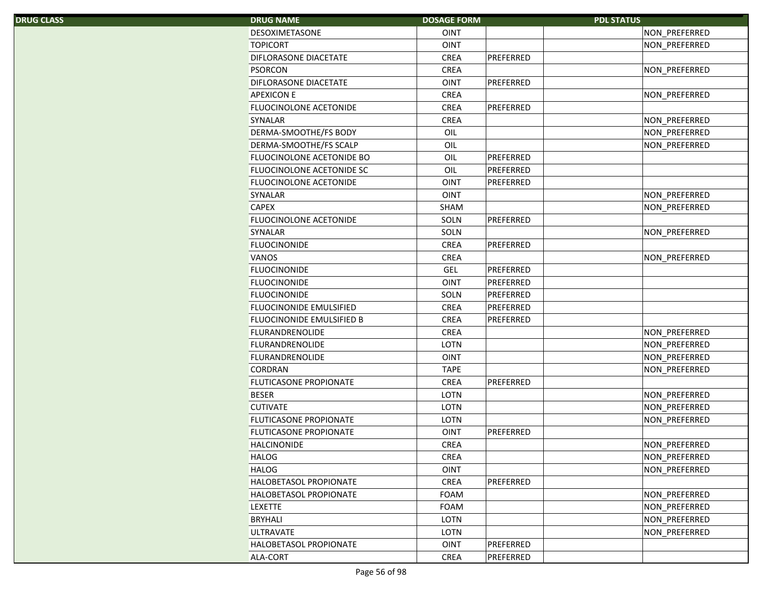| DRUG CLASS | DRUG NAME | DOSAGE FORM | PDL STATUS | | |
|---|---|---|---|---|---|
| | DESOXIMETASONE | OINT | | | NON_PREFERRED |
| | TOPICORT | OINT | | | NON_PREFERRED |
| | DIFLORASONE DIACETATE | CREA | PREFERRED | | |
| | PSORCON | CREA | | | NON_PREFERRED |
| | DIFLORASONE DIACETATE | OINT | PREFERRED | | |
| | APEXICON E | CREA | | | NON_PREFERRED |
| | FLUOCINOLONE ACETONIDE | CREA | PREFERRED | | |
| | SYNALAR | CREA | | | NON_PREFERRED |
| | DERMA-SMOOTHE/FS BODY | OIL | | | NON_PREFERRED |
| | DERMA-SMOOTHE/FS SCALP | OIL | | | NON_PREFERRED |
| | FLUOCINOLONE ACETONIDE BO | OIL | PREFERRED | | |
| | FLUOCINOLONE ACETONIDE SC | OIL | PREFERRED | | |
| | FLUOCINOLONE ACETONIDE | OINT | PREFERRED | | |
| | SYNALAR | OINT | | | NON_PREFERRED |
| | CAPEX | SHAM | | | NON_PREFERRED |
| | FLUOCINOLONE ACETONIDE | SOLN | PREFERRED | | |
| | SYNALAR | SOLN | | | NON_PREFERRED |
| | FLUOCINONIDE | CREA | PREFERRED | | |
| | VANOS | CREA | | | NON_PREFERRED |
| | FLUOCINONIDE | GEL | PREFERRED | | |
| | FLUOCINONIDE | OINT | PREFERRED | | |
| | FLUOCINONIDE | SOLN | PREFERRED | | |
| | FLUOCINONIDE EMULSIFIED | CREA | PREFERRED | | |
| | FLUOCINONIDE EMULSIFIED B | CREA | PREFERRED | | |
| | FLURANDRENOLIDE | CREA | | | NON_PREFERRED |
| | FLURANDRENOLIDE | LOTN | | | NON_PREFERRED |
| | FLURANDRENOLIDE | OINT | | | NON_PREFERRED |
| | CORDRAN | TAPE | | | NON_PREFERRED |
| | FLUTICASONE PROPIONATE | CREA | PREFERRED | | |
| | BESER | LOTN | | | NON_PREFERRED |
| | CUTIVATE | LOTN | | | NON_PREFERRED |
| | FLUTICASONE PROPIONATE | LOTN | | | NON_PREFERRED |
| | FLUTICASONE PROPIONATE | OINT | PREFERRED | | |
| | HALCINONIDE | CREA | | | NON_PREFERRED |
| | HALOG | CREA | | | NON_PREFERRED |
| | HALOG | OINT | | | NON_PREFERRED |
| | HALOBETASOL PROPIONATE | CREA | PREFERRED | | |
| | HALOBETASOL PROPIONATE | FOAM | | | NON_PREFERRED |
| | LEXETTE | FOAM | | | NON_PREFERRED |
| | BRYHALI | LOTN | | | NON_PREFERRED |
| | ULTRAVATE | LOTN | | | NON_PREFERRED |
| | HALOBETASOL PROPIONATE | OINT | PREFERRED | | |
| | ALA-CORT | CREA | PREFERRED | | |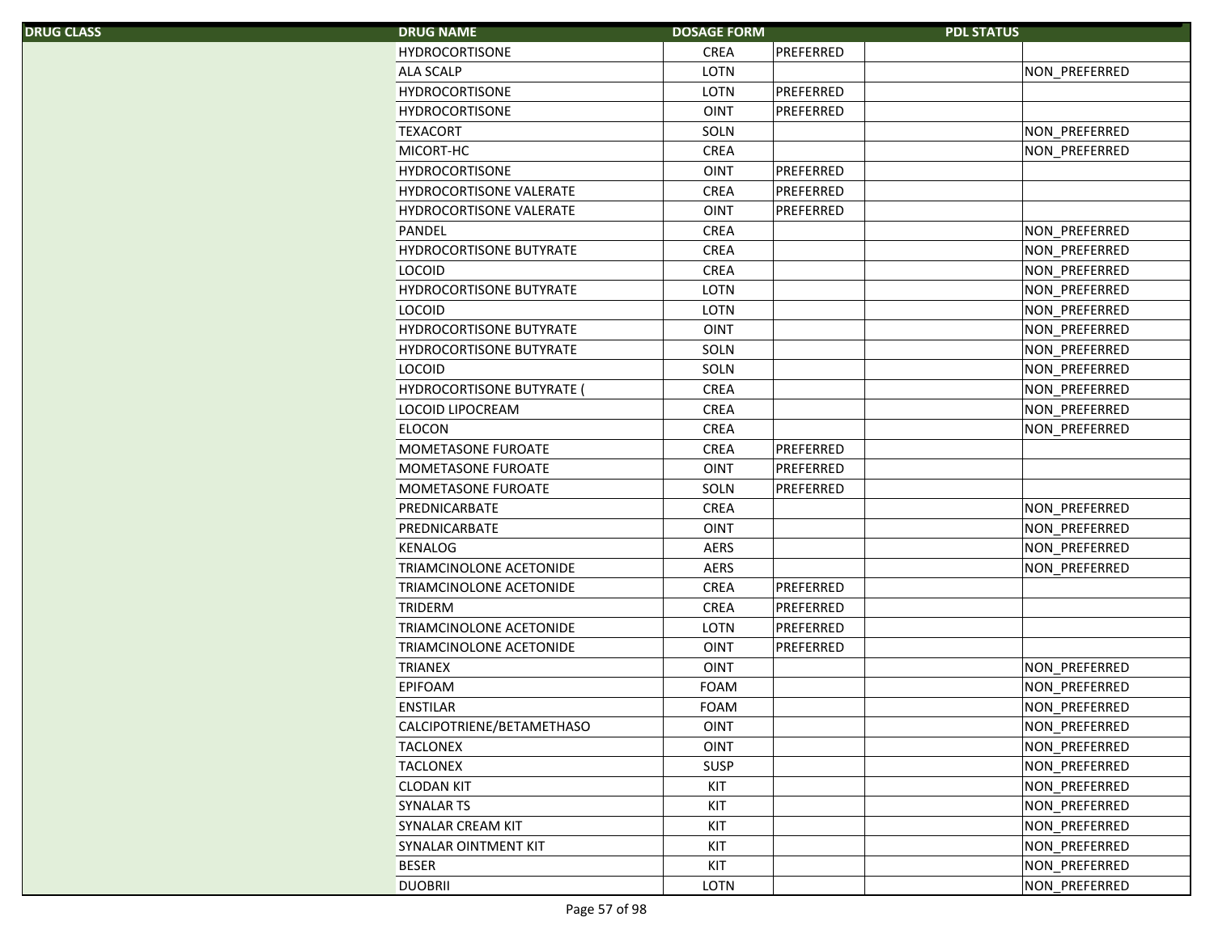| DRUG CLASS | DRUG NAME | DOSAGE FORM | PDL STATUS | | |
|---|---|---|---|---|---|
| | HYDROCORTISONE | CREA | PREFERRED | | |
| | ALA SCALP | LOTN | | | NON_PREFERRED |
| | HYDROCORTISONE | LOTN | PREFERRED | | |
| | HYDROCORTISONE | OINT | PREFERRED | | |
| | TEXACORT | SOLN | | | NON_PREFERRED |
| | MICORT-HC | CREA | | | NON_PREFERRED |
| | HYDROCORTISONE | OINT | PREFERRED | | |
| | HYDROCORTISONE VALERATE | CREA | PREFERRED | | |
| | HYDROCORTISONE VALERATE | OINT | PREFERRED | | |
| | PANDEL | CREA | | | NON_PREFERRED |
| | HYDROCORTISONE BUTYRATE | CREA | | | NON_PREFERRED |
| | LOCOID | CREA | | | NON_PREFERRED |
| | HYDROCORTISONE BUTYRATE | LOTN | | | NON_PREFERRED |
| | LOCOID | LOTN | | | NON_PREFERRED |
| | HYDROCORTISONE BUTYRATE | OINT | | | NON_PREFERRED |
| | HYDROCORTISONE BUTYRATE | SOLN | | | NON_PREFERRED |
| | LOCOID | SOLN | | | NON_PREFERRED |
| | HYDROCORTISONE BUTYRATE ( | CREA | | | NON_PREFERRED |
| | LOCOID LIPOCREAM | CREA | | | NON_PREFERRED |
| | ELOCON | CREA | | | NON_PREFERRED |
| | MOMETASONE FUROATE | CREA | PREFERRED | | |
| | MOMETASONE FUROATE | OINT | PREFERRED | | |
| | MOMETASONE FUROATE | SOLN | PREFERRED | | |
| | PREDNICARBATE | CREA | | | NON_PREFERRED |
| | PREDNICARBATE | OINT | | | NON_PREFERRED |
| | KENALOG | AERS | | | NON_PREFERRED |
| | TRIAMCINOLONE ACETONIDE | AERS | | | NON_PREFERRED |
| | TRIAMCINOLONE ACETONIDE | CREA | PREFERRED | | |
| | TRIDERM | CREA | PREFERRED | | |
| | TRIAMCINOLONE ACETONIDE | LOTN | PREFERRED | | |
| | TRIAMCINOLONE ACETONIDE | OINT | PREFERRED | | |
| | TRIANEX | OINT | | | NON_PREFERRED |
| | EPIFOAM | FOAM | | | NON_PREFERRED |
| | ENSTILAR | FOAM | | | NON_PREFERRED |
| | CALCIPOTRIENE/BETAMETHASO | OINT | | | NON_PREFERRED |
| | TACLONEX | OINT | | | NON_PREFERRED |
| | TACLONEX | SUSP | | | NON_PREFERRED |
| | CLODAN KIT | KIT | | | NON_PREFERRED |
| | SYNALAR TS | KIT | | | NON_PREFERRED |
| | SYNALAR CREAM KIT | KIT | | | NON_PREFERRED |
| | SYNALAR OINTMENT KIT | KIT | | | NON_PREFERRED |
| | BESER | KIT | | | NON_PREFERRED |
| | DUOBRII | LOTN | | | NON_PREFERRED |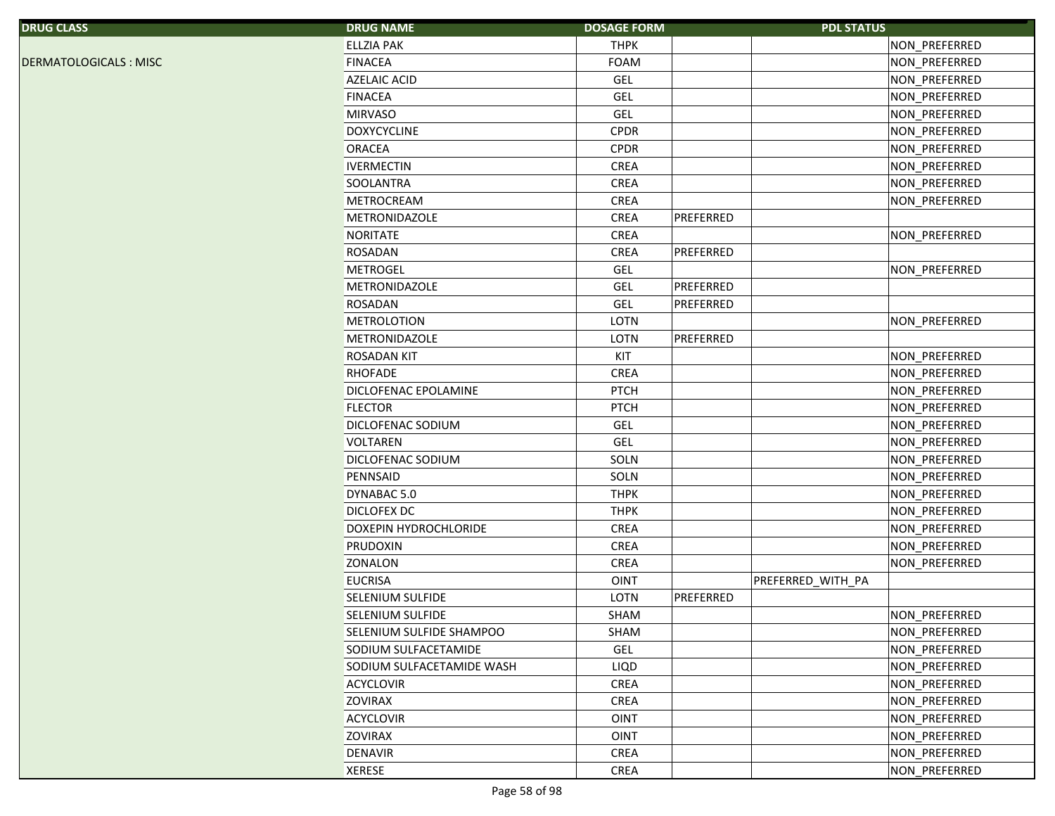| DRUG CLASS | DRUG NAME | DOSAGE FORM | PDL STATUS | | |
|---|---|---|---|---|---|
| | ELLZIA PAK | THPK | | | NON_PREFERRED |
| DERMATOLOGICALS : MISC | FINACEA | FOAM | | | NON_PREFERRED |
| | AZELAIC ACID | GEL | | | NON_PREFERRED |
| | FINACEA | GEL | | | NON_PREFERRED |
| | MIRVASO | GEL | | | NON_PREFERRED |
| | DOXYCYCLINE | CPDR | | | NON_PREFERRED |
| | ORACEA | CPDR | | | NON_PREFERRED |
| | IVERMECTIN | CREA | | | NON_PREFERRED |
| | SOOLANTRA | CREA | | | NON_PREFERRED |
| | METROCREAM | CREA | | | NON_PREFERRED |
| | METRONIDAZOLE | CREA | PREFERRED | | |
| | NORITATE | CREA | | | NON_PREFERRED |
| | ROSADAN | CREA | PREFERRED | | |
| | METROGEL | GEL | | | NON_PREFERRED |
| | METRONIDAZOLE | GEL | PREFERRED | | |
| | ROSADAN | GEL | PREFERRED | | |
| | METROLOTION | LOTN | | | NON_PREFERRED |
| | METRONIDAZOLE | LOTN | PREFERRED | | |
| | ROSADAN KIT | KIT | | | NON_PREFERRED |
| | RHOFADE | CREA | | | NON_PREFERRED |
| | DICLOFENAC EPOLAMINE | PTCH | | | NON_PREFERRED |
| | FLECTOR | PTCH | | | NON_PREFERRED |
| | DICLOFENAC SODIUM | GEL | | | NON_PREFERRED |
| | VOLTAREN | GEL | | | NON_PREFERRED |
| | DICLOFENAC SODIUM | SOLN | | | NON_PREFERRED |
| | PENNSAID | SOLN | | | NON_PREFERRED |
| | DYNABAC 5.0 | THPK | | | NON_PREFERRED |
| | DICLOFEX DC | THPK | | | NON_PREFERRED |
| | DOXEPIN HYDROCHLORIDE | CREA | | | NON_PREFERRED |
| | PRUDOXIN | CREA | | | NON_PREFERRED |
| | ZONALON | CREA | | | NON_PREFERRED |
| | EUCRISA | OINT | | PREFERRED_WITH_PA | |
| | SELENIUM SULFIDE | LOTN | PREFERRED | | |
| | SELENIUM SULFIDE | SHAM | | | NON_PREFERRED |
| | SELENIUM SULFIDE SHAMPOO | SHAM | | | NON_PREFERRED |
| | SODIUM SULFACETAMIDE | GEL | | | NON_PREFERRED |
| | SODIUM SULFACETAMIDE WASH | LIQD | | | NON_PREFERRED |
| | ACYCLOVIR | CREA | | | NON_PREFERRED |
| | ZOVIRAX | CREA | | | NON_PREFERRED |
| | ACYCLOVIR | OINT | | | NON_PREFERRED |
| | ZOVIRAX | OINT | | | NON_PREFERRED |
| | DENAVIR | CREA | | | NON_PREFERRED |
| | XERESE | CREA | | | NON_PREFERRED |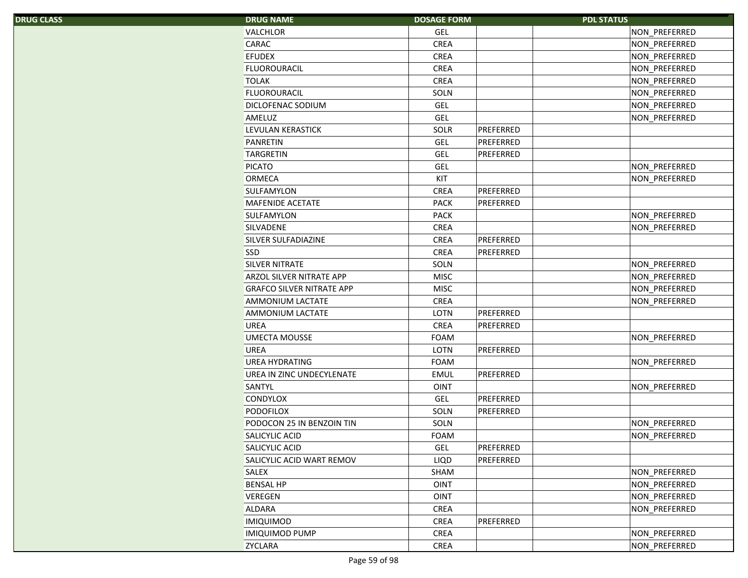| DRUG CLASS | DRUG NAME | DOSAGE FORM | PDL STATUS | | |
|---|---|---|---|---|---|
| | VALCHLOR | GEL | | | NON_PREFERRED |
| | CARAC | CREA | | | NON_PREFERRED |
| | EFUDEX | CREA | | | NON_PREFERRED |
| | FLUOROURACIL | CREA | | | NON_PREFERRED |
| | TOLAK | CREA | | | NON_PREFERRED |
| | FLUOROURACIL | SOLN | | | NON_PREFERRED |
| | DICLOFENAC SODIUM | GEL | | | NON_PREFERRED |
| | AMELUZ | GEL | | | NON_PREFERRED |
| | LEVULAN KERASTICK | SOLR | PREFERRED | | |
| | PANRETIN | GEL | PREFERRED | | |
| | TARGRETIN | GEL | PREFERRED | | |
| | PICATO | GEL | | | NON_PREFERRED |
| | ORMECA | KIT | | | NON_PREFERRED |
| | SULFAMYLON | CREA | PREFERRED | | |
| | MAFENIDE ACETATE | PACK | PREFERRED | | |
| | SULFAMYLON | PACK | | | NON_PREFERRED |
| | SILVADENE | CREA | | | NON_PREFERRED |
| | SILVER SULFADIAZINE | CREA | PREFERRED | | |
| | SSD | CREA | PREFERRED | | |
| | SILVER NITRATE | SOLN | | | NON_PREFERRED |
| | ARZOL SILVER NITRATE APP | MISC | | | NON_PREFERRED |
| | GRAFCO SILVER NITRATE APP | MISC | | | NON_PREFERRED |
| | AMMONIUM LACTATE | CREA | | | NON_PREFERRED |
| | AMMONIUM LACTATE | LOTN | PREFERRED | | |
| | UREA | CREA | PREFERRED | | |
| | UMECTA MOUSSE | FOAM | | | NON_PREFERRED |
| | UREA | LOTN | PREFERRED | | |
| | UREA HYDRATING | FOAM | | | NON_PREFERRED |
| | UREA IN ZINC UNDECYLENATE | EMUL | PREFERRED | | |
| | SANTYL | OINT | | | NON_PREFERRED |
| | CONDYLOX | GEL | PREFERRED | | |
| | PODOFILOX | SOLN | PREFERRED | | |
| | PODOCON 25 IN BENZOIN TIN | SOLN | | | NON_PREFERRED |
| | SALICYLIC ACID | FOAM | | | NON_PREFERRED |
| | SALICYLIC ACID | GEL | PREFERRED | | |
| | SALICYLIC ACID WART REMOV | LIQD | PREFERRED | | |
| | SALEX | SHAM | | | NON_PREFERRED |
| | BENSAL HP | OINT | | | NON_PREFERRED |
| | VEREGEN | OINT | | | NON_PREFERRED |
| | ALDARA | CREA | | | NON_PREFERRED |
| | IMIQUIMOD | CREA | PREFERRED | | |
| | IMIQUIMOD PUMP | CREA | | | NON_PREFERRED |
| | ZYCLARA | CREA | | | NON_PREFERRED |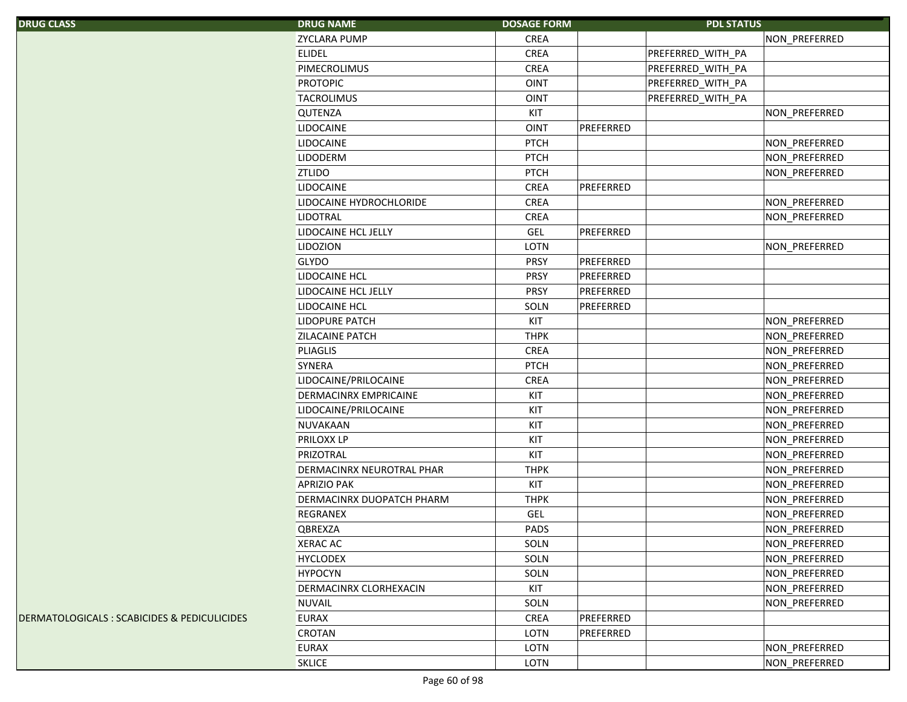| DRUG CLASS | DRUG NAME | DOSAGE FORM | PDL STATUS | | |
|---|---|---|---|---|---|
| | ZYCLARA PUMP | CREA | | | NON_PREFERRED |
| | ELIDEL | CREA | | PREFERRED_WITH_PA | |
| | PIMECROLIMUS | CREA | | PREFERRED_WITH_PA | |
| | PROTOPIC | OINT | | PREFERRED_WITH_PA | |
| | TACROLIMUS | OINT | | PREFERRED_WITH_PA | |
| | QUTENZA | KIT | | | NON_PREFERRED |
| | LIDOCAINE | OINT | PREFERRED | | |
| | LIDOCAINE | PTCH | | | NON_PREFERRED |
| | LIDODERM | PTCH | | | NON_PREFERRED |
| | ZTLIDO | PTCH | | | NON_PREFERRED |
| | LIDOCAINE | CREA | PREFERRED | | |
| | LIDOCAINE HYDROCHLORIDE | CREA | | | NON_PREFERRED |
| | LIDOTRAL | CREA | | | NON_PREFERRED |
| | LIDOCAINE HCL JELLY | GEL | PREFERRED | | |
| | LIDOZION | LOTN | | | NON_PREFERRED |
| | GLYDO | PRSY | PREFERRED | | |
| | LIDOCAINE HCL | PRSY | PREFERRED | | |
| | LIDOCAINE HCL JELLY | PRSY | PREFERRED | | |
| | LIDOCAINE HCL | SOLN | PREFERRED | | |
| | LIDOPURE PATCH | KIT | | | NON_PREFERRED |
| | ZILACAINE PATCH | THPK | | | NON_PREFERRED |
| | PLIAGLIS | CREA | | | NON_PREFERRED |
| | SYNERA | PTCH | | | NON_PREFERRED |
| | LIDOCAINE/PRILOCAINE | CREA | | | NON_PREFERRED |
| | DERMACINRX EMPRICAINE | KIT | | | NON_PREFERRED |
| | LIDOCAINE/PRILOCAINE | KIT | | | NON_PREFERRED |
| | NUVAKAAN | KIT | | | NON_PREFERRED |
| | PRILOXX LP | KIT | | | NON_PREFERRED |
| | PRIZOTRAL | KIT | | | NON_PREFERRED |
| | DERMACINRX NEUROTRAL PHAR | THPK | | | NON_PREFERRED |
| | APRIZIO PAK | KIT | | | NON_PREFERRED |
| | DERMACINRX DUOPATCH PHARM | THPK | | | NON_PREFERRED |
| | REGRANEX | GEL | | | NON_PREFERRED |
| | QBREXZA | PADS | | | NON_PREFERRED |
| | XERAC AC | SOLN | | | NON_PREFERRED |
| | HYCLODEX | SOLN | | | NON_PREFERRED |
| | HYPOCYN | SOLN | | | NON_PREFERRED |
| | DERMACINRX CLORHEXACIN | KIT | | | NON_PREFERRED |
| | NUVAIL | SOLN | | | NON_PREFERRED |
| DERMATOLOGICALS : SCABICIDES & PEDICULICIDES | EURAX | CREA | PREFERRED | | |
| | CROTAN | LOTN | PREFERRED | | |
| | EURAX | LOTN | | | NON_PREFERRED |
| | SKLICE | LOTN | | | NON_PREFERRED |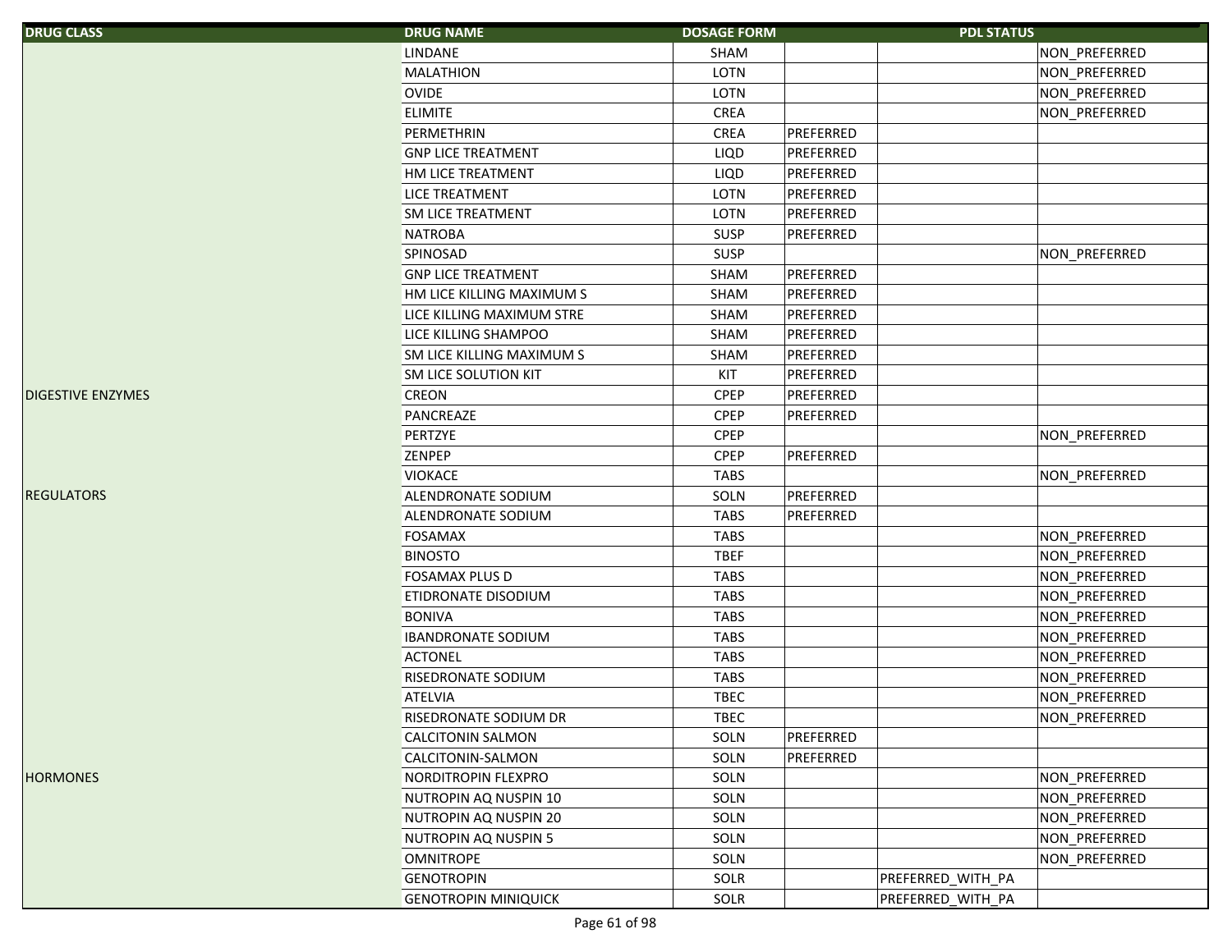| DRUG CLASS | DRUG NAME | DOSAGE FORM | PDL STATUS | | |
|---|---|---|---|---|---|
| | LINDANE | SHAM | | | NON_PREFERRED |
| | MALATHION | LOTN | | | NON_PREFERRED |
| | OVIDE | LOTN | | | NON_PREFERRED |
| | ELIMITE | CREA | | | NON_PREFERRED |
| | PERMETHRIN | CREA | PREFERRED | | |
| | GNP LICE TREATMENT | LIQD | PREFERRED | | |
| | HM LICE TREATMENT | LIQD | PREFERRED | | |
| | LICE TREATMENT | LOTN | PREFERRED | | |
| | SM LICE TREATMENT | LOTN | PREFERRED | | |
| | NATROBA | SUSP | PREFERRED | | |
| | SPINOSAD | SUSP | | | NON_PREFERRED |
| | GNP LICE TREATMENT | SHAM | PREFERRED | | |
| | HM LICE KILLING MAXIMUM S | SHAM | PREFERRED | | |
| | LICE KILLING MAXIMUM STRE | SHAM | PREFERRED | | |
| | LICE KILLING SHAMPOO | SHAM | PREFERRED | | |
| | SM LICE KILLING MAXIMUM S | SHAM | PREFERRED | | |
| | SM LICE SOLUTION KIT | KIT | PREFERRED | | |
| DIGESTIVE ENZYMES | CREON | CPEP | PREFERRED | | |
| | PANCREAZE | CPEP | PREFERRED | | |
| | PERTZYE | CPEP | | | NON_PREFERRED |
| | ZENPEP | CPEP | PREFERRED | | |
| | VIOKACE | TABS | | | NON_PREFERRED |
| REGULATORS | ALENDRONATE SODIUM | SOLN | PREFERRED | | |
| | ALENDRONATE SODIUM | TABS | PREFERRED | | |
| | FOSAMAX | TABS | | | NON_PREFERRED |
| | BINOSTO | TBEF | | | NON_PREFERRED |
| | FOSAMAX PLUS D | TABS | | | NON_PREFERRED |
| | ETIDRONATE DISODIUM | TABS | | | NON_PREFERRED |
| | BONIVA | TABS | | | NON_PREFERRED |
| | IBANDRONATE SODIUM | TABS | | | NON_PREFERRED |
| | ACTONEL | TABS | | | NON_PREFERRED |
| | RISEDRONATE SODIUM | TABS | | | NON_PREFERRED |
| | ATELVIA | TBEC | | | NON_PREFERRED |
| | RISEDRONATE SODIUM DR | TBEC | | | NON_PREFERRED |
| | CALCITONIN SALMON | SOLN | PREFERRED | | |
| | CALCITONIN-SALMON | SOLN | PREFERRED | | |
| HORMONES | NORDITROPIN FLEXPRO | SOLN | | | NON_PREFERRED |
| | NUTROPIN AQ NUSPIN 10 | SOLN | | | NON_PREFERRED |
| | NUTROPIN AQ NUSPIN 20 | SOLN | | | NON_PREFERRED |
| | NUTROPIN AQ NUSPIN 5 | SOLN | | | NON_PREFERRED |
| | OMNITROPE | SOLN | | | NON_PREFERRED |
| | GENOTROPIN | SOLR | | PREFERRED_WITH_PA | |
| | GENOTROPIN MINIQUICK | SOLR | | PREFERRED_WITH_PA | |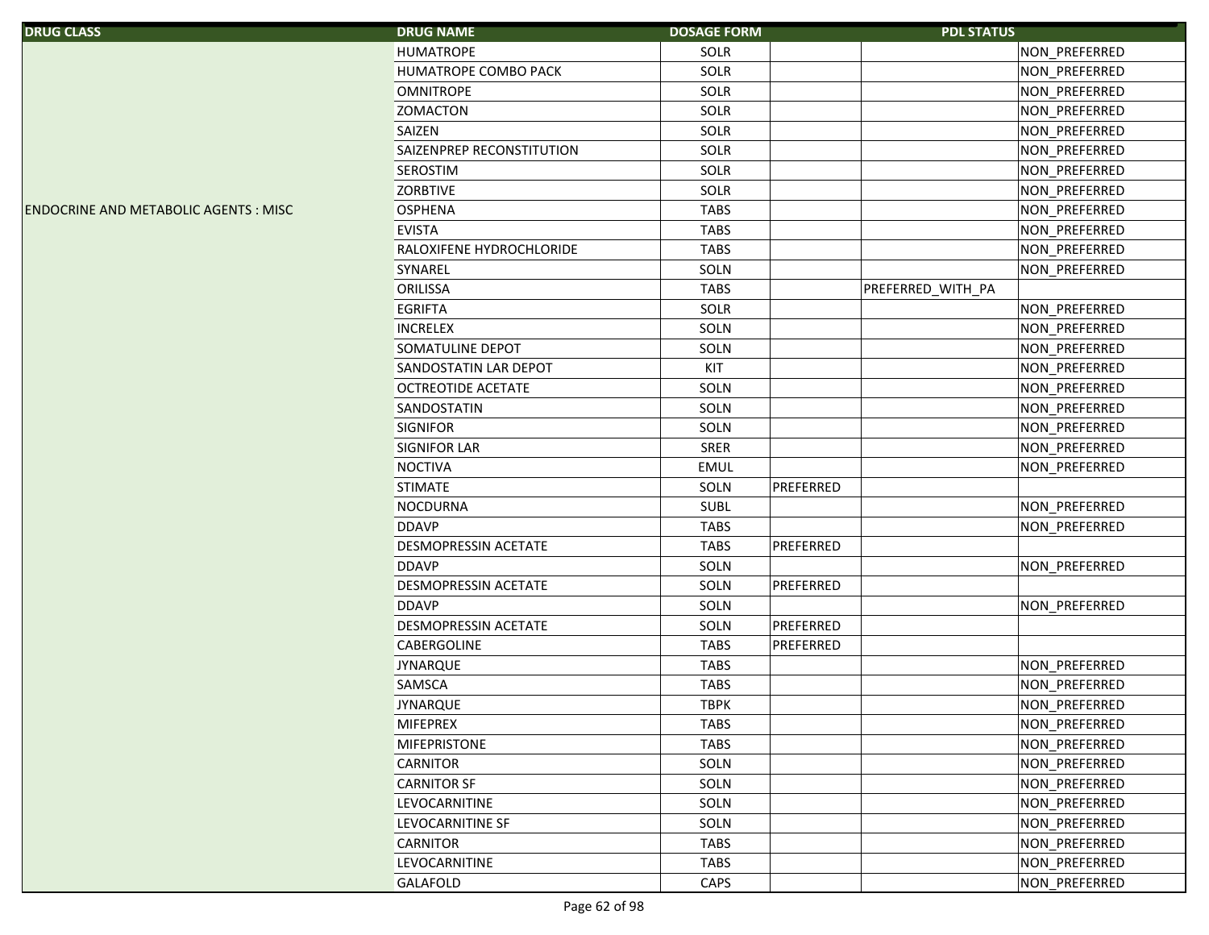| DRUG CLASS | DRUG NAME | DOSAGE FORM | PDL STATUS | | |
|---|---|---|---|---|---|
| ENDOCRINE AND METABOLIC AGENTS : MISC | HUMATROPE | SOLR | | | NON_PREFERRED |
| | HUMATROPE COMBO PACK | SOLR | | | NON_PREFERRED |
| | OMNITROPE | SOLR | | | NON_PREFERRED |
| | ZOMACTON | SOLR | | | NON_PREFERRED |
| | SAIZEN | SOLR | | | NON_PREFERRED |
| | SAIZENPREP RECONSTITUTION | SOLR | | | NON_PREFERRED |
| | SEROSTIM | SOLR | | | NON_PREFERRED |
| | ZORBTIVE | SOLR | | | NON_PREFERRED |
| | OSPHENA | TABS | | | NON_PREFERRED |
| | EVISTA | TABS | | | NON_PREFERRED |
| | RALOXIFENE HYDROCHLORIDE | TABS | | | NON_PREFERRED |
| | SYNAREL | SOLN | | | NON_PREFERRED |
| | ORILISSA | TABS | | PREFERRED_WITH_PA | |
| | EGRIFTA | SOLR | | | NON_PREFERRED |
| | INCRELEX | SOLN | | | NON_PREFERRED |
| | SOMATULINE DEPOT | SOLN | | | NON_PREFERRED |
| | SANDOSTATIN LAR DEPOT | KIT | | | NON_PREFERRED |
| | OCTREOTIDE ACETATE | SOLN | | | NON_PREFERRED |
| | SANDOSTATIN | SOLN | | | NON_PREFERRED |
| | SIGNIFOR | SOLN | | | NON_PREFERRED |
| | SIGNIFOR LAR | SRER | | | NON_PREFERRED |
| | NOCTIVA | EMUL | | | NON_PREFERRED |
| | STIMATE | SOLN | PREFERRED | | |
| | NOCDURNA | SUBL | | | NON_PREFERRED |
| | DDAVP | TABS | | | NON_PREFERRED |
| | DESMOPRESSIN ACETATE | TABS | PREFERRED | | |
| | DDAVP | SOLN | | | NON_PREFERRED |
| | DESMOPRESSIN ACETATE | SOLN | PREFERRED | | |
| | DDAVP | SOLN | | | NON_PREFERRED |
| | DESMOPRESSIN ACETATE | SOLN | PREFERRED | | |
| | CABERGOLINE | TABS | PREFERRED | | |
| | JYNARQUE | TABS | | | NON_PREFERRED |
| | SAMSCA | TABS | | | NON_PREFERRED |
| | JYNARQUE | TBPK | | | NON_PREFERRED |
| | MIFEPREX | TABS | | | NON_PREFERRED |
| | MIFEPRISTONE | TABS | | | NON_PREFERRED |
| | CARNITOR | SOLN | | | NON_PREFERRED |
| | CARNITOR SF | SOLN | | | NON_PREFERRED |
| | LEVOCARNITINE | SOLN | | | NON_PREFERRED |
| | LEVOCARNITINE SF | SOLN | | | NON_PREFERRED |
| | CARNITOR | TABS | | | NON_PREFERRED |
| | LEVOCARNITINE | TABS | | | NON_PREFERRED |
| | GALAFOLD | CAPS | | | NON_PREFERRED |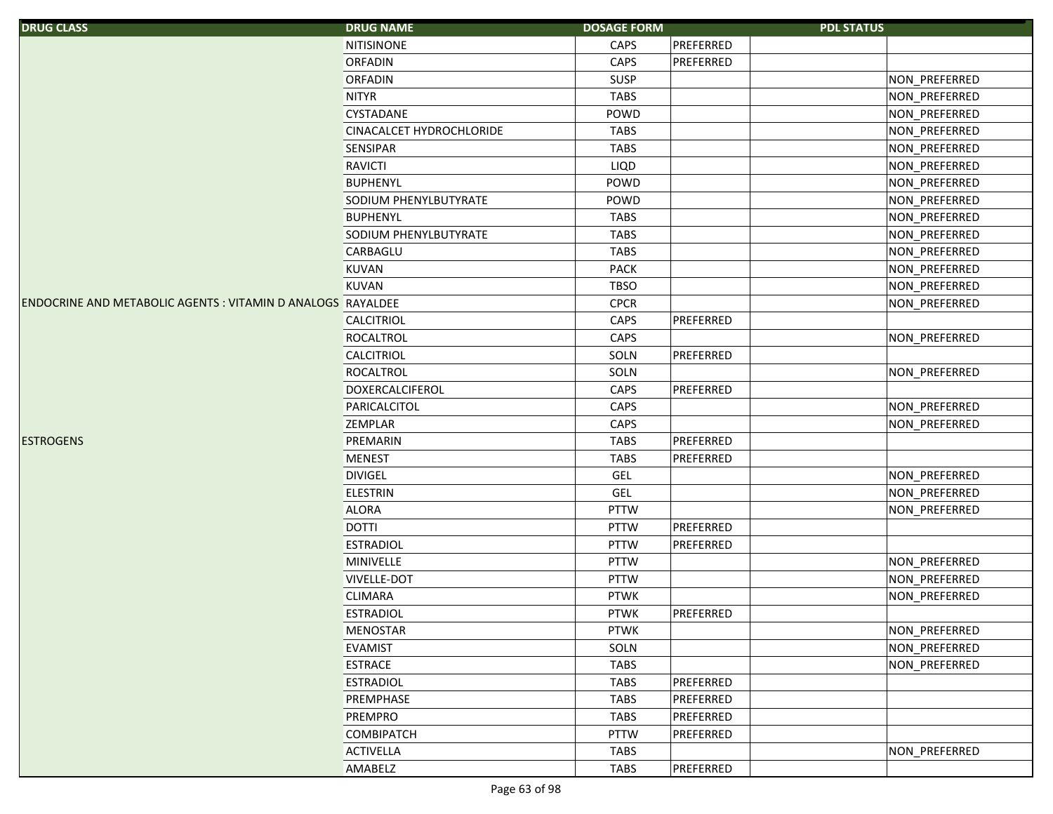| DRUG CLASS | DRUG NAME | DOSAGE FORM | PDL STATUS | | |
|---|---|---|---|---|---|
| | NITISINONE | CAPS | PREFERRED | | |
| | ORFADIN | CAPS | PREFERRED | | |
| | ORFADIN | SUSP | | | NON_PREFERRED |
| | NITYR | TABS | | | NON_PREFERRED |
| | CYSTADANE | POWD | | | NON_PREFERRED |
| | CINACALCET HYDROCHLORIDE | TABS | | | NON_PREFERRED |
| | SENSIPAR | TABS | | | NON_PREFERRED |
| | RAVICTI | LIQD | | | NON_PREFERRED |
| | BUPHENYL | POWD | | | NON_PREFERRED |
| | SODIUM PHENYLBUTYRATE | POWD | | | NON_PREFERRED |
| | BUPHENYL | TABS | | | NON_PREFERRED |
| | SODIUM PHENYLBUTYRATE | TABS | | | NON_PREFERRED |
| | CARBAGLU | TABS | | | NON_PREFERRED |
| | KUVAN | PACK | | | NON_PREFERRED |
| | KUVAN | TBSO | | | NON_PREFERRED |
| ENDOCRINE AND METABOLIC AGENTS : VITAMIN D ANALOGS | RAYALDEE | CPCR | | | NON_PREFERRED |
| | CALCITRIOL | CAPS | PREFERRED | | |
| | ROCALTROL | CAPS | | | NON_PREFERRED |
| | CALCITRIOL | SOLN | PREFERRED | | |
| | ROCALTROL | SOLN | | | NON_PREFERRED |
| | DOXERCALCIFEROL | CAPS | PREFERRED | | |
| | PARICALCITOL | CAPS | | | NON_PREFERRED |
| | ZEMPLAR | CAPS | | | NON_PREFERRED |
| ESTROGENS | PREMARIN | TABS | PREFERRED | | |
| | MENEST | TABS | PREFERRED | | |
| | DIVIGEL | GEL | | | NON_PREFERRED |
| | ELESTRIN | GEL | | | NON_PREFERRED |
| | ALORA | PTTW | | | NON_PREFERRED |
| | DOTTI | PTTW | PREFERRED | | |
| | ESTRADIOL | PTTW | PREFERRED | | |
| | MINIVELLE | PTTW | | | NON_PREFERRED |
| | VIVELLE-DOT | PTTW | | | NON_PREFERRED |
| | CLIMARA | PTWK | | | NON_PREFERRED |
| | ESTRADIOL | PTWK | PREFERRED | | |
| | MENOSTAR | PTWK | | | NON_PREFERRED |
| | EVAMIST | SOLN | | | NON_PREFERRED |
| | ESTRACE | TABS | | | NON_PREFERRED |
| | ESTRADIOL | TABS | PREFERRED | | |
| | PREMPHASE | TABS | PREFERRED | | |
| | PREMPRO | TABS | PREFERRED | | |
| | COMBIPATCH | PTTW | PREFERRED | | |
| | ACTIVELLA | TABS | | | NON_PREFERRED |
| | AMABELZ | TABS | PREFERRED | | |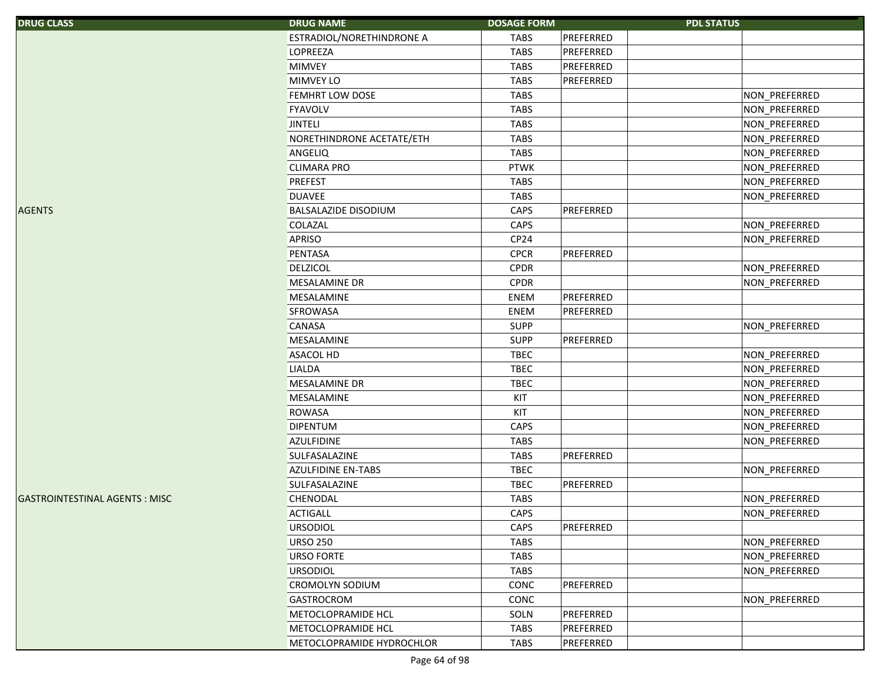| DRUG CLASS | DRUG NAME | DOSAGE FORM | PDL STATUS | | |
|---|---|---|---|---|---|
| | ESTRADIOL/NORETHINDRONE A | TABS | PREFERRED | | |
| | LOPREEZA | TABS | PREFERRED | | |
| | MIMVEY | TABS | PREFERRED | | |
| | MIMVEY LO | TABS | PREFERRED | | |
| | FEMHRT LOW DOSE | TABS | | | NON_PREFERRED |
| | FYAVOLV | TABS | | | NON_PREFERRED |
| | JINTELI | TABS | | | NON_PREFERRED |
| | NORETHINDRONE ACETATE/ETH | TABS | | | NON_PREFERRED |
| | ANGELIQ | TABS | | | NON_PREFERRED |
| | CLIMARA PRO | PTWK | | | NON_PREFERRED |
| | PREFEST | TABS | | | NON_PREFERRED |
| | DUAVEE | TABS | | | NON_PREFERRED |
| AGENTS | BALSALAZIDE DISODIUM | CAPS | PREFERRED | | |
| | COLAZAL | CAPS | | | NON_PREFERRED |
| | APRISO | CP24 | | | NON_PREFERRED |
| | PENTASA | CPCR | PREFERRED | | |
| | DELZICOL | CPDR | | | NON_PREFERRED |
| | MESALAMINE DR | CPDR | | | NON_PREFERRED |
| | MESALAMINE | ENEM | PREFERRED | | |
| | SFROWASA | ENEM | PREFERRED | | |
| | CANASA | SUPP | | | NON_PREFERRED |
| | MESALAMINE | SUPP | PREFERRED | | |
| | ASACOL HD | TBEC | | | NON_PREFERRED |
| | LIALDA | TBEC | | | NON_PREFERRED |
| | MESALAMINE DR | TBEC | | | NON_PREFERRED |
| | MESALAMINE | KIT | | | NON_PREFERRED |
| | ROWASA | KIT | | | NON_PREFERRED |
| | DIPENTUM | CAPS | | | NON_PREFERRED |
| | AZULFIDINE | TABS | | | NON_PREFERRED |
| | SULFASALAZINE | TABS | PREFERRED | | |
| | AZULFIDINE EN-TABS | TBEC | | | NON_PREFERRED |
| | SULFASALAZINE | TBEC | PREFERRED | | |
| GASTROINTESTINAL AGENTS : MISC | CHENODAL | TABS | | | NON_PREFERRED |
| | ACTIGALL | CAPS | | | NON_PREFERRED |
| | URSODIOL | CAPS | PREFERRED | | |
| | URSO 250 | TABS | | | NON_PREFERRED |
| | URSO FORTE | TABS | | | NON_PREFERRED |
| | URSODIOL | TABS | | | NON_PREFERRED |
| | CROMOLYN SODIUM | CONC | PREFERRED | | |
| | GASTROCROM | CONC | | | NON_PREFERRED |
| | METOCLOPRAMIDE HCL | SOLN | PREFERRED | | |
| | METOCLOPRAMIDE HCL | TABS | PREFERRED | | |
| | METOCLOPRAMIDE HYDROCHLOR | TABS | PREFERRED | | |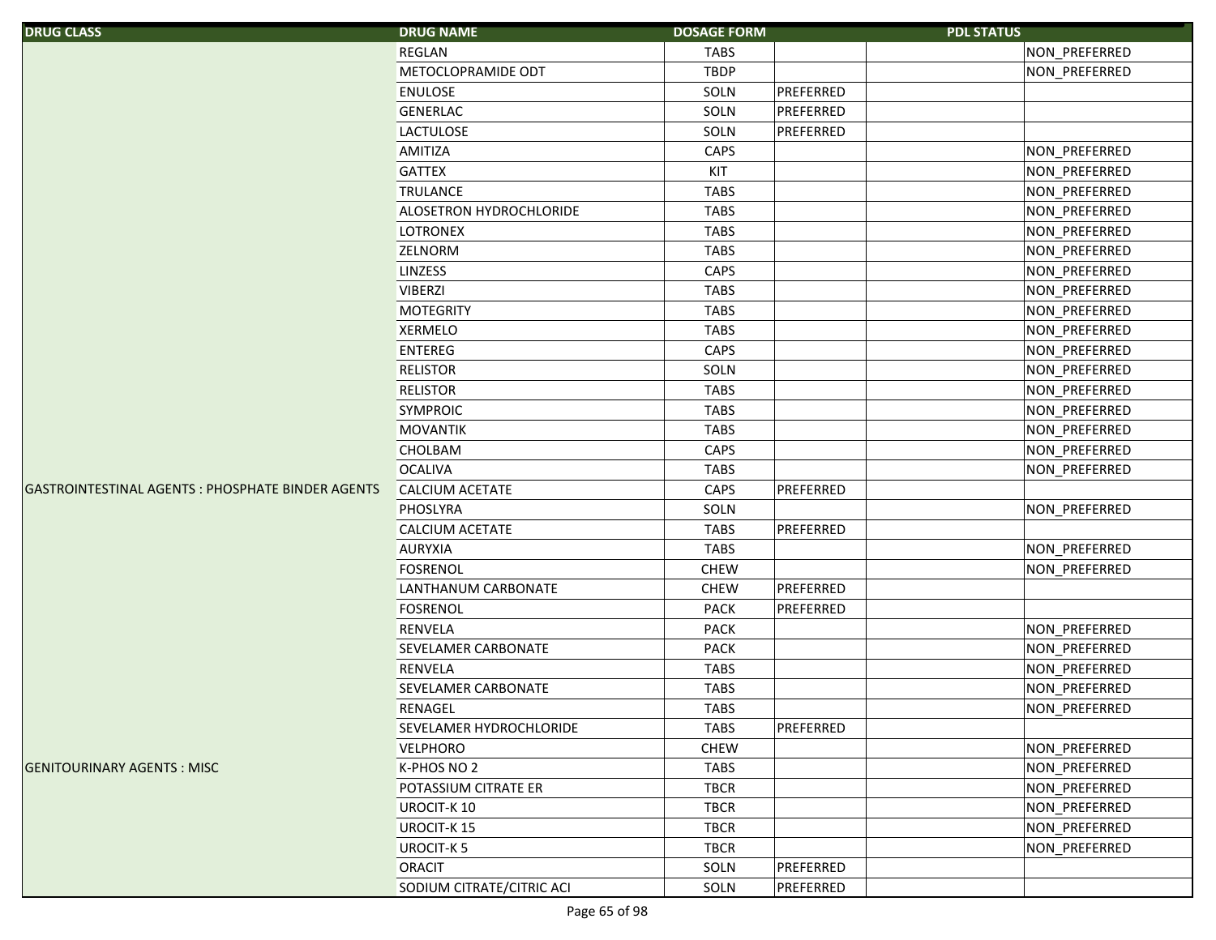| DRUG CLASS | DRUG NAME | DOSAGE FORM | PDL STATUS | | |
|---|---|---|---|---|---|
| | REGLAN | TABS | | | NON_PREFERRED |
| | METOCLOPRAMIDE ODT | TBDP | | | NON_PREFERRED |
| | ENULOSE | SOLN | PREFERRED | | |
| | GENERLAC | SOLN | PREFERRED | | |
| | LACTULOSE | SOLN | PREFERRED | | |
| | AMITIZA | CAPS | | | NON_PREFERRED |
| | GATTEX | KIT | | | NON_PREFERRED |
| | TRULANCE | TABS | | | NON_PREFERRED |
| | ALOSETRON HYDROCHLORIDE | TABS | | | NON_PREFERRED |
| | LOTRONEX | TABS | | | NON_PREFERRED |
| | ZELNORM | TABS | | | NON_PREFERRED |
| | LINZESS | CAPS | | | NON_PREFERRED |
| | VIBERZI | TABS | | | NON_PREFERRED |
| | MOTEGRITY | TABS | | | NON_PREFERRED |
| | XERMELO | TABS | | | NON_PREFERRED |
| | ENTEREG | CAPS | | | NON_PREFERRED |
| | RELISTOR | SOLN | | | NON_PREFERRED |
| | RELISTOR | TABS | | | NON_PREFERRED |
| | SYMPROIC | TABS | | | NON_PREFERRED |
| | MOVANTIK | TABS | | | NON_PREFERRED |
| | CHOLBAM | CAPS | | | NON_PREFERRED |
| | OCALIVA | TABS | | | NON_PREFERRED |
| GASTROINTESTINAL AGENTS : PHOSPHATE BINDER AGENTS | CALCIUM ACETATE | CAPS | PREFERRED | | |
| | PHOSLYRA | SOLN | | | NON_PREFERRED |
| | CALCIUM ACETATE | TABS | PREFERRED | | |
| | AURYXIA | TABS | | | NON_PREFERRED |
| | FOSRENOL | CHEW | | | NON_PREFERRED |
| | LANTHANUM CARBONATE | CHEW | PREFERRED | | |
| | FOSRENOL | PACK | PREFERRED | | |
| | RENVELA | PACK | | | NON_PREFERRED |
| | SEVELAMER CARBONATE | PACK | | | NON_PREFERRED |
| | RENVELA | TABS | | | NON_PREFERRED |
| | SEVELAMER CARBONATE | TABS | | | NON_PREFERRED |
| | RENAGEL | TABS | | | NON_PREFERRED |
| | SEVELAMER HYDROCHLORIDE | TABS | PREFERRED | | |
| | VELPHORO | CHEW | | | NON_PREFERRED |
| GENITOURINARY AGENTS : MISC | K-PHOS NO 2 | TABS | | | NON_PREFERRED |
| | POTASSIUM CITRATE ER | TBCR | | | NON_PREFERRED |
| | UROCIT-K 10 | TBCR | | | NON_PREFERRED |
| | UROCIT-K 15 | TBCR | | | NON_PREFERRED |
| | UROCIT-K 5 | TBCR | | | NON_PREFERRED |
| | ORACIT | SOLN | PREFERRED | | |
| | SODIUM CITRATE/CITRIC ACI | SOLN | PREFERRED | | |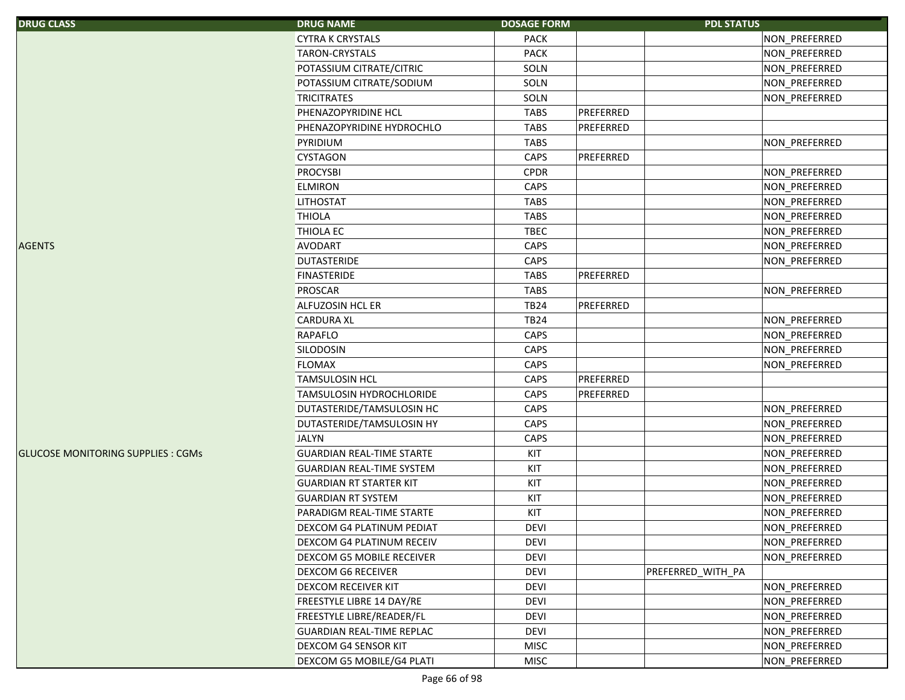| DRUG CLASS | DRUG NAME | DOSAGE FORM | PDL STATUS | | |
|---|---|---|---|---|---|
| | CYTRA K CRYSTALS | PACK | | | NON_PREFERRED |
| | TARON-CRYSTALS | PACK | | | NON_PREFERRED |
| | POTASSIUM CITRATE/CITRIC | SOLN | | | NON_PREFERRED |
| | POTASSIUM CITRATE/SODIUM | SOLN | | | NON_PREFERRED |
| | TRICITRATES | SOLN | | | NON_PREFERRED |
| | PHENAZOPYRIDINE HCL | TABS | PREFERRED | | |
| | PHENAZOPYRIDINE HYDROCHLO | TABS | PREFERRED | | |
| | PYRIDIUM | TABS | | | NON_PREFERRED |
| | CYSTAGON | CAPS | PREFERRED | | |
| | PROCYSBI | CPDR | | | NON_PREFERRED |
| | ELMIRON | CAPS | | | NON_PREFERRED |
| | LITHOSTAT | TABS | | | NON_PREFERRED |
| | THIOLA | TABS | | | NON_PREFERRED |
| | THIOLA EC | TBEC | | | NON_PREFERRED |
| AGENTS | AVODART | CAPS | | | NON_PREFERRED |
| | DUTASTERIDE | CAPS | | | NON_PREFERRED |
| | FINASTERIDE | TABS | PREFERRED | | |
| | PROSCAR | TABS | | | NON_PREFERRED |
| | ALFUZOSIN HCL ER | TB24 | PREFERRED | | |
| | CARDURA XL | TB24 | | | NON_PREFERRED |
| | RAPAFLO | CAPS | | | NON_PREFERRED |
| | SILODOSIN | CAPS | | | NON_PREFERRED |
| | FLOMAX | CAPS | | | NON_PREFERRED |
| | TAMSULOSIN HCL | CAPS | PREFERRED | | |
| | TAMSULOSIN HYDROCHLORIDE | CAPS | PREFERRED | | |
| | DUTASTERIDE/TAMSULOSIN HC | CAPS | | | NON_PREFERRED |
| | DUTASTERIDE/TAMSULOSIN HY | CAPS | | | NON_PREFERRED |
| | JALYN | CAPS | | | NON_PREFERRED |
| GLUCOSE MONITORING SUPPLIES : CGMs | GUARDIAN REAL-TIME STARTE | KIT | | | NON_PREFERRED |
| | GUARDIAN REAL-TIME SYSTEM | KIT | | | NON_PREFERRED |
| | GUARDIAN RT STARTER KIT | KIT | | | NON_PREFERRED |
| | GUARDIAN RT SYSTEM | KIT | | | NON_PREFERRED |
| | PARADIGM REAL-TIME STARTE | KIT | | | NON_PREFERRED |
| | DEXCOM G4 PLATINUM PEDIAT | DEVI | | | NON_PREFERRED |
| | DEXCOM G4 PLATINUM RECEIV | DEVI | | | NON_PREFERRED |
| | DEXCOM G5 MOBILE RECEIVER | DEVI | | | NON_PREFERRED |
| | DEXCOM G6 RECEIVER | DEVI | | PREFERRED_WITH_PA | |
| | DEXCOM RECEIVER KIT | DEVI | | | NON_PREFERRED |
| | FREESTYLE LIBRE 14 DAY/RE | DEVI | | | NON_PREFERRED |
| | FREESTYLE LIBRE/READER/FL | DEVI | | | NON_PREFERRED |
| | GUARDIAN REAL-TIME REPLAC | DEVI | | | NON_PREFERRED |
| | DEXCOM G4 SENSOR KIT | MISC | | | NON_PREFERRED |
| | DEXCOM G5 MOBILE/G4 PLATI | MISC | | | NON_PREFERRED |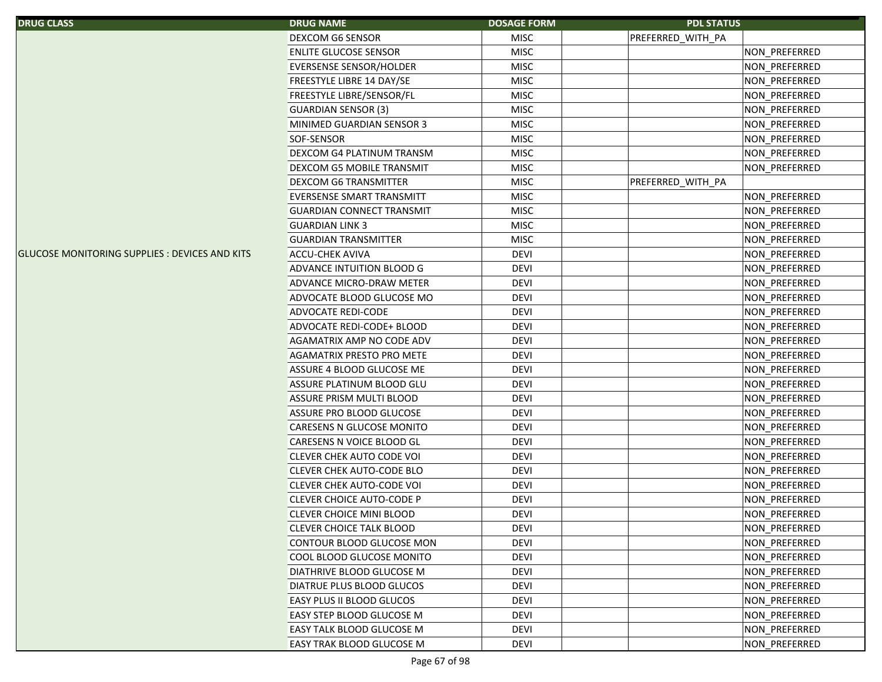| DRUG CLASS | DRUG NAME | DOSAGE FORM | | PDL STATUS | |
|---|---|---|---|---|---|
| | DEXCOM G6 SENSOR | MISC | | PREFERRED_WITH_PA | |
| | ENLITE GLUCOSE SENSOR | MISC | | | NON_PREFERRED |
| | EVERSENSE SENSOR/HOLDER | MISC | | | NON_PREFERRED |
| | FREESTYLE LIBRE 14 DAY/SE | MISC | | | NON_PREFERRED |
| | FREESTYLE LIBRE/SENSOR/FL | MISC | | | NON_PREFERRED |
| | GUARDIAN SENSOR (3) | MISC | | | NON_PREFERRED |
| | MINIMED GUARDIAN SENSOR 3 | MISC | | | NON_PREFERRED |
| | SOF-SENSOR | MISC | | | NON_PREFERRED |
| | DEXCOM G4 PLATINUM TRANSM | MISC | | | NON_PREFERRED |
| | DEXCOM G5 MOBILE TRANSMIT | MISC | | | NON_PREFERRED |
| | DEXCOM G6 TRANSMITTER | MISC | | PREFERRED_WITH_PA | |
| | EVERSENSE SMART TRANSMITT | MISC | | | NON_PREFERRED |
| | GUARDIAN CONNECT TRANSMIT | MISC | | | NON_PREFERRED |
| | GUARDIAN LINK 3 | MISC | | | NON_PREFERRED |
| | GUARDIAN TRANSMITTER | MISC | | | NON_PREFERRED |
| GLUCOSE MONITORING SUPPLIES : DEVICES AND KITS | ACCU-CHEK AVIVA | DEVI | | | NON_PREFERRED |
| | ADVANCE INTUITION BLOOD G | DEVI | | | NON_PREFERRED |
| | ADVANCE MICRO-DRAW METER | DEVI | | | NON_PREFERRED |
| | ADVOCATE BLOOD GLUCOSE MO | DEVI | | | NON_PREFERRED |
| | ADVOCATE REDI-CODE | DEVI | | | NON_PREFERRED |
| | ADVOCATE REDI-CODE+ BLOOD | DEVI | | | NON_PREFERRED |
| | AGAMATRIX AMP NO CODE ADV | DEVI | | | NON_PREFERRED |
| | AGAMATRIX PRESTO PRO METE | DEVI | | | NON_PREFERRED |
| | ASSURE 4 BLOOD GLUCOSE ME | DEVI | | | NON_PREFERRED |
| | ASSURE PLATINUM BLOOD GLU | DEVI | | | NON_PREFERRED |
| | ASSURE PRISM MULTI BLOOD | DEVI | | | NON_PREFERRED |
| | ASSURE PRO BLOOD GLUCOSE | DEVI | | | NON_PREFERRED |
| | CARESENS N GLUCOSE MONITO | DEVI | | | NON_PREFERRED |
| | CARESENS N VOICE BLOOD GL | DEVI | | | NON_PREFERRED |
| | CLEVER CHEK AUTO CODE VOI | DEVI | | | NON_PREFERRED |
| | CLEVER CHEK AUTO-CODE BLO | DEVI | | | NON_PREFERRED |
| | CLEVER CHEK AUTO-CODE VOI | DEVI | | | NON_PREFERRED |
| | CLEVER CHOICE AUTO-CODE P | DEVI | | | NON_PREFERRED |
| | CLEVER CHOICE MINI BLOOD | DEVI | | | NON_PREFERRED |
| | CLEVER CHOICE TALK BLOOD | DEVI | | | NON_PREFERRED |
| | CONTOUR BLOOD GLUCOSE MON | DEVI | | | NON_PREFERRED |
| | COOL BLOOD GLUCOSE MONITO | DEVI | | | NON_PREFERRED |
| | DIATHRIVE BLOOD GLUCOSE M | DEVI | | | NON_PREFERRED |
| | DIATRUE PLUS BLOOD GLUCOS | DEVI | | | NON_PREFERRED |
| | EASY PLUS II BLOOD GLUCOS | DEVI | | | NON_PREFERRED |
| | EASY STEP BLOOD GLUCOSE M | DEVI | | | NON_PREFERRED |
| | EASY TALK BLOOD GLUCOSE M | DEVI | | | NON_PREFERRED |
| | EASY TRAK BLOOD GLUCOSE M | DEVI | | | NON_PREFERRED |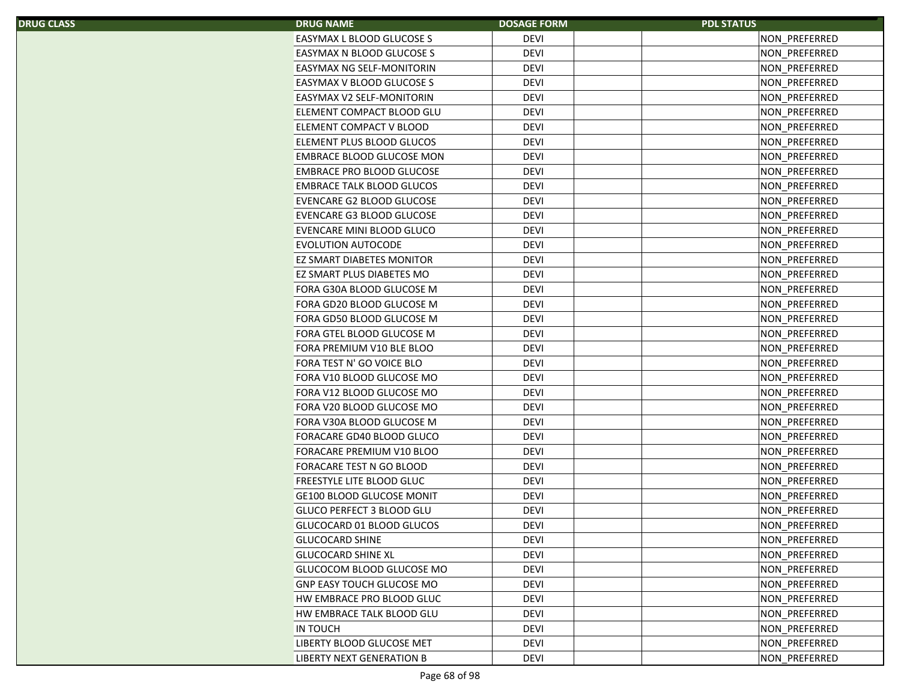| DRUG CLASS | DRUG NAME | DOSAGE FORM | | | PDL STATUS |
|---|---|---|---|---|---|
| | EASYMAX L BLOOD GLUCOSE S | DEVI | | | NON_PREFERRED |
| | EASYMAX N BLOOD GLUCOSE S | DEVI | | | NON_PREFERRED |
| | EASYMAX NG SELF-MONITORIN | DEVI | | | NON_PREFERRED |
| | EASYMAX V BLOOD GLUCOSE S | DEVI | | | NON_PREFERRED |
| | EASYMAX V2 SELF-MONITORIN | DEVI | | | NON_PREFERRED |
| | ELEMENT COMPACT BLOOD GLU | DEVI | | | NON_PREFERRED |
| | ELEMENT COMPACT V BLOOD | DEVI | | | NON_PREFERRED |
| | ELEMENT PLUS BLOOD GLUCOS | DEVI | | | NON_PREFERRED |
| | EMBRACE BLOOD GLUCOSE MON | DEVI | | | NON_PREFERRED |
| | EMBRACE PRO BLOOD GLUCOSE | DEVI | | | NON_PREFERRED |
| | EMBRACE TALK BLOOD GLUCOS | DEVI | | | NON_PREFERRED |
| | EVENCARE G2 BLOOD GLUCOSE | DEVI | | | NON_PREFERRED |
| | EVENCARE G3 BLOOD GLUCOSE | DEVI | | | NON_PREFERRED |
| | EVENCARE MINI BLOOD GLUCO | DEVI | | | NON_PREFERRED |
| | EVOLUTION AUTOCODE | DEVI | | | NON_PREFERRED |
| | EZ SMART DIABETES MONITOR | DEVI | | | NON_PREFERRED |
| | EZ SMART PLUS DIABETES MO | DEVI | | | NON_PREFERRED |
| | FORA G30A BLOOD GLUCOSE M | DEVI | | | NON_PREFERRED |
| | FORA GD20 BLOOD GLUCOSE M | DEVI | | | NON_PREFERRED |
| | FORA GD50 BLOOD GLUCOSE M | DEVI | | | NON_PREFERRED |
| | FORA GTEL BLOOD GLUCOSE M | DEVI | | | NON_PREFERRED |
| | FORA PREMIUM V10 BLE BLOO | DEVI | | | NON_PREFERRED |
| | FORA TEST N' GO VOICE BLO | DEVI | | | NON_PREFERRED |
| | FORA V10 BLOOD GLUCOSE MO | DEVI | | | NON_PREFERRED |
| | FORA V12 BLOOD GLUCOSE MO | DEVI | | | NON_PREFERRED |
| | FORA V20 BLOOD GLUCOSE MO | DEVI | | | NON_PREFERRED |
| | FORA V30A BLOOD GLUCOSE M | DEVI | | | NON_PREFERRED |
| | FORACARE GD40 BLOOD GLUCO | DEVI | | | NON_PREFERRED |
| | FORACARE PREMIUM V10 BLOO | DEVI | | | NON_PREFERRED |
| | FORACARE TEST N GO BLOOD | DEVI | | | NON_PREFERRED |
| | FREESTYLE LITE BLOOD GLUC | DEVI | | | NON_PREFERRED |
| | GE100 BLOOD GLUCOSE MONIT | DEVI | | | NON_PREFERRED |
| | GLUCO PERFECT 3 BLOOD GLU | DEVI | | | NON_PREFERRED |
| | GLUCOCARD 01 BLOOD GLUCOS | DEVI | | | NON_PREFERRED |
| | GLUCOCARD SHINE | DEVI | | | NON_PREFERRED |
| | GLUCOCARD SHINE XL | DEVI | | | NON_PREFERRED |
| | GLUCOCOM BLOOD GLUCOSE MO | DEVI | | | NON_PREFERRED |
| | GNP EASY TOUCH GLUCOSE MO | DEVI | | | NON_PREFERRED |
| | HW EMBRACE PRO BLOOD GLUC | DEVI | | | NON_PREFERRED |
| | HW EMBRACE TALK BLOOD GLU | DEVI | | | NON_PREFERRED |
| | IN TOUCH | DEVI | | | NON_PREFERRED |
| | LIBERTY BLOOD GLUCOSE MET | DEVI | | | NON_PREFERRED |
| | LIBERTY NEXT GENERATION B | DEVI | | | NON_PREFERRED |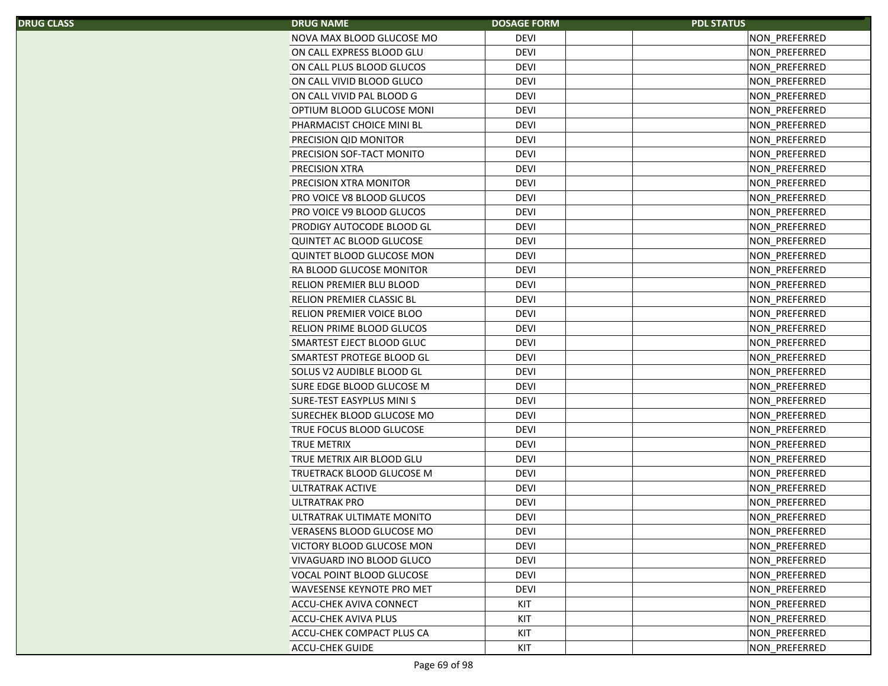| DRUG CLASS | DRUG NAME | DOSAGE FORM | PDL STATUS |
|---|---|---|---|
| | NOVA MAX BLOOD GLUCOSE MO | DEVI | NON_PREFERRED |
| | ON CALL EXPRESS BLOOD GLU | DEVI | NON_PREFERRED |
| | ON CALL PLUS BLOOD GLUCOS | DEVI | NON_PREFERRED |
| | ON CALL VIVID BLOOD GLUCO | DEVI | NON_PREFERRED |
| | ON CALL VIVID PAL BLOOD G | DEVI | NON_PREFERRED |
| | OPTIUM BLOOD GLUCOSE MONI | DEVI | NON_PREFERRED |
| | PHARMACIST CHOICE MINI BL | DEVI | NON_PREFERRED |
| | PRECISION QID MONITOR | DEVI | NON_PREFERRED |
| | PRECISION SOF-TACT MONITO | DEVI | NON_PREFERRED |
| | PRECISION XTRA | DEVI | NON_PREFERRED |
| | PRECISION XTRA MONITOR | DEVI | NON_PREFERRED |
| | PRO VOICE V8 BLOOD GLUCOS | DEVI | NON_PREFERRED |
| | PRO VOICE V9 BLOOD GLUCOS | DEVI | NON_PREFERRED |
| | PRODIGY AUTOCODE BLOOD GL | DEVI | NON_PREFERRED |
| | QUINTET AC BLOOD GLUCOSE | DEVI | NON_PREFERRED |
| | QUINTET BLOOD GLUCOSE MON | DEVI | NON_PREFERRED |
| | RA BLOOD GLUCOSE MONITOR | DEVI | NON_PREFERRED |
| | RELION PREMIER BLU BLOOD | DEVI | NON_PREFERRED |
| | RELION PREMIER CLASSIC BL | DEVI | NON_PREFERRED |
| | RELION PREMIER VOICE BLOO | DEVI | NON_PREFERRED |
| | RELION PRIME BLOOD GLUCOS | DEVI | NON_PREFERRED |
| | SMARTEST EJECT BLOOD GLUC | DEVI | NON_PREFERRED |
| | SMARTEST PROTEGE BLOOD GL | DEVI | NON_PREFERRED |
| | SOLUS V2 AUDIBLE BLOOD GL | DEVI | NON_PREFERRED |
| | SURE EDGE BLOOD GLUCOSE M | DEVI | NON_PREFERRED |
| | SURE-TEST EASYPLUS MINI S | DEVI | NON_PREFERRED |
| | SURECHEK BLOOD GLUCOSE MO | DEVI | NON_PREFERRED |
| | TRUE FOCUS BLOOD GLUCOSE | DEVI | NON_PREFERRED |
| | TRUE METRIX | DEVI | NON_PREFERRED |
| | TRUE METRIX AIR BLOOD GLU | DEVI | NON_PREFERRED |
| | TRUETRACK BLOOD GLUCOSE M | DEVI | NON_PREFERRED |
| | ULTRATRAK ACTIVE | DEVI | NON_PREFERRED |
| | ULTRATRAK PRO | DEVI | NON_PREFERRED |
| | ULTRATRAK ULTIMATE MONITO | DEVI | NON_PREFERRED |
| | VERASENS BLOOD GLUCOSE MO | DEVI | NON_PREFERRED |
| | VICTORY BLOOD GLUCOSE MON | DEVI | NON_PREFERRED |
| | VIVAGUARD INO BLOOD GLUCO | DEVI | NON_PREFERRED |
| | VOCAL POINT BLOOD GLUCOSE | DEVI | NON_PREFERRED |
| | WAVESENSE KEYNOTE PRO MET | DEVI | NON_PREFERRED |
| | ACCU-CHEK AVIVA CONNECT | KIT | NON_PREFERRED |
| | ACCU-CHEK AVIVA PLUS | KIT | NON_PREFERRED |
| | ACCU-CHEK COMPACT PLUS CA | KIT | NON_PREFERRED |
| | ACCU-CHEK GUIDE | KIT | NON_PREFERRED |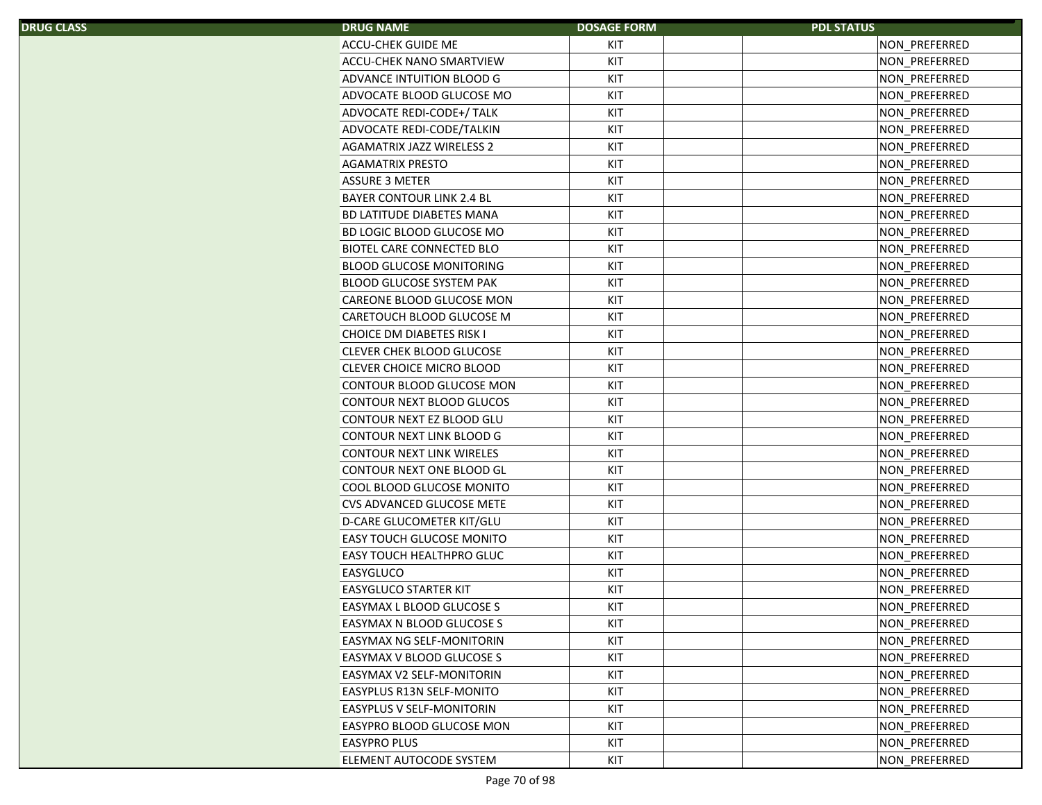| DRUG CLASS | DRUG NAME | DOSAGE FORM | | | PDL STATUS |
|---|---|---|---|---|---|
| | ACCU-CHEK GUIDE ME | KIT | | | NON_PREFERRED |
| | ACCU-CHEK NANO SMARTVIEW | KIT | | | NON_PREFERRED |
| | ADVANCE INTUITION BLOOD G | KIT | | | NON_PREFERRED |
| | ADVOCATE BLOOD GLUCOSE MO | KIT | | | NON_PREFERRED |
| | ADVOCATE REDI-CODE+/ TALK | KIT | | | NON_PREFERRED |
| | ADVOCATE REDI-CODE/TALKIN | KIT | | | NON_PREFERRED |
| | AGAMATRIX JAZZ WIRELESS 2 | KIT | | | NON_PREFERRED |
| | AGAMATRIX PRESTO | KIT | | | NON_PREFERRED |
| | ASSURE 3 METER | KIT | | | NON_PREFERRED |
| | BAYER CONTOUR LINK 2.4 BL | KIT | | | NON_PREFERRED |
| | BD LATITUDE DIABETES MANA | KIT | | | NON_PREFERRED |
| | BD LOGIC BLOOD GLUCOSE MO | KIT | | | NON_PREFERRED |
| | BIOTEL CARE CONNECTED BLO | KIT | | | NON_PREFERRED |
| | BLOOD GLUCOSE MONITORING | KIT | | | NON_PREFERRED |
| | BLOOD GLUCOSE SYSTEM PAK | KIT | | | NON_PREFERRED |
| | CAREONE BLOOD GLUCOSE MON | KIT | | | NON_PREFERRED |
| | CARETOUCH BLOOD GLUCOSE M | KIT | | | NON_PREFERRED |
| | CHOICE DM DIABETES RISK I | KIT | | | NON_PREFERRED |
| | CLEVER CHEK BLOOD GLUCOSE | KIT | | | NON_PREFERRED |
| | CLEVER CHOICE MICRO BLOOD | KIT | | | NON_PREFERRED |
| | CONTOUR BLOOD GLUCOSE MON | KIT | | | NON_PREFERRED |
| | CONTOUR NEXT BLOOD GLUCOS | KIT | | | NON_PREFERRED |
| | CONTOUR NEXT EZ BLOOD GLU | KIT | | | NON_PREFERRED |
| | CONTOUR NEXT LINK BLOOD G | KIT | | | NON_PREFERRED |
| | CONTOUR NEXT LINK WIRELES | KIT | | | NON_PREFERRED |
| | CONTOUR NEXT ONE BLOOD GL | KIT | | | NON_PREFERRED |
| | COOL BLOOD GLUCOSE MONITO | KIT | | | NON_PREFERRED |
| | CVS ADVANCED GLUCOSE METE | KIT | | | NON_PREFERRED |
| | D-CARE GLUCOMETER KIT/GLU | KIT | | | NON_PREFERRED |
| | EASY TOUCH GLUCOSE MONITO | KIT | | | NON_PREFERRED |
| | EASY TOUCH HEALTHPRO GLUC | KIT | | | NON_PREFERRED |
| | EASYGLUCO | KIT | | | NON_PREFERRED |
| | EASYGLUCO STARTER KIT | KIT | | | NON_PREFERRED |
| | EASYMAX L BLOOD GLUCOSE S | KIT | | | NON_PREFERRED |
| | EASYMAX N BLOOD GLUCOSE S | KIT | | | NON_PREFERRED |
| | EASYMAX NG SELF-MONITORIN | KIT | | | NON_PREFERRED |
| | EASYMAX V BLOOD GLUCOSE S | KIT | | | NON_PREFERRED |
| | EASYMAX V2 SELF-MONITORIN | KIT | | | NON_PREFERRED |
| | EASYPLUS R13N SELF-MONITO | KIT | | | NON_PREFERRED |
| | EASYPLUS V SELF-MONITORIN | KIT | | | NON_PREFERRED |
| | EASYPRO BLOOD GLUCOSE MON | KIT | | | NON_PREFERRED |
| | EASYPRO PLUS | KIT | | | NON_PREFERRED |
| | ELEMENT AUTOCODE SYSTEM | KIT | | | NON_PREFERRED |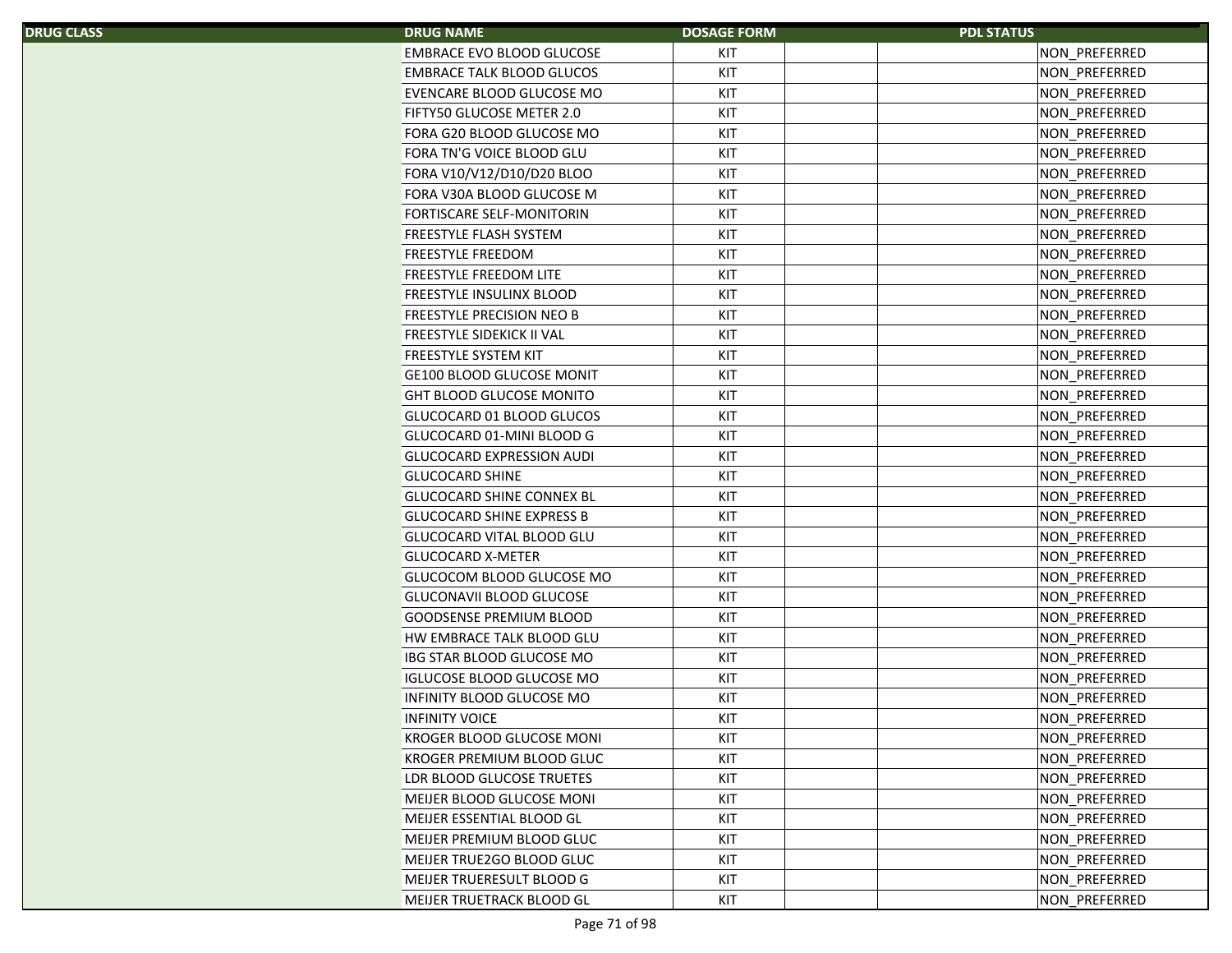| DRUG CLASS | DRUG NAME | DOSAGE FORM | | | PDL STATUS |
|---|---|---|---|---|---|
| | EMBRACE EVO BLOOD GLUCOSE | KIT | | | NON_PREFERRED |
| | EMBRACE TALK BLOOD GLUCOS | KIT | | | NON_PREFERRED |
| | EVENCARE BLOOD GLUCOSE MO | KIT | | | NON_PREFERRED |
| | FIFTY50 GLUCOSE METER 2.0 | KIT | | | NON_PREFERRED |
| | FORA G20 BLOOD GLUCOSE MO | KIT | | | NON_PREFERRED |
| | FORA TN'G VOICE BLOOD GLU | KIT | | | NON_PREFERRED |
| | FORA V10/V12/D10/D20 BLOO | KIT | | | NON_PREFERRED |
| | FORA V30A BLOOD GLUCOSE M | KIT | | | NON_PREFERRED |
| | FORTISCARE SELF-MONITORIN | KIT | | | NON_PREFERRED |
| | FREESTYLE FLASH SYSTEM | KIT | | | NON_PREFERRED |
| | FREESTYLE FREEDOM | KIT | | | NON_PREFERRED |
| | FREESTYLE FREEDOM LITE | KIT | | | NON_PREFERRED |
| | FREESTYLE INSULINX BLOOD | KIT | | | NON_PREFERRED |
| | FREESTYLE PRECISION NEO B | KIT | | | NON_PREFERRED |
| | FREESTYLE SIDEKICK II VAL | KIT | | | NON_PREFERRED |
| | FREESTYLE SYSTEM KIT | KIT | | | NON_PREFERRED |
| | GE100 BLOOD GLUCOSE MONIT | KIT | | | NON_PREFERRED |
| | GHT BLOOD GLUCOSE MONITO | KIT | | | NON_PREFERRED |
| | GLUCOCARD 01 BLOOD GLUCOS | KIT | | | NON_PREFERRED |
| | GLUCOCARD 01-MINI BLOOD G | KIT | | | NON_PREFERRED |
| | GLUCOCARD EXPRESSION AUDI | KIT | | | NON_PREFERRED |
| | GLUCOCARD SHINE | KIT | | | NON_PREFERRED |
| | GLUCOCARD SHINE CONNEX BL | KIT | | | NON_PREFERRED |
| | GLUCOCARD SHINE EXPRESS B | KIT | | | NON_PREFERRED |
| | GLUCOCARD VITAL BLOOD GLU | KIT | | | NON_PREFERRED |
| | GLUCOCARD X-METER | KIT | | | NON_PREFERRED |
| | GLUCOCOM BLOOD GLUCOSE MO | KIT | | | NON_PREFERRED |
| | GLUCONAVII BLOOD GLUCOSE | KIT | | | NON_PREFERRED |
| | GOODSENSE PREMIUM BLOOD | KIT | | | NON_PREFERRED |
| | HW EMBRACE TALK BLOOD GLU | KIT | | | NON_PREFERRED |
| | IBG STAR BLOOD GLUCOSE MO | KIT | | | NON_PREFERRED |
| | IGLUCOSE BLOOD GLUCOSE MO | KIT | | | NON_PREFERRED |
| | INFINITY BLOOD GLUCOSE MO | KIT | | | NON_PREFERRED |
| | INFINITY VOICE | KIT | | | NON_PREFERRED |
| | KROGER BLOOD GLUCOSE MONI | KIT | | | NON_PREFERRED |
| | KROGER PREMIUM BLOOD GLUC | KIT | | | NON_PREFERRED |
| | LDR BLOOD GLUCOSE TRUETES | KIT | | | NON_PREFERRED |
| | MEIJER BLOOD GLUCOSE MONI | KIT | | | NON_PREFERRED |
| | MEIJER ESSENTIAL BLOOD GL | KIT | | | NON_PREFERRED |
| | MEIJER PREMIUM BLOOD GLUC | KIT | | | NON_PREFERRED |
| | MEIJER TRUE2GO BLOOD GLUC | KIT | | | NON_PREFERRED |
| | MEIJER TRUERESULT BLOOD G | KIT | | | NON_PREFERRED |
| | MEIJER TRUETRACK BLOOD GL | KIT | | | NON_PREFERRED |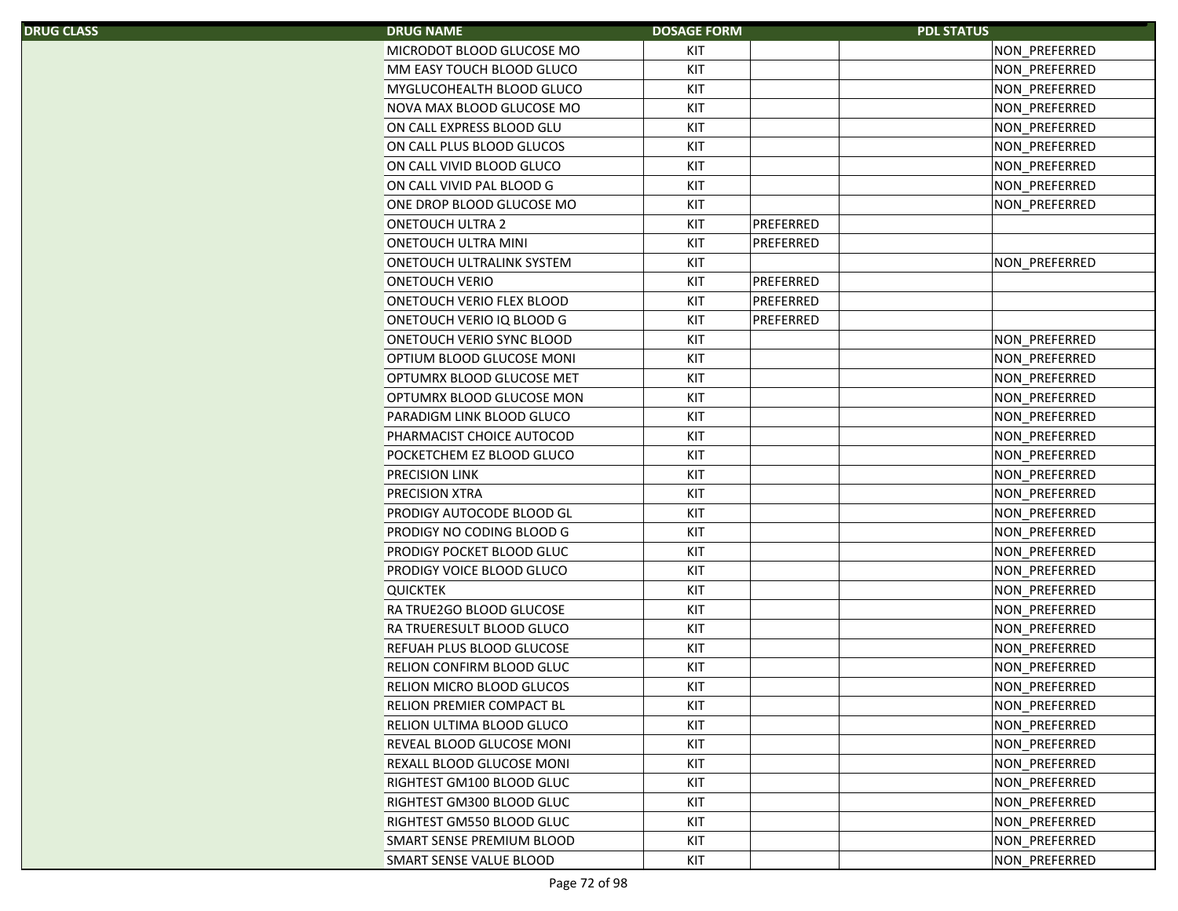| DRUG CLASS | DRUG NAME | DOSAGE FORM | PDL STATUS | | |
|---|---|---|---|---|---|
| | MICRODOT BLOOD GLUCOSE MO | KIT | | | NON_PREFERRED |
| | MM EASY TOUCH BLOOD GLUCO | KIT | | | NON_PREFERRED |
| | MYGLUCOHEALTH BLOOD GLUCO | KIT | | | NON_PREFERRED |
| | NOVA MAX BLOOD GLUCOSE MO | KIT | | | NON_PREFERRED |
| | ON CALL EXPRESS BLOOD GLU | KIT | | | NON_PREFERRED |
| | ON CALL PLUS BLOOD GLUCOS | KIT | | | NON_PREFERRED |
| | ON CALL VIVID BLOOD GLUCO | KIT | | | NON_PREFERRED |
| | ON CALL VIVID PAL BLOOD G | KIT | | | NON_PREFERRED |
| | ONE DROP BLOOD GLUCOSE MO | KIT | | | NON_PREFERRED |
| | ONETOUCH ULTRA 2 | KIT | PREFERRED | | |
| | ONETOUCH ULTRA MINI | KIT | PREFERRED | | |
| | ONETOUCH ULTRALINK SYSTEM | KIT | | | NON_PREFERRED |
| | ONETOUCH VERIO | KIT | PREFERRED | | |
| | ONETOUCH VERIO FLEX BLOOD | KIT | PREFERRED | | |
| | ONETOUCH VERIO IQ BLOOD G | KIT | PREFERRED | | |
| | ONETOUCH VERIO SYNC BLOOD | KIT | | | NON_PREFERRED |
| | OPTIUM BLOOD GLUCOSE MONI | KIT | | | NON_PREFERRED |
| | OPTUMRX BLOOD GLUCOSE MET | KIT | | | NON_PREFERRED |
| | OPTUMRX BLOOD GLUCOSE MON | KIT | | | NON_PREFERRED |
| | PARADIGM LINK BLOOD GLUCO | KIT | | | NON_PREFERRED |
| | PHARMACIST CHOICE AUTOCOD | KIT | | | NON_PREFERRED |
| | POCKETCHEM EZ BLOOD GLUCO | KIT | | | NON_PREFERRED |
| | PRECISION LINK | KIT | | | NON_PREFERRED |
| | PRECISION XTRA | KIT | | | NON_PREFERRED |
| | PRODIGY AUTOCODE BLOOD GL | KIT | | | NON_PREFERRED |
| | PRODIGY NO CODING BLOOD G | KIT | | | NON_PREFERRED |
| | PRODIGY POCKET BLOOD GLUC | KIT | | | NON_PREFERRED |
| | PRODIGY VOICE BLOOD GLUCO | KIT | | | NON_PREFERRED |
| | QUICKTEK | KIT | | | NON_PREFERRED |
| | RA TRUE2GO BLOOD GLUCOSE | KIT | | | NON_PREFERRED |
| | RA TRUERESULT BLOOD GLUCO | KIT | | | NON_PREFERRED |
| | REFUAH PLUS BLOOD GLUCOSE | KIT | | | NON_PREFERRED |
| | RELION CONFIRM BLOOD GLUC | KIT | | | NON_PREFERRED |
| | RELION MICRO BLOOD GLUCOS | KIT | | | NON_PREFERRED |
| | RELION PREMIER COMPACT BL | KIT | | | NON_PREFERRED |
| | RELION ULTIMA BLOOD GLUCO | KIT | | | NON_PREFERRED |
| | REVEAL BLOOD GLUCOSE MONI | KIT | | | NON_PREFERRED |
| | REXALL BLOOD GLUCOSE MONI | KIT | | | NON_PREFERRED |
| | RIGHTEST GM100 BLOOD GLUC | KIT | | | NON_PREFERRED |
| | RIGHTEST GM300 BLOOD GLUC | KIT | | | NON_PREFERRED |
| | RIGHTEST GM550 BLOOD GLUC | KIT | | | NON_PREFERRED |
| | SMART SENSE PREMIUM BLOOD | KIT | | | NON_PREFERRED |
| | SMART SENSE VALUE BLOOD | KIT | | | NON_PREFERRED |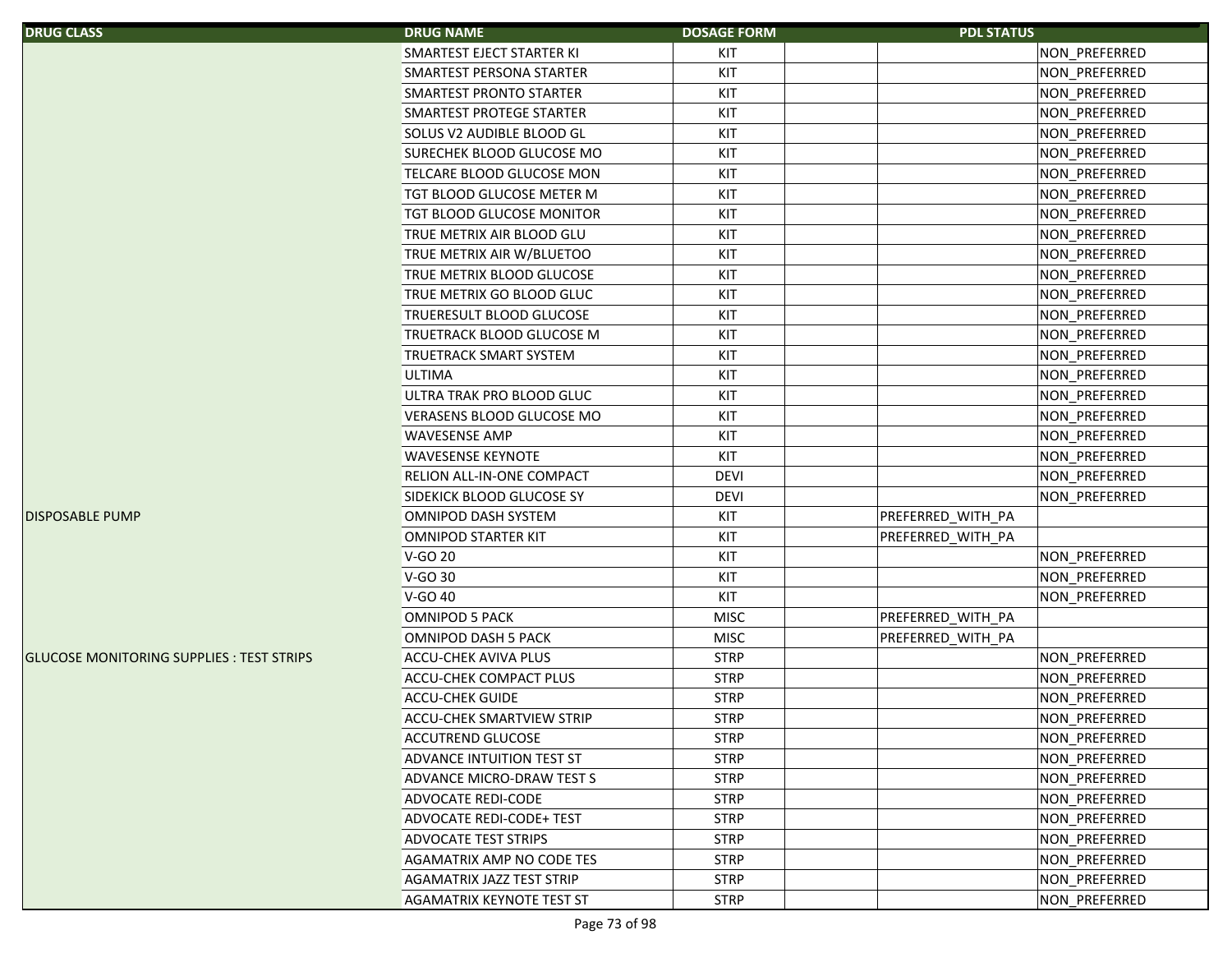| DRUG CLASS | DRUG NAME | DOSAGE FORM | PDL STATUS | | |
|---|---|---|---|---|---|
| | SMARTEST EJECT STARTER KI | KIT | | | NON_PREFERRED |
| | SMARTEST PERSONA STARTER | KIT | | | NON_PREFERRED |
| | SMARTEST PRONTO STARTER | KIT | | | NON_PREFERRED |
| | SMARTEST PROTEGE STARTER | KIT | | | NON_PREFERRED |
| | SOLUS V2 AUDIBLE BLOOD GL | KIT | | | NON_PREFERRED |
| | SURECHEK BLOOD GLUCOSE MO | KIT | | | NON_PREFERRED |
| | TELCARE BLOOD GLUCOSE MON | KIT | | | NON_PREFERRED |
| | TGT BLOOD GLUCOSE METER M | KIT | | | NON_PREFERRED |
| | TGT BLOOD GLUCOSE MONITOR | KIT | | | NON_PREFERRED |
| | TRUE METRIX AIR BLOOD GLU | KIT | | | NON_PREFERRED |
| | TRUE METRIX AIR W/BLUETOO | KIT | | | NON_PREFERRED |
| | TRUE METRIX BLOOD GLUCOSE | KIT | | | NON_PREFERRED |
| | TRUE METRIX GO BLOOD GLUC | KIT | | | NON_PREFERRED |
| | TRUERESULT BLOOD GLUCOSE | KIT | | | NON_PREFERRED |
| | TRUETRACK BLOOD GLUCOSE M | KIT | | | NON_PREFERRED |
| | TRUETRACK SMART SYSTEM | KIT | | | NON_PREFERRED |
| | ULTIMA | KIT | | | NON_PREFERRED |
| | ULTRA TRAK PRO BLOOD GLUC | KIT | | | NON_PREFERRED |
| | VERASENS BLOOD GLUCOSE MO | KIT | | | NON_PREFERRED |
| | WAVESENSE AMP | KIT | | | NON_PREFERRED |
| | WAVESENSE KEYNOTE | KIT | | | NON_PREFERRED |
| | RELION ALL-IN-ONE COMPACT | DEVI | | | NON_PREFERRED |
| | SIDEKICK BLOOD GLUCOSE SY | DEVI | | | NON_PREFERRED |
| DISPOSABLE PUMP | OMNIPOD DASH SYSTEM | KIT | | PREFERRED_WITH_PA | |
| | OMNIPOD STARTER KIT | KIT | | PREFERRED_WITH_PA | |
| | V-GO 20 | KIT | | | NON_PREFERRED |
| | V-GO 30 | KIT | | | NON_PREFERRED |
| | V-GO 40 | KIT | | | NON_PREFERRED |
| | OMNIPOD 5 PACK | MISC | | PREFERRED_WITH_PA | |
| | OMNIPOD DASH 5 PACK | MISC | | PREFERRED_WITH_PA | |
| GLUCOSE MONITORING SUPPLIES : TEST STRIPS | ACCU-CHEK AVIVA PLUS | STRP | | | NON_PREFERRED |
| | ACCU-CHEK COMPACT PLUS | STRP | | | NON_PREFERRED |
| | ACCU-CHEK GUIDE | STRP | | | NON_PREFERRED |
| | ACCU-CHEK SMARTVIEW STRIP | STRP | | | NON_PREFERRED |
| | ACCUTREND GLUCOSE | STRP | | | NON_PREFERRED |
| | ADVANCE INTUITION TEST ST | STRP | | | NON_PREFERRED |
| | ADVANCE MICRO-DRAW TEST S | STRP | | | NON_PREFERRED |
| | ADVOCATE REDI-CODE | STRP | | | NON_PREFERRED |
| | ADVOCATE REDI-CODE+ TEST | STRP | | | NON_PREFERRED |
| | ADVOCATE TEST STRIPS | STRP | | | NON_PREFERRED |
| | AGAMATRIX AMP NO CODE TES | STRP | | | NON_PREFERRED |
| | AGAMATRIX JAZZ TEST STRIP | STRP | | | NON_PREFERRED |
| | AGAMATRIX KEYNOTE TEST ST | STRP | | | NON_PREFERRED |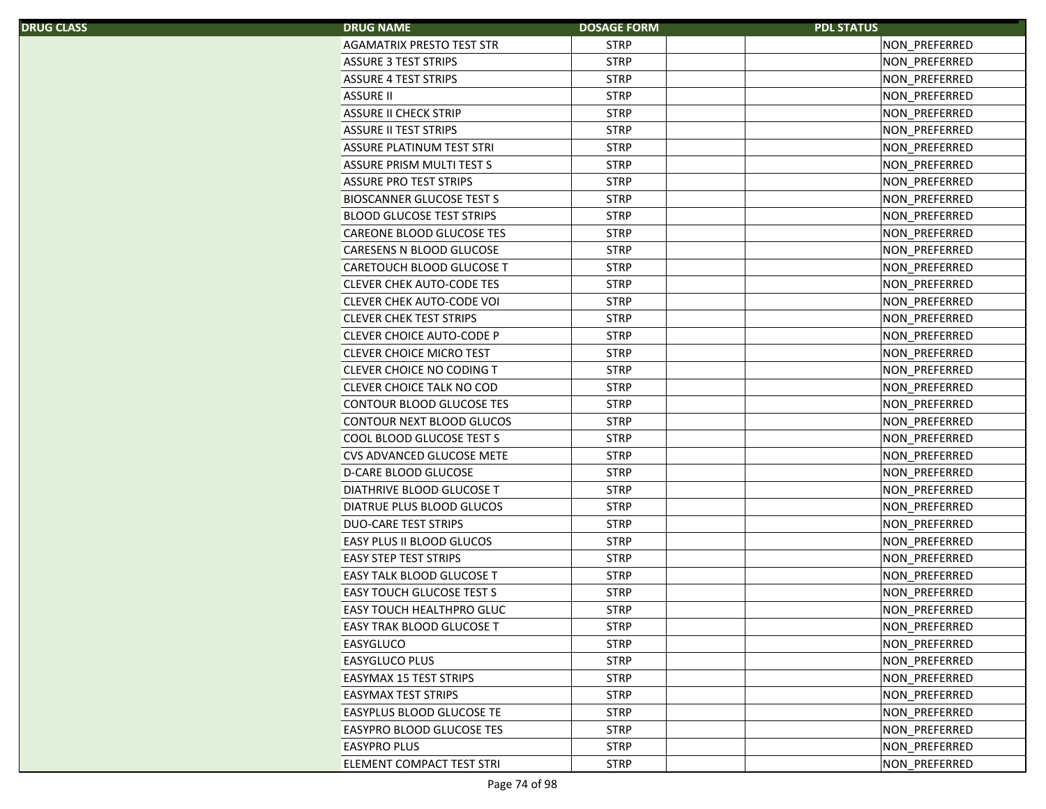| DRUG CLASS | DRUG NAME | DOSAGE FORM | PDL STATUS | | |
|---|---|---|---|---|---|
| | AGAMATRIX PRESTO TEST STR | STRP | | | NON_PREFERRED |
| | ASSURE 3 TEST STRIPS | STRP | | | NON_PREFERRED |
| | ASSURE 4 TEST STRIPS | STRP | | | NON_PREFERRED |
| | ASSURE II | STRP | | | NON_PREFERRED |
| | ASSURE II CHECK STRIP | STRP | | | NON_PREFERRED |
| | ASSURE II TEST STRIPS | STRP | | | NON_PREFERRED |
| | ASSURE PLATINUM TEST STRI | STRP | | | NON_PREFERRED |
| | ASSURE PRISM MULTI TEST S | STRP | | | NON_PREFERRED |
| | ASSURE PRO TEST STRIPS | STRP | | | NON_PREFERRED |
| | BIOSCANNER GLUCOSE TEST S | STRP | | | NON_PREFERRED |
| | BLOOD GLUCOSE TEST STRIPS | STRP | | | NON_PREFERRED |
| | CAREONE BLOOD GLUCOSE TES | STRP | | | NON_PREFERRED |
| | CARESENS N BLOOD GLUCOSE | STRP | | | NON_PREFERRED |
| | CARETOUCH BLOOD GLUCOSE T | STRP | | | NON_PREFERRED |
| | CLEVER CHEK AUTO-CODE TES | STRP | | | NON_PREFERRED |
| | CLEVER CHEK AUTO-CODE VOI | STRP | | | NON_PREFERRED |
| | CLEVER CHEK TEST STRIPS | STRP | | | NON_PREFERRED |
| | CLEVER CHOICE AUTO-CODE P | STRP | | | NON_PREFERRED |
| | CLEVER CHOICE MICRO TEST | STRP | | | NON_PREFERRED |
| | CLEVER CHOICE NO CODING T | STRP | | | NON_PREFERRED |
| | CLEVER CHOICE TALK NO COD | STRP | | | NON_PREFERRED |
| | CONTOUR BLOOD GLUCOSE TES | STRP | | | NON_PREFERRED |
| | CONTOUR NEXT BLOOD GLUCOS | STRP | | | NON_PREFERRED |
| | COOL BLOOD GLUCOSE TEST S | STRP | | | NON_PREFERRED |
| | CVS ADVANCED GLUCOSE METE | STRP | | | NON_PREFERRED |
| | D-CARE BLOOD GLUCOSE | STRP | | | NON_PREFERRED |
| | DIATHRIVE BLOOD GLUCOSE T | STRP | | | NON_PREFERRED |
| | DIATRUE PLUS BLOOD GLUCOS | STRP | | | NON_PREFERRED |
| | DUO-CARE TEST STRIPS | STRP | | | NON_PREFERRED |
| | EASY PLUS II BLOOD GLUCOS | STRP | | | NON_PREFERRED |
| | EASY STEP TEST STRIPS | STRP | | | NON_PREFERRED |
| | EASY TALK BLOOD GLUCOSE T | STRP | | | NON_PREFERRED |
| | EASY TOUCH GLUCOSE TEST S | STRP | | | NON_PREFERRED |
| | EASY TOUCH HEALTHPRO GLUC | STRP | | | NON_PREFERRED |
| | EASY TRAK BLOOD GLUCOSE T | STRP | | | NON_PREFERRED |
| | EASYGLUCO | STRP | | | NON_PREFERRED |
| | EASYGLUCO PLUS | STRP | | | NON_PREFERRED |
| | EASYMAX 15 TEST STRIPS | STRP | | | NON_PREFERRED |
| | EASYMAX TEST STRIPS | STRP | | | NON_PREFERRED |
| | EASYPLUS BLOOD GLUCOSE TE | STRP | | | NON_PREFERRED |
| | EASYPRO BLOOD GLUCOSE TES | STRP | | | NON_PREFERRED |
| | EASYPRO PLUS | STRP | | | NON_PREFERRED |
| | ELEMENT COMPACT TEST STRI | STRP | | | NON_PREFERRED |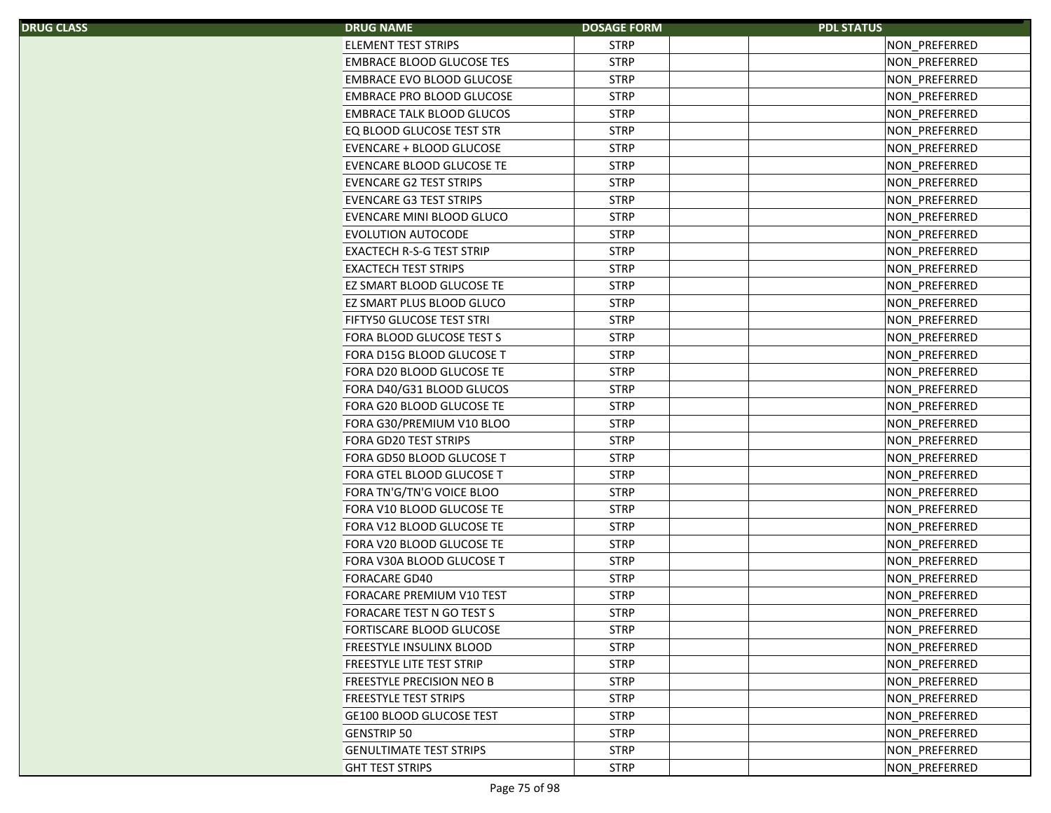| DRUG CLASS | DRUG NAME | DOSAGE FORM | PDL STATUS | | |
|---|---|---|---|---|---|
| | ELEMENT TEST STRIPS | STRP | | | NON_PREFERRED |
| | EMBRACE BLOOD GLUCOSE TES | STRP | | | NON_PREFERRED |
| | EMBRACE EVO BLOOD GLUCOSE | STRP | | | NON_PREFERRED |
| | EMBRACE PRO BLOOD GLUCOSE | STRP | | | NON_PREFERRED |
| | EMBRACE TALK BLOOD GLUCOS | STRP | | | NON_PREFERRED |
| | EQ BLOOD GLUCOSE TEST STR | STRP | | | NON_PREFERRED |
| | EVENCARE + BLOOD GLUCOSE | STRP | | | NON_PREFERRED |
| | EVENCARE BLOOD GLUCOSE TE | STRP | | | NON_PREFERRED |
| | EVENCARE G2 TEST STRIPS | STRP | | | NON_PREFERRED |
| | EVENCARE G3 TEST STRIPS | STRP | | | NON_PREFERRED |
| | EVENCARE MINI BLOOD GLUCO | STRP | | | NON_PREFERRED |
| | EVOLUTION AUTOCODE | STRP | | | NON_PREFERRED |
| | EXACTECH R-S-G TEST STRIP | STRP | | | NON_PREFERRED |
| | EXACTECH TEST STRIPS | STRP | | | NON_PREFERRED |
| | EZ SMART BLOOD GLUCOSE TE | STRP | | | NON_PREFERRED |
| | EZ SMART PLUS BLOOD GLUCO | STRP | | | NON_PREFERRED |
| | FIFTY50 GLUCOSE TEST STRI | STRP | | | NON_PREFERRED |
| | FORA BLOOD GLUCOSE TEST S | STRP | | | NON_PREFERRED |
| | FORA D15G BLOOD GLUCOSE T | STRP | | | NON_PREFERRED |
| | FORA D20 BLOOD GLUCOSE TE | STRP | | | NON_PREFERRED |
| | FORA D40/G31 BLOOD GLUCOS | STRP | | | NON_PREFERRED |
| | FORA G20 BLOOD GLUCOSE TE | STRP | | | NON_PREFERRED |
| | FORA G30/PREMIUM V10 BLOO | STRP | | | NON_PREFERRED |
| | FORA GD20 TEST STRIPS | STRP | | | NON_PREFERRED |
| | FORA GD50 BLOOD GLUCOSE T | STRP | | | NON_PREFERRED |
| | FORA GTEL BLOOD GLUCOSE T | STRP | | | NON_PREFERRED |
| | FORA TN'G/TN'G VOICE BLOO | STRP | | | NON_PREFERRED |
| | FORA V10 BLOOD GLUCOSE TE | STRP | | | NON_PREFERRED |
| | FORA V12 BLOOD GLUCOSE TE | STRP | | | NON_PREFERRED |
| | FORA V20 BLOOD GLUCOSE TE | STRP | | | NON_PREFERRED |
| | FORA V30A BLOOD GLUCOSE T | STRP | | | NON_PREFERRED |
| | FORACARE GD40 | STRP | | | NON_PREFERRED |
| | FORACARE PREMIUM V10 TEST | STRP | | | NON_PREFERRED |
| | FORACARE TEST N GO TEST S | STRP | | | NON_PREFERRED |
| | FORTISCARE BLOOD GLUCOSE | STRP | | | NON_PREFERRED |
| | FREESTYLE INSULINX BLOOD | STRP | | | NON_PREFERRED |
| | FREESTYLE LITE TEST STRIP | STRP | | | NON_PREFERRED |
| | FREESTYLE PRECISION NEO B | STRP | | | NON_PREFERRED |
| | FREESTYLE TEST STRIPS | STRP | | | NON_PREFERRED |
| | GE100 BLOOD GLUCOSE TEST | STRP | | | NON_PREFERRED |
| | GENSTRIP 50 | STRP | | | NON_PREFERRED |
| | GENULTIMATE TEST STRIPS | STRP | | | NON_PREFERRED |
| | GHT TEST STRIPS | STRP | | | NON_PREFERRED |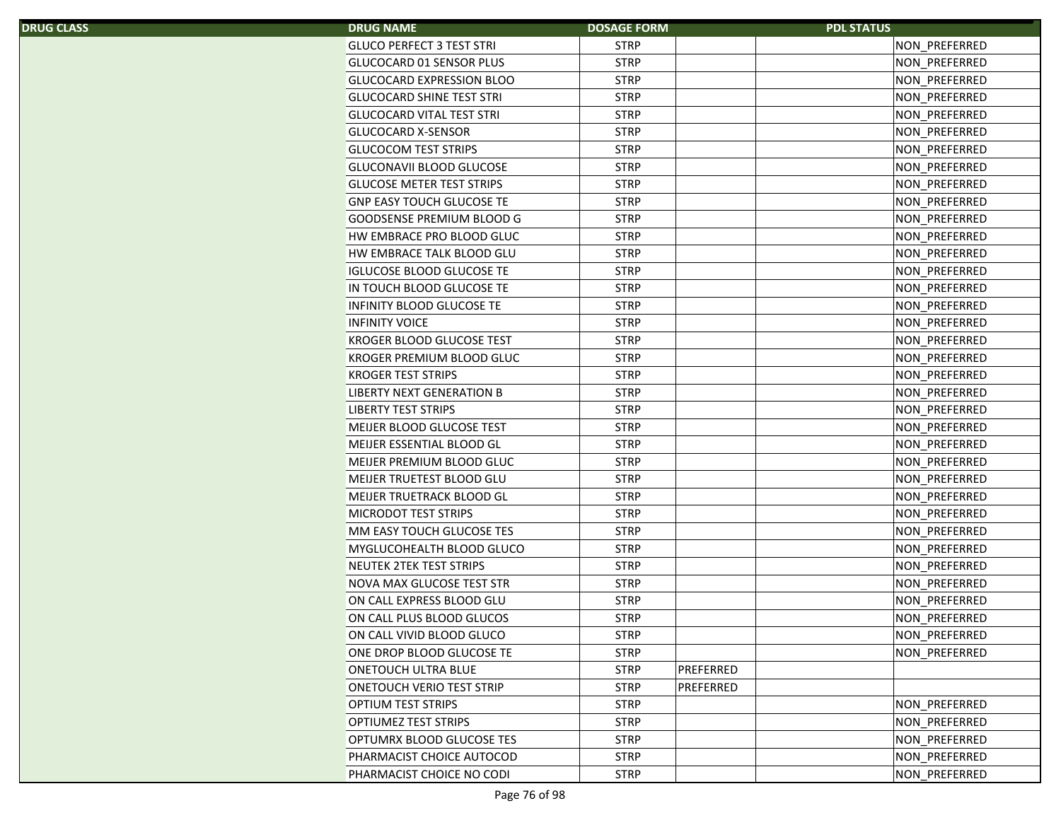| DRUG CLASS | DRUG NAME | DOSAGE FORM | PDL STATUS | | |
|---|---|---|---|---|---|
| | GLUCO PERFECT 3 TEST STRI | STRP | | | NON_PREFERRED |
| | GLUCOCARD 01 SENSOR PLUS | STRP | | | NON_PREFERRED |
| | GLUCOCARD EXPRESSION BLOO | STRP | | | NON_PREFERRED |
| | GLUCOCARD SHINE TEST STRI | STRP | | | NON_PREFERRED |
| | GLUCOCARD VITAL TEST STRI | STRP | | | NON_PREFERRED |
| | GLUCOCARD X-SENSOR | STRP | | | NON_PREFERRED |
| | GLUCOCOM TEST STRIPS | STRP | | | NON_PREFERRED |
| | GLUCONAVII BLOOD GLUCOSE | STRP | | | NON_PREFERRED |
| | GLUCOSE METER TEST STRIPS | STRP | | | NON_PREFERRED |
| | GNP EASY TOUCH GLUCOSE TE | STRP | | | NON_PREFERRED |
| | GOODSENSE PREMIUM BLOOD G | STRP | | | NON_PREFERRED |
| | HW EMBRACE PRO BLOOD GLUC | STRP | | | NON_PREFERRED |
| | HW EMBRACE TALK BLOOD GLU | STRP | | | NON_PREFERRED |
| | IGLUCOSE BLOOD GLUCOSE TE | STRP | | | NON_PREFERRED |
| | IN TOUCH BLOOD GLUCOSE TE | STRP | | | NON_PREFERRED |
| | INFINITY BLOOD GLUCOSE TE | STRP | | | NON_PREFERRED |
| | INFINITY VOICE | STRP | | | NON_PREFERRED |
| | KROGER BLOOD GLUCOSE TEST | STRP | | | NON_PREFERRED |
| | KROGER PREMIUM BLOOD GLUC | STRP | | | NON_PREFERRED |
| | KROGER TEST STRIPS | STRP | | | NON_PREFERRED |
| | LIBERTY NEXT GENERATION B | STRP | | | NON_PREFERRED |
| | LIBERTY TEST STRIPS | STRP | | | NON_PREFERRED |
| | MEIJER BLOOD GLUCOSE TEST | STRP | | | NON_PREFERRED |
| | MEIJER ESSENTIAL BLOOD GL | STRP | | | NON_PREFERRED |
| | MEIJER PREMIUM BLOOD GLUC | STRP | | | NON_PREFERRED |
| | MEIJER TRUETEST BLOOD GLU | STRP | | | NON_PREFERRED |
| | MEIJER TRUETRACK BLOOD GL | STRP | | | NON_PREFERRED |
| | MICRODOT TEST STRIPS | STRP | | | NON_PREFERRED |
| | MM EASY TOUCH GLUCOSE TES | STRP | | | NON_PREFERRED |
| | MYGLUCOHEALTH BLOOD GLUCO | STRP | | | NON_PREFERRED |
| | NEUTEK 2TEK TEST STRIPS | STRP | | | NON_PREFERRED |
| | NOVA MAX GLUCOSE TEST STR | STRP | | | NON_PREFERRED |
| | ON CALL EXPRESS BLOOD GLU | STRP | | | NON_PREFERRED |
| | ON CALL PLUS BLOOD GLUCOS | STRP | | | NON_PREFERRED |
| | ON CALL VIVID BLOOD GLUCO | STRP | | | NON_PREFERRED |
| | ONE DROP BLOOD GLUCOSE TE | STRP | | | NON_PREFERRED |
| | ONETOUCH ULTRA BLUE | STRP | PREFERRED | | |
| | ONETOUCH VERIO TEST STRIP | STRP | PREFERRED | | |
| | OPTIUM TEST STRIPS | STRP | | | NON_PREFERRED |
| | OPTIUMEZ TEST STRIPS | STRP | | | NON_PREFERRED |
| | OPTUMRX BLOOD GLUCOSE TES | STRP | | | NON_PREFERRED |
| | PHARMACIST CHOICE AUTOCOD | STRP | | | NON_PREFERRED |
| | PHARMACIST CHOICE NO CODI | STRP | | | NON_PREFERRED |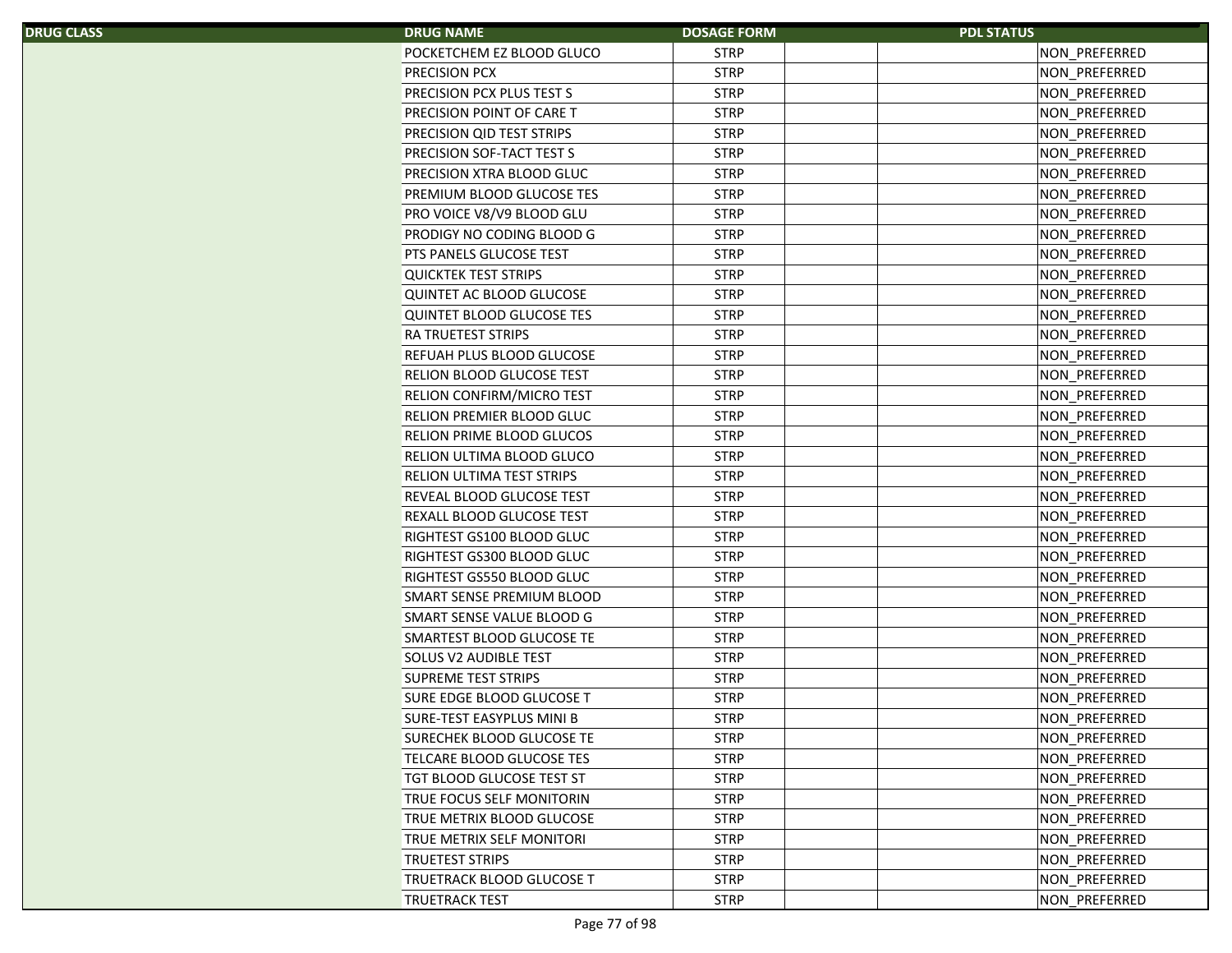| DRUG CLASS | DRUG NAME | DOSAGE FORM | | | PDL STATUS |
|---|---|---|---|---|---|
| | POCKETCHEM EZ BLOOD GLUCO | STRP | | | NON_PREFERRED |
| | PRECISION PCX | STRP | | | NON_PREFERRED |
| | PRECISION PCX PLUS TEST S | STRP | | | NON_PREFERRED |
| | PRECISION POINT OF CARE T | STRP | | | NON_PREFERRED |
| | PRECISION QID TEST STRIPS | STRP | | | NON_PREFERRED |
| | PRECISION SOF-TACT TEST S | STRP | | | NON_PREFERRED |
| | PRECISION XTRA BLOOD GLUC | STRP | | | NON_PREFERRED |
| | PREMIUM BLOOD GLUCOSE TES | STRP | | | NON_PREFERRED |
| | PRO VOICE V8/V9 BLOOD GLU | STRP | | | NON_PREFERRED |
| | PRODIGY NO CODING BLOOD G | STRP | | | NON_PREFERRED |
| | PTS PANELS GLUCOSE TEST | STRP | | | NON_PREFERRED |
| | QUICKTEK TEST STRIPS | STRP | | | NON_PREFERRED |
| | QUINTET AC BLOOD GLUCOSE | STRP | | | NON_PREFERRED |
| | QUINTET BLOOD GLUCOSE TES | STRP | | | NON_PREFERRED |
| | RA TRUETEST STRIPS | STRP | | | NON_PREFERRED |
| | REFUAH PLUS BLOOD GLUCOSE | STRP | | | NON_PREFERRED |
| | RELION BLOOD GLUCOSE TEST | STRP | | | NON_PREFERRED |
| | RELION CONFIRM/MICRO TEST | STRP | | | NON_PREFERRED |
| | RELION PREMIER BLOOD GLUC | STRP | | | NON_PREFERRED |
| | RELION PRIME BLOOD GLUCOS | STRP | | | NON_PREFERRED |
| | RELION ULTIMA BLOOD GLUCO | STRP | | | NON_PREFERRED |
| | RELION ULTIMA TEST STRIPS | STRP | | | NON_PREFERRED |
| | REVEAL BLOOD GLUCOSE TEST | STRP | | | NON_PREFERRED |
| | REXALL BLOOD GLUCOSE TEST | STRP | | | NON_PREFERRED |
| | RIGHTEST GS100 BLOOD GLUC | STRP | | | NON_PREFERRED |
| | RIGHTEST GS300 BLOOD GLUC | STRP | | | NON_PREFERRED |
| | RIGHTEST GS550 BLOOD GLUC | STRP | | | NON_PREFERRED |
| | SMART SENSE PREMIUM BLOOD | STRP | | | NON_PREFERRED |
| | SMART SENSE VALUE BLOOD G | STRP | | | NON_PREFERRED |
| | SMARTEST BLOOD GLUCOSE TE | STRP | | | NON_PREFERRED |
| | SOLUS V2 AUDIBLE TEST | STRP | | | NON_PREFERRED |
| | SUPREME TEST STRIPS | STRP | | | NON_PREFERRED |
| | SURE EDGE BLOOD GLUCOSE T | STRP | | | NON_PREFERRED |
| | SURE-TEST EASYPLUS MINI B | STRP | | | NON_PREFERRED |
| | SURECHEK BLOOD GLUCOSE TE | STRP | | | NON_PREFERRED |
| | TELCARE BLOOD GLUCOSE TES | STRP | | | NON_PREFERRED |
| | TGT BLOOD GLUCOSE TEST ST | STRP | | | NON_PREFERRED |
| | TRUE FOCUS SELF MONITORIN | STRP | | | NON_PREFERRED |
| | TRUE METRIX BLOOD GLUCOSE | STRP | | | NON_PREFERRED |
| | TRUE METRIX SELF MONITORI | STRP | | | NON_PREFERRED |
| | TRUETEST STRIPS | STRP | | | NON_PREFERRED |
| | TRUETRACK BLOOD GLUCOSE T | STRP | | | NON_PREFERRED |
| | TRUETRACK TEST | STRP | | | NON_PREFERRED |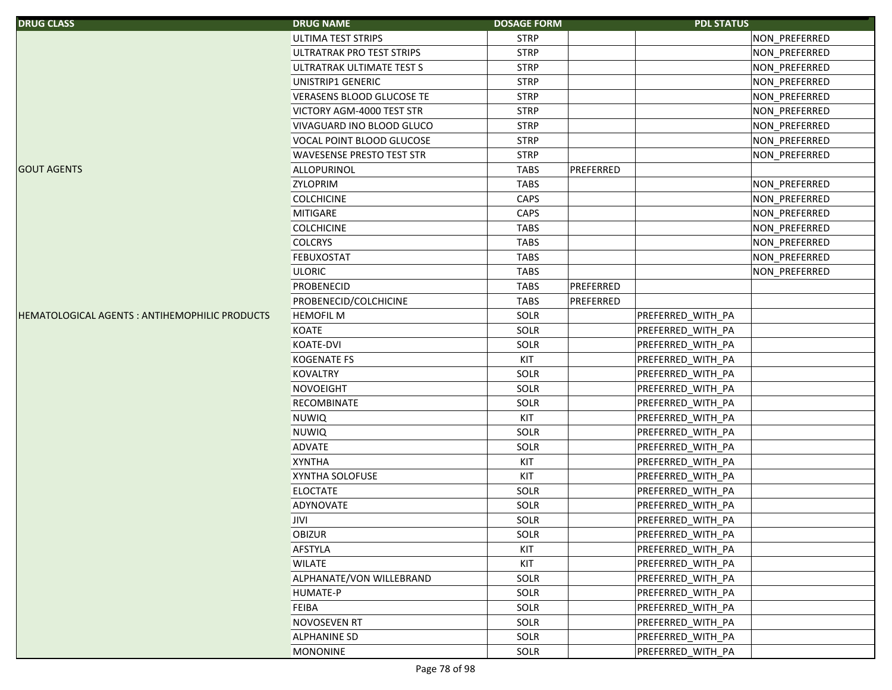| DRUG CLASS | DRUG NAME | DOSAGE FORM | PDL STATUS | | |
|---|---|---|---|---|---|
| | ULTIMA TEST STRIPS | STRP | | | NON_PREFERRED |
| | ULTRATRAK PRO TEST STRIPS | STRP | | | NON_PREFERRED |
| | ULTRATRAK ULTIMATE TEST S | STRP | | | NON_PREFERRED |
| | UNISTRIP1 GENERIC | STRP | | | NON_PREFERRED |
| | VERASENS BLOOD GLUCOSE TE | STRP | | | NON_PREFERRED |
| | VICTORY AGM-4000 TEST STR | STRP | | | NON_PREFERRED |
| | VIVAGUARD INO BLOOD GLUCO | STRP | | | NON_PREFERRED |
| | VOCAL POINT BLOOD GLUCOSE | STRP | | | NON_PREFERRED |
| | WAVESENSE PRESTO TEST STR | STRP | | | NON_PREFERRED |
| GOUT AGENTS | ALLOPURINOL | TABS | PREFERRED | | |
| | ZYLOPRIM | TABS | | | NON_PREFERRED |
| | COLCHICINE | CAPS | | | NON_PREFERRED |
| | MITIGARE | CAPS | | | NON_PREFERRED |
| | COLCHICINE | TABS | | | NON_PREFERRED |
| | COLCRYS | TABS | | | NON_PREFERRED |
| | FEBUXOSTAT | TABS | | | NON_PREFERRED |
| | ULORIC | TABS | | | NON_PREFERRED |
| | PROBENECID | TABS | PREFERRED | | |
| | PROBENECID/COLCHICINE | TABS | PREFERRED | | |
| HEMATOLOGICAL AGENTS : ANTIHEMOPHILIC PRODUCTS | HEMOFIL M | SOLR | | PREFERRED_WITH_PA | |
| | KOATE | SOLR | | PREFERRED_WITH_PA | |
| | KOATE-DVI | SOLR | | PREFERRED_WITH_PA | |
| | KOGENATE FS | KIT | | PREFERRED_WITH_PA | |
| | KOVALTRY | SOLR | | PREFERRED_WITH_PA | |
| | NOVOEIGHT | SOLR | | PREFERRED_WITH_PA | |
| | RECOMBINATE | SOLR | | PREFERRED_WITH_PA | |
| | NUWIQ | KIT | | PREFERRED_WITH_PA | |
| | NUWIQ | SOLR | | PREFERRED_WITH_PA | |
| | ADVATE | SOLR | | PREFERRED_WITH_PA | |
| | XYNTHA | KIT | | PREFERRED_WITH_PA | |
| | XYNTHA SOLOFUSE | KIT | | PREFERRED_WITH_PA | |
| | ELOCTATE | SOLR | | PREFERRED_WITH_PA | |
| | ADYNOVATE | SOLR | | PREFERRED_WITH_PA | |
| | JIVI | SOLR | | PREFERRED_WITH_PA | |
| | OBIZUR | SOLR | | PREFERRED_WITH_PA | |
| | AFSTYLA | KIT | | PREFERRED_WITH_PA | |
| | WILATE | KIT | | PREFERRED_WITH_PA | |
| | ALPHANATE/VON WILLEBRAND | SOLR | | PREFERRED_WITH_PA | |
| | HUMATE-P | SOLR | | PREFERRED_WITH_PA | |
| | FEIBA | SOLR | | PREFERRED_WITH_PA | |
| | NOVOSEVEN RT | SOLR | | PREFERRED_WITH_PA | |
| | ALPHANINE SD | SOLR | | PREFERRED_WITH_PA | |
| | MONONINE | SOLR | | PREFERRED_WITH_PA | |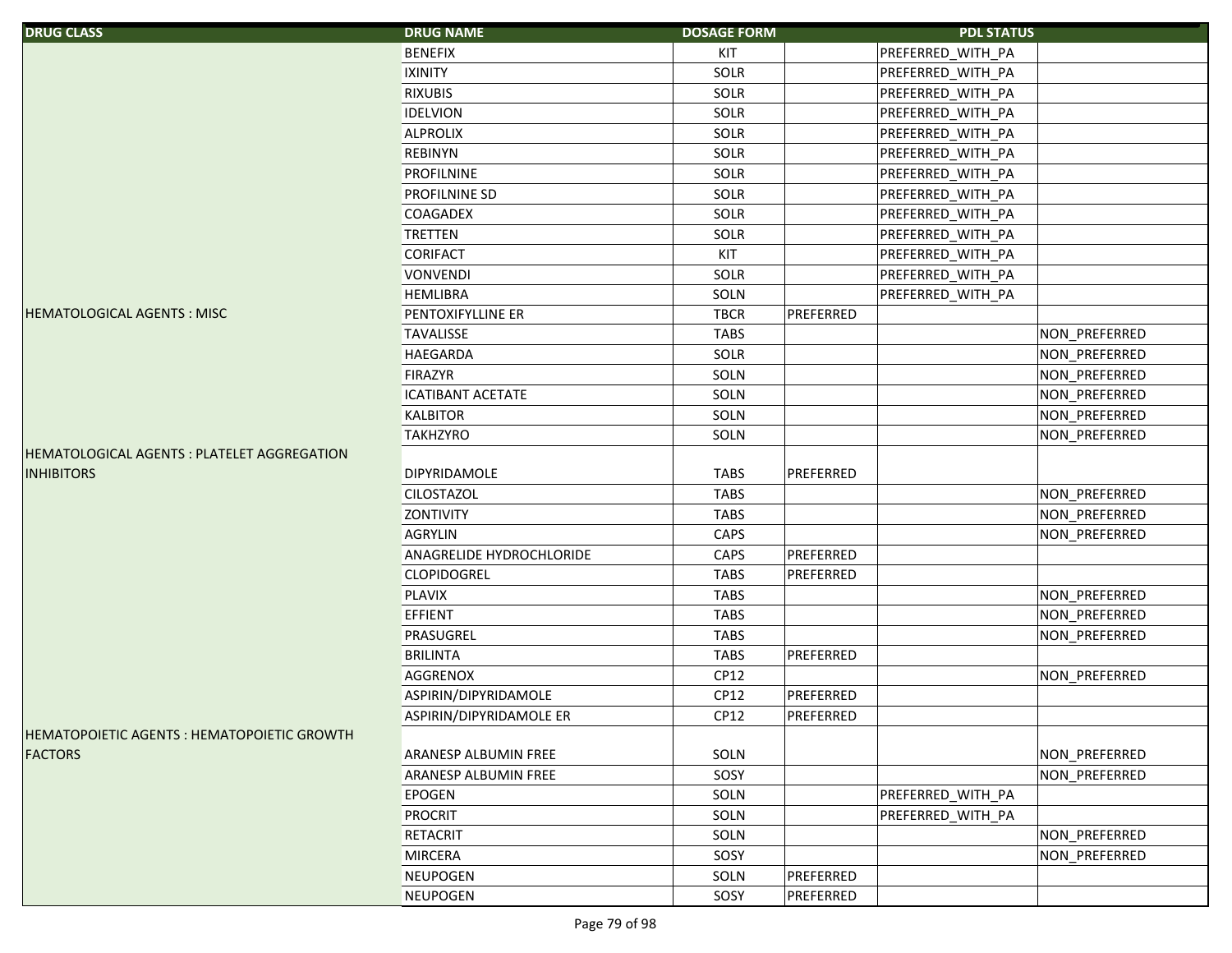| DRUG CLASS | DRUG NAME | DOSAGE FORM | PDL STATUS | | |
|---|---|---|---|---|---|
| | BENEFIX | KIT | | PREFERRED_WITH_PA | |
| | IXINITY | SOLR | | PREFERRED_WITH_PA | |
| | RIXUBIS | SOLR | | PREFERRED_WITH_PA | |
| | IDELVION | SOLR | | PREFERRED_WITH_PA | |
| | ALPROLIX | SOLR | | PREFERRED_WITH_PA | |
| | REBINYN | SOLR | | PREFERRED_WITH_PA | |
| | PROFILNINE | SOLR | | PREFERRED_WITH_PA | |
| | PROFILNINE SD | SOLR | | PREFERRED_WITH_PA | |
| | COAGADEX | SOLR | | PREFERRED_WITH_PA | |
| | TRETTEN | SOLR | | PREFERRED_WITH_PA | |
| | CORIFACT | KIT | | PREFERRED_WITH_PA | |
| | VONVENDI | SOLR | | PREFERRED_WITH_PA | |
| | HEMLIBRA | SOLN | | PREFERRED_WITH_PA | |
| HEMATOLOGICAL AGENTS : MISC | PENTOXIFYLLINE ER | TBCR | PREFERRED | | |
| | TAVALISSE | TABS | | | NON_PREFERRED |
| | HAEGARDA | SOLR | | | NON_PREFERRED |
| | FIRAZYR | SOLN | | | NON_PREFERRED |
| | ICATIBANT ACETATE | SOLN | | | NON_PREFERRED |
| | KALBITOR | SOLN | | | NON_PREFERRED |
| | TAKHZYRO | SOLN | | | NON_PREFERRED |
| HEMATOLOGICAL AGENTS : PLATELET AGGREGATION INHIBITORS | DIPYRIDAMOLE | TABS | PREFERRED | | |
| | CILOSTAZOL | TABS | | | NON_PREFERRED |
| | ZONTIVITY | TABS | | | NON_PREFERRED |
| | AGRYLIN | CAPS | | | NON_PREFERRED |
| | ANAGRELIDE HYDROCHLORIDE | CAPS | PREFERRED | | |
| | CLOPIDOGREL | TABS | PREFERRED | | |
| | PLAVIX | TABS | | | NON_PREFERRED |
| | EFFIENT | TABS | | | NON_PREFERRED |
| | PRASUGREL | TABS | | | NON_PREFERRED |
| | BRILINTA | TABS | PREFERRED | | |
| | AGGRENOX | CP12 | | | NON_PREFERRED |
| | ASPIRIN/DIPYRIDAMOLE | CP12 | PREFERRED | | |
| | ASPIRIN/DIPYRIDAMOLE ER | CP12 | PREFERRED | | |
| HEMATOPOIETIC AGENTS : HEMATOPOIETIC GROWTH FACTORS | ARANESP ALBUMIN FREE | SOLN | | | NON_PREFERRED |
| | ARANESP ALBUMIN FREE | SOSY | | | NON_PREFERRED |
| | EPOGEN | SOLN | | PREFERRED_WITH_PA | |
| | PROCRIT | SOLN | | PREFERRED_WITH_PA | |
| | RETACRIT | SOLN | | | NON_PREFERRED |
| | MIRCERA | SOSY | | | NON_PREFERRED |
| | NEUPOGEN | SOLN | PREFERRED | | |
| | NEUPOGEN | SOSY | PREFERRED | | |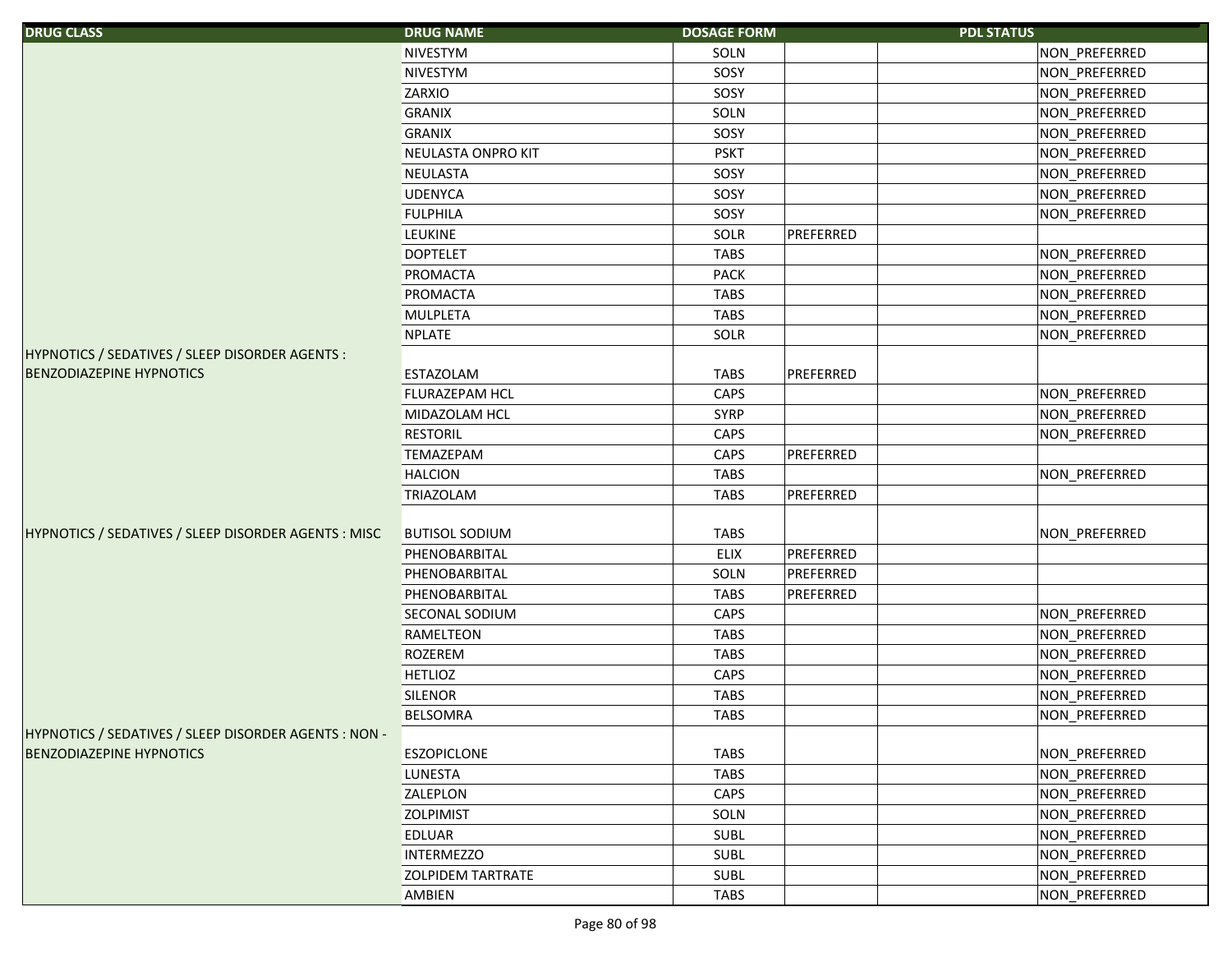| DRUG CLASS | DRUG NAME | DOSAGE FORM | PDL STATUS | | |
|---|---|---|---|---|---|
| | NIVESTYM | SOLN | | | NON_PREFERRED |
| | NIVESTYM | SOSY | | | NON_PREFERRED |
| | ZARXIO | SOSY | | | NON_PREFERRED |
| | GRANIX | SOLN | | | NON_PREFERRED |
| | GRANIX | SOSY | | | NON_PREFERRED |
| | NEULASTA ONPRO KIT | PSKT | | | NON_PREFERRED |
| | NEULASTA | SOSY | | | NON_PREFERRED |
| | UDENYCA | SOSY | | | NON_PREFERRED |
| | FULPHILA | SOSY | | | NON_PREFERRED |
| | LEUKINE | SOLR | PREFERRED | | |
| | DOPTELET | TABS | | | NON_PREFERRED |
| | PROMACTA | PACK | | | NON_PREFERRED |
| | PROMACTA | TABS | | | NON_PREFERRED |
| | MULPLETA | TABS | | | NON_PREFERRED |
| | NPLATE | SOLR | | | NON_PREFERRED |
| HYPNOTICS / SEDATIVES / SLEEP DISORDER AGENTS : BENZODIAZEPINE HYPNOTICS | ESTAZOLAM | TABS | PREFERRED | | |
| | FLURAZEPAM HCL | CAPS | | | NON_PREFERRED |
| | MIDAZOLAM HCL | SYRP | | | NON_PREFERRED |
| | RESTORIL | CAPS | | | NON_PREFERRED |
| | TEMAZEPAM | CAPS | PREFERRED | | |
| | HALCION | TABS | | | NON_PREFERRED |
| | TRIAZOLAM | TABS | PREFERRED | | |
| HYPNOTICS / SEDATIVES / SLEEP DISORDER AGENTS : MISC | BUTISOL SODIUM | TABS | | | NON_PREFERRED |
| | PHENOBARBITAL | ELIX | PREFERRED | | |
| | PHENOBARBITAL | SOLN | PREFERRED | | |
| | PHENOBARBITAL | TABS | PREFERRED | | |
| | SECONAL SODIUM | CAPS | | | NON_PREFERRED |
| | RAMELTEON | TABS | | | NON_PREFERRED |
| | ROZEREM | TABS | | | NON_PREFERRED |
| | HETLIOZ | CAPS | | | NON_PREFERRED |
| | SILENOR | TABS | | | NON_PREFERRED |
| | BELSOMRA | TABS | | | NON_PREFERRED |
| HYPNOTICS / SEDATIVES / SLEEP DISORDER AGENTS : NON - BENZODIAZEPINE HYPNOTICS | ESZOPICLONE | TABS | | | NON_PREFERRED |
| | LUNESTA | TABS | | | NON_PREFERRED |
| | ZALEPLON | CAPS | | | NON_PREFERRED |
| | ZOLPIMIST | SOLN | | | NON_PREFERRED |
| | EDLUAR | SUBL | | | NON_PREFERRED |
| | INTERMEZZO | SUBL | | | NON_PREFERRED |
| | ZOLPIDEM TARTRATE | SUBL | | | NON_PREFERRED |
| | AMBIEN | TABS | | | NON_PREFERRED |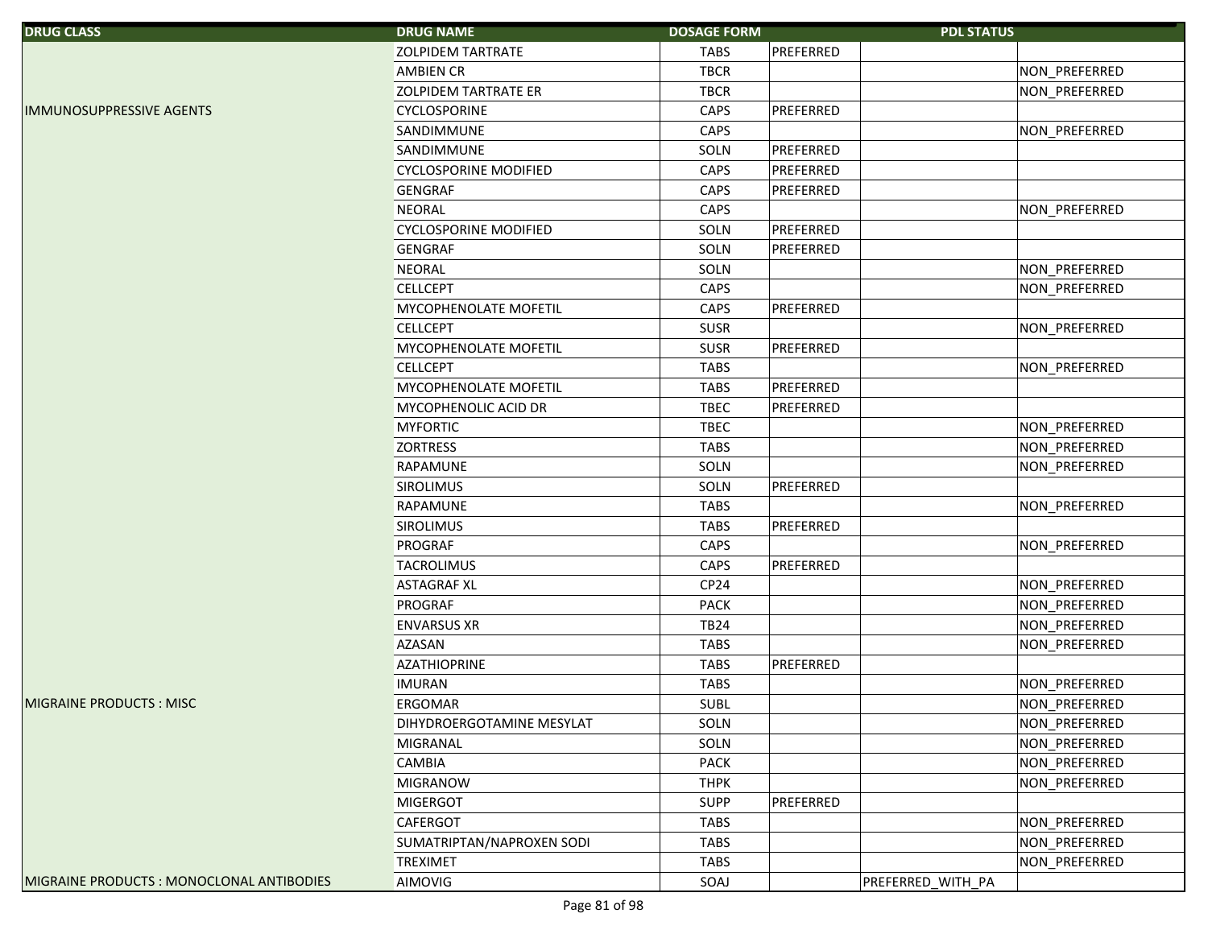| DRUG CLASS | DRUG NAME | DOSAGE FORM | PDL STATUS | | |
|---|---|---|---|---|---|
| | ZOLPIDEM TARTRATE | TABS | PREFERRED | | |
| | AMBIEN CR | TBCR | | | NON_PREFERRED |
| | ZOLPIDEM TARTRATE ER | TBCR | | | NON_PREFERRED |
| IMMUNOSUPPRESSIVE AGENTS | CYCLOSPORINE | CAPS | PREFERRED | | |
| | SANDIMMUNE | CAPS | | | NON_PREFERRED |
| | SANDIMMUNE | SOLN | PREFERRED | | |
| | CYCLOSPORINE MODIFIED | CAPS | PREFERRED | | |
| | GENGRAF | CAPS | PREFERRED | | |
| | NEORAL | CAPS | | | NON_PREFERRED |
| | CYCLOSPORINE MODIFIED | SOLN | PREFERRED | | |
| | GENGRAF | SOLN | PREFERRED | | |
| | NEORAL | SOLN | | | NON_PREFERRED |
| | CELLCEPT | CAPS | | | NON_PREFERRED |
| | MYCOPHENOLATE MOFETIL | CAPS | PREFERRED | | |
| | CELLCEPT | SUSR | | | NON_PREFERRED |
| | MYCOPHENOLATE MOFETIL | SUSR | PREFERRED | | |
| | CELLCEPT | TABS | | | NON_PREFERRED |
| | MYCOPHENOLATE MOFETIL | TABS | PREFERRED | | |
| | MYCOPHENOLIC ACID DR | TBEC | PREFERRED | | |
| | MYFORTIC | TBEC | | | NON_PREFERRED |
| | ZORTRESS | TABS | | | NON_PREFERRED |
| | RAPAMUNE | SOLN | | | NON_PREFERRED |
| | SIROLIMUS | SOLN | PREFERRED | | |
| | RAPAMUNE | TABS | | | NON_PREFERRED |
| | SIROLIMUS | TABS | PREFERRED | | |
| | PROGRAF | CAPS | | | NON_PREFERRED |
| | TACROLIMUS | CAPS | PREFERRED | | |
| | ASTAGRAF XL | CP24 | | | NON_PREFERRED |
| | PROGRAF | PACK | | | NON_PREFERRED |
| | ENVARSUS XR | TB24 | | | NON_PREFERRED |
| | AZASAN | TABS | | | NON_PREFERRED |
| | AZATHIOPRINE | TABS | PREFERRED | | |
| | IMURAN | TABS | | | NON_PREFERRED |
| MIGRAINE PRODUCTS : MISC | ERGOMAR | SUBL | | | NON_PREFERRED |
| | DIHYDROERGOTAMINE MESYLAT | SOLN | | | NON_PREFERRED |
| | MIGRANAL | SOLN | | | NON_PREFERRED |
| | CAMBIA | PACK | | | NON_PREFERRED |
| | MIGRANOW | THPK | | | NON_PREFERRED |
| | MIGERGOT | SUPP | PREFERRED | | |
| | CAFERGOT | TABS | | | NON_PREFERRED |
| | SUMATRIPTAN/NAPROXEN SODI | TABS | | | NON_PREFERRED |
| | TREXIMET | TABS | | | NON_PREFERRED |
| MIGRAINE PRODUCTS : MONOCLONAL ANTIBODIES | AIMOVIG | SOAJ | | PREFERRED_WITH_PA | |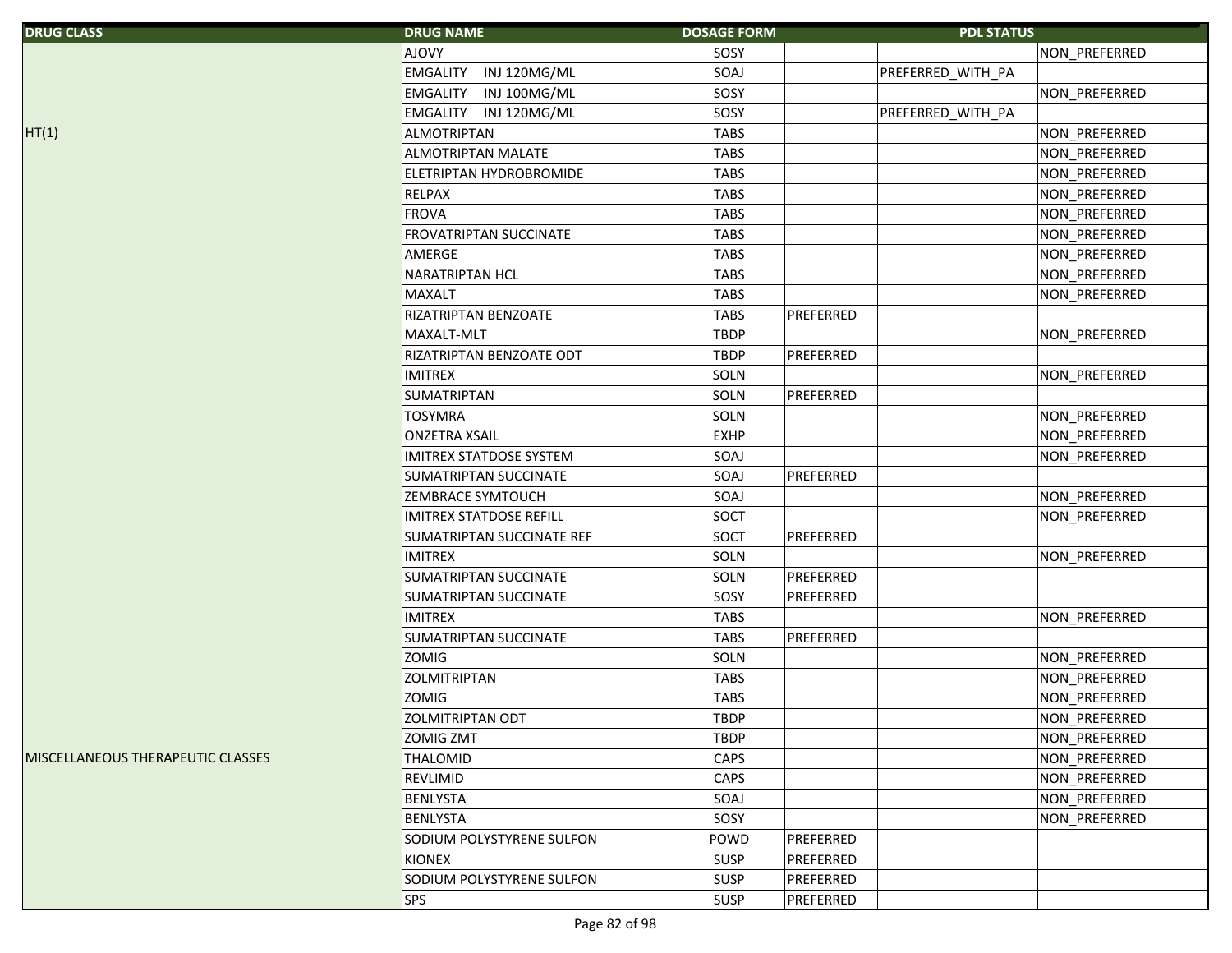| DRUG CLASS | DRUG NAME | DOSAGE FORM | PDL STATUS | | |
|---|---|---|---|---|---|
| | AJOVY | SOSY | | | NON_PREFERRED |
| | EMGALITY INJ 120MG/ML | SOAJ | | PREFERRED_WITH_PA | |
| | EMGALITY INJ 100MG/ML | SOSY | | | NON_PREFERRED |
| | EMGALITY INJ 120MG/ML | SOSY | | PREFERRED_WITH_PA | |
| HT(1) | ALMOTRIPTAN | TABS | | | NON_PREFERRED |
| | ALMOTRIPTAN MALATE | TABS | | | NON_PREFERRED |
| | ELETRIPTAN HYDROBROMIDE | TABS | | | NON_PREFERRED |
| | RELPAX | TABS | | | NON_PREFERRED |
| | FROVA | TABS | | | NON_PREFERRED |
| | FROVATRIPTAN SUCCINATE | TABS | | | NON_PREFERRED |
| | AMERGE | TABS | | | NON_PREFERRED |
| | NARATRIPTAN HCL | TABS | | | NON_PREFERRED |
| | MAXALT | TABS | | | NON_PREFERRED |
| | RIZATRIPTAN BENZOATE | TABS | PREFERRED | | |
| | MAXALT-MLT | TBDP | | | NON_PREFERRED |
| | RIZATRIPTAN BENZOATE ODT | TBDP | PREFERRED | | |
| | IMITREX | SOLN | | | NON_PREFERRED |
| | SUMATRIPTAN | SOLN | PREFERRED | | |
| | TOSYMRA | SOLN | | | NON_PREFERRED |
| | ONZETRA XSAIL | EXHP | | | NON_PREFERRED |
| | IMITREX STATDOSE SYSTEM | SOAJ | | | NON_PREFERRED |
| | SUMATRIPTAN SUCCINATE | SOAJ | PREFERRED | | |
| | ZEMBRACE SYMTOUCH | SOAJ | | | NON_PREFERRED |
| | IMITREX STATDOSE REFILL | SOCT | | | NON_PREFERRED |
| | SUMATRIPTAN SUCCINATE REF | SOCT | PREFERRED | | |
| | IMITREX | SOLN | | | NON_PREFERRED |
| | SUMATRIPTAN SUCCINATE | SOLN | PREFERRED | | |
| | SUMATRIPTAN SUCCINATE | SOSY | PREFERRED | | |
| | IMITREX | TABS | | | NON_PREFERRED |
| | SUMATRIPTAN SUCCINATE | TABS | PREFERRED | | |
| | ZOMIG | SOLN | | | NON_PREFERRED |
| | ZOLMITRIPTAN | TABS | | | NON_PREFERRED |
| | ZOMIG | TABS | | | NON_PREFERRED |
| | ZOLMITRIPTAN ODT | TBDP | | | NON_PREFERRED |
| | ZOMIG ZMT | TBDP | | | NON_PREFERRED |
| MISCELLANEOUS THERAPEUTIC CLASSES | THALOMID | CAPS | | | NON_PREFERRED |
| | REVLIMID | CAPS | | | NON_PREFERRED |
| | BENLYSTA | SOAJ | | | NON_PREFERRED |
| | BENLYSTA | SOSY | | | NON_PREFERRED |
| | SODIUM POLYSTYRENE SULFON | POWD | PREFERRED | | |
| | KIONEX | SUSP | PREFERRED | | |
| | SODIUM POLYSTYRENE SULFON | SUSP | PREFERRED | | |
| | SPS | SUSP | PREFERRED | | |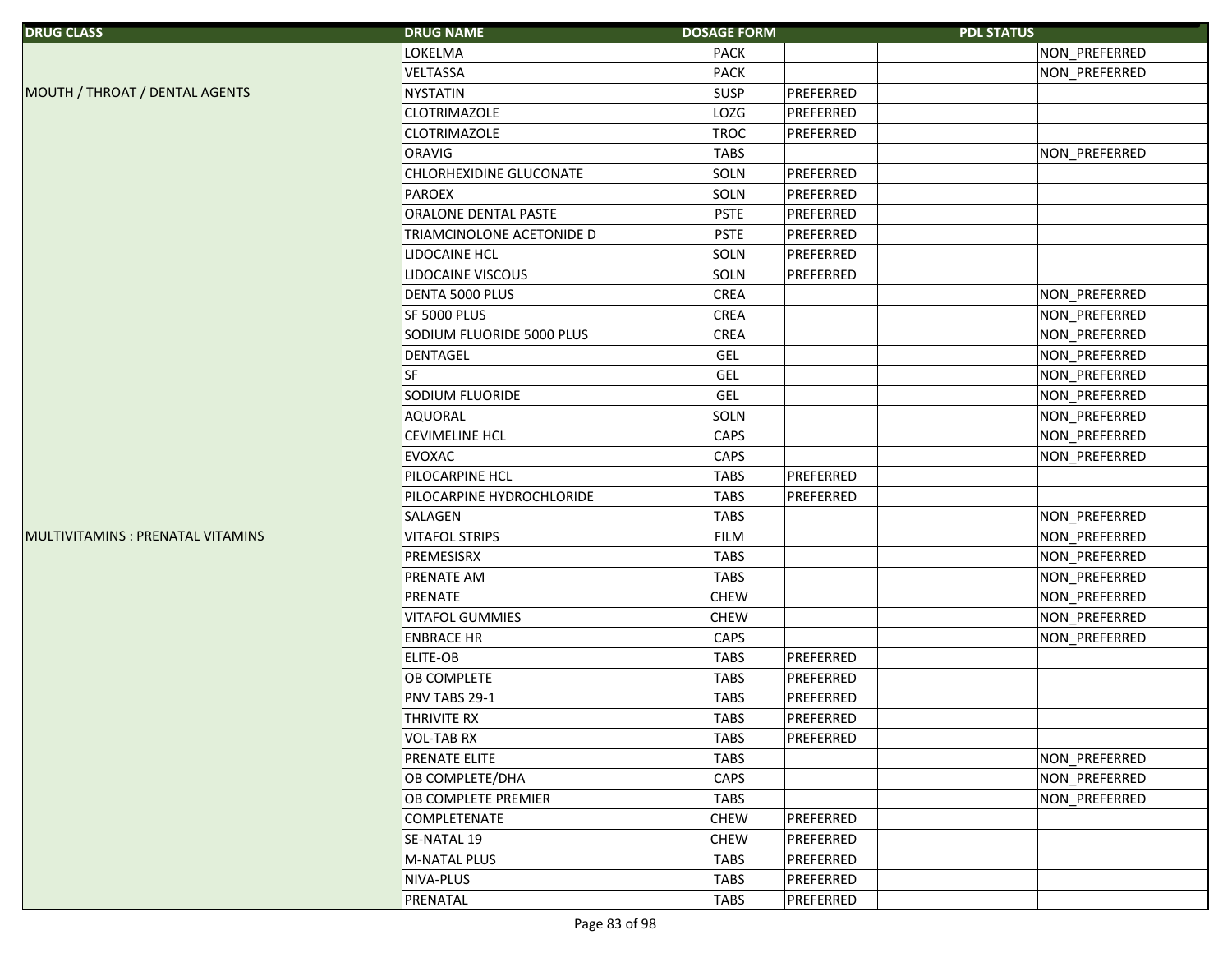| DRUG CLASS | DRUG NAME | DOSAGE FORM | PDL STATUS | | |
|---|---|---|---|---|---|
| | LOKELMA | PACK | | | NON_PREFERRED |
| | VELTASSA | PACK | | | NON_PREFERRED |
| MOUTH / THROAT / DENTAL AGENTS | NYSTATIN | SUSP | PREFERRED | | |
| | CLOTRIMAZOLE | LOZG | PREFERRED | | |
| | CLOTRIMAZOLE | TROC | PREFERRED | | |
| | ORAVIG | TABS | | | NON_PREFERRED |
| | CHLORHEXIDINE GLUCONATE | SOLN | PREFERRED | | |
| | PAROEX | SOLN | PREFERRED | | |
| | ORALONE DENTAL PASTE | PSTE | PREFERRED | | |
| | TRIAMCINOLONE ACETONIDE D | PSTE | PREFERRED | | |
| | LIDOCAINE HCL | SOLN | PREFERRED | | |
| | LIDOCAINE VISCOUS | SOLN | PREFERRED | | |
| | DENTA 5000 PLUS | CREA | | | NON_PREFERRED |
| | SF 5000 PLUS | CREA | | | NON_PREFERRED |
| | SODIUM FLUORIDE 5000 PLUS | CREA | | | NON_PREFERRED |
| | DENTAGEL | GEL | | | NON_PREFERRED |
| | SF | GEL | | | NON_PREFERRED |
| | SODIUM FLUORIDE | GEL | | | NON_PREFERRED |
| | AQUORAL | SOLN | | | NON_PREFERRED |
| | CEVIMELINE HCL | CAPS | | | NON_PREFERRED |
| | EVOXAC | CAPS | | | NON_PREFERRED |
| | PILOCARPINE HCL | TABS | PREFERRED | | |
| | PILOCARPINE HYDROCHLORIDE | TABS | PREFERRED | | |
| | SALAGEN | TABS | | | NON_PREFERRED |
| MULTIVITAMINS : PRENATAL VITAMINS | VITAFOL STRIPS | FILM | | | NON_PREFERRED |
| | PREMESISRX | TABS | | | NON_PREFERRED |
| | PRENATE AM | TABS | | | NON_PREFERRED |
| | PRENATE | CHEW | | | NON_PREFERRED |
| | VITAFOL GUMMIES | CHEW | | | NON_PREFERRED |
| | ENBRACE HR | CAPS | | | NON_PREFERRED |
| | ELITE-OB | TABS | PREFERRED | | |
| | OB COMPLETE | TABS | PREFERRED | | |
| | PNV TABS 29-1 | TABS | PREFERRED | | |
| | THRIVITE RX | TABS | PREFERRED | | |
| | VOL-TAB RX | TABS | PREFERRED | | |
| | PRENATE ELITE | TABS | | | NON_PREFERRED |
| | OB COMPLETE/DHA | CAPS | | | NON_PREFERRED |
| | OB COMPLETE PREMIER | TABS | | | NON_PREFERRED |
| | COMPLETENATE | CHEW | PREFERRED | | |
| | SE-NATAL 19 | CHEW | PREFERRED | | |
| | M-NATAL PLUS | TABS | PREFERRED | | |
| | NIVA-PLUS | TABS | PREFERRED | | |
| | PRENATAL | TABS | PREFERRED | | |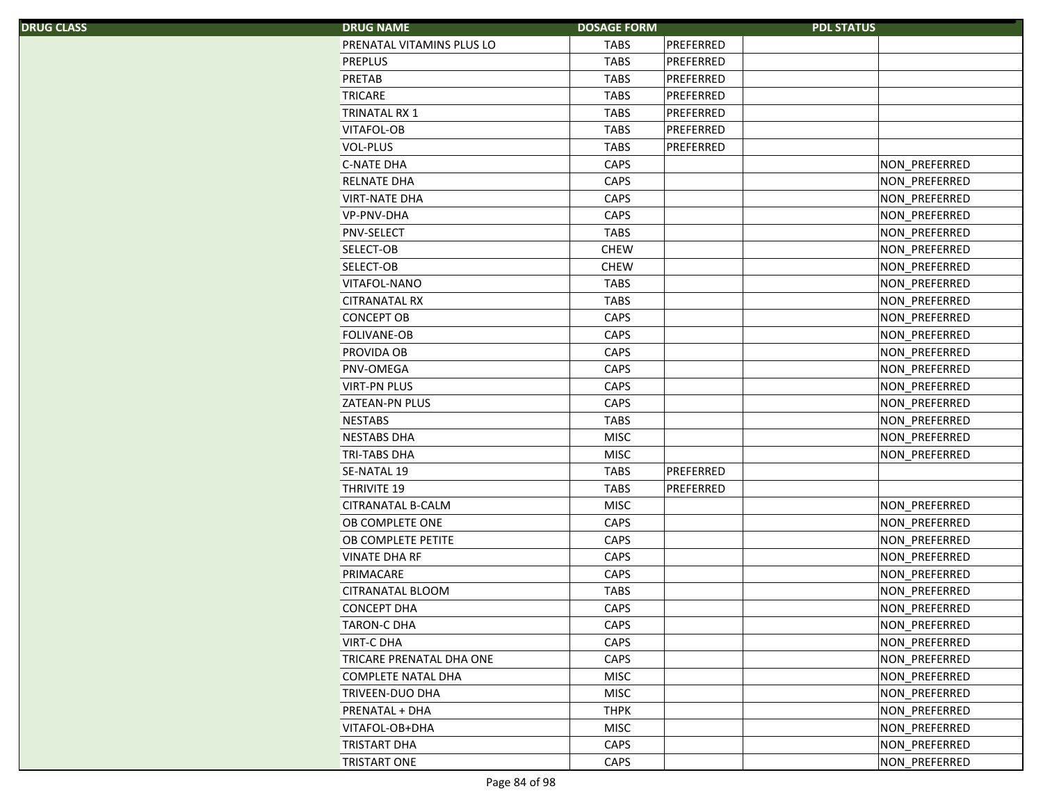| DRUG CLASS | DRUG NAME | DOSAGE FORM | PDL STATUS | | |
|---|---|---|---|---|---|
| | PRENATAL VITAMINS PLUS LO | TABS | PREFERRED | | |
| | PREPLUS | TABS | PREFERRED | | |
| | PRETAB | TABS | PREFERRED | | |
| | TRICARE | TABS | PREFERRED | | |
| | TRINATAL RX 1 | TABS | PREFERRED | | |
| | VITAFOL-OB | TABS | PREFERRED | | |
| | VOL-PLUS | TABS | PREFERRED | | |
| | C-NATE DHA | CAPS | | | NON_PREFERRED |
| | RELNATE DHA | CAPS | | | NON_PREFERRED |
| | VIRT-NATE DHA | CAPS | | | NON_PREFERRED |
| | VP-PNV-DHA | CAPS | | | NON_PREFERRED |
| | PNV-SELECT | TABS | | | NON_PREFERRED |
| | SELECT-OB | CHEW | | | NON_PREFERRED |
| | SELECT-OB | CHEW | | | NON_PREFERRED |
| | VITAFOL-NANO | TABS | | | NON_PREFERRED |
| | CITRANATAL RX | TABS | | | NON_PREFERRED |
| | CONCEPT OB | CAPS | | | NON_PREFERRED |
| | FOLIVANE-OB | CAPS | | | NON_PREFERRED |
| | PROVIDA OB | CAPS | | | NON_PREFERRED |
| | PNV-OMEGA | CAPS | | | NON_PREFERRED |
| | VIRT-PN PLUS | CAPS | | | NON_PREFERRED |
| | ZATEAN-PN PLUS | CAPS | | | NON_PREFERRED |
| | NESTABS | TABS | | | NON_PREFERRED |
| | NESTABS DHA | MISC | | | NON_PREFERRED |
| | TRI-TABS DHA | MISC | | | NON_PREFERRED |
| | SE-NATAL 19 | TABS | PREFERRED | | |
| | THRIVITE 19 | TABS | PREFERRED | | |
| | CITRANATAL B-CALM | MISC | | | NON_PREFERRED |
| | OB COMPLETE ONE | CAPS | | | NON_PREFERRED |
| | OB COMPLETE PETITE | CAPS | | | NON_PREFERRED |
| | VINATE DHA RF | CAPS | | | NON_PREFERRED |
| | PRIMACARE | CAPS | | | NON_PREFERRED |
| | CITRANATAL BLOOM | TABS | | | NON_PREFERRED |
| | CONCEPT DHA | CAPS | | | NON_PREFERRED |
| | TARON-C DHA | CAPS | | | NON_PREFERRED |
| | VIRT-C DHA | CAPS | | | NON_PREFERRED |
| | TRICARE PRENATAL DHA ONE | CAPS | | | NON_PREFERRED |
| | COMPLETE NATAL DHA | MISC | | | NON_PREFERRED |
| | TRIVEEN-DUO DHA | MISC | | | NON_PREFERRED |
| | PRENATAL + DHA | THPK | | | NON_PREFERRED |
| | VITAFOL-OB+DHA | MISC | | | NON_PREFERRED |
| | TRISTART DHA | CAPS | | | NON_PREFERRED |
| | TRISTART ONE | CAPS | | | NON_PREFERRED |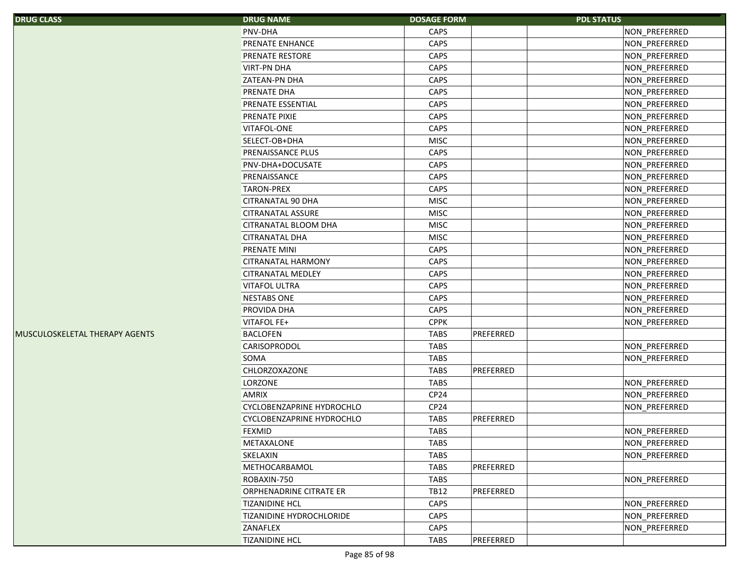| DRUG CLASS | DRUG NAME | DOSAGE FORM | PDL STATUS | | |
|---|---|---|---|---|---|
| | PNV-DHA | CAPS | | | NON_PREFERRED |
| | PRENATE ENHANCE | CAPS | | | NON_PREFERRED |
| | PRENATE RESTORE | CAPS | | | NON_PREFERRED |
| | VIRT-PN DHA | CAPS | | | NON_PREFERRED |
| | ZATEAN-PN DHA | CAPS | | | NON_PREFERRED |
| | PRENATE DHA | CAPS | | | NON_PREFERRED |
| | PRENATE ESSENTIAL | CAPS | | | NON_PREFERRED |
| | PRENATE PIXIE | CAPS | | | NON_PREFERRED |
| | VITAFOL-ONE | CAPS | | | NON_PREFERRED |
| | SELECT-OB+DHA | MISC | | | NON_PREFERRED |
| | PRENAISSANCE PLUS | CAPS | | | NON_PREFERRED |
| | PNV-DHA+DOCUSATE | CAPS | | | NON_PREFERRED |
| | PRENAISSANCE | CAPS | | | NON_PREFERRED |
| | TARON-PREX | CAPS | | | NON_PREFERRED |
| | CITRANATAL 90 DHA | MISC | | | NON_PREFERRED |
| | CITRANATAL ASSURE | MISC | | | NON_PREFERRED |
| | CITRANATAL BLOOM DHA | MISC | | | NON_PREFERRED |
| | CITRANATAL DHA | MISC | | | NON_PREFERRED |
| | PRENATE MINI | CAPS | | | NON_PREFERRED |
| | CITRANATAL HARMONY | CAPS | | | NON_PREFERRED |
| | CITRANATAL MEDLEY | CAPS | | | NON_PREFERRED |
| | VITAFOL ULTRA | CAPS | | | NON_PREFERRED |
| | NESTABS ONE | CAPS | | | NON_PREFERRED |
| | PROVIDA DHA | CAPS | | | NON_PREFERRED |
| | VITAFOL FE+ | CPPK | | | NON_PREFERRED |
| MUSCULOSKELETAL THERAPY AGENTS | BACLOFEN | TABS | PREFERRED | | |
| | CARISOPRODOL | TABS | | | NON_PREFERRED |
| | SOMA | TABS | | | NON_PREFERRED |
| | CHLORZOXAZONE | TABS | PREFERRED | | |
| | LORZONE | TABS | | | NON_PREFERRED |
| | AMRIX | CP24 | | | NON_PREFERRED |
| | CYCLOBENZAPRINE HYDROCHLO | CP24 | | | NON_PREFERRED |
| | CYCLOBENZAPRINE HYDROCHLO | TABS | PREFERRED | | |
| | FEXMID | TABS | | | NON_PREFERRED |
| | METAXALONE | TABS | | | NON_PREFERRED |
| | SKELAXIN | TABS | | | NON_PREFERRED |
| | METHOCARBAMOL | TABS | PREFERRED | | |
| | ROBAXIN-750 | TABS | | | NON_PREFERRED |
| | ORPHENADRINE CITRATE ER | TB12 | PREFERRED | | |
| | TIZANIDINE HCL | CAPS | | | NON_PREFERRED |
| | TIZANIDINE HYDROCHLORIDE | CAPS | | | NON_PREFERRED |
| | ZANAFLEX | CAPS | | | NON_PREFERRED |
| | TIZANIDINE HCL | TABS | PREFERRED | | |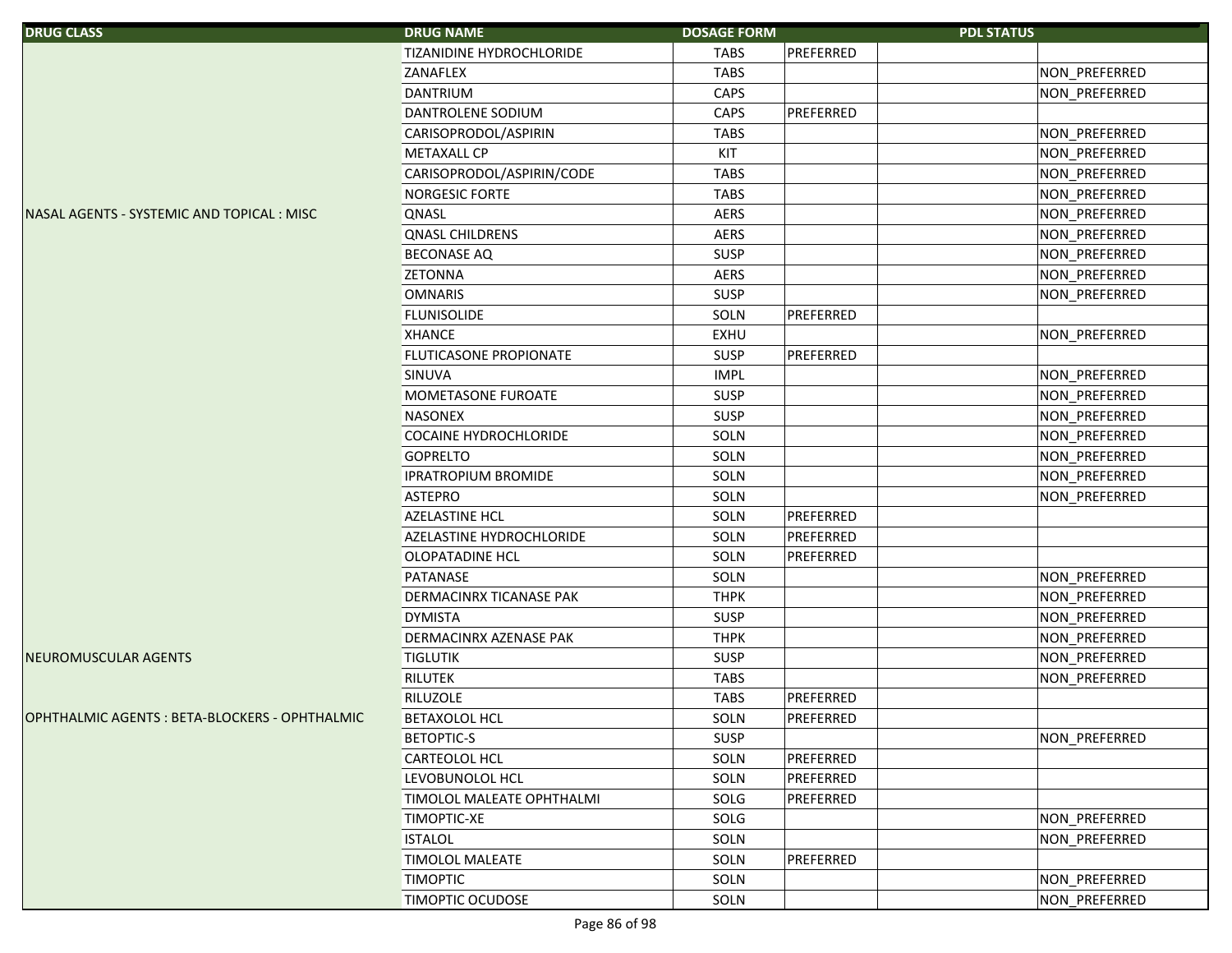| DRUG CLASS | DRUG NAME | DOSAGE FORM | PDL STATUS | | |
|---|---|---|---|---|---|
| | TIZANIDINE HYDROCHLORIDE | TABS | PREFERRED | | |
| | ZANAFLEX | TABS | | | NON_PREFERRED |
| | DANTRIUM | CAPS | | | NON_PREFERRED |
| | DANTROLENE SODIUM | CAPS | PREFERRED | | |
| | CARISOPRODOL/ASPIRIN | TABS | | | NON_PREFERRED |
| | METAXALL CP | KIT | | | NON_PREFERRED |
| | CARISOPRODOL/ASPIRIN/CODE | TABS | | | NON_PREFERRED |
| | NORGESIC FORTE | TABS | | | NON_PREFERRED |
| NASAL AGENTS - SYSTEMIC AND TOPICAL : MISC | QNASL | AERS | | | NON_PREFERRED |
| | QNASL CHILDRENS | AERS | | | NON_PREFERRED |
| | BECONASE AQ | SUSP | | | NON_PREFERRED |
| | ZETONNA | AERS | | | NON_PREFERRED |
| | OMNARIS | SUSP | | | NON_PREFERRED |
| | FLUNISOLIDE | SOLN | PREFERRED | | |
| | XHANCE | EXHU | | | NON_PREFERRED |
| | FLUTICASONE PROPIONATE | SUSP | PREFERRED | | |
| | SINUVA | IMPL | | | NON_PREFERRED |
| | MOMETASONE FUROATE | SUSP | | | NON_PREFERRED |
| | NASONEX | SUSP | | | NON_PREFERRED |
| | COCAINE HYDROCHLORIDE | SOLN | | | NON_PREFERRED |
| | GOPRELTO | SOLN | | | NON_PREFERRED |
| | IPRATROPIUM BROMIDE | SOLN | | | NON_PREFERRED |
| | ASTEPRO | SOLN | | | NON_PREFERRED |
| | AZELASTINE HCL | SOLN | PREFERRED | | |
| | AZELASTINE HYDROCHLORIDE | SOLN | PREFERRED | | |
| | OLOPATADINE HCL | SOLN | PREFERRED | | |
| | PATANASE | SOLN | | | NON_PREFERRED |
| | DERMACINRX TICANASE PAK | THPK | | | NON_PREFERRED |
| | DYMISTA | SUSP | | | NON_PREFERRED |
| | DERMACINRX AZENASE PAK | THPK | | | NON_PREFERRED |
| NEUROMUSCULAR AGENTS | TIGLUTIK | SUSP | | | NON_PREFERRED |
| | RILUTEK | TABS | | | NON_PREFERRED |
| | RILUZOLE | TABS | PREFERRED | | |
| OPHTHALMIC AGENTS : BETA-BLOCKERS - OPHTHALMIC | BETAXOLOL HCL | SOLN | PREFERRED | | |
| | BETOPTIC-S | SUSP | | | NON_PREFERRED |
| | CARTEOLOL HCL | SOLN | PREFERRED | | |
| | LEVOBUNOLOL HCL | SOLN | PREFERRED | | |
| | TIMOLOL MALEATE OPHTHALMI | SOLG | PREFERRED | | |
| | TIMOPTIC-XE | SOLG | | | NON_PREFERRED |
| | ISTALOL | SOLN | | | NON_PREFERRED |
| | TIMOLOL MALEATE | SOLN | PREFERRED | | |
| | TIMOPTIC | SOLN | | | NON_PREFERRED |
| | TIMOPTIC OCUDOSE | SOLN | | | NON_PREFERRED |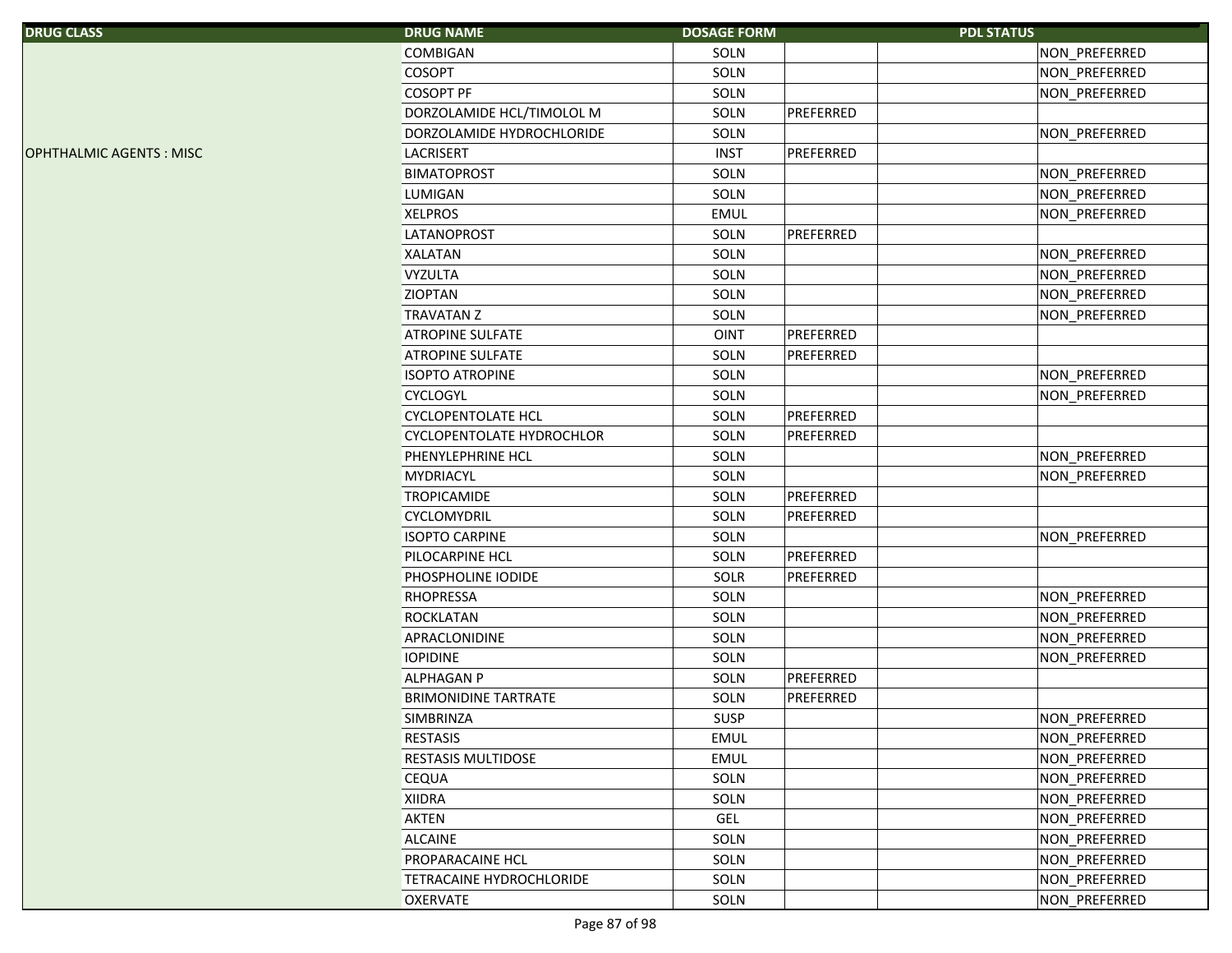| DRUG CLASS | DRUG NAME | DOSAGE FORM | PDL STATUS | | |
|---|---|---|---|---|---|
| OPHTHALMIC AGENTS : MISC | COMBIGAN | SOLN | | | NON_PREFERRED |
| | COSOPT | SOLN | | | NON_PREFERRED |
| | COSOPT PF | SOLN | | | NON_PREFERRED |
| | DORZOLAMIDE HCL/TIMOLOL M | SOLN | PREFERRED | | |
| | DORZOLAMIDE HYDROCHLORIDE | SOLN | | | NON_PREFERRED |
| | LACRISERT | INST | PREFERRED | | |
| | BIMATOPROST | SOLN | | | NON_PREFERRED |
| | LUMIGAN | SOLN | | | NON_PREFERRED |
| | XELPROS | EMUL | | | NON_PREFERRED |
| | LATANOPROST | SOLN | PREFERRED | | |
| | XALATAN | SOLN | | | NON_PREFERRED |
| | VYZULTA | SOLN | | | NON_PREFERRED |
| | ZIOPTAN | SOLN | | | NON_PREFERRED |
| | TRAVATAN Z | SOLN | | | NON_PREFERRED |
| | ATROPINE SULFATE | OINT | PREFERRED | | |
| | ATROPINE SULFATE | SOLN | PREFERRED | | |
| | ISOPTO ATROPINE | SOLN | | | NON_PREFERRED |
| | CYCLOGYL | SOLN | | | NON_PREFERRED |
| | CYCLOPENTOLATE HCL | SOLN | PREFERRED | | |
| | CYCLOPENTOLATE HYDROCHLOR | SOLN | PREFERRED | | |
| | PHENYLEPHRINE HCL | SOLN | | | NON_PREFERRED |
| | MYDRIACYL | SOLN | | | NON_PREFERRED |
| | TROPICAMIDE | SOLN | PREFERRED | | |
| | CYCLOMYDRIL | SOLN | PREFERRED | | |
| | ISOPTO CARPINE | SOLN | | | NON_PREFERRED |
| | PILOCARPINE HCL | SOLN | PREFERRED | | |
| | PHOSPHOLINE IODIDE | SOLR | PREFERRED | | |
| | RHOPRESSA | SOLN | | | NON_PREFERRED |
| | ROCKLATAN | SOLN | | | NON_PREFERRED |
| | APRACLONIDINE | SOLN | | | NON_PREFERRED |
| | IOPIDINE | SOLN | | | NON_PREFERRED |
| | ALPHAGAN P | SOLN | PREFERRED | | |
| | BRIMONIDINE TARTRATE | SOLN | PREFERRED | | |
| | SIMBRINZA | SUSP | | | NON_PREFERRED |
| | RESTASIS | EMUL | | | NON_PREFERRED |
| | RESTASIS MULTIDOSE | EMUL | | | NON_PREFERRED |
| | CEQUA | SOLN | | | NON_PREFERRED |
| | XIIDRA | SOLN | | | NON_PREFERRED |
| | AKTEN | GEL | | | NON_PREFERRED |
| | ALCAINE | SOLN | | | NON_PREFERRED |
| | PROPARACAINE HCL | SOLN | | | NON_PREFERRED |
| | TETRACAINE HYDROCHLORIDE | SOLN | | | NON_PREFERRED |
| | OXERVATE | SOLN | | | NON_PREFERRED |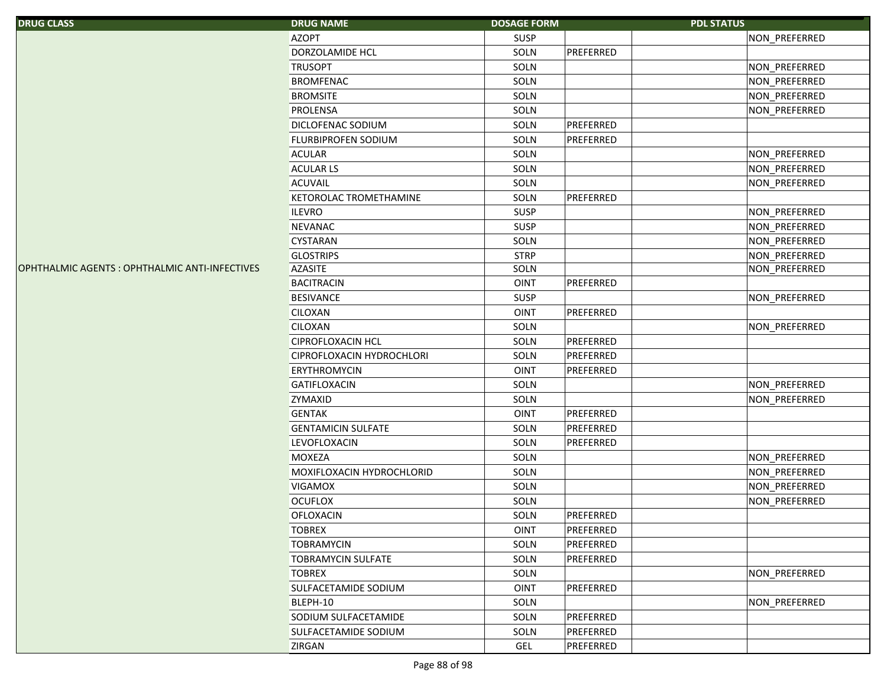| DRUG CLASS | DRUG NAME | DOSAGE FORM | PDL STATUS | | |
|---|---|---|---|---|---|
| OPHTHALMIC AGENTS : OPHTHALMIC ANTI-INFECTIVES | AZOPT | SUSP | | | NON_PREFERRED |
| | DORZOLAMIDE HCL | SOLN | PREFERRED | | |
| | TRUSOPT | SOLN | | | NON_PREFERRED |
| | BROMFENAC | SOLN | | | NON_PREFERRED |
| | BROMSITE | SOLN | | | NON_PREFERRED |
| | PROLENSA | SOLN | | | NON_PREFERRED |
| | DICLOFENAC SODIUM | SOLN | PREFERRED | | |
| | FLURBIPROFEN SODIUM | SOLN | PREFERRED | | |
| | ACULAR | SOLN | | | NON_PREFERRED |
| | ACULAR LS | SOLN | | | NON_PREFERRED |
| | ACUVAIL | SOLN | | | NON_PREFERRED |
| | KETOROLAC TROMETHAMINE | SOLN | PREFERRED | | |
| | ILEVRO | SUSP | | | NON_PREFERRED |
| | NEVANAC | SUSP | | | NON_PREFERRED |
| | CYSTARAN | SOLN | | | NON_PREFERRED |
| | GLOSTRIPS | STRP | | | NON_PREFERRED |
| | AZASITE | SOLN | | | NON_PREFERRED |
| | BACITRACIN | OINT | PREFERRED | | |
| | BESIVANCE | SUSP | | | NON_PREFERRED |
| | CILOXAN | OINT | PREFERRED | | |
| | CILOXAN | SOLN | | | NON_PREFERRED |
| | CIPROFLOXACIN HCL | SOLN | PREFERRED | | |
| | CIPROFLOXACIN HYDROCHLORI | SOLN | PREFERRED | | |
| | ERYTHROMYCIN | OINT | PREFERRED | | |
| | GATIFLOXACIN | SOLN | | | NON_PREFERRED |
| | ZYMAXID | SOLN | | | NON_PREFERRED |
| | GENTAK | OINT | PREFERRED | | |
| | GENTAMICIN SULFATE | SOLN | PREFERRED | | |
| | LEVOFLOXACIN | SOLN | PREFERRED | | |
| | MOXEZA | SOLN | | | NON_PREFERRED |
| | MOXIFLOXACIN HYDROCHLORID | SOLN | | | NON_PREFERRED |
| | VIGAMOX | SOLN | | | NON_PREFERRED |
| | OCUFLOX | SOLN | | | NON_PREFERRED |
| | OFLOXACIN | SOLN | PREFERRED | | |
| | TOBREX | OINT | PREFERRED | | |
| | TOBRAMYCIN | SOLN | PREFERRED | | |
| | TOBRAMYCIN SULFATE | SOLN | PREFERRED | | |
| | TOBREX | SOLN | | | NON_PREFERRED |
| | SULFACETAMIDE SODIUM | OINT | PREFERRED | | |
| | BLEPH-10 | SOLN | | | NON_PREFERRED |
| | SODIUM SULFACETAMIDE | SOLN | PREFERRED | | |
| | SULFACETAMIDE SODIUM | SOLN | PREFERRED | | |
| | ZIRGAN | GEL | PREFERRED | | |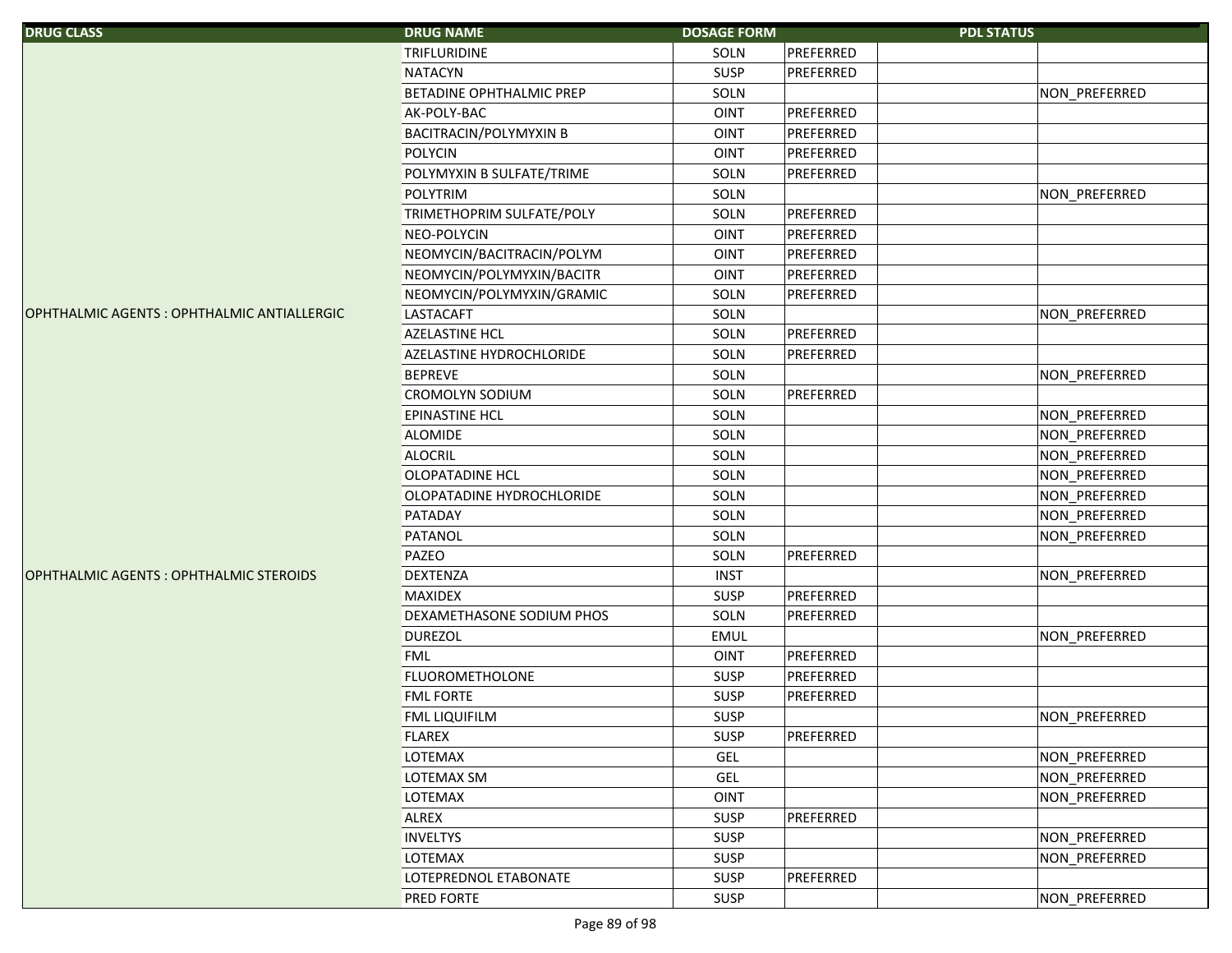| DRUG CLASS | DRUG NAME | DOSAGE FORM | PDL STATUS | | |
|---|---|---|---|---|---|
| | TRIFLURIDINE | SOLN | PREFERRED | | |
| | NATACYN | SUSP | PREFERRED | | |
| | BETADINE OPHTHALMIC PREP | SOLN | | | NON_PREFERRED |
| | AK-POLY-BAC | OINT | PREFERRED | | |
| | BACITRACIN/POLYMYXIN B | OINT | PREFERRED | | |
| | POLYCIN | OINT | PREFERRED | | |
| | POLYMYXIN B SULFATE/TRIME | SOLN | PREFERRED | | |
| | POLYTRIM | SOLN | | | NON_PREFERRED |
| | TRIMETHOPRIM SULFATE/POLY | SOLN | PREFERRED | | |
| | NEO-POLYCIN | OINT | PREFERRED | | |
| | NEOMYCIN/BACITRACIN/POLYM | OINT | PREFERRED | | |
| | NEOMYCIN/POLYMYXIN/BACITR | OINT | PREFERRED | | |
| | NEOMYCIN/POLYMYXIN/GRAMIC | SOLN | PREFERRED | | |
| OPHTHALMIC AGENTS : OPHTHALMIC ANTIALLERGIC | LASTACAFT | SOLN | | | NON_PREFERRED |
| | AZELASTINE HCL | SOLN | PREFERRED | | |
| | AZELASTINE HYDROCHLORIDE | SOLN | PREFERRED | | |
| | BEPREVE | SOLN | | | NON_PREFERRED |
| | CROMOLYN SODIUM | SOLN | PREFERRED | | |
| | EPINASTINE HCL | SOLN | | | NON_PREFERRED |
| | ALOMIDE | SOLN | | | NON_PREFERRED |
| | ALOCRIL | SOLN | | | NON_PREFERRED |
| | OLOPATADINE HCL | SOLN | | | NON_PREFERRED |
| | OLOPATADINE HYDROCHLORIDE | SOLN | | | NON_PREFERRED |
| | PATADAY | SOLN | | | NON_PREFERRED |
| | PATANOL | SOLN | | | NON_PREFERRED |
| | PAZEO | SOLN | PREFERRED | | |
| OPHTHALMIC AGENTS : OPHTHALMIC STEROIDS | DEXTENZA | INST | | | NON_PREFERRED |
| | MAXIDEX | SUSP | PREFERRED | | |
| | DEXAMETHASONE SODIUM PHOS | SOLN | PREFERRED | | |
| | DUREZOL | EMUL | | | NON_PREFERRED |
| | FML | OINT | PREFERRED | | |
| | FLUOROMETHOLONE | SUSP | PREFERRED | | |
| | FML FORTE | SUSP | PREFERRED | | |
| | FML LIQUIFILM | SUSP | | | NON_PREFERRED |
| | FLAREX | SUSP | PREFERRED | | |
| | LOTEMAX | GEL | | | NON_PREFERRED |
| | LOTEMAX SM | GEL | | | NON_PREFERRED |
| | LOTEMAX | OINT | | | NON_PREFERRED |
| | ALREX | SUSP | PREFERRED | | |
| | INVELTYS | SUSP | | | NON_PREFERRED |
| | LOTEMAX | SUSP | | | NON_PREFERRED |
| | LOTEPREDNOL ETABONATE | SUSP | PREFERRED | | |
| | PRED FORTE | SUSP | | | NON_PREFERRED |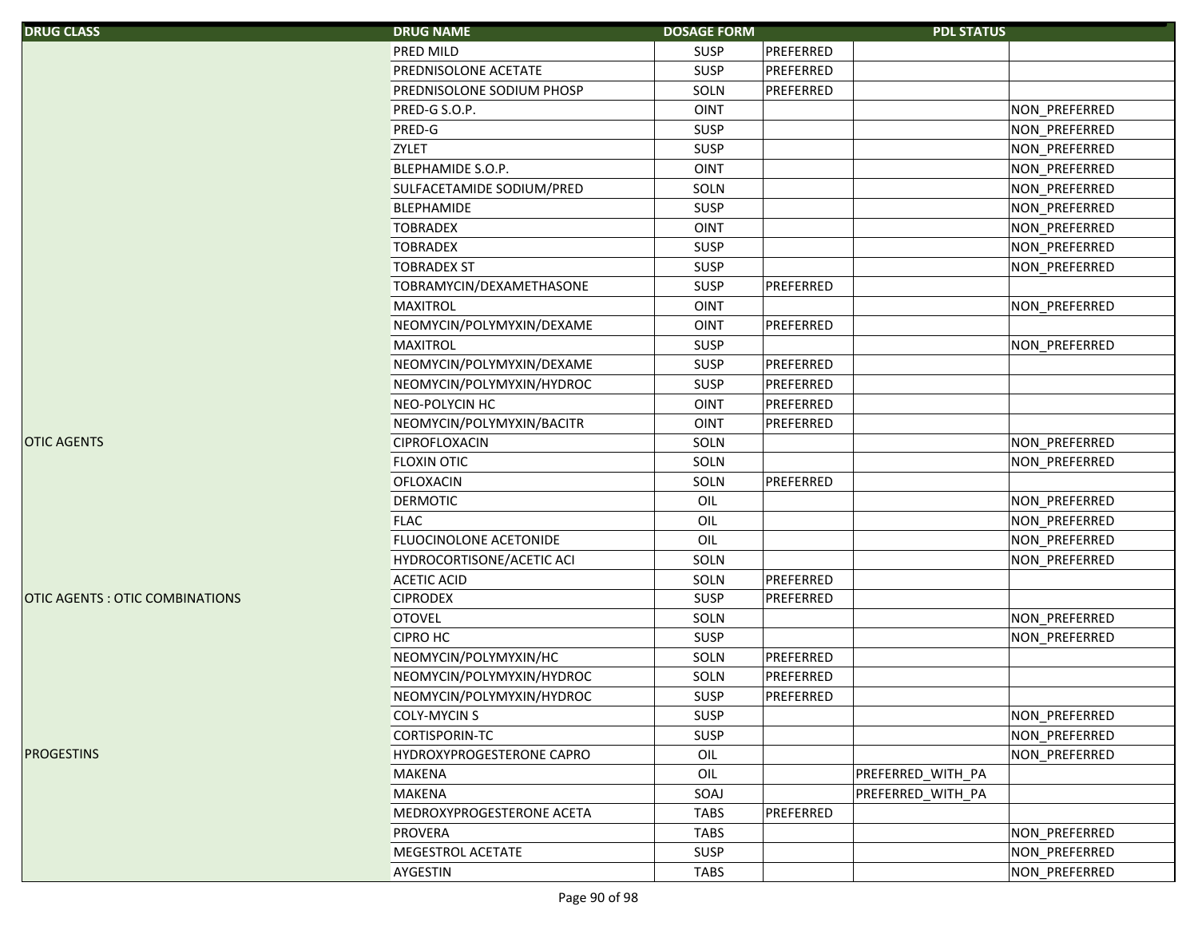| DRUG CLASS | DRUG NAME | DOSAGE FORM | PDL STATUS | | |
|---|---|---|---|---|---|
| | PRED MILD | SUSP | PREFERRED | | |
| | PREDNISOLONE ACETATE | SUSP | PREFERRED | | |
| | PREDNISOLONE SODIUM PHOSP | SOLN | PREFERRED | | |
| | PRED-G S.O.P. | OINT | | | NON_PREFERRED |
| | PRED-G | SUSP | | | NON_PREFERRED |
| | ZYLET | SUSP | | | NON_PREFERRED |
| | BLEPHAMIDE S.O.P. | OINT | | | NON_PREFERRED |
| | SULFACETAMIDE SODIUM/PRED | SOLN | | | NON_PREFERRED |
| | BLEPHAMIDE | SUSP | | | NON_PREFERRED |
| | TOBRADEX | OINT | | | NON_PREFERRED |
| | TOBRADEX | SUSP | | | NON_PREFERRED |
| | TOBRADEX ST | SUSP | | | NON_PREFERRED |
| | TOBRAMYCIN/DEXAMETHASONE | SUSP | PREFERRED | | |
| | MAXITROL | OINT | | | NON_PREFERRED |
| | NEOMYCIN/POLYMYXIN/DEXAME | OINT | PREFERRED | | |
| | MAXITROL | SUSP | | | NON_PREFERRED |
| | NEOMYCIN/POLYMYXIN/DEXAME | SUSP | PREFERRED | | |
| | NEOMYCIN/POLYMYXIN/HYDROC | SUSP | PREFERRED | | |
| | NEO-POLYCIN HC | OINT | PREFERRED | | |
| | NEOMYCIN/POLYMYXIN/BACITR | OINT | PREFERRED | | |
| OTIC AGENTS | CIPROFLOXACIN | SOLN | | | NON_PREFERRED |
| | FLOXIN OTIC | SOLN | | | NON_PREFERRED |
| | OFLOXACIN | SOLN | PREFERRED | | |
| | DERMOTIC | OIL | | | NON_PREFERRED |
| | FLAC | OIL | | | NON_PREFERRED |
| | FLUOCINOLONE ACETONIDE | OIL | | | NON_PREFERRED |
| | HYDROCORTISONE/ACETIC ACI | SOLN | | | NON_PREFERRED |
| | ACETIC ACID | SOLN | PREFERRED | | |
| OTIC AGENTS : OTIC COMBINATIONS | CIPRODEX | SUSP | PREFERRED | | |
| | OTOVEL | SOLN | | | NON_PREFERRED |
| | CIPRO HC | SUSP | | | NON_PREFERRED |
| | NEOMYCIN/POLYMYXIN/HC | SOLN | PREFERRED | | |
| | NEOMYCIN/POLYMYXIN/HYDROC | SOLN | PREFERRED | | |
| | NEOMYCIN/POLYMYXIN/HYDROC | SUSP | PREFERRED | | |
| | COLY-MYCIN S | SUSP | | | NON_PREFERRED |
| | CORTISPORIN-TC | SUSP | | | NON_PREFERRED |
| PROGESTINS | HYDROXYPROGESTERONE CAPRO | OIL | | | NON_PREFERRED |
| | MAKENA | OIL | | PREFERRED_WITH_PA | |
| | MAKENA | SOAJ | | PREFERRED_WITH_PA | |
| | MEDROXYPROGESTERONE ACETA | TABS | PREFERRED | | |
| | PROVERA | TABS | | | NON_PREFERRED |
| | MEGESTROL ACETATE | SUSP | | | NON_PREFERRED |
| | AYGESTIN | TABS | | | NON_PREFERRED |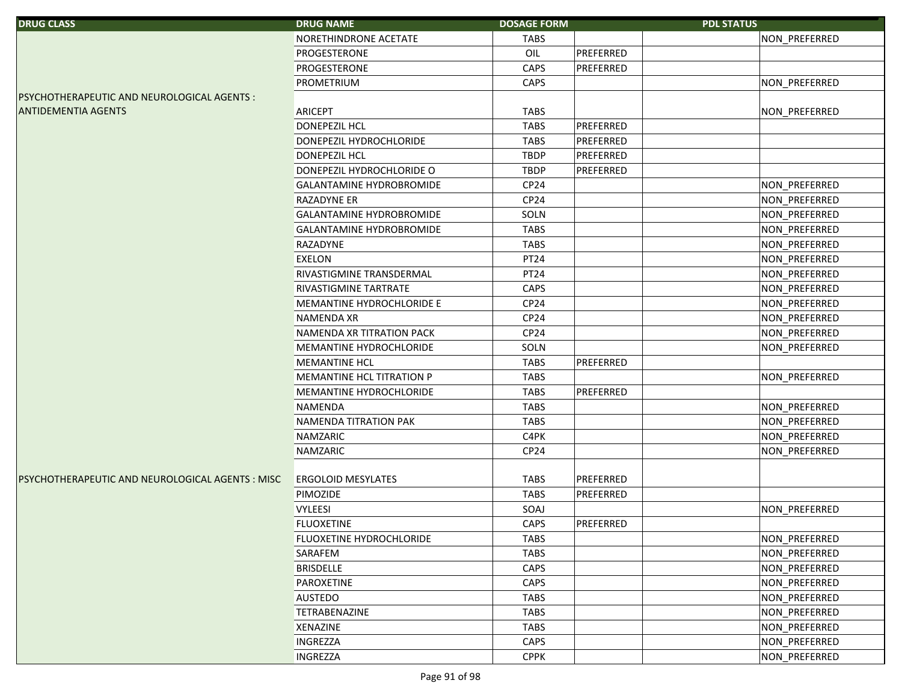| DRUG CLASS | DRUG NAME | DOSAGE FORM | PDL STATUS | | |
|---|---|---|---|---|---|
| | NORETHINDRONE ACETATE | TABS | | | NON_PREFERRED |
| | PROGESTERONE | OIL | PREFERRED | | |
| | PROGESTERONE | CAPS | PREFERRED | | |
| | PROMETRIUM | CAPS | | | NON_PREFERRED |
| PSYCHOTHERAPEUTIC AND NEUROLOGICAL AGENTS : ANTIDEMENTIA AGENTS | ARICEPT | TABS | | | NON_PREFERRED |
| | DONEPEZIL HCL | TABS | PREFERRED | | |
| | DONEPEZIL HYDROCHLORIDE | TABS | PREFERRED | | |
| | DONEPEZIL HCL | TBDP | PREFERRED | | |
| | DONEPEZIL HYDROCHLORIDE O | TBDP | PREFERRED | | |
| | GALANTAMINE HYDROBROMIDE | CP24 | | | NON_PREFERRED |
| | RAZADYNE ER | CP24 | | | NON_PREFERRED |
| | GALANTAMINE HYDROBROMIDE | SOLN | | | NON_PREFERRED |
| | GALANTAMINE HYDROBROMIDE | TABS | | | NON_PREFERRED |
| | RAZADYNE | TABS | | | NON_PREFERRED |
| | EXELON | PT24 | | | NON_PREFERRED |
| | RIVASTIGMINE TRANSDERMAL | PT24 | | | NON_PREFERRED |
| | RIVASTIGMINE TARTRATE | CAPS | | | NON_PREFERRED |
| | MEMANTINE HYDROCHLORIDE E | CP24 | | | NON_PREFERRED |
| | NAMENDA XR | CP24 | | | NON_PREFERRED |
| | NAMENDA XR TITRATION PACK | CP24 | | | NON_PREFERRED |
| | MEMANTINE HYDROCHLORIDE | SOLN | | | NON_PREFERRED |
| | MEMANTINE HCL | TABS | PREFERRED | | |
| | MEMANTINE HCL TITRATION P | TABS | | | NON_PREFERRED |
| | MEMANTINE HYDROCHLORIDE | TABS | PREFERRED | | |
| | NAMENDA | TABS | | | NON_PREFERRED |
| | NAMENDA TITRATION PAK | TABS | | | NON_PREFERRED |
| | NAMZARIC | C4PK | | | NON_PREFERRED |
| | NAMZARIC | CP24 | | | NON_PREFERRED |
| PSYCHOTHERAPEUTIC AND NEUROLOGICAL AGENTS : MISC | ERGOLOID MESYLATES | TABS | PREFERRED | | |
| | PIMOZIDE | TABS | PREFERRED | | |
| | VYLEESI | SOAJ | | | NON_PREFERRED |
| | FLUOXETINE | CAPS | PREFERRED | | |
| | FLUOXETINE HYDROCHLORIDE | TABS | | | NON_PREFERRED |
| | SARAFEM | TABS | | | NON_PREFERRED |
| | BRISDELLE | CAPS | | | NON_PREFERRED |
| | PAROXETINE | CAPS | | | NON_PREFERRED |
| | AUSTEDO | TABS | | | NON_PREFERRED |
| | TETRABENAZINE | TABS | | | NON_PREFERRED |
| | XENAZINE | TABS | | | NON_PREFERRED |
| | INGREZZA | CAPS | | | NON_PREFERRED |
| | INGREZZA | CPPK | | | NON_PREFERRED |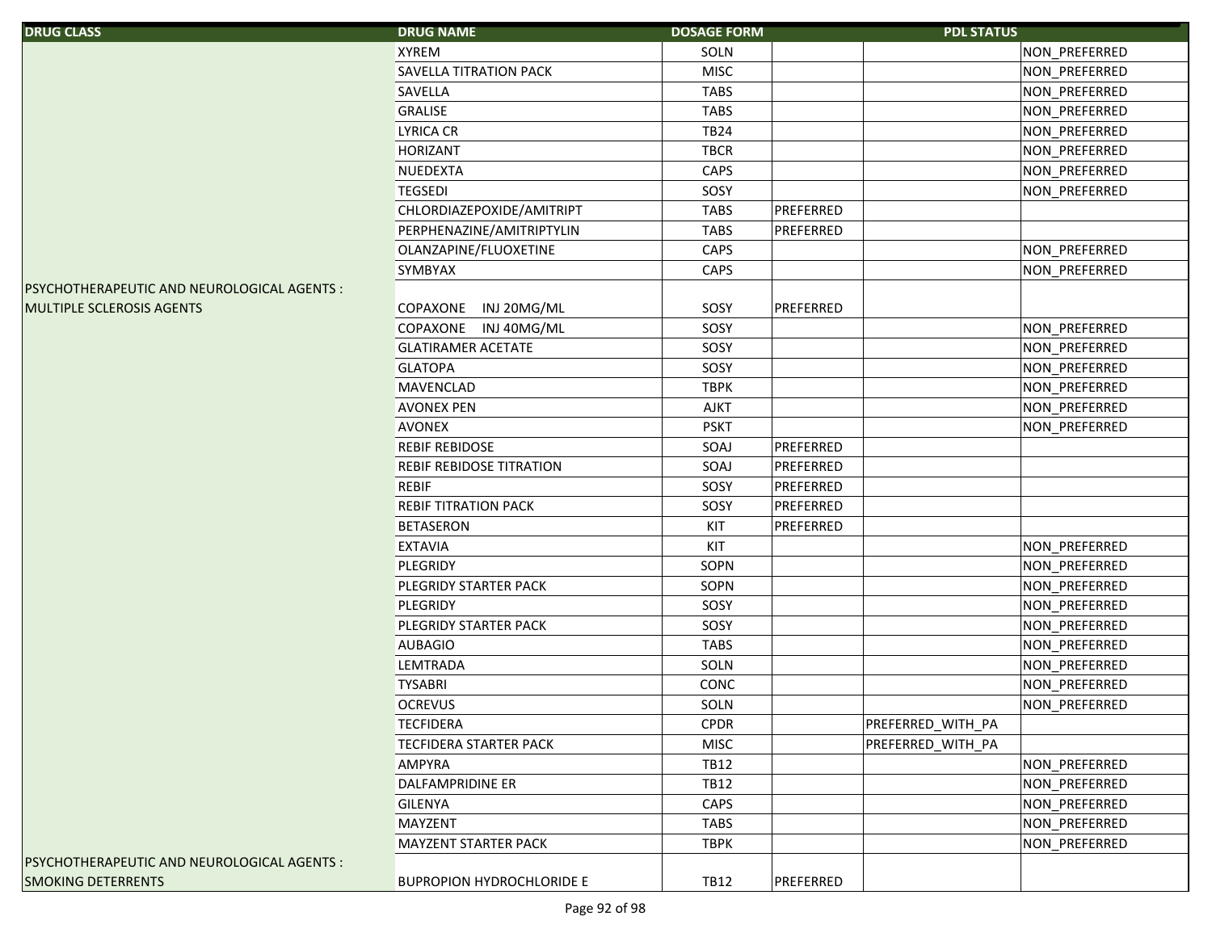| DRUG CLASS | DRUG NAME | DOSAGE FORM | | PDL STATUS | |
|---|---|---|---|---|---|
| | XYREM | SOLN | | | NON_PREFERRED |
| | SAVELLA TITRATION PACK | MISC | | | NON_PREFERRED |
| | SAVELLA | TABS | | | NON_PREFERRED |
| | GRALISE | TABS | | | NON_PREFERRED |
| | LYRICA CR | TB24 | | | NON_PREFERRED |
| | HORIZANT | TBCR | | | NON_PREFERRED |
| | NUEDEXTA | CAPS | | | NON_PREFERRED |
| | TEGSEDI | SOSY | | | NON_PREFERRED |
| | CHLORDIAZEPOXIDE/AMITRIPT | TABS | PREFERRED | | |
| | PERPHENAZINE/AMITRIPTYLIN | TABS | PREFERRED | | |
| | OLANZAPINE/FLUOXETINE | CAPS | | | NON_PREFERRED |
| | SYMBYAX | CAPS | | | NON_PREFERRED |
| PSYCHOTHERAPEUTIC AND NEUROLOGICAL AGENTS : MULTIPLE SCLEROSIS AGENTS | COPAXONE INJ 20MG/ML | SOSY | PREFERRED | | |
| | COPAXONE INJ 40MG/ML | SOSY | | | NON_PREFERRED |
| | GLATIRAMER ACETATE | SOSY | | | NON_PREFERRED |
| | GLATOPA | SOSY | | | NON_PREFERRED |
| | MAVENCLAD | TBPK | | | NON_PREFERRED |
| | AVONEX PEN | AJKT | | | NON_PREFERRED |
| | AVONEX | PSKT | | | NON_PREFERRED |
| | REBIF REBIDOSE | SOAJ | PREFERRED | | |
| | REBIF REBIDOSE TITRATION | SOAJ | PREFERRED | | |
| | REBIF | SOSY | PREFERRED | | |
| | REBIF TITRATION PACK | SOSY | PREFERRED | | |
| | BETASERON | KIT | PREFERRED | | |
| | EXTAVIA | KIT | | | NON_PREFERRED |
| | PLEGRIDY | SOPN | | | NON_PREFERRED |
| | PLEGRIDY STARTER PACK | SOPN | | | NON_PREFERRED |
| | PLEGRIDY | SOSY | | | NON_PREFERRED |
| | PLEGRIDY STARTER PACK | SOSY | | | NON_PREFERRED |
| | AUBAGIO | TABS | | | NON_PREFERRED |
| | LEMTRADA | SOLN | | | NON_PREFERRED |
| | TYSABRI | CONC | | | NON_PREFERRED |
| | OCREVUS | SOLN | | | NON_PREFERRED |
| | TECFIDERA | CPDR | | PREFERRED_WITH_PA | |
| | TECFIDERA STARTER PACK | MISC | | PREFERRED_WITH_PA | |
| | AMPYRA | TB12 | | | NON_PREFERRED |
| | DALFAMPRIDINE ER | TB12 | | | NON_PREFERRED |
| | GILENYA | CAPS | | | NON_PREFERRED |
| | MAYZENT | TABS | | | NON_PREFERRED |
| | MAYZENT STARTER PACK | TBPK | | | NON_PREFERRED |
| PSYCHOTHERAPEUTIC AND NEUROLOGICAL AGENTS : SMOKING DETERRENTS | BUPROPION HYDROCHLORIDE E | TB12 | PREFERRED | | |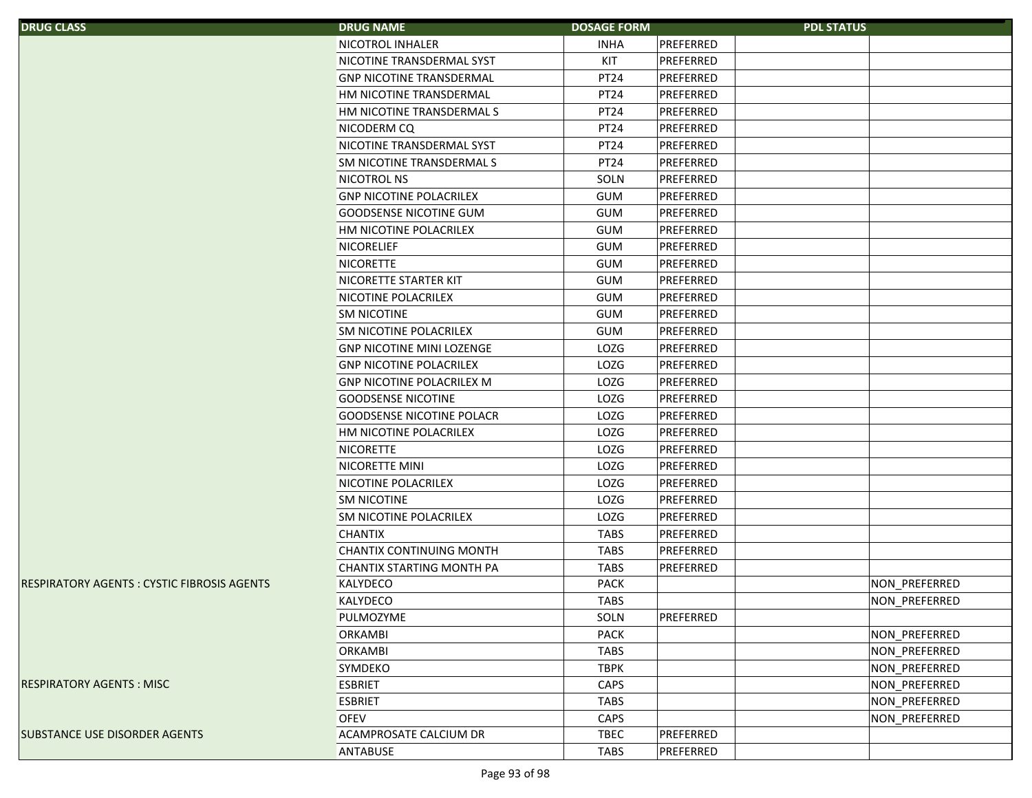| DRUG CLASS | DRUG NAME | DOSAGE FORM | PDL STATUS | | |
|---|---|---|---|---|---|
| | NICOTROL INHALER | INHA | PREFERRED | | |
| | NICOTINE TRANSDERMAL SYST | KIT | PREFERRED | | |
| | GNP NICOTINE TRANSDERMAL | PT24 | PREFERRED | | |
| | HM NICOTINE TRANSDERMAL | PT24 | PREFERRED | | |
| | HM NICOTINE TRANSDERMAL S | PT24 | PREFERRED | | |
| | NICODERM CQ | PT24 | PREFERRED | | |
| | NICOTINE TRANSDERMAL SYST | PT24 | PREFERRED | | |
| | SM NICOTINE TRANSDERMAL S | PT24 | PREFERRED | | |
| | NICOTROL NS | SOLN | PREFERRED | | |
| | GNP NICOTINE POLACRILEX | GUM | PREFERRED | | |
| | GOODSENSE NICOTINE GUM | GUM | PREFERRED | | |
| | HM NICOTINE POLACRILEX | GUM | PREFERRED | | |
| | NICORELIEF | GUM | PREFERRED | | |
| | NICORETTE | GUM | PREFERRED | | |
| | NICORETTE STARTER KIT | GUM | PREFERRED | | |
| | NICOTINE POLACRILEX | GUM | PREFERRED | | |
| | SM NICOTINE | GUM | PREFERRED | | |
| | SM NICOTINE POLACRILEX | GUM | PREFERRED | | |
| | GNP NICOTINE MINI LOZENGE | LOZG | PREFERRED | | |
| | GNP NICOTINE POLACRILEX | LOZG | PREFERRED | | |
| | GNP NICOTINE POLACRILEX M | LOZG | PREFERRED | | |
| | GOODSENSE NICOTINE | LOZG | PREFERRED | | |
| | GOODSENSE NICOTINE POLACR | LOZG | PREFERRED | | |
| | HM NICOTINE POLACRILEX | LOZG | PREFERRED | | |
| | NICORETTE | LOZG | PREFERRED | | |
| | NICORETTE MINI | LOZG | PREFERRED | | |
| | NICOTINE POLACRILEX | LOZG | PREFERRED | | |
| | SM NICOTINE | LOZG | PREFERRED | | |
| | SM NICOTINE POLACRILEX | LOZG | PREFERRED | | |
| | CHANTIX | TABS | PREFERRED | | |
| | CHANTIX CONTINUING MONTH | TABS | PREFERRED | | |
| | CHANTIX STARTING MONTH PA | TABS | PREFERRED | | |
| RESPIRATORY AGENTS : CYSTIC FIBROSIS AGENTS | KALYDECO | PACK | | | NON_PREFERRED |
| | KALYDECO | TABS | | | NON_PREFERRED |
| | PULMOZYME | SOLN | PREFERRED | | |
| | ORKAMBI | PACK | | | NON_PREFERRED |
| | ORKAMBI | TABS | | | NON_PREFERRED |
| | SYMDEKO | TBPK | | | NON_PREFERRED |
| RESPIRATORY AGENTS : MISC | ESBRIET | CAPS | | | NON_PREFERRED |
| | ESBRIET | TABS | | | NON_PREFERRED |
| | OFEV | CAPS | | | NON_PREFERRED |
| SUBSTANCE USE DISORDER AGENTS | ACAMPROSATE CALCIUM DR | TBEC | PREFERRED | | |
| | ANTABUSE | TABS | PREFERRED | | |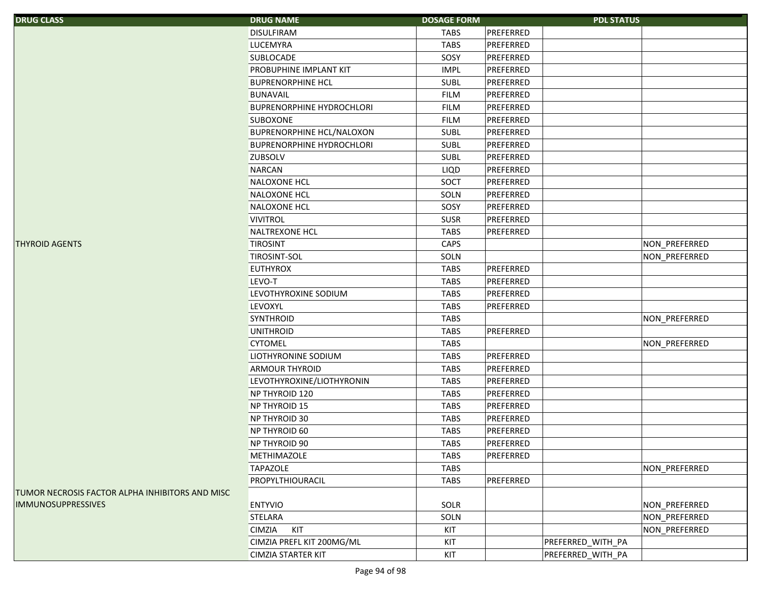| DRUG CLASS | DRUG NAME | DOSAGE FORM | PDL STATUS | | |
|---|---|---|---|---|---|
| | DISULFIRAM | TABS | PREFERRED | | |
| | LUCEMYRA | TABS | PREFERRED | | |
| | SUBLOCADE | SOSY | PREFERRED | | |
| | PROBUPHINE IMPLANT KIT | IMPL | PREFERRED | | |
| | BUPRENORPHINE HCL | SUBL | PREFERRED | | |
| | BUNAVAIL | FILM | PREFERRED | | |
| | BUPRENORPHINE HYDROCHLORI | FILM | PREFERRED | | |
| | SUBOXONE | FILM | PREFERRED | | |
| | BUPRENORPHINE HCL/NALOXON | SUBL | PREFERRED | | |
| | BUPRENORPHINE HYDROCHLORI | SUBL | PREFERRED | | |
| | ZUBSOLV | SUBL | PREFERRED | | |
| | NARCAN | LIQD | PREFERRED | | |
| | NALOXONE HCL | SOCT | PREFERRED | | |
| | NALOXONE HCL | SOLN | PREFERRED | | |
| | NALOXONE HCL | SOSY | PREFERRED | | |
| | VIVITROL | SUSR | PREFERRED | | |
| | NALTREXONE HCL | TABS | PREFERRED | | |
| THYROID AGENTS | TIROSINT | CAPS | | | NON_PREFERRED |
| | TIROSINT-SOL | SOLN | | | NON_PREFERRED |
| | EUTHYROX | TABS | PREFERRED | | |
| | LEVO-T | TABS | PREFERRED | | |
| | LEVOTHYROXINE SODIUM | TABS | PREFERRED | | |
| | LEVOXYL | TABS | PREFERRED | | |
| | SYNTHROID | TABS | | | NON_PREFERRED |
| | UNITHROID | TABS | PREFERRED | | |
| | CYTOMEL | TABS | | | NON_PREFERRED |
| | LIOTHYRONINE SODIUM | TABS | PREFERRED | | |
| | ARMOUR THYROID | TABS | PREFERRED | | |
| | LEVOTHYROXINE/LIOTHYRONIN | TABS | PREFERRED | | |
| | NP THYROID 120 | TABS | PREFERRED | | |
| | NP THYROID 15 | TABS | PREFERRED | | |
| | NP THYROID 30 | TABS | PREFERRED | | |
| | NP THYROID 60 | TABS | PREFERRED | | |
| | NP THYROID 90 | TABS | PREFERRED | | |
| | METHIMAZOLE | TABS | PREFERRED | | |
| | TAPAZOLE | TABS | | | NON_PREFERRED |
| | PROPYLTHIOURACIL | TABS | PREFERRED | | |
| TUMOR NECROSIS FACTOR ALPHA INHIBITORS AND MISC IMMUNOSUPPRESSIVES | ENTYVIO | SOLR | | | NON_PREFERRED |
| | STELARA | SOLN | | | NON_PREFERRED |
| | CIMZIA KIT | KIT | | | NON_PREFERRED |
| | CIMZIA PREFL KIT 200MG/ML | KIT | | PREFERRED_WITH_PA | |
| | CIMZIA STARTER KIT | KIT | | PREFERRED_WITH_PA | |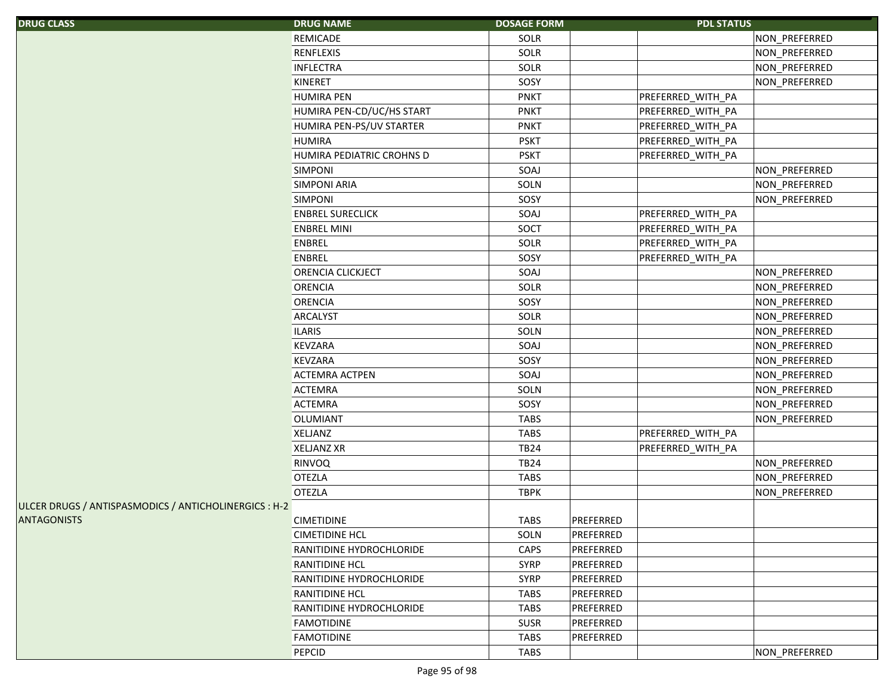| DRUG CLASS | DRUG NAME | DOSAGE FORM | PDL STATUS | | |
|---|---|---|---|---|---|
| | REMICADE | SOLR | | | NON_PREFERRED |
| | RENFLEXIS | SOLR | | | NON_PREFERRED |
| | INFLECTRA | SOLR | | | NON_PREFERRED |
| | KINERET | SOSY | | | NON_PREFERRED |
| | HUMIRA PEN | PNKT | | PREFERRED_WITH_PA | |
| | HUMIRA PEN-CD/UC/HS START | PNKT | | PREFERRED_WITH_PA | |
| | HUMIRA PEN-PS/UV STARTER | PNKT | | PREFERRED_WITH_PA | |
| | HUMIRA | PSKT | | PREFERRED_WITH_PA | |
| | HUMIRA PEDIATRIC CROHNS D | PSKT | | PREFERRED_WITH_PA | |
| | SIMPONI | SOAJ | | | NON_PREFERRED |
| | SIMPONI ARIA | SOLN | | | NON_PREFERRED |
| | SIMPONI | SOSY | | | NON_PREFERRED |
| | ENBREL SURECLICK | SOAJ | | PREFERRED_WITH_PA | |
| | ENBREL MINI | SOCT | | PREFERRED_WITH_PA | |
| | ENBREL | SOLR | | PREFERRED_WITH_PA | |
| | ENBREL | SOSY | | PREFERRED_WITH_PA | |
| | ORENCIA CLICKJECT | SOAJ | | | NON_PREFERRED |
| | ORENCIA | SOLR | | | NON_PREFERRED |
| | ORENCIA | SOSY | | | NON_PREFERRED |
| | ARCALYST | SOLR | | | NON_PREFERRED |
| | ILARIS | SOLN | | | NON_PREFERRED |
| | KEVZARA | SOAJ | | | NON_PREFERRED |
| | KEVZARA | SOSY | | | NON_PREFERRED |
| | ACTEMRA ACTPEN | SOAJ | | | NON_PREFERRED |
| | ACTEMRA | SOLN | | | NON_PREFERRED |
| | ACTEMRA | SOSY | | | NON_PREFERRED |
| | OLUMIANT | TABS | | | NON_PREFERRED |
| | XELJANZ | TABS | | PREFERRED_WITH_PA | |
| | XELJANZ XR | TB24 | | PREFERRED_WITH_PA | |
| | RINVOQ | TB24 | | | NON_PREFERRED |
| | OTEZLA | TABS | | | NON_PREFERRED |
| | OTEZLA | TBPK | | | NON_PREFERRED |
| ULCER DRUGS / ANTISPASMODICS / ANTICHOLINERGICS : H-2 ANTAGONISTS | CIMETIDINE | TABS | PREFERRED | | |
| | CIMETIDINE HCL | SOLN | PREFERRED | | |
| | RANITIDINE HYDROCHLORIDE | CAPS | PREFERRED | | |
| | RANITIDINE HCL | SYRP | PREFERRED | | |
| | RANITIDINE HYDROCHLORIDE | SYRP | PREFERRED | | |
| | RANITIDINE HCL | TABS | PREFERRED | | |
| | RANITIDINE HYDROCHLORIDE | TABS | PREFERRED | | |
| | FAMOTIDINE | SUSR | PREFERRED | | |
| | FAMOTIDINE | TABS | PREFERRED | | |
| | PEPCID | TABS | | | NON_PREFERRED |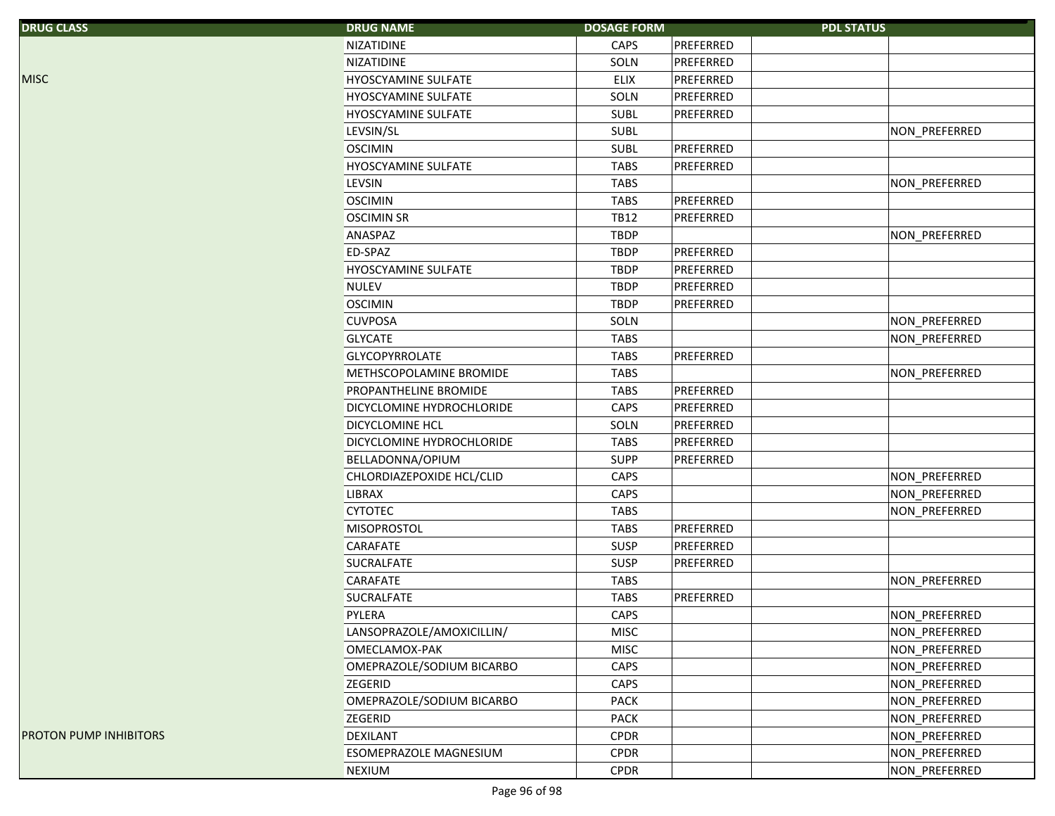| DRUG CLASS | DRUG NAME | DOSAGE FORM | PDL STATUS | | |
|---|---|---|---|---|---|
| | NIZATIDINE | CAPS | PREFERRED | | |
| | NIZATIDINE | SOLN | PREFERRED | | |
| MISC | HYOSCYAMINE SULFATE | ELIX | PREFERRED | | |
| | HYOSCYAMINE SULFATE | SOLN | PREFERRED | | |
| | HYOSCYAMINE SULFATE | SUBL | PREFERRED | | |
| | LEVSIN/SL | SUBL | | | NON_PREFERRED |
| | OSCIMIN | SUBL | PREFERRED | | |
| | HYOSCYAMINE SULFATE | TABS | PREFERRED | | |
| | LEVSIN | TABS | | | NON_PREFERRED |
| | OSCIMIN | TABS | PREFERRED | | |
| | OSCIMIN SR | TB12 | PREFERRED | | |
| | ANASPAZ | TBDP | | | NON_PREFERRED |
| | ED-SPAZ | TBDP | PREFERRED | | |
| | HYOSCYAMINE SULFATE | TBDP | PREFERRED | | |
| | NULEV | TBDP | PREFERRED | | |
| | OSCIMIN | TBDP | PREFERRED | | |
| | CUVPOSA | SOLN | | | NON_PREFERRED |
| | GLYCATE | TABS | | | NON_PREFERRED |
| | GLYCOPYRROLATE | TABS | PREFERRED | | |
| | METHSCOPOLAMINE BROMIDE | TABS | | | NON_PREFERRED |
| | PROPANTHELINE BROMIDE | TABS | PREFERRED | | |
| | DICYCLOMINE HYDROCHLORIDE | CAPS | PREFERRED | | |
| | DICYCLOMINE HCL | SOLN | PREFERRED | | |
| | DICYCLOMINE HYDROCHLORIDE | TABS | PREFERRED | | |
| | BELLADONNA/OPIUM | SUPP | PREFERRED | | |
| | CHLORDIAZEPOXIDE HCL/CLID | CAPS | | | NON_PREFERRED |
| | LIBRAX | CAPS | | | NON_PREFERRED |
| | CYTOTEC | TABS | | | NON_PREFERRED |
| | MISOPROSTOL | TABS | PREFERRED | | |
| | CARAFATE | SUSP | PREFERRED | | |
| | SUCRALFATE | SUSP | PREFERRED | | |
| | CARAFATE | TABS | | | NON_PREFERRED |
| | SUCRALFATE | TABS | PREFERRED | | |
| | PYLERA | CAPS | | | NON_PREFERRED |
| | LANSOPRAZOLE/AMOXICILLIN/ | MISC | | | NON_PREFERRED |
| | OMECLAMOX-PAK | MISC | | | NON_PREFERRED |
| | OMEPRAZOLE/SODIUM BICARBO | CAPS | | | NON_PREFERRED |
| | ZEGERID | CAPS | | | NON_PREFERRED |
| | OMEPRAZOLE/SODIUM BICARBO | PACK | | | NON_PREFERRED |
| | ZEGERID | PACK | | | NON_PREFERRED |
| PROTON PUMP INHIBITORS | DEXILANT | CPDR | | | NON_PREFERRED |
| | ESOMEPRAZOLE MAGNESIUM | CPDR | | | NON_PREFERRED |
| | NEXIUM | CPDR | | | NON_PREFERRED |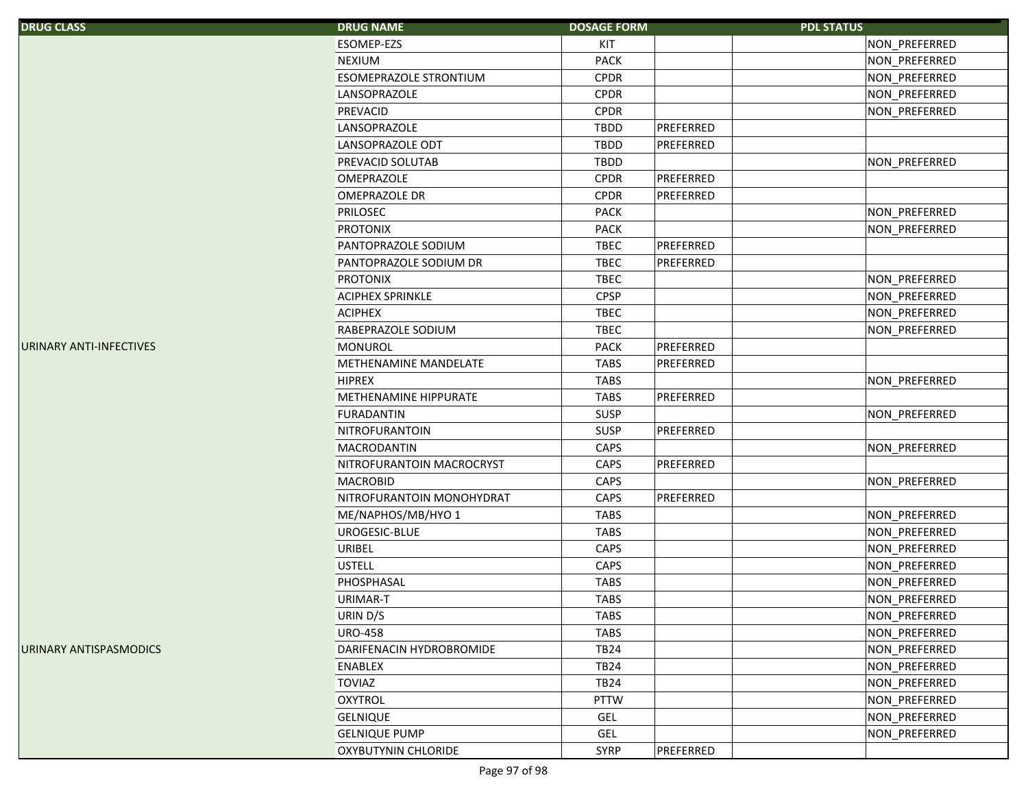| DRUG CLASS | DRUG NAME | DOSAGE FORM | PDL STATUS | | |
|---|---|---|---|---|---|
| | ESOMEP-EZS | KIT | | | NON_PREFERRED |
| | NEXIUM | PACK | | | NON_PREFERRED |
| | ESOMEPRAZOLE STRONTIUM | CPDR | | | NON_PREFERRED |
| | LANSOPRAZOLE | CPDR | | | NON_PREFERRED |
| | PREVACID | CPDR | | | NON_PREFERRED |
| | LANSOPRAZOLE | TBDD | PREFERRED | | |
| | LANSOPRAZOLE ODT | TBDD | PREFERRED | | |
| | PREVACID SOLUTAB | TBDD | | | NON_PREFERRED |
| | OMEPRAZOLE | CPDR | PREFERRED | | |
| | OMEPRAZOLE DR | CPDR | PREFERRED | | |
| | PRILOSEC | PACK | | | NON_PREFERRED |
| | PROTONIX | PACK | | | NON_PREFERRED |
| | PANTOPRAZOLE SODIUM | TBEC | PREFERRED | | |
| | PANTOPRAZOLE SODIUM DR | TBEC | PREFERRED | | |
| | PROTONIX | TBEC | | | NON_PREFERRED |
| | ACIPHEX SPRINKLE | CPSP | | | NON_PREFERRED |
| | ACIPHEX | TBEC | | | NON_PREFERRED |
| | RABEPRAZOLE SODIUM | TBEC | | | NON_PREFERRED |
| URINARY ANTI-INFECTIVES | MONUROL | PACK | PREFERRED | | |
| | METHENAMINE MANDELATE | TABS | PREFERRED | | |
| | HIPREX | TABS | | | NON_PREFERRED |
| | METHENAMINE HIPPURATE | TABS | PREFERRED | | |
| | FURADANTIN | SUSP | | | NON_PREFERRED |
| | NITROFURANTOIN | SUSP | PREFERRED | | |
| | MACRODANTIN | CAPS | | | NON_PREFERRED |
| | NITROFURANTOIN MACROCRYST | CAPS | PREFERRED | | |
| | MACROBID | CAPS | | | NON_PREFERRED |
| | NITROFURANTOIN MONOHYDRAT | CAPS | PREFERRED | | |
| | ME/NAPHOS/MB/HYO 1 | TABS | | | NON_PREFERRED |
| | UROGESIC-BLUE | TABS | | | NON_PREFERRED |
| | URIBEL | CAPS | | | NON_PREFERRED |
| | USTELL | CAPS | | | NON_PREFERRED |
| | PHOSPHASAL | TABS | | | NON_PREFERRED |
| | URIMAR-T | TABS | | | NON_PREFERRED |
| | URIN D/S | TABS | | | NON_PREFERRED |
| | URO-458 | TABS | | | NON_PREFERRED |
| URINARY ANTISPASMODICS | DARIFENACIN HYDROBROMIDE | TB24 | | | NON_PREFERRED |
| | ENABLEX | TB24 | | | NON_PREFERRED |
| | TOVIAZ | TB24 | | | NON_PREFERRED |
| | OXYTROL | PTTW | | | NON_PREFERRED |
| | GELNIQUE | GEL | | | NON_PREFERRED |
| | GELNIQUE PUMP | GEL | | | NON_PREFERRED |
| | OXYBUTYNIN CHLORIDE | SYRP | PREFERRED | | |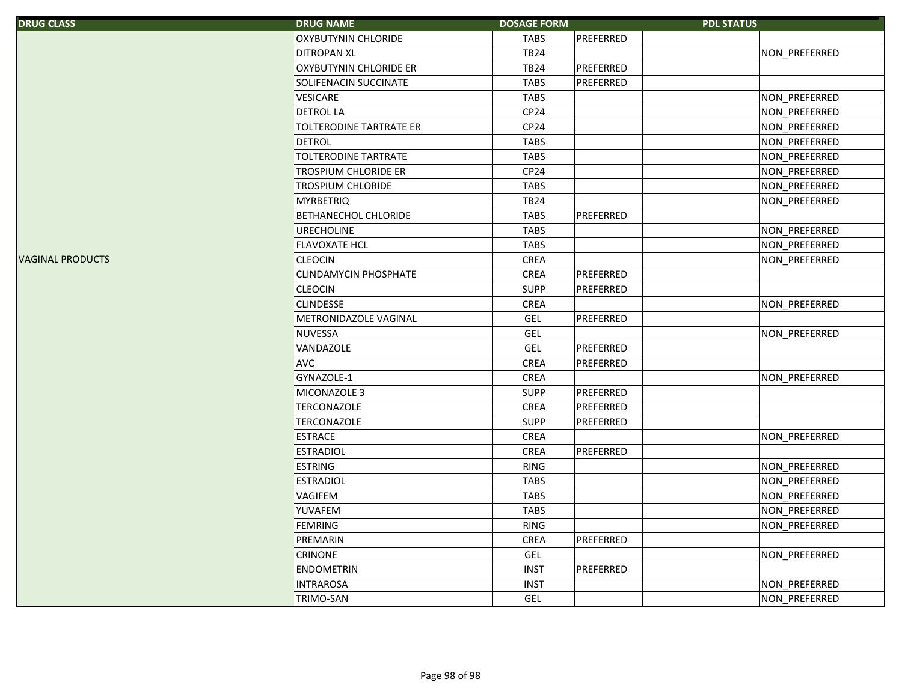| DRUG CLASS | DRUG NAME | DOSAGE FORM | PDL STATUS | | |
|---|---|---|---|---|---|
| | OXYBUTYNIN CHLORIDE | TABS | PREFERRED | | |
| | DITROPAN XL | TB24 | | | NON_PREFERRED |
| | OXYBUTYNIN CHLORIDE ER | TB24 | PREFERRED | | |
| | SOLIFENACIN SUCCINATE | TABS | PREFERRED | | |
| | VESICARE | TABS | | | NON_PREFERRED |
| | DETROL LA | CP24 | | | NON_PREFERRED |
| | TOLTERODINE TARTRATE ER | CP24 | | | NON_PREFERRED |
| | DETROL | TABS | | | NON_PREFERRED |
| | TOLTERODINE TARTRATE | TABS | | | NON_PREFERRED |
| | TROSPIUM CHLORIDE ER | CP24 | | | NON_PREFERRED |
| | TROSPIUM CHLORIDE | TABS | | | NON_PREFERRED |
| | MYRBETRIQ | TB24 | | | NON_PREFERRED |
| | BETHANECHOL CHLORIDE | TABS | PREFERRED | | |
| | URECHOLINE | TABS | | | NON_PREFERRED |
| | FLAVOXATE HCL | TABS | | | NON_PREFERRED |
| VAGINAL PRODUCTS | CLEOCIN | CREA | | | NON_PREFERRED |
| | CLINDAMYCIN PHOSPHATE | CREA | PREFERRED | | |
| | CLEOCIN | SUPP | PREFERRED | | |
| | CLINDESSE | CREA | | | NON_PREFERRED |
| | METRONIDAZOLE VAGINAL | GEL | PREFERRED | | |
| | NUVESSA | GEL | | | NON_PREFERRED |
| | VANDAZOLE | GEL | PREFERRED | | |
| | AVC | CREA | PREFERRED | | |
| | GYNAZOLE-1 | CREA | | | NON_PREFERRED |
| | MICONAZOLE 3 | SUPP | PREFERRED | | |
| | TERCONAZOLE | CREA | PREFERRED | | |
| | TERCONAZOLE | SUPP | PREFERRED | | |
| | ESTRACE | CREA | | | NON_PREFERRED |
| | ESTRADIOL | CREA | PREFERRED | | |
| | ESTRING | RING | | | NON_PREFERRED |
| | ESTRADIOL | TABS | | | NON_PREFERRED |
| | VAGIFEM | TABS | | | NON_PREFERRED |
| | YUVAFEM | TABS | | | NON_PREFERRED |
| | FEMRING | RING | | | NON_PREFERRED |
| | PREMARIN | CREA | PREFERRED | | |
| | CRINONE | GEL | | | NON_PREFERRED |
| | ENDOMETRIN | INST | PREFERRED | | |
| | INTRAROSA | INST | | | NON_PREFERRED |
| | TRIMO-SAN | GEL | | | NON_PREFERRED |